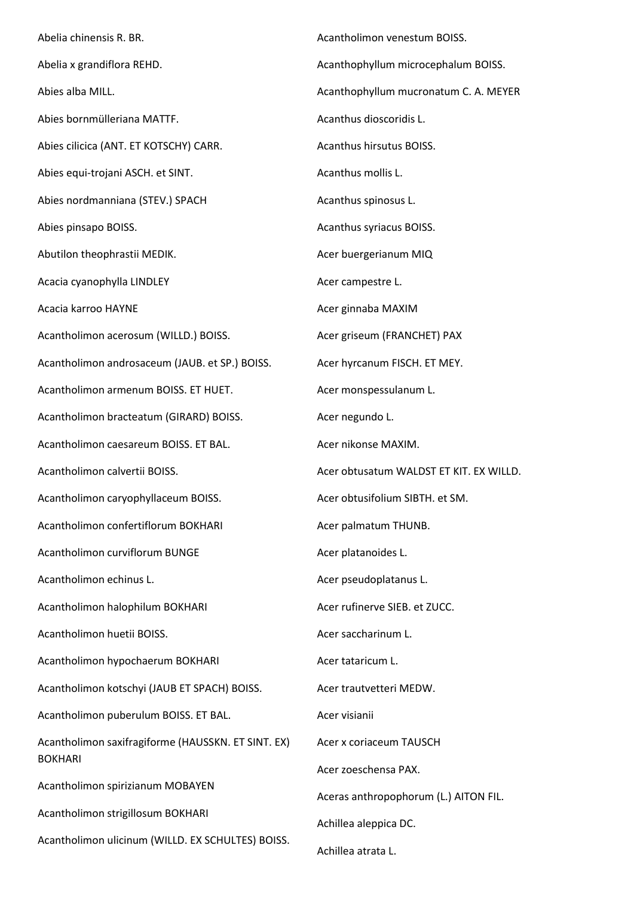Abelia chinensis R. BR.

Abelia x grandiflora REHD.

Abies alba MILL.

Abies bornmülleriana MATTF.

Abies cilicica (ANT. ET KOTSCHY) CARR.

Abies equi-trojani ASCH. et SINT.

Abies nordmanniana (STEV.) SPACH

Abies pinsapo BOISS.

Abutilon theophrastii MEDIK.

Acacia cyanophylla LINDLEY

Acacia karroo HAYNE

Acantholimon acerosum (WILLD.) BOISS.

Acantholimon androsaceum (JAUB. et SP.) BOISS.

Acantholimon armenum BOISS. ET HUET.

Acantholimon bracteatum (GIRARD) BOISS.

Acantholimon caesareum BOISS. ET BAL.

Acantholimon calvertii BOISS.

Acantholimon caryophyllaceum BOISS.

Acantholimon confertiflorum BOKHARI

Acantholimon curviflorum BUNGE

Acantholimon echinus L.

Acantholimon halophilum BOKHARI

Acantholimon huetii BOISS.

Acantholimon hypochaerum BOKHARI

Acantholimon kotschyi (JAUB ET SPACH) BOISS.

Acantholimon puberulum BOISS. ET BAL.

Acantholimon saxifragiforme (HAUSSKN. ET SINT. EX) BOKHARI

Acantholimon spirizianum MOBAYEN

Acantholimon strigillosum BOKHARI

Acantholimon ulicinum (WILLD. EX SCHULTES) BOISS.

Acantholimon venestum BOISS.

Acanthophyllum microcephalum BOISS.

Acanthophyllum mucronatum C. A. MEYER

Acanthus dioscoridis L.

Acanthus hirsutus BOISS.

Acanthus mollis L.

Acanthus spinosus L.

Acanthus syriacus BOISS.

Acer buergerianum MIQ

Acer campestre L.

Acer ginnaba MAXIM

Acer griseum (FRANCHET) PAX

Acer hyrcanum FISCH. ET MEY.

Acer monspessulanum L.

Acer negundo L.

Acer nikonse MAXIM.

Acer obtusatum WALDST ET KIT. EX WILLD.

Acer obtusifolium SIBTH. et SM.

Acer palmatum THUNB.

Acer platanoides L.

Acer pseudoplatanus L.

Acer rufinerve SIEB. et ZUCC.

Acer saccharinum L.

Acer tataricum L.

Acer trautvetteri MEDW.

Acer visianii

Acer x coriaceum TAUSCH

Acer zoeschensa PAX.

Aceras anthropophorum (L.) AITON FIL.

Achillea aleppica DC.

Achillea atrata L.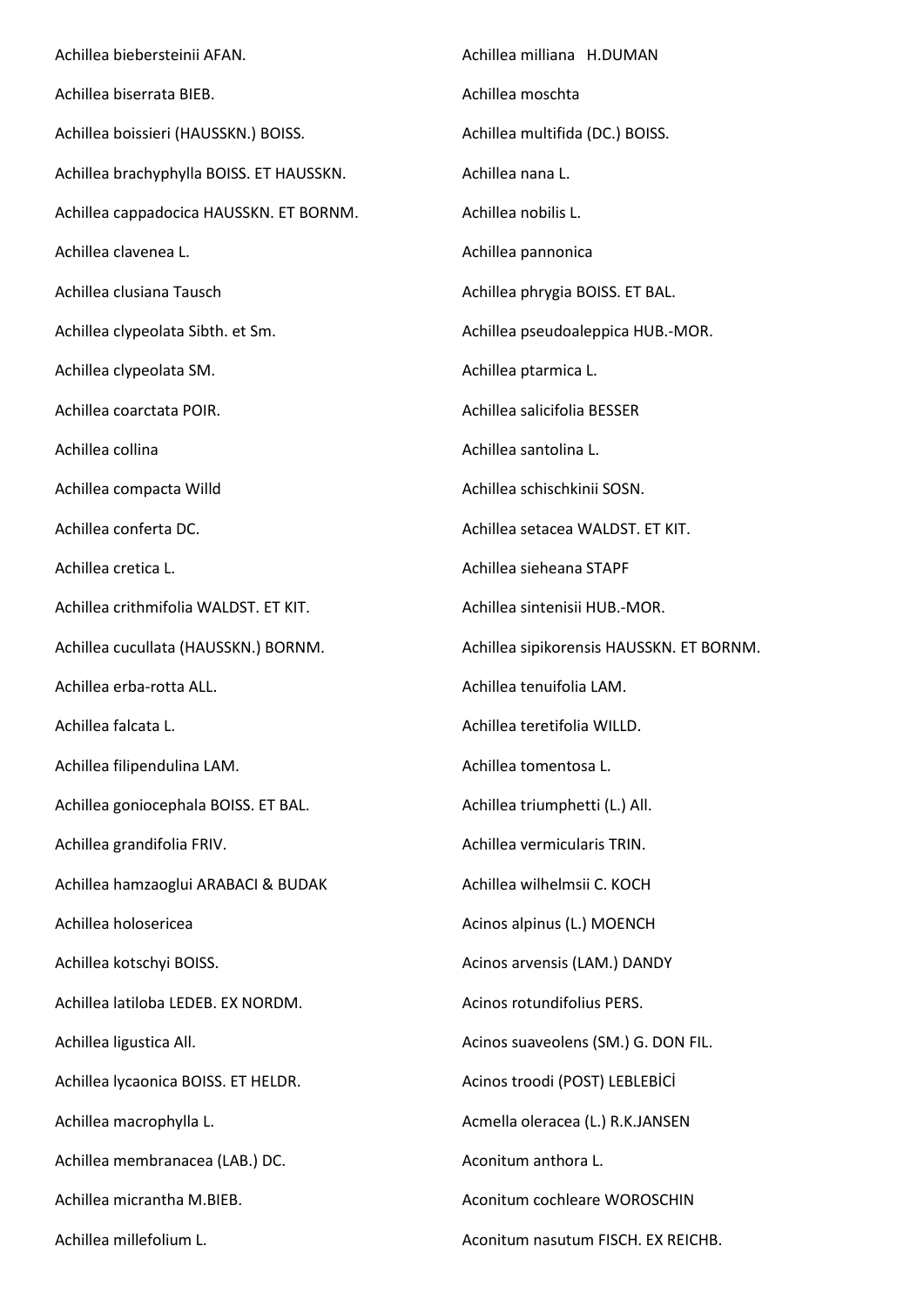Achillea biebersteinii AFAN.

Achillea biserrata BIEB.

Achillea boissieri (HAUSSKN.) BOISS.

Achillea brachyphylla BOISS. ET HAUSSKN.

Achillea cappadocica HAUSSKN. ET BORNM.

Achillea clavenea L.

Achillea clusiana Tausch

Achillea clypeolata Sibth. et Sm.

Achillea clypeolata SM.

Achillea coarctata POIR.

Achillea collina

Achillea compacta Willd

Achillea conferta DC.

Achillea cretica L.

Achillea crithmifolia WALDST. ET KIT.

Achillea cucullata (HAUSSKN.) BORNM.

Achillea erba-rotta ALL.

Achillea falcata L.

Achillea filipendulina LAM.

Achillea goniocephala BOISS. ET BAL.

Achillea grandifolia FRIV.

Achillea hamzaoglui ARABACI & BUDAK

Achillea holosericea

Achillea kotschyi BOISS.

Achillea latiloba LEDEB. EX NORDM.

Achillea ligustica All.

Achillea lycaonica BOISS. ET HELDR.

Achillea macrophylla L.

Achillea membranacea (LAB.) DC.

Achillea micrantha M.BIEB.

Achillea millefolium L.

Achillea milliana H.DUMAN

Achillea moschta

Achillea multifida (DC.) BOISS.

Achillea nana L.

Achillea nobilis L.

Achillea pannonica

Achillea phrygia BOISS. ET BAL.

Achillea pseudoaleppica HUB.-MOR.

Achillea ptarmica L.

Achillea salicifolia BESSER

Achillea santolina L.

Achillea schischkinii SOSN.

Achillea setacea WALDST. ET KIT.

Achillea sieheana STAPF

Achillea sintenisii HUB.-MOR.

Achillea sipikorensis HAUSSKN. ET BORNM.

Achillea tenuifolia LAM.

Achillea teretifolia WILLD.

Achillea tomentosa L.

Achillea triumphetti (L.) All.

Achillea vermicularis TRIN.

Achillea wilhelmsii C. KOCH

Acinos alpinus (L.) MOENCH

Acinos arvensis (LAM.) DANDY

Acinos rotundifolius PERS.

Acinos suaveolens (SM.) G. DON FIL.

Acinos troodi (POST) LEBLEBİCİ

Acmella oleracea (L.) R.K.JANSEN

Aconitum anthora L.

Aconitum cochleare WOROSCHIN

Aconitum nasutum FISCH. EX REICHB.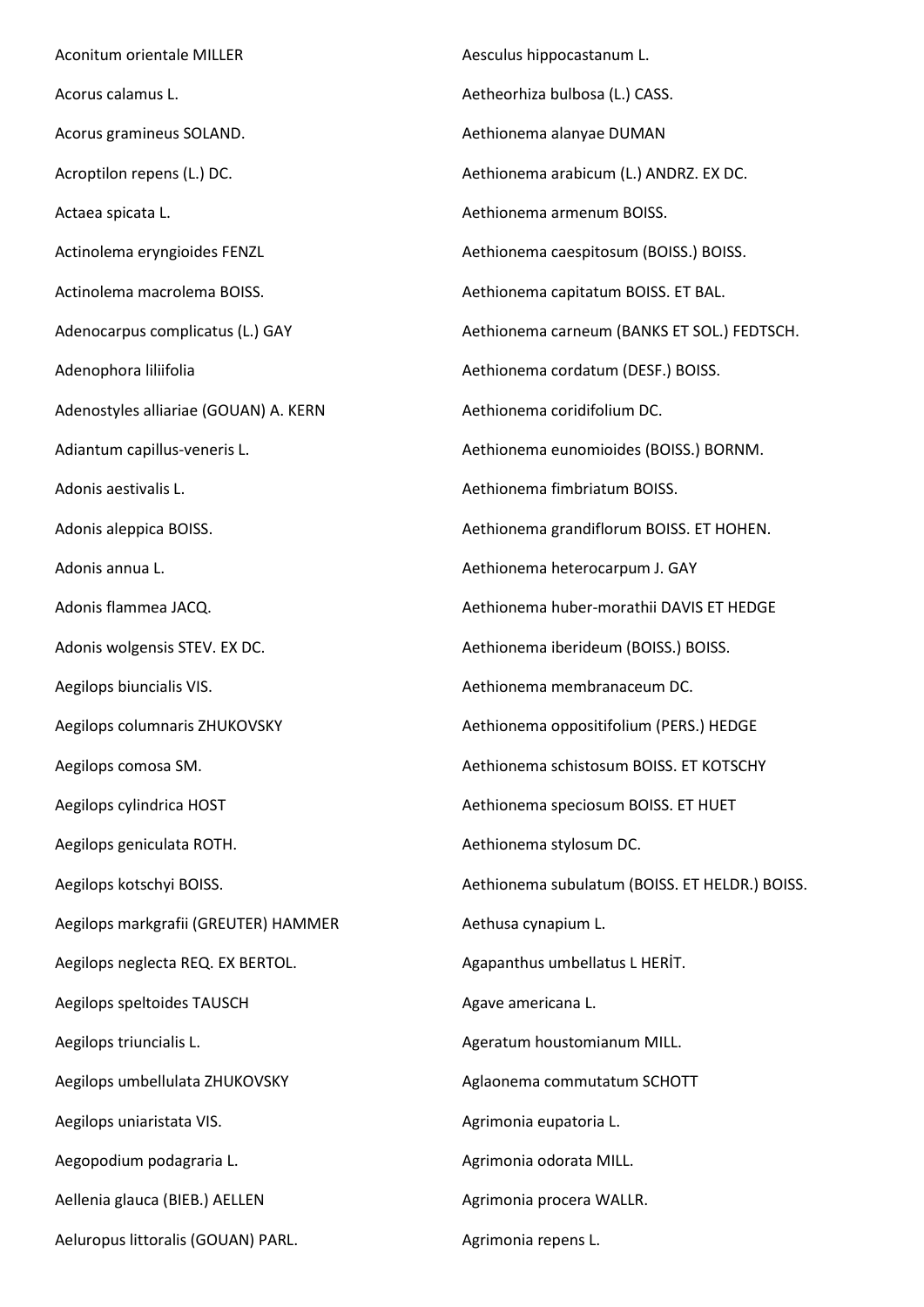Aconitum orientale MILLER

Acorus calamus L.

Acorus gramineus SOLAND.

Acroptilon repens (L.) DC.

Actaea spicata L.

Actinolema eryngioides FENZL

Actinolema macrolema BOISS.

Adenocarpus complicatus (L.) GAY

Adenophora liliifolia

Adenostyles alliariae (GOUAN) A. KERN

Adiantum capillus-veneris L.

Adonis aestivalis L.

Adonis aleppica BOISS.

Adonis annua L.

Adonis flammea JACQ.

Adonis wolgensis STEV. EX DC.

Aegilops biuncialis VIS.

Aegilops columnaris ZHUKOVSKY

Aegilops comosa SM.

Aegilops cylindrica HOST

Aegilops geniculata ROTH.

Aegilops kotschyi BOISS.

Aegilops markgrafii (GREUTER) HAMMER

Aegilops neglecta REQ. EX BERTOL.

Aegilops speltoides TAUSCH

Aegilops triuncialis L.

Aegilops umbellulata ZHUKOVSKY

Aegilops uniaristata VIS.

Aegopodium podagraria L.

Aellenia glauca (BIEB.) AELLEN

Aeluropus littoralis (GOUAN) PARL.

Aesculus hippocastanum L.

Aetheorhiza bulbosa (L.) CASS.

Aethionema alanyae DUMAN

Aethionema arabicum (L.) ANDRZ. EX DC.

Aethionema armenum BOISS.

Aethionema caespitosum (BOISS.) BOISS.

Aethionema capitatum BOISS. ET BAL.

Aethionema carneum (BANKS ET SOL.) FEDTSCH.

Aethionema cordatum (DESF.) BOISS.

Aethionema coridifolium DC.

Aethionema eunomioides (BOISS.) BORNM.

Aethionema fimbriatum BOISS.

Aethionema grandiflorum BOISS. ET HOHEN.

Aethionema heterocarpum J. GAY

Aethionema huber-morathii DAVIS ET HEDGE

Aethionema iberideum (BOISS.) BOISS.

Aethionema membranaceum DC.

Aethionema oppositifolium (PERS.) HEDGE

Aethionema schistosum BOISS. ET KOTSCHY

Aethionema speciosum BOISS. ET HUET

Aethionema stylosum DC.

Aethionema subulatum (BOISS. ET HELDR.) BOISS.

Aethusa cynapium L.

Agapanthus umbellatus L HERİT.

Agave americana L.

Ageratum houstomianum MILL.

Aglaonema commutatum SCHOTT

Agrimonia eupatoria L.

Agrimonia odorata MILL.

Agrimonia procera WALLR.

Agrimonia repens L.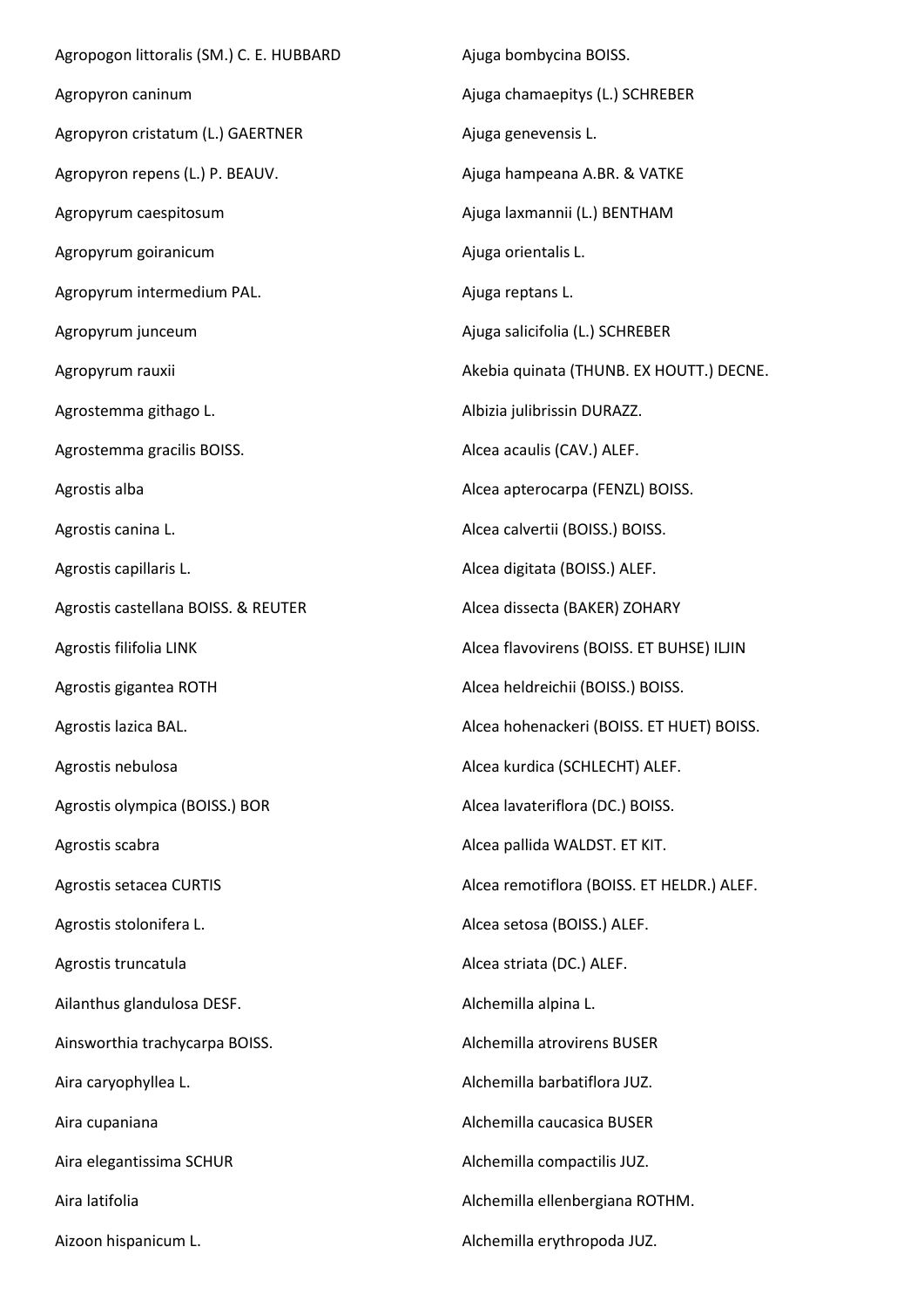Agropogon littoralis (SM.) C. E. HUBBARD

Agropyron caninum

Agropyron cristatum (L.) GAERTNER

Agropyron repens (L.) P. BEAUV.

Agropyrum caespitosum

Agropyrum goiranicum

Agropyrum intermedium PAL.

Agropyrum junceum

Agropyrum rauxii

Agrostemma githago L.

Agrostemma gracilis BOISS.

Agrostis alba

Agrostis canina L.

Agrostis capillaris L.

Agrostis castellana BOISS. & REUTER

Agrostis filifolia LINK

Agrostis gigantea ROTH

Agrostis lazica BAL.

Agrostis nebulosa

Agrostis olympica (BOISS.) BOR

Agrostis scabra

Agrostis setacea CURTIS

Agrostis stolonifera L.

Agrostis truncatula

Ailanthus glandulosa DESF.

Ainsworthia trachycarpa BOISS.

Aira caryophyllea L.

Aira cupaniana

Aira elegantissima SCHUR

Aira latifolia

Aizoon hispanicum L.

Ajuga bombycina BOISS.

Ajuga chamaepitys (L.) SCHREBER

Ajuga genevensis L.

Ajuga hampeana A.BR. & VATKE

Ajuga laxmannii (L.) BENTHAM

Ajuga orientalis L.

Ajuga reptans L.

Ajuga salicifolia (L.) SCHREBER

Akebia quinata (THUNB. EX HOUTT.) DECNE.

Albizia julibrissin DURAZZ.

Alcea acaulis (CAV.) ALEF.

Alcea apterocarpa (FENZL) BOISS.

Alcea calvertii (BOISS.) BOISS.

Alcea digitata (BOISS.) ALEF.

Alcea dissecta (BAKER) ZOHARY

Alcea flavovirens (BOISS. ET BUHSE) ILJIN

Alcea heldreichii (BOISS.) BOISS.

Alcea hohenackeri (BOISS. ET HUET) BOISS.

Alcea kurdica (SCHLECHT) ALEF.

Alcea lavateriflora (DC.) BOISS.

Alcea pallida WALDST. ET KIT.

Alcea remotiflora (BOISS. ET HELDR.) ALEF.

Alcea setosa (BOISS.) ALEF.

Alcea striata (DC.) ALEF.

Alchemilla alpina L.

Alchemilla atrovirens BUSER

Alchemilla barbatiflora JUZ.

Alchemilla caucasica BUSER

Alchemilla compactilis JUZ.

Alchemilla ellenbergiana ROTHM.

Alchemilla erythropoda JUZ.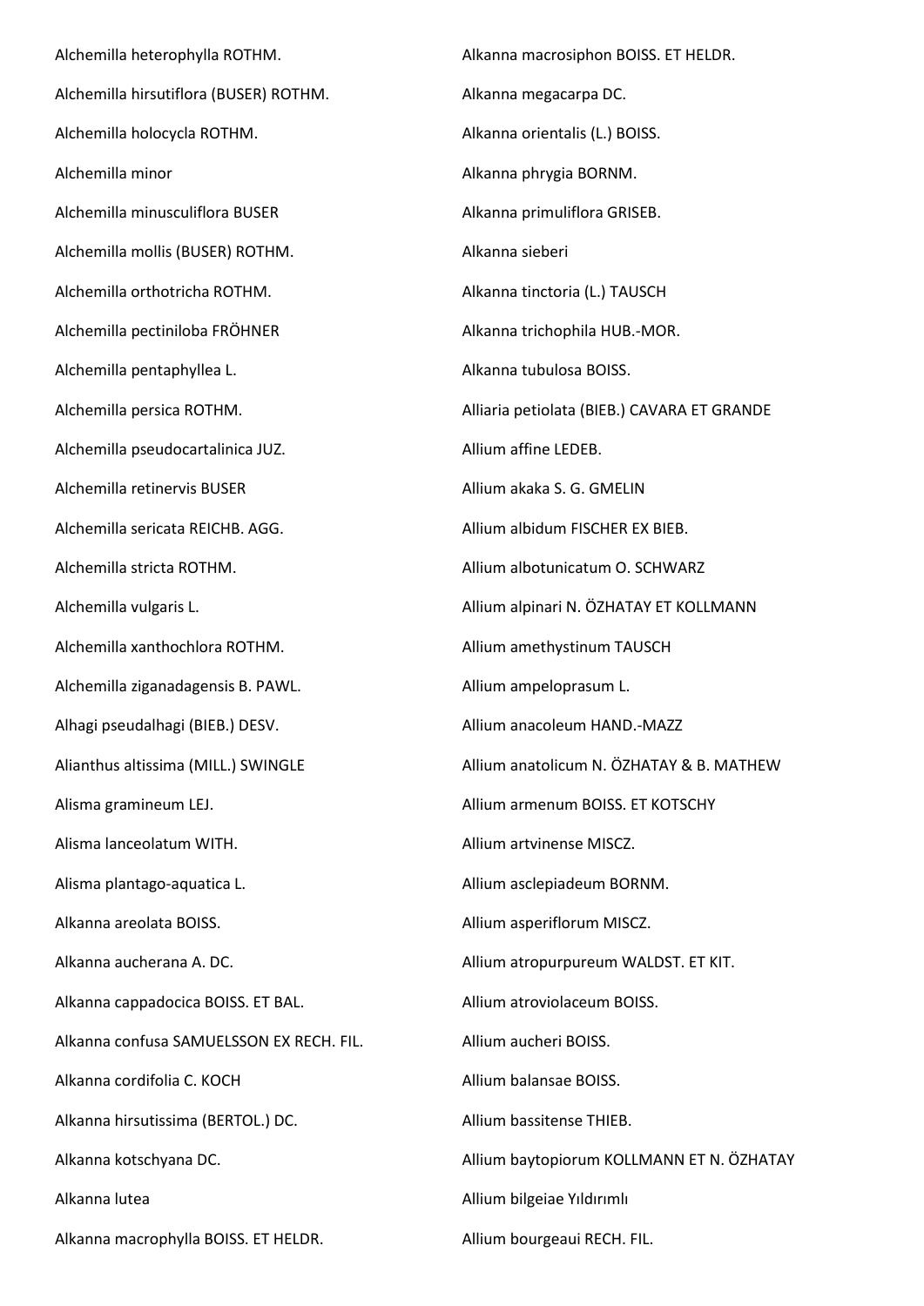Alchemilla heterophylla ROTHM.

Alchemilla hirsutiflora (BUSER) ROTHM.

Alchemilla holocycla ROTHM.

Alchemilla minor

Alchemilla minusculiflora BUSER

Alchemilla mollis (BUSER) ROTHM.

Alchemilla orthotricha ROTHM.

Alchemilla pectiniloba FRÖHNER

Alchemilla pentaphyllea L.

Alchemilla persica ROTHM.

Alchemilla pseudocartalinica JUZ.

Alchemilla retinervis BUSER

Alchemilla sericata REICHB. AGG.

Alchemilla stricta ROTHM.

Alchemilla vulgaris L.

Alchemilla xanthochlora ROTHM.

Alchemilla ziganadagensis B. PAWL.

Alhagi pseudalhagi (BIEB.) DESV.

Alianthus altissima (MILL.) SWINGLE

Alisma gramineum LEJ.

Alisma lanceolatum WITH.

Alisma plantago-aquatica L.

Alkanna areolata BOISS.

Alkanna aucherana A. DC.

Alkanna cappadocica BOISS. ET BAL.

Alkanna confusa SAMUELSSON EX RECH. FIL.

Alkanna cordifolia C. KOCH

Alkanna hirsutissima (BERTOL.) DC.

Alkanna kotschyana DC.

Alkanna lutea

Alkanna macrophylla BOISS. ET HELDR.

Alkanna macrosiphon BOISS. ET HELDR.

Alkanna megacarpa DC.

Alkanna orientalis (L.) BOISS.

Alkanna phrygia BORNM.

Alkanna primuliflora GRISEB.

Alkanna sieberi

Alkanna tinctoria (L.) TAUSCH

Alkanna trichophila HUB.-MOR.

Alkanna tubulosa BOISS.

Alliaria petiolata (BIEB.) CAVARA ET GRANDE

Allium affine LEDEB.

Allium akaka S. G. GMELIN

Allium albidum FISCHER EX BIEB.

Allium albotunicatum O. SCHWARZ

Allium alpinari N. ÖZHATAY ET KOLLMANN

Allium amethystinum TAUSCH

Allium ampeloprasum L.

Allium anacoleum HAND.-MAZZ

Allium anatolicum N. ÖZHATAY & B. MATHEW

Allium armenum BOISS. ET KOTSCHY

Allium artvinense MISCZ.

Allium asclepiadeum BORNM.

Allium asperiflorum MISCZ.

Allium atropurpureum WALDST. ET KIT.

Allium atroviolaceum BOISS.

Allium aucheri BOISS.

Allium balansae BOISS.

Allium bassitense THIEB.

Allium baytopiorum KOLLMANN ET N. ÖZHATAY

Allium bilgeiae Yıldırımlı

Allium bourgeaui RECH. FIL.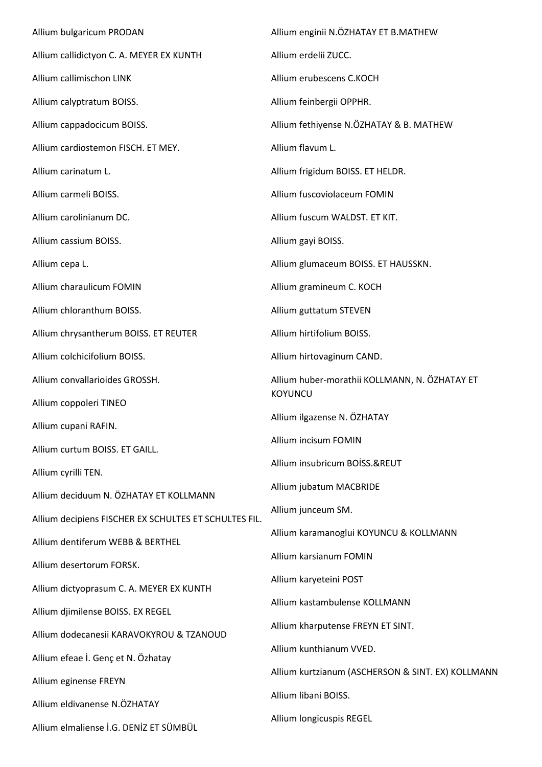Allium bulgaricum PRODAN

Allium callidictyon C. A. MEYER EX KUNTH

Allium callimischon LINK

Allium calyptratum BOISS.

Allium cappadocicum BOISS.

Allium cardiostemon FISCH. ET MEY.

Allium carinatum L.

Allium carmeli BOISS.

Allium carolinianum DC.

Allium cassium BOISS.

Allium cepa L.

Allium charaulicum FOMIN

Allium chloranthum BOISS.

Allium chrysantherum BOISS. ET REUTER

Allium colchicifolium BOISS.

Allium convallarioides GROSSH.

Allium coppoleri TINEO

Allium cupani RAFIN.

Allium curtum BOISS. ET GAILL.

Allium cyrilli TEN.

Allium deciduum N. ÖZHATAY ET KOLLMANN

Allium decipiens FISCHER EX SCHULTES ET SCHULTES FIL.

Allium dentiferum WEBB & BERTHEL

Allium desertorum FORSK.

Allium dictyoprasum C. A. MEYER EX KUNTH

Allium djimilense BOISS. EX REGEL

Allium dodecanesii KARAVOKYROU & TZANOUD

Allium efeae İ. Genç et N. Özhatay

Allium eginense FREYN

Allium eldivanense N.ÖZHATAY

Allium elmaliense İ.G. DENİZ ET SÜMBÜL

Allium enginii N.ÖZHATAY ET B.MATHEW

Allium erdelii ZUCC.

Allium erubescens C.KOCH

Allium feinbergii OPPHR.

Allium fethiyense N.ÖZHATAY & B. MATHEW

Allium flavum L.

Allium frigidum BOISS. ET HELDR.

Allium fuscoviolaceum FOMIN

Allium fuscum WALDST. ET KIT.

Allium gayi BOISS.

Allium glumaceum BOISS. ET HAUSSKN.

Allium gramineum C. KOCH

Allium guttatum STEVEN

Allium hirtifolium BOISS.

Allium hirtovaginum CAND.

Allium huber-morathii KOLLMANN, N. ÖZHATAY ET KOYUNCU

Allium ilgazense N. ÖZHATAY

Allium incisum FOMIN

Allium insubricum BOİSS.&REUT

Allium jubatum MACBRIDE

Allium junceum SM.

Allium karamanoglui KOYUNCU & KOLLMANN

Allium karsianum FOMIN

Allium karyeteini POST

Allium kastambulense KOLLMANN

Allium kharputense FREYN ET SINT.

Allium kunthianum VVED.

Allium kurtzianum (ASCHERSON & SINT. EX) KOLLMANN

Allium libani BOISS.

Allium longicuspis REGEL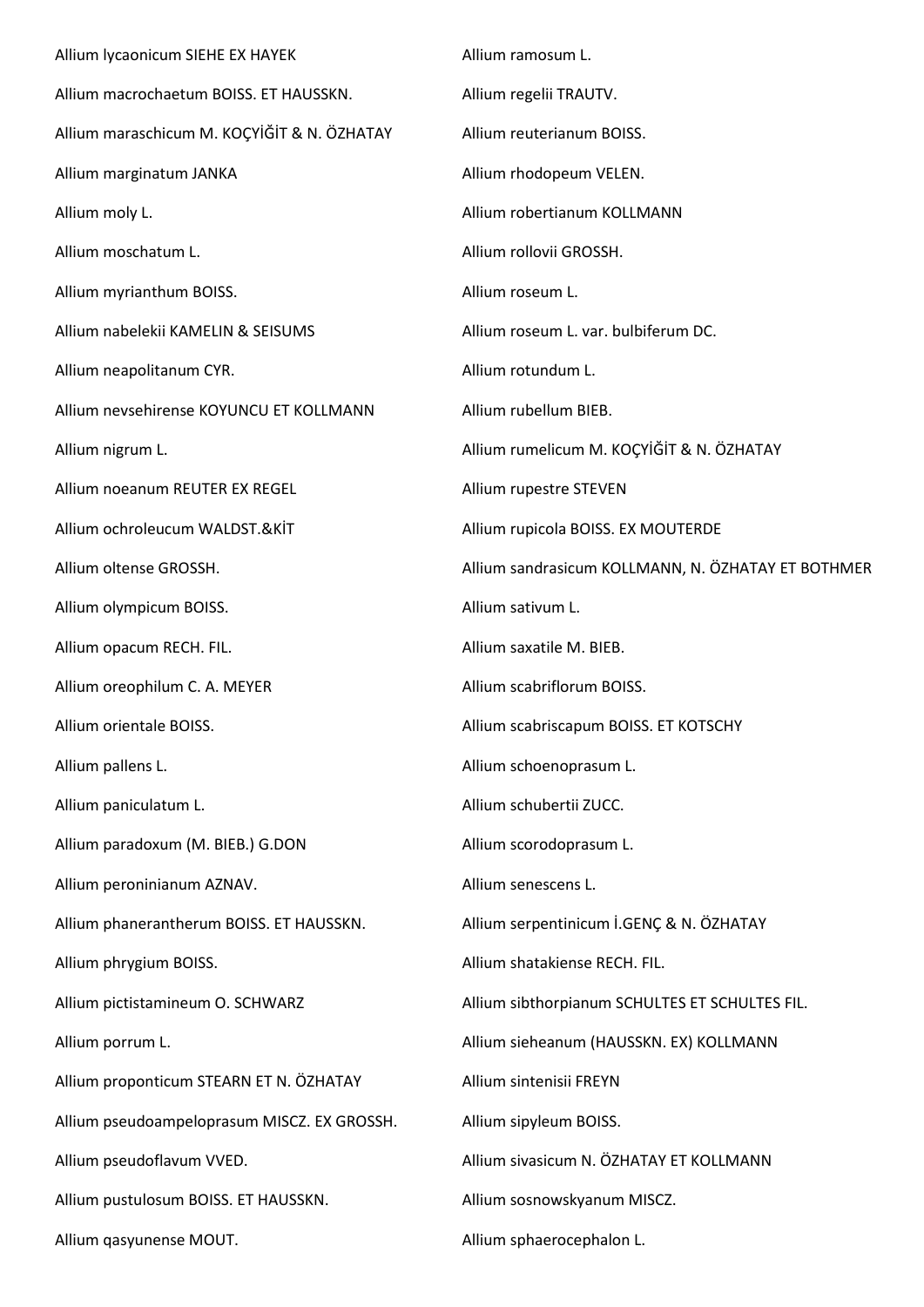Allium lycaonicum SIEHE EX HAYEK

Allium macrochaetum BOISS. ET HAUSSKN.

Allium maraschicum M. KOÇYİĞİT & N. ÖZHATAY

Allium marginatum JANKA

Allium moly L.

Allium moschatum L.

Allium myrianthum BOISS.

Allium nabelekii KAMELIN & SEISUMS

Allium neapolitanum CYR.

Allium nevsehirense KOYUNCU ET KOLLMANN

Allium nigrum L.

Allium noeanum REUTER EX REGEL

Allium ochroleucum WALDST.&KİT

Allium oltense GROSSH.

Allium olympicum BOISS.

Allium opacum RECH. FIL.

Allium oreophilum C. A. MEYER

Allium orientale BOISS.

Allium pallens L.

Allium paniculatum L.

Allium paradoxum (M. BIEB.) G.DON

Allium peroninianum AZNAV.

Allium phanerantherum BOISS. ET HAUSSKN.

Allium phrygium BOISS.

Allium pictistamineum O. SCHWARZ

Allium porrum L.

Allium proponticum STEARN ET N. ÖZHATAY

Allium pseudoampeloprasum MISCZ. EX GROSSH.

Allium pseudoflavum VVED.

Allium pustulosum BOISS. ET HAUSSKN.

Allium qasyunense MOUT.

Allium ramosum L.

Allium regelii TRAUTV.

Allium reuterianum BOISS.

Allium rhodopeum VELEN.

Allium robertianum KOLLMANN

Allium rollovii GROSSH.

Allium roseum L.

Allium roseum L. var. bulbiferum DC.

Allium rotundum L.

Allium rubellum BIEB.

Allium rumelicum M. KOÇYİĞİT & N. ÖZHATAY

Allium rupestre STEVEN

Allium rupicola BOISS. EX MOUTERDE

Allium sandrasicum KOLLMANN, N. ÖZHATAY ET BOTHMER

Allium sativum L.

Allium saxatile M. BIEB.

Allium scabriflorum BOISS.

Allium scabriscapum BOISS. ET KOTSCHY

Allium schoenoprasum L.

Allium schubertii ZUCC.

Allium scorodoprasum L.

Allium senescens L.

Allium serpentinicum İ.GENÇ & N. ÖZHATAY

Allium shatakiense RECH. FIL.

Allium sibthorpianum SCHULTES ET SCHULTES FIL.

Allium sieheanum (HAUSSKN. EX) KOLLMANN

Allium sintenisii FREYN

Allium sipyleum BOISS.

Allium sivasicum N. ÖZHATAY ET KOLLMANN

Allium sosnowskyanum MISCZ.

Allium sphaerocephalon L.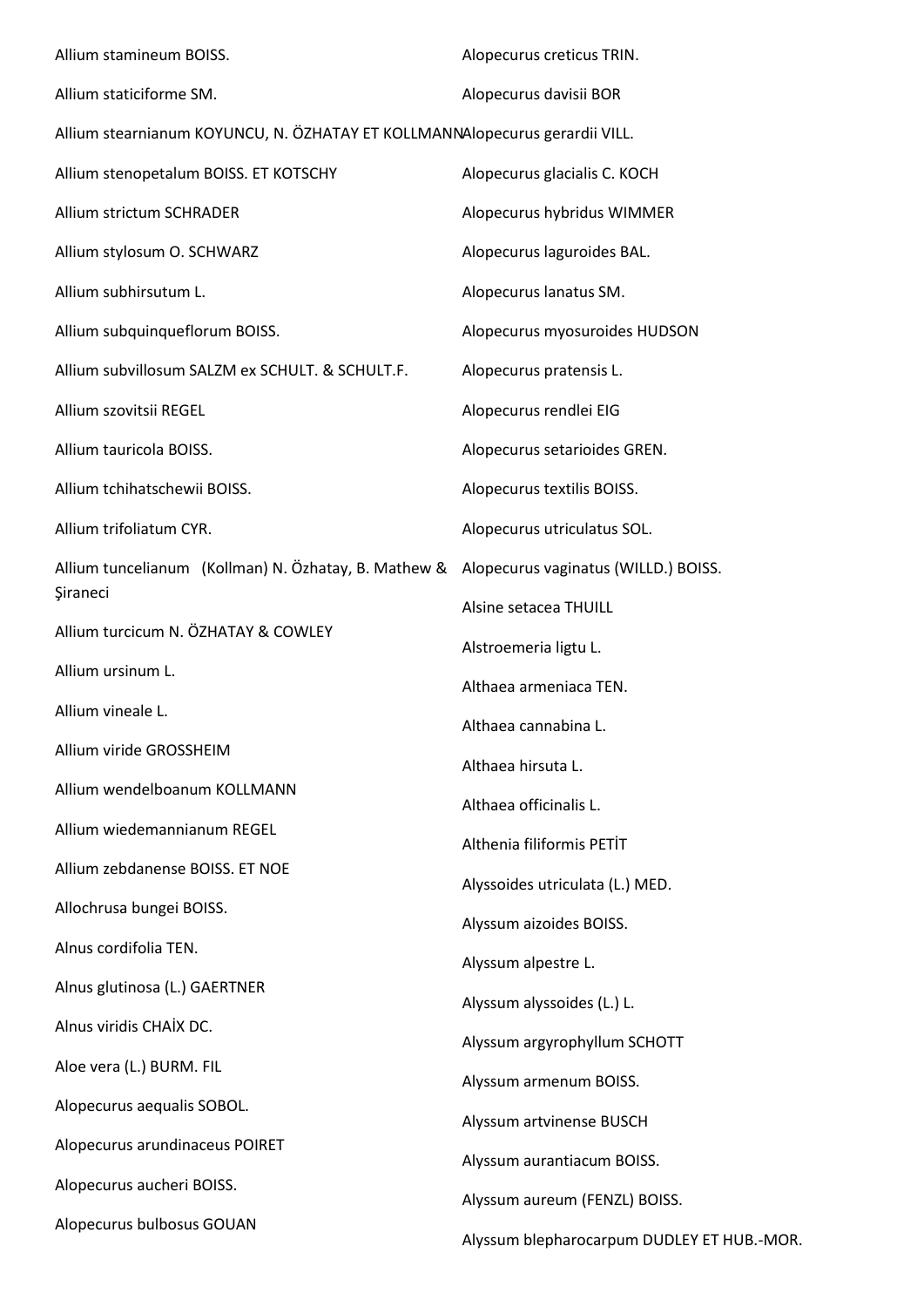Allium stamineum BOISS.

Allium staticiforme SM.

Allium stearnianum KOYUNCU, N. ÖZHATAY ET KOLLMANN

Allium stenopetalum BOISS. ET KOTSCHY

Allium strictum SCHRADER

Allium stylosum O. SCHWARZ

Allium subhirsutum L.

Allium subquinqueflorum BOISS.

Allium subvillosum SALZM ex SCHULT. & SCHULT.F.

Allium szovitsii REGEL

Allium tauricola BOISS.

Allium tchihatschewii BOISS.

Allium trifoliatum CYR.

Allium tuncelianum (Kollman) N. Özhatay, B. Mathew & Şiraneci

Allium turcicum N. ÖZHATAY & COWLEY

Allium ursinum L.

Allium vineale L.

Allium viride GROSSHEIM

Allium wendelboanum KOLLMANN

Allium wiedemannianum REGEL

Allium zebdanense BOISS. ET NOE

Allochrusa bungei BOISS.

Alnus cordifolia TEN.

Alnus glutinosa (L.) GAERTNER

Alnus viridis CHAİX DC.

Aloe vera (L.) BURM. FIL

Alopecurus aequalis SOBOL.

Alopecurus arundinaceus POIRET

Alopecurus aucheri BOISS.

Alopecurus bulbosus GOUAN

Alopecurus creticus TRIN.

Alopecurus davisii BOR

Alopecurus gerardii VILL.

Alopecurus glacialis C. KOCH

Alopecurus hybridus WIMMER

Alopecurus laguroides BAL.

Alopecurus lanatus SM.

Alopecurus myosuroides HUDSON

Alopecurus pratensis L.

Alopecurus rendlei EIG

Alopecurus setarioides GREN.

Alopecurus textilis BOISS.

Alopecurus utriculatus SOL.

Alopecurus vaginatus (WILLD.) BOISS.

Alsine setacea THUILL

Alstroemeria ligtu L.

Althaea armeniaca TEN.

Althaea cannabina L.

Althaea hirsuta L.

Althaea officinalis L.

Althenia filiformis PETİT

Alyssoides utriculata (L.) MED.

Alyssum aizoides BOISS.

Alyssum alpestre L.

Alyssum alyssoides (L.) L.

Alyssum argyrophyllum SCHOTT

Alyssum armenum BOISS.

Alyssum artvinense BUSCH

Alyssum aurantiacum BOISS.

Alyssum aureum (FENZL) BOISS.

Alyssum blepharocarpum DUDLEY ET HUB.-MOR.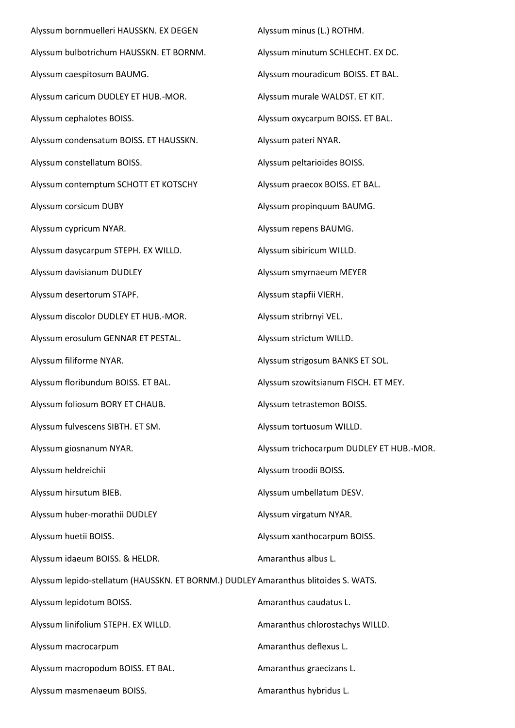Alyssum bornmuelleri HAUSSKN. EX DEGEN

Alyssum bulbotrichum HAUSSKN. ET BORNM.

Alyssum caespitosum BAUMG.

Alyssum caricum DUDLEY ET HUB.-MOR.

Alyssum cephalotes BOISS.

Alyssum condensatum BOISS. ET HAUSSKN.

Alyssum constellatum BOISS.

Alyssum contemptum SCHOTT ET KOTSCHY

Alyssum corsicum DUBY

Alyssum cypricum NYAR.

Alyssum dasycarpum STEPH. EX WILLD.

Alyssum davisianum DUDLEY

Alyssum desertorum STAPF.

Alyssum discolor DUDLEY ET HUB.-MOR.

Alyssum erosulum GENNAR ET PESTAL.

Alyssum filiforme NYAR.

Alyssum floribundum BOISS. ET BAL.

Alyssum foliosum BORY ET CHAUB.

Alyssum fulvescens SIBTH. ET SM.

Alyssum giosnanum NYAR.

Alyssum heldreichii

Alyssum hirsutum BIEB.

Alyssum huber-morathii DUDLEY

Alyssum huetii BOISS.

Alyssum idaeum BOISS. & HELDR.

Alyssum lepido-stellatum (HAUSSKN. ET BORNM.) DUDLEY

Alyssum lepidotum BOISS.

Alyssum linifolium STEPH. EX WILLD.

Alyssum macrocarpum

Alyssum macropodum BOISS. ET BAL.

Alyssum masmenaeum BOISS.

Alyssum minus (L.) ROTHM.

Alyssum minutum SCHLECHT. EX DC.

Alyssum mouradicum BOISS. ET BAL.

Alyssum murale WALDST. ET KIT.

Alyssum oxycarpum BOISS. ET BAL.

Alyssum pateri NYAR.

Alyssum peltarioides BOISS.

Alyssum praecox BOISS. ET BAL.

Alyssum propinquum BAUMG.

Alyssum repens BAUMG.

Alyssum sibiricum WILLD.

Alyssum smyrnaeum MEYER

Alyssum stapfii VIERH.

Alyssum stribrnyi VEL.

Alyssum strictum WILLD.

Alyssum strigosum BANKS ET SOL.

Alyssum szowitsianum FISCH. ET MEY.

Alyssum tetrastemon BOISS.

Alyssum tortuosum WILLD.

Alyssum trichocarpum DUDLEY ET HUB.-MOR.

Alyssum troodii BOISS.

Alyssum umbellatum DESV.

Alyssum virgatum NYAR.

Alyssum xanthocarpum BOISS.

Amaranthus albus L.

Amaranthus blitoides S. WATS.

Amaranthus caudatus L.

Amaranthus chlorostachys WILLD.

Amaranthus deflexus L.

Amaranthus graecizans L.

Amaranthus hybridus L.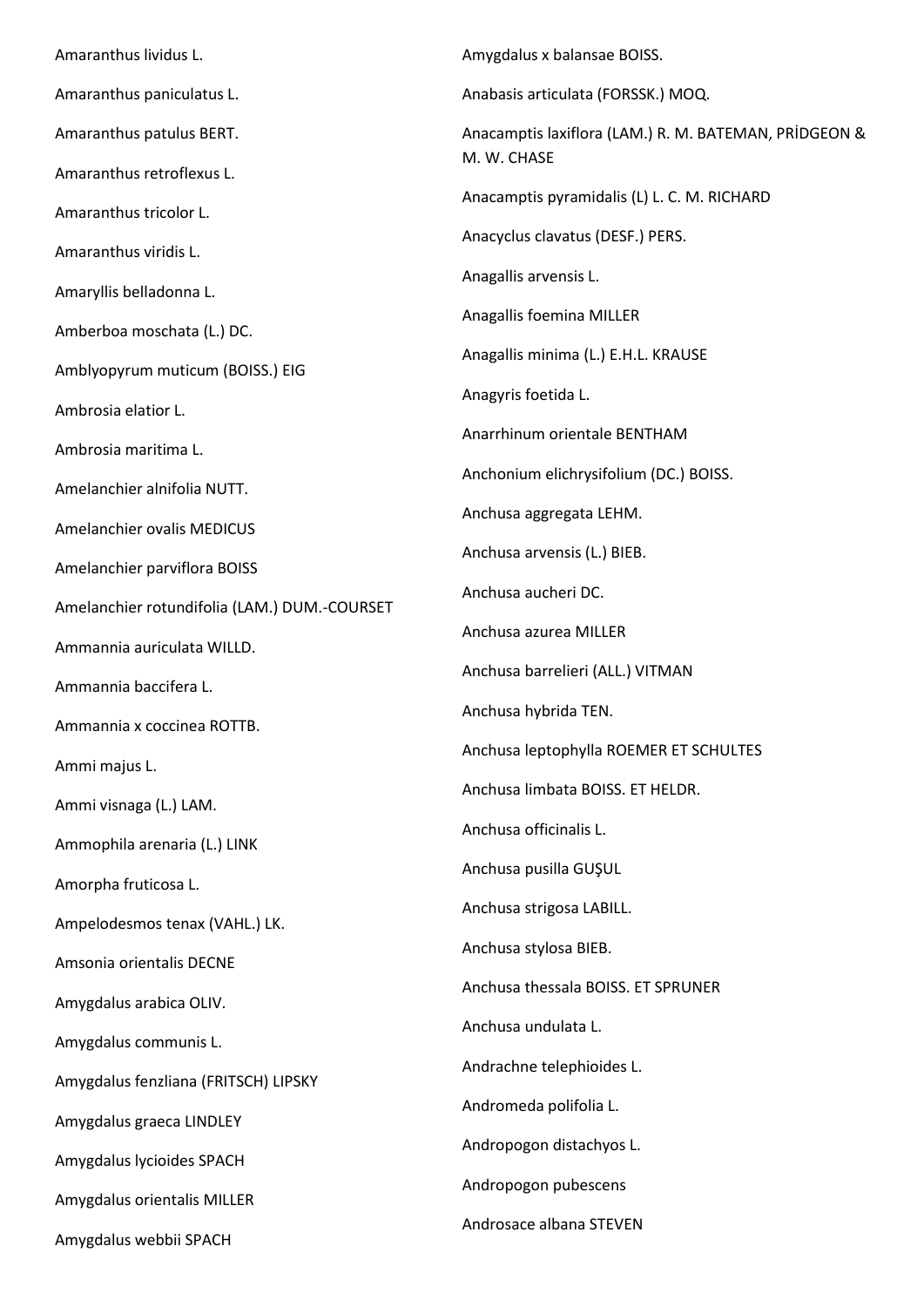Amaranthus lividus L.

Amaranthus paniculatus L.

Amaranthus patulus BERT.

Amaranthus retroflexus L.

Amaranthus tricolor L.

Amaranthus viridis L.

Amaryllis belladonna L.

Amberboa moschata (L.) DC.

Amblyopyrum muticum (BOISS.) EIG

Ambrosia elatior L.

Ambrosia maritima L.

Amelanchier alnifolia NUTT.

Amelanchier ovalis MEDICUS

Amelanchier parviflora BOISS

Amelanchier rotundifolia (LAM.) DUM.-COURSET

Ammannia auriculata WILLD.

Ammannia baccifera L.

Ammannia x coccinea ROTTB.

Ammi majus L.

Ammi visnaga (L.) LAM.

Ammophila arenaria (L.) LINK

Amorpha fruticosa L.

Ampelodesmos tenax (VAHL.) LK.

Amsonia orientalis DECNE

Amygdalus arabica OLIV.

Amygdalus communis L.

Amygdalus fenzliana (FRITSCH) LIPSKY

Amygdalus graeca LINDLEY

Amygdalus lycioides SPACH

Amygdalus orientalis MILLER

Amygdalus webbii SPACH

Amygdalus x balansae BOISS.

Anabasis articulata (FORSSK.) MOQ.

Anacamptis laxiflora (LAM.) R. M. BATEMAN, PRİDGEON & M. W. CHASE

Anacamptis pyramidalis (L) L. C. M. RICHARD

Anacyclus clavatus (DESF.) PERS.

Anagallis arvensis L.

Anagallis foemina MILLER

Anagallis minima (L.) E.H.L. KRAUSE

Anagyris foetida L.

Anarrhinum orientale BENTHAM

Anchonium elichrysifolium (DC.) BOISS.

Anchusa aggregata LEHM.

Anchusa arvensis (L.) BIEB.

Anchusa aucheri DC.

Anchusa azurea MILLER

Anchusa barrelieri (ALL.) VITMAN

Anchusa hybrida TEN.

Anchusa leptophylla ROEMER ET SCHULTES

Anchusa limbata BOISS. ET HELDR.

Anchusa officinalis L.

Anchusa pusilla GUŞUL

Anchusa strigosa LABILL.

Anchusa stylosa BIEB.

Anchusa thessala BOISS. ET SPRUNER

Anchusa undulata L.

Andrachne telephioides L.

Andromeda polifolia L.

Andropogon distachyos L.

Andropogon pubescens

Androsace albana STEVEN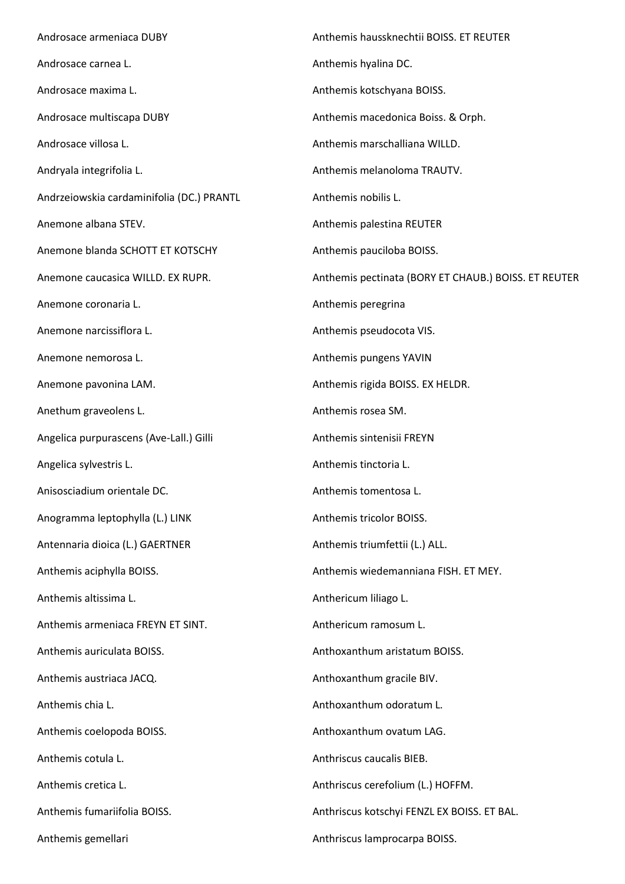Androsace armeniaca DUBY

Androsace carnea L.

Androsace maxima L.

Androsace multiscapa DUBY

Androsace villosa L.

Andryala integrifolia L.

Andrzeiowskia cardaminifolia (DC.) PRANTL

Anemone albana STEV.

Anemone blanda SCHOTT ET KOTSCHY

Anemone caucasica WILLD. EX RUPR.

Anemone coronaria L.

Anemone narcissiflora L.

Anemone nemorosa L.

Anemone pavonina LAM.

Anethum graveolens L.

Angelica purpurascens (Ave-Lall.) Gilli

Angelica sylvestris L.

Anisosciadium orientale DC.

Anogramma leptophylla (L.) LINK

Antennaria dioica (L.) GAERTNER

Anthemis aciphylla BOISS.

Anthemis altissima L.

Anthemis armeniaca FREYN ET SINT.

Anthemis auriculata BOISS.

Anthemis austriaca JACQ.

Anthemis chia L.

Anthemis coelopoda BOISS.

Anthemis cotula L.

Anthemis cretica L.

Anthemis fumariifolia BOISS.

Anthemis gemellari

Anthemis haussknechtii BOISS. ET REUTER

Anthemis hyalina DC.

Anthemis kotschyana BOISS.

Anthemis macedonica Boiss. & Orph.

Anthemis marschalliana WILLD.

Anthemis melanoloma TRAUTV.

Anthemis nobilis L.

Anthemis palestina REUTER

Anthemis pauciloba BOISS.

Anthemis pectinata (BORY ET CHAUB.) BOISS. ET REUTER

Anthemis peregrina

Anthemis pseudocota VIS.

Anthemis pungens YAVIN

Anthemis rigida BOISS. EX HELDR.

Anthemis rosea SM.

Anthemis sintenisii FREYN

Anthemis tinctoria L.

Anthemis tomentosa L.

Anthemis tricolor BOISS.

Anthemis triumfettii (L.) ALL.

Anthemis wiedemanniana FISH. ET MEY.

Anthericum liliago L.

Anthericum ramosum L.

Anthoxanthum aristatum BOISS.

Anthoxanthum gracile BIV.

Anthoxanthum odoratum L.

Anthoxanthum ovatum LAG.

Anthriscus caucalis BIEB.

Anthriscus cerefolium (L.) HOFFM.

Anthriscus kotschyi FENZL EX BOISS. ET BAL.

Anthriscus lamprocarpa BOISS.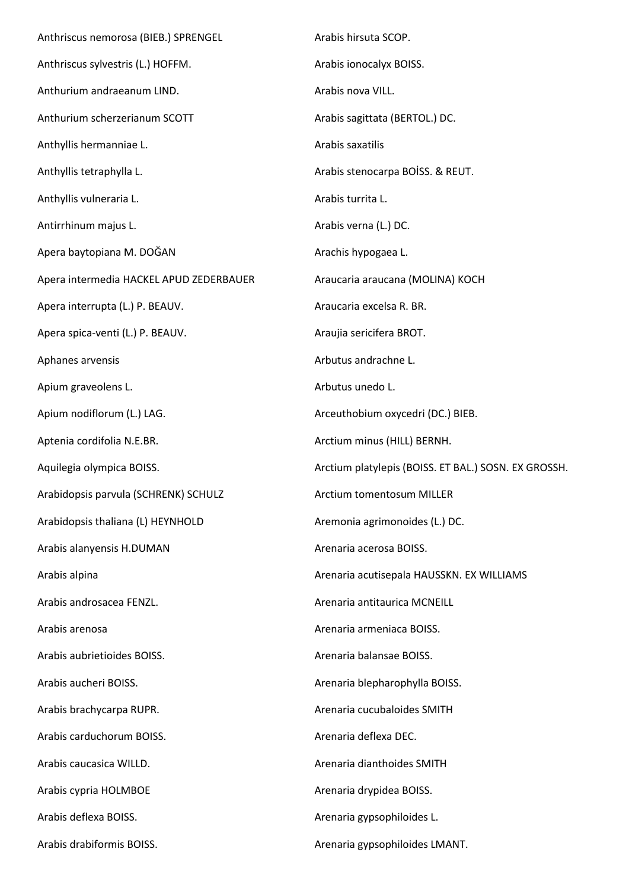Anthriscus nemorosa (BIEB.) SPRENGEL

Anthriscus sylvestris (L.) HOFFM.

Anthurium andraeanum LIND.

Anthurium scherzerianum SCOTT

Anthyllis hermanniae L.

Anthyllis tetraphylla L.

Anthyllis vulneraria L.

Antirrhinum majus L.

Apera baytopiana M. DOĞAN

Apera intermedia HACKEL APUD ZEDERBAUER

Apera interrupta (L.) P. BEAUV.

Apera spica-venti (L.) P. BEAUV.

Aphanes arvensis

Apium graveolens L.

Apium nodiflorum (L.) LAG.

Aptenia cordifolia N.E.BR.

Aquilegia olympica BOISS.

Arabidopsis parvula (SCHRENK) SCHULZ

Arabidopsis thaliana (L) HEYNHOLD

Arabis alanyensis H.DUMAN

Arabis alpina

Arabis androsacea FENZL.

Arabis arenosa

Arabis aubrietioides BOISS.

Arabis aucheri BOISS.

Arabis brachycarpa RUPR.

Arabis carduchorum BOISS.

Arabis caucasica WILLD.

Arabis cypria HOLMBOE

Arabis deflexa BOISS.

Arabis drabiformis BOISS.

Arabis hirsuta SCOP.

Arabis ionocalyx BOISS.

Arabis nova VILL.

Arabis sagittata (BERTOL.) DC.

Arabis saxatilis

Arabis stenocarpa BOİSS. & REUT.

Arabis turrita L.

Arabis verna (L.) DC.

Arachis hypogaea L.

Araucaria araucana (MOLINA) KOCH

Araucaria excelsa R. BR.

Araujia sericifera BROT.

Arbutus andrachne L.

Arbutus unedo L.

Arceuthobium oxycedri (DC.) BIEB.

Arctium minus (HILL) BERNH.

Arctium platylepis (BOISS. ET BAL.) SOSN. EX GROSSH.

Arctium tomentosum MILLER

Aremonia agrimonoides (L.) DC.

Arenaria acerosa BOISS.

Arenaria acutisepala HAUSSKN. EX WILLIAMS

Arenaria antitaurica MCNEILL

Arenaria armeniaca BOISS.

Arenaria balansae BOISS.

Arenaria blepharophylla BOISS.

Arenaria cucubaloides SMITH

Arenaria deflexa DEC.

Arenaria dianthoides SMITH

Arenaria drypidea BOISS.

Arenaria gypsophiloides L.

Arenaria gypsophiloides LMANT.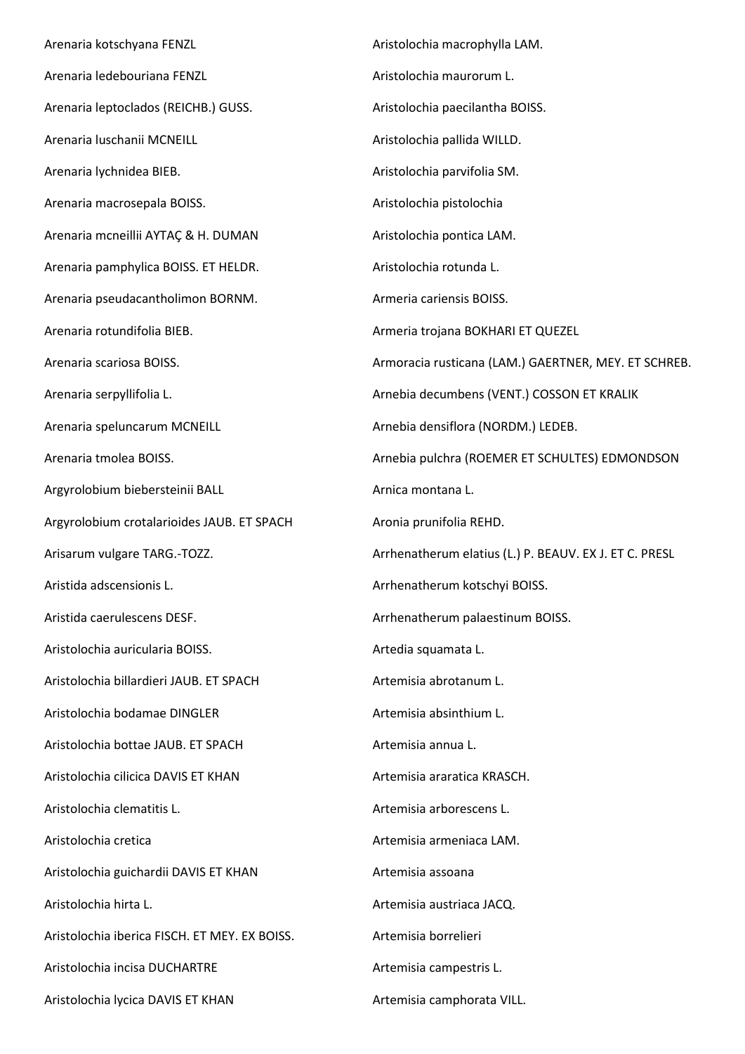Arenaria kotschyana FENZL

Arenaria ledebouriana FENZL

Arenaria leptoclados (REICHB.) GUSS.

Arenaria luschanii MCNEILL

Arenaria lychnidea BIEB.

Arenaria macrosepala BOISS.

Arenaria mcneillii AYTAÇ & H. DUMAN

Arenaria pamphylica BOISS. ET HELDR.

Arenaria pseudacantholimon BORNM.

Arenaria rotundifolia BIEB.

Arenaria scariosa BOISS.

Arenaria serpyllifolia L.

Arenaria speluncarum MCNEILL

Arenaria tmolea BOISS.

Argyrolobium biebersteinii BALL

Argyrolobium crotalarioides JAUB. ET SPACH

Arisarum vulgare TARG.-TOZZ.

Aristida adscensionis L.

Aristida caerulescens DESF.

Aristolochia auricularia BOISS.

Aristolochia billardieri JAUB. ET SPACH

Aristolochia bodamae DINGLER

Aristolochia bottae JAUB. ET SPACH

Aristolochia cilicica DAVIS ET KHAN

Aristolochia clematitis L.

Aristolochia cretica

Aristolochia guichardii DAVIS ET KHAN

Aristolochia hirta L.

Aristolochia iberica FISCH. ET MEY. EX BOISS.

Aristolochia incisa DUCHARTRE

Aristolochia lycica DAVIS ET KHAN

Aristolochia macrophylla LAM.

Aristolochia maurorum L.

Aristolochia paecilantha BOISS.

Aristolochia pallida WILLD.

Aristolochia parvifolia SM.

Aristolochia pistolochia

Aristolochia pontica LAM.

Aristolochia rotunda L.

Armeria cariensis BOISS.

Armeria trojana BOKHARI ET QUEZEL

Armoracia rusticana (LAM.) GAERTNER, MEY. ET SCHREB.

Arnebia decumbens (VENT.) COSSON ET KRALIK

Arnebia densiflora (NORDM.) LEDEB.

Arnebia pulchra (ROEMER ET SCHULTES) EDMONDSON

Arnica montana L.

Aronia prunifolia REHD.

Arrhenatherum elatius (L.) P. BEAUV. EX J. ET C. PRESL

Arrhenatherum kotschyi BOISS.

Arrhenatherum palaestinum BOISS.

Artedia squamata L.

Artemisia abrotanum L.

Artemisia absinthium L.

Artemisia annua L.

Artemisia araratica KRASCH.

Artemisia arborescens L.

Artemisia armeniaca LAM.

Artemisia assoana

Artemisia austriaca JACQ.

Artemisia borrelieri

Artemisia campestris L.

Artemisia camphorata VILL.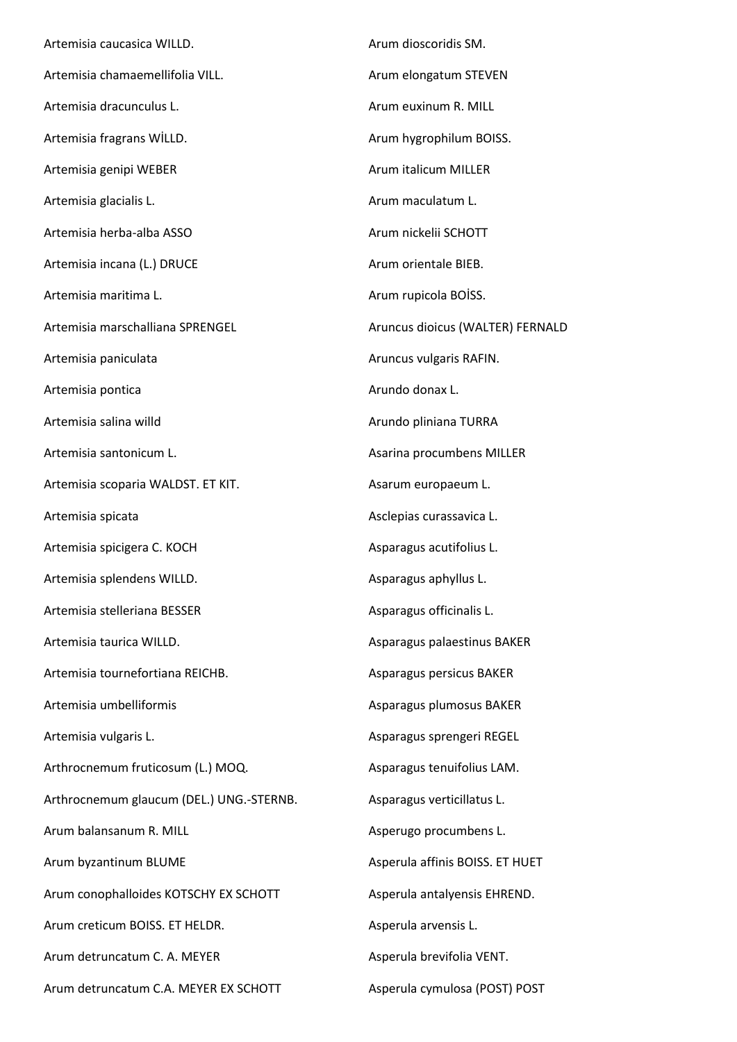Artemisia caucasica WILLD.

Artemisia chamaemellifolia VILL.

Artemisia dracunculus L.

Artemisia fragrans WİLLD.

Artemisia genipi WEBER

Artemisia glacialis L.

Artemisia herba-alba ASSO

Artemisia incana (L.) DRUCE

Artemisia maritima L.

Artemisia marschalliana SPRENGEL

Artemisia paniculata

Artemisia pontica

Artemisia salina willd

Artemisia santonicum L.

Artemisia scoparia WALDST. ET KIT.

Artemisia spicata

Artemisia spicigera C. KOCH

Artemisia splendens WILLD.

Artemisia stelleriana BESSER

Artemisia taurica WILLD.

Artemisia tournefortiana REICHB.

Artemisia umbelliformis

Artemisia vulgaris L.

Arthrocnemum fruticosum (L.) MOQ.

Arthrocnemum glaucum (DEL.) UNG.-STERNB.

Arum balansanum R. MILL

Arum byzantinum BLUME

Arum conophalloides KOTSCHY EX SCHOTT

Arum creticum BOISS. ET HELDR.

Arum detruncatum C. A. MEYER

Arum detruncatum C.A. MEYER EX SCHOTT

Arum dioscoridis SM.

Arum elongatum STEVEN

Arum euxinum R. MILL

Arum hygrophilum BOISS.

Arum italicum MILLER

Arum maculatum L.

Arum nickelii SCHOTT

Arum orientale BIEB.

Arum rupicola BOİSS.

Aruncus dioicus (WALTER) FERNALD

Aruncus vulgaris RAFIN.

Arundo donax L.

Arundo pliniana TURRA

Asarina procumbens MILLER

Asarum europaeum L.

Asclepias curassavica L.

Asparagus acutifolius L.

Asparagus aphyllus L.

Asparagus officinalis L.

Asparagus palaestinus BAKER

Asparagus persicus BAKER

Asparagus plumosus BAKER

Asparagus sprengeri REGEL

Asparagus tenuifolius LAM.

Asparagus verticillatus L.

Asperugo procumbens L.

Asperula affinis BOISS. ET HUET

Asperula antalyensis EHREND.

Asperula arvensis L.

Asperula brevifolia VENT.

Asperula cymulosa (POST) POST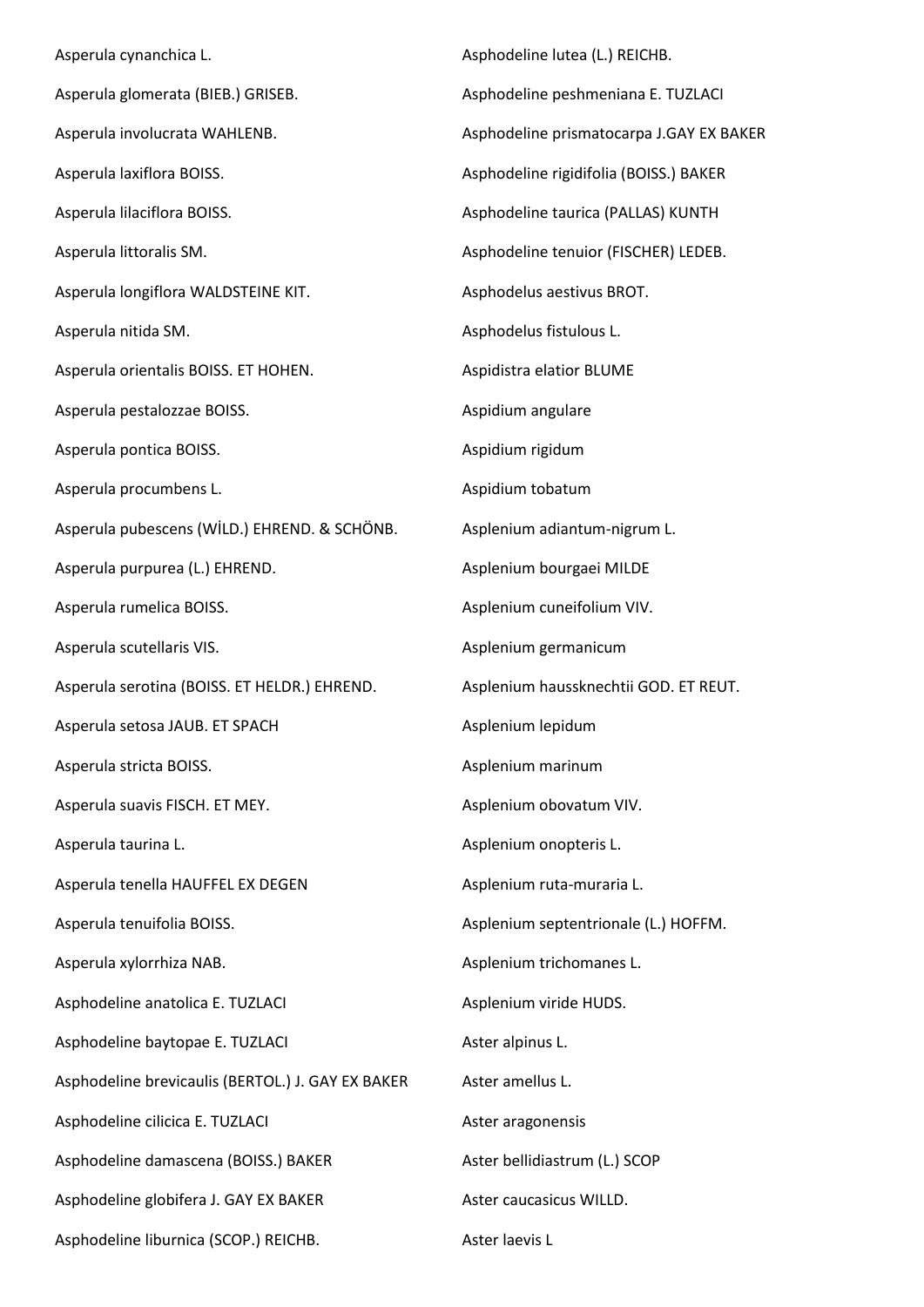Asperula cynanchica L.

Asperula glomerata (BIEB.) GRISEB.

Asperula involucrata WAHLENB.

Asperula laxiflora BOISS.

Asperula lilaciflora BOISS.

Asperula littoralis SM.

Asperula longiflora WALDSTEINE KIT.

Asperula nitida SM.

Asperula orientalis BOISS. ET HOHEN.

Asperula pestalozzae BOISS.

Asperula pontica BOISS.

Asperula procumbens L.

Asperula pubescens (WİLD.) EHREND. & SCHÖNB.

Asperula purpurea (L.) EHREND.

Asperula rumelica BOISS.

Asperula scutellaris VIS.

Asperula serotina (BOISS. ET HELDR.) EHREND.

Asperula setosa JAUB. ET SPACH

Asperula stricta BOISS.

Asperula suavis FISCH. ET MEY.

Asperula taurina L.

Asperula tenella HAUFFEL EX DEGEN

Asperula tenuifolia BOISS.

Asperula xylorrhiza NAB.

Asphodeline anatolica E. TUZLACI

Asphodeline baytopae E. TUZLACI

Asphodeline brevicaulis (BERTOL.) J. GAY EX BAKER

Asphodeline cilicica E. TUZLACI

Asphodeline damascena (BOISS.) BAKER

Asphodeline globifera J. GAY EX BAKER

Asphodeline liburnica (SCOP.) REICHB.

Asphodeline lutea (L.) REICHB.

Asphodeline peshmeniana E. TUZLACI

Asphodeline prismatocarpa J.GAY EX BAKER

Asphodeline rigidifolia (BOISS.) BAKER

Asphodeline taurica (PALLAS) KUNTH

Asphodeline tenuior (FISCHER) LEDEB.

Asphodelus aestivus BROT.

Asphodelus fistulous L.

Aspidistra elatior BLUME

Aspidium angulare

Aspidium rigidum

Aspidium tobatum

Asplenium adiantum-nigrum L.

Asplenium bourgaei MILDE

Asplenium cuneifolium VIV.

Asplenium germanicum

Asplenium haussknechtii GOD. ET REUT.

Asplenium lepidum

Asplenium marinum

Asplenium obovatum VIV.

Asplenium onopteris L.

Asplenium ruta-muraria L.

Asplenium septentrionale (L.) HOFFM.

Asplenium trichomanes L.

Asplenium viride HUDS.

Aster alpinus L.

Aster amellus L.

Aster aragonensis

Aster bellidiastrum (L.) SCOP

Aster caucasicus WILLD.

Aster laevis L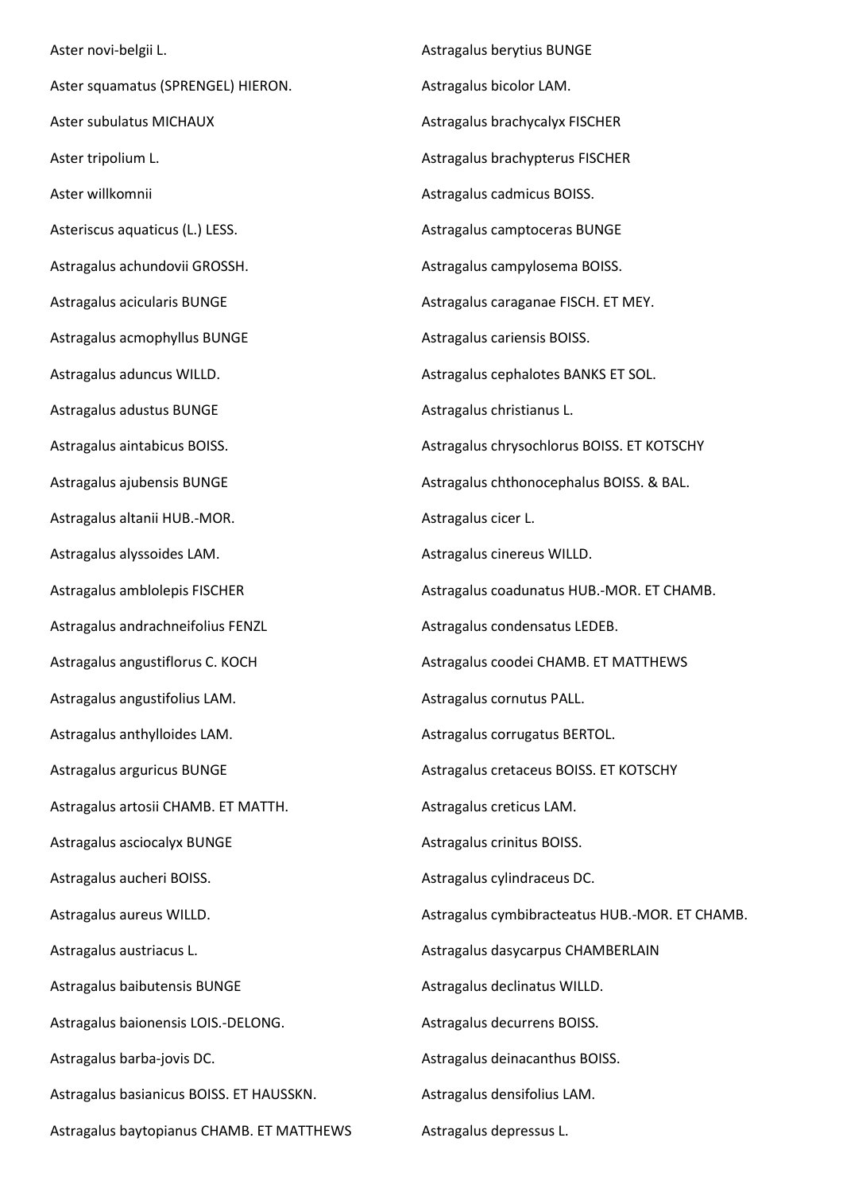Aster novi-belgii L.

Aster squamatus (SPRENGEL) HIERON.

Aster subulatus MICHAUX

Aster tripolium L.

Aster willkomnii

Asteriscus aquaticus (L.) LESS.

Astragalus achundovii GROSSH.

Astragalus acicularis BUNGE

Astragalus acmophyllus BUNGE

Astragalus aduncus WILLD.

Astragalus adustus BUNGE

Astragalus aintabicus BOISS.

Astragalus ajubensis BUNGE

Astragalus altanii HUB.-MOR.

Astragalus alyssoides LAM.

Astragalus amblolepis FISCHER

Astragalus andrachneifolius FENZL

Astragalus angustiflorus C. KOCH

Astragalus angustifolius LAM.

Astragalus anthylloides LAM.

Astragalus arguricus BUNGE

Astragalus artosii CHAMB. ET MATTH.

Astragalus asciocalyx BUNGE

Astragalus aucheri BOISS.

Astragalus aureus WILLD.

Astragalus austriacus L.

Astragalus baibutensis BUNGE

Astragalus baionensis LOIS.-DELONG.

Astragalus barba-jovis DC.

Astragalus basianicus BOISS. ET HAUSSKN.

Astragalus baytopianus CHAMB. ET MATTHEWS

Astragalus berytius BUNGE

Astragalus bicolor LAM.

Astragalus brachycalyx FISCHER

Astragalus brachypterus FISCHER

Astragalus cadmicus BOISS.

Astragalus camptoceras BUNGE

Astragalus campylosema BOISS.

Astragalus caraganae FISCH. ET MEY.

Astragalus cariensis BOISS.

Astragalus cephalotes BANKS ET SOL.

Astragalus christianus L.

Astragalus chrysochlorus BOISS. ET KOTSCHY

Astragalus chthonocephalus BOISS. & BAL.

Astragalus cicer L.

Astragalus cinereus WILLD.

Astragalus coadunatus HUB.-MOR. ET CHAMB.

Astragalus condensatus LEDEB.

Astragalus coodei CHAMB. ET MATTHEWS

Astragalus cornutus PALL.

Astragalus corrugatus BERTOL.

Astragalus cretaceus BOISS. ET KOTSCHY

Astragalus creticus LAM.

Astragalus crinitus BOISS.

Astragalus cylindraceus DC.

Astragalus cymbibracteatus HUB.-MOR. ET CHAMB.

Astragalus dasycarpus CHAMBERLAIN

Astragalus declinatus WILLD.

Astragalus decurrens BOISS.

Astragalus deinacanthus BOISS.

Astragalus densifolius LAM.

Astragalus depressus L.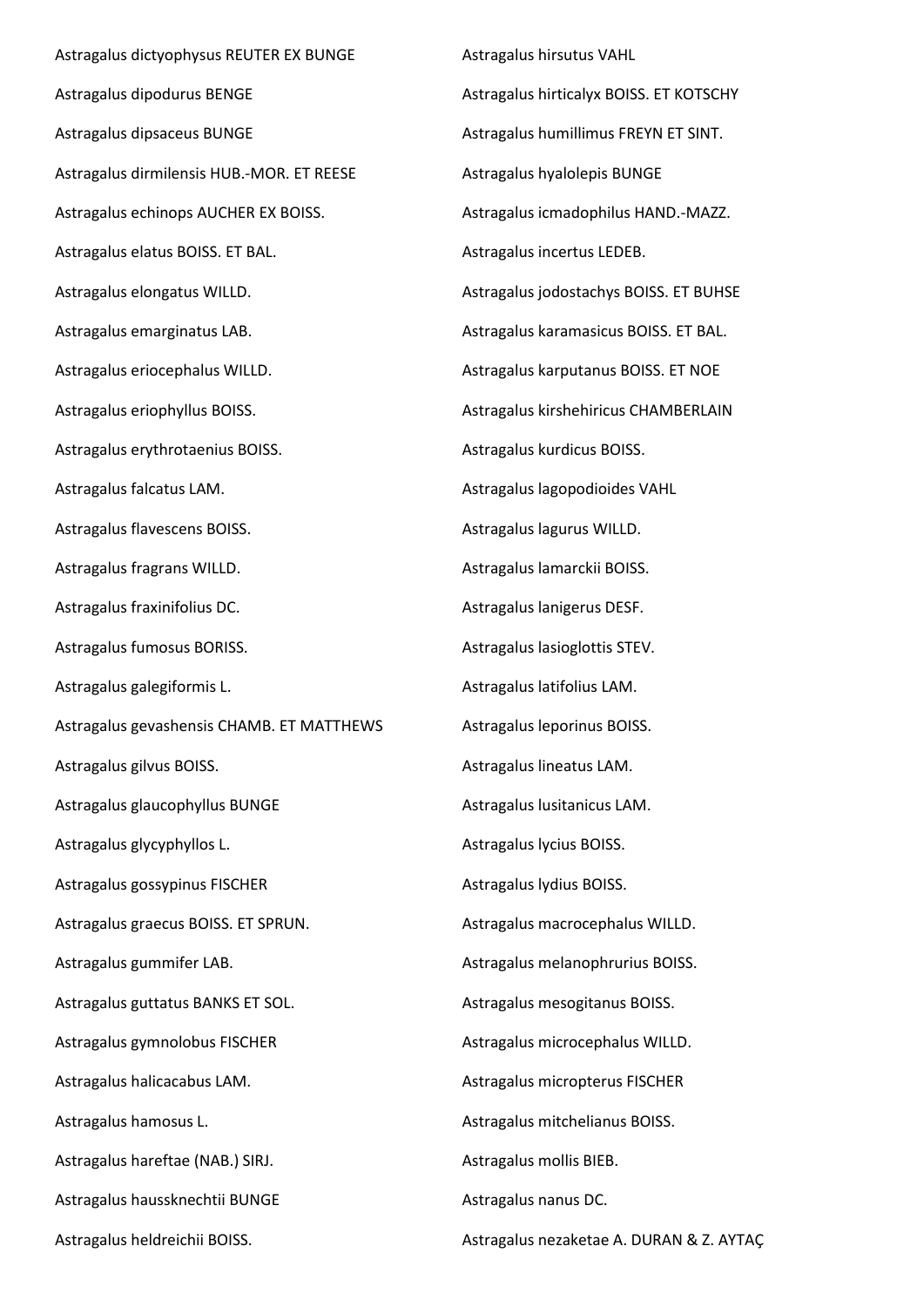Astragalus dictyophysus REUTER EX BUNGE

Astragalus dipodurus BENGE

Astragalus dipsaceus BUNGE

Astragalus dirmilensis HUB.-MOR. ET REESE

Astragalus echinops AUCHER EX BOISS.

Astragalus elatus BOISS. ET BAL.

Astragalus elongatus WILLD.

Astragalus emarginatus LAB.

Astragalus eriocephalus WILLD.

Astragalus eriophyllus BOISS.

Astragalus erythrotaenius BOISS.

Astragalus falcatus LAM.

Astragalus flavescens BOISS.

Astragalus fragrans WILLD.

Astragalus fraxinifolius DC.

Astragalus fumosus BORISS.

Astragalus galegiformis L.

Astragalus gevashensis CHAMB. ET MATTHEWS

Astragalus gilvus BOISS.

Astragalus glaucophyllus BUNGE

Astragalus glycyphyllos L.

Astragalus gossypinus FISCHER

Astragalus graecus BOISS. ET SPRUN.

Astragalus gummifer LAB.

Astragalus guttatus BANKS ET SOL.

Astragalus gymnolobus FISCHER

Astragalus halicacabus LAM.

Astragalus hamosus L.

Astragalus hareftae (NAB.) SIRJ.

Astragalus haussknechtii BUNGE

Astragalus heldreichii BOISS.

Astragalus hirsutus VAHL

Astragalus hirticalyx BOISS. ET KOTSCHY

Astragalus humillimus FREYN ET SINT.

Astragalus hyalolepis BUNGE

Astragalus icmadophilus HAND.-MAZZ.

Astragalus incertus LEDEB.

Astragalus jodostachys BOISS. ET BUHSE

Astragalus karamasicus BOISS. ET BAL.

Astragalus karputanus BOISS. ET NOE

Astragalus kirshehiricus CHAMBERLAIN

Astragalus kurdicus BOISS.

Astragalus lagopodioides VAHL

Astragalus lagurus WILLD.

Astragalus lamarckii BOISS.

Astragalus lanigerus DESF.

Astragalus lasioglottis STEV.

Astragalus latifolius LAM.

Astragalus leporinus BOISS.

Astragalus lineatus LAM.

Astragalus lusitanicus LAM.

Astragalus lycius BOISS.

Astragalus lydius BOISS.

Astragalus macrocephalus WILLD.

Astragalus melanophrurius BOISS.

Astragalus mesogitanus BOISS.

Astragalus microcephalus WILLD.

Astragalus micropterus FISCHER

Astragalus mitchelianus BOISS.

Astragalus mollis BIEB.

Astragalus nanus DC.

Astragalus nezaketae A. DURAN & Z. AYTAÇ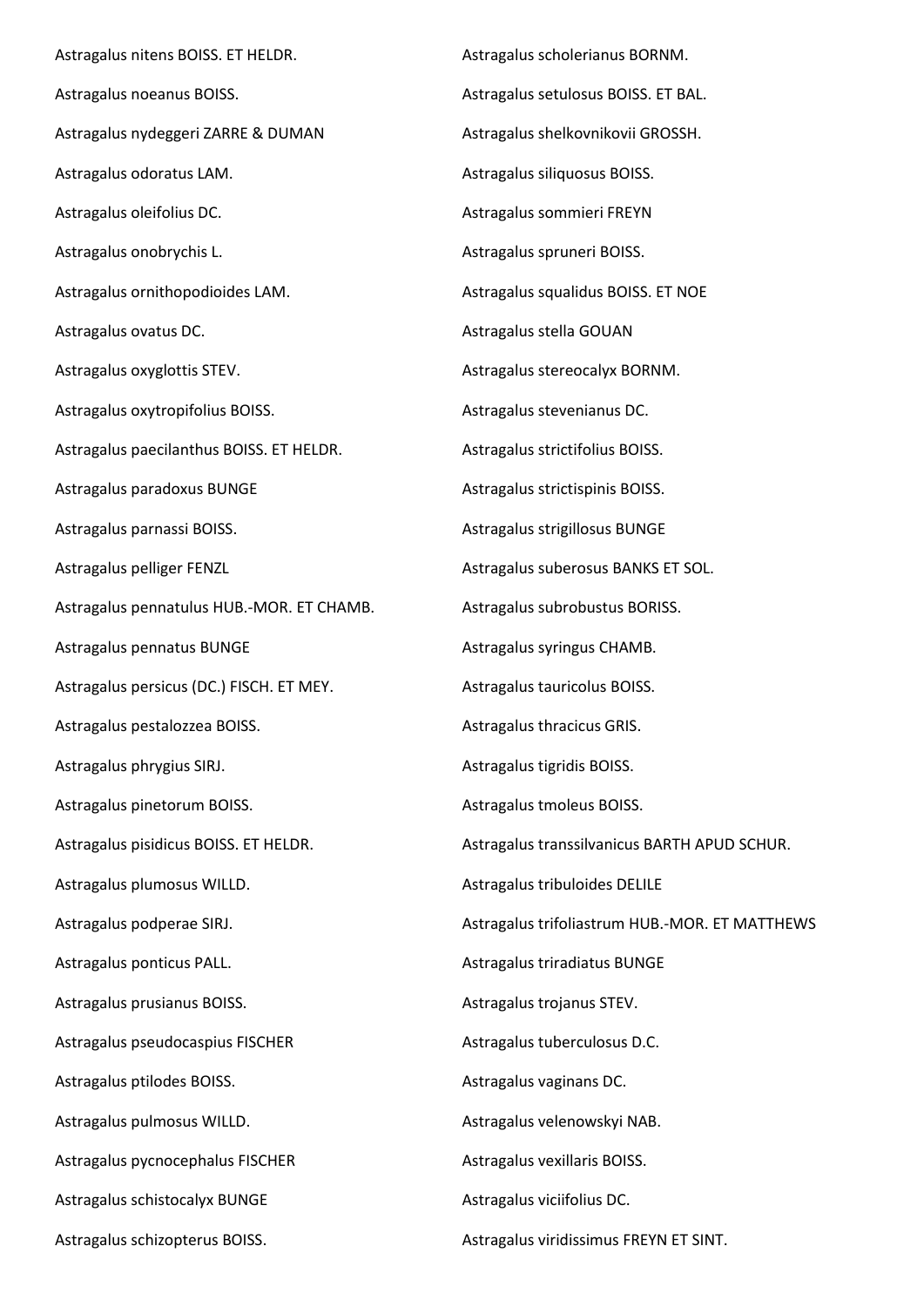Astragalus nitens BOISS. ET HELDR.

Astragalus noeanus BOISS.

Astragalus nydeggeri ZARRE & DUMAN

Astragalus odoratus LAM.

Astragalus oleifolius DC.

Astragalus onobrychis L.

Astragalus ornithopodioides LAM.

Astragalus ovatus DC.

Astragalus oxyglottis STEV.

Astragalus oxytropifolius BOISS.

Astragalus paecilanthus BOISS. ET HELDR.

Astragalus paradoxus BUNGE

Astragalus parnassi BOISS.

Astragalus pelliger FENZL

Astragalus pennatulus HUB.-MOR. ET CHAMB.

Astragalus pennatus BUNGE

Astragalus persicus (DC.) FISCH. ET MEY.

Astragalus pestalozzea BOISS.

Astragalus phrygius SIRJ.

Astragalus pinetorum BOISS.

Astragalus pisidicus BOISS. ET HELDR.

Astragalus plumosus WILLD.

Astragalus podperae SIRJ.

Astragalus ponticus PALL.

Astragalus prusianus BOISS.

Astragalus pseudocaspius FISCHER

Astragalus ptilodes BOISS.

Astragalus pulmosus WILLD.

Astragalus pycnocephalus FISCHER

Astragalus schistocalyx BUNGE

Astragalus schizopterus BOISS.

Astragalus scholerianus BORNM.

Astragalus setulosus BOISS. ET BAL.

Astragalus shelkovnikovii GROSSH.

Astragalus siliquosus BOISS.

Astragalus sommieri FREYN

Astragalus spruneri BOISS.

Astragalus squalidus BOISS. ET NOE

Astragalus stella GOUAN

Astragalus stereocalyx BORNM.

Astragalus stevenianus DC.

Astragalus strictifolius BOISS.

Astragalus strictispinis BOISS.

Astragalus strigillosus BUNGE

Astragalus suberosus BANKS ET SOL.

Astragalus subrobustus BORISS.

Astragalus syringus CHAMB.

Astragalus tauricolus BOISS.

Astragalus thracicus GRIS.

Astragalus tigridis BOISS.

Astragalus tmoleus BOISS.

Astragalus transsilvanicus BARTH APUD SCHUR.

Astragalus tribuloides DELILE

Astragalus trifoliastrum HUB.-MOR. ET MATTHEWS

Astragalus triradiatus BUNGE

Astragalus trojanus STEV.

Astragalus tuberculosus D.C.

Astragalus vaginans DC.

Astragalus velenowskyi NAB.

Astragalus vexillaris BOISS.

Astragalus viciifolius DC.

Astragalus viridissimus FREYN ET SINT.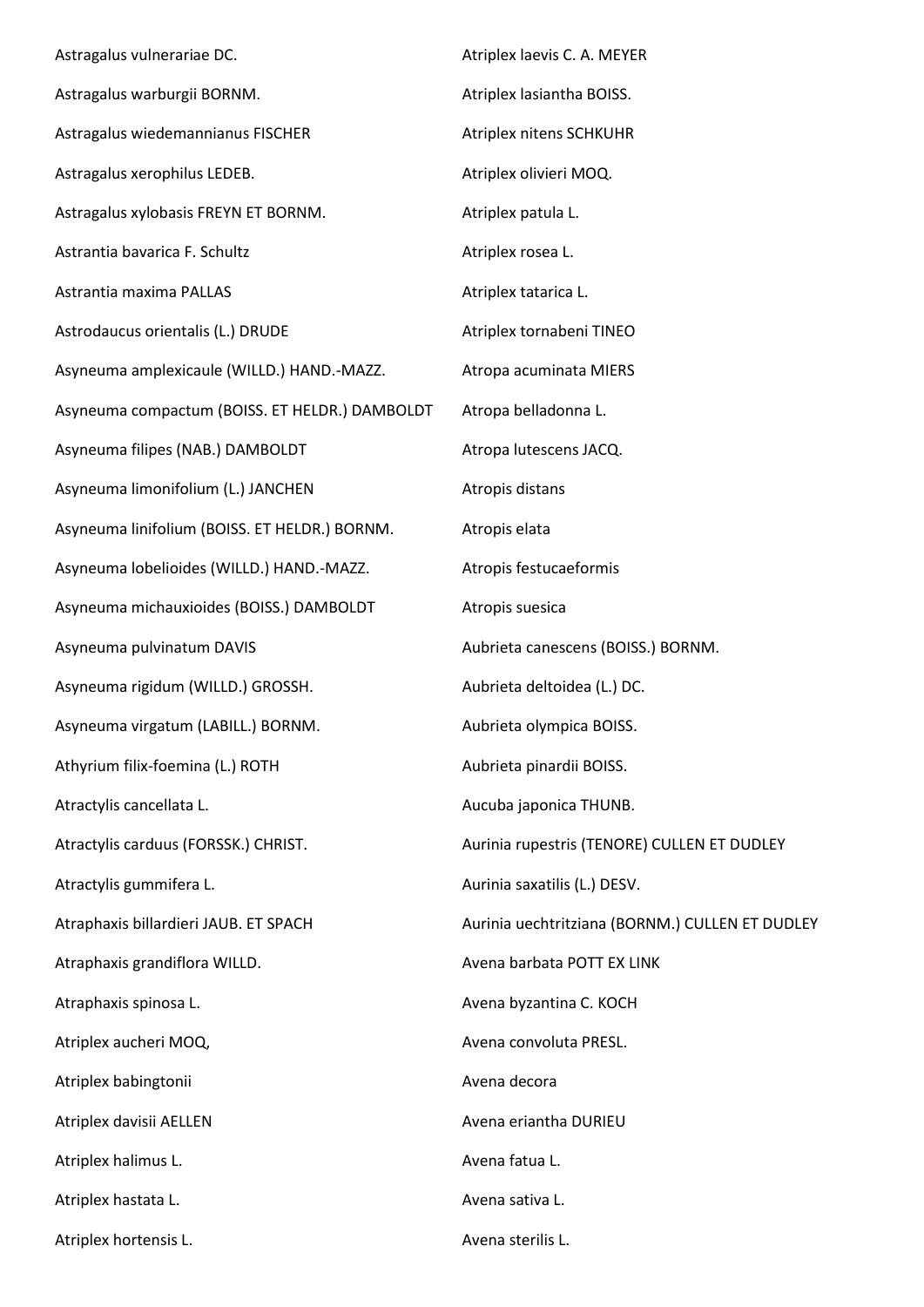Astragalus vulnerariae DC.

Astragalus warburgii BORNM.

Astragalus wiedemannianus FISCHER

Astragalus xerophilus LEDEB.

Astragalus xylobasis FREYN ET BORNM.

Astrantia bavarica F. Schultz

Astrantia maxima PALLAS

Astrodaucus orientalis (L.) DRUDE

Asyneuma amplexicaule (WILLD.) HAND.-MAZZ.

Asyneuma compactum (BOISS. ET HELDR.) DAMBOLDT

Asyneuma filipes (NAB.) DAMBOLDT

Asyneuma limonifolium (L.) JANCHEN

Asyneuma linifolium (BOISS. ET HELDR.) BORNM.

Asyneuma lobelioides (WILLD.) HAND.-MAZZ.

Asyneuma michauxioides (BOISS.) DAMBOLDT

Asyneuma pulvinatum DAVIS

Asyneuma rigidum (WILLD.) GROSSH.

Asyneuma virgatum (LABILL.) BORNM.

Athyrium filix-foemina (L.) ROTH

Atractylis cancellata L.

Atractylis carduus (FORSSK.) CHRIST.

Atractylis gummifera L.

Atraphaxis billardieri JAUB. ET SPACH

Atraphaxis grandiflora WILLD.

Atraphaxis spinosa L.

Atriplex aucheri MOQ,

Atriplex babingtonii

Atriplex davisii AELLEN

Atriplex halimus L.

Atriplex hastata L.

Atriplex hortensis L.

Atriplex laevis C. A. MEYER

Atriplex lasiantha BOISS.

Atriplex nitens SCHKUHR

Atriplex olivieri MOQ.

Atriplex patula L.

Atriplex rosea L.

Atriplex tatarica L.

Atriplex tornabeni TINEO

Atropa acuminata MIERS

Atropa belladonna L.

Atropa lutescens JACQ.

Atropis distans

Atropis elata

Atropis festucaeformis

Atropis suesica

Aubrieta canescens (BOISS.) BORNM.

Aubrieta deltoidea (L.) DC.

Aubrieta olympica BOISS.

Aubrieta pinardii BOISS.

Aucuba japonica THUNB.

Aurinia rupestris (TENORE) CULLEN ET DUDLEY

Aurinia saxatilis (L.) DESV.

Aurinia uechtritziana (BORNM.) CULLEN ET DUDLEY

Avena barbata POTT EX LINK

Avena byzantina C. KOCH

Avena convoluta PRESL.

Avena decora

Avena eriantha DURIEU

Avena fatua L.

Avena sativa L.

Avena sterilis L.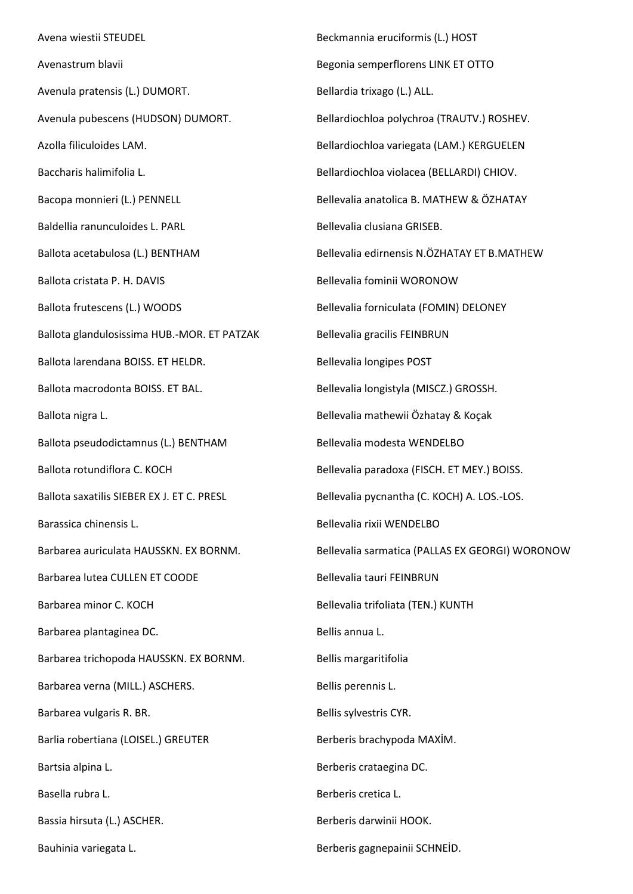Avena wiestii STEUDEL

Avenastrum blavii

Avenula pratensis (L.) DUMORT.

Avenula pubescens (HUDSON) DUMORT.

Azolla filiculoides LAM.

Baccharis halimifolia L.

Bacopa monnieri (L.) PENNELL

Baldellia ranunculoides L. PARL

Ballota acetabulosa (L.) BENTHAM

Ballota cristata P. H. DAVIS

Ballota frutescens (L.) WOODS

Ballota glandulosissima HUB.-MOR. ET PATZAK

Ballota larendana BOISS. ET HELDR.

Ballota macrodonta BOISS. ET BAL.

Ballota nigra L.

Ballota pseudodictamnus (L.) BENTHAM

Ballota rotundiflora C. KOCH

Ballota saxatilis SIEBER EX J. ET C. PRESL

Barassica chinensis L.

Barbarea auriculata HAUSSKN. EX BORNM.

Barbarea lutea CULLEN ET COODE

Barbarea minor C. KOCH

Barbarea plantaginea DC.

Barbarea trichopoda HAUSSKN. EX BORNM.

Barbarea verna (MILL.) ASCHERS.

Barbarea vulgaris R. BR.

Barlia robertiana (LOISEL.) GREUTER

Bartsia alpina L.

Basella rubra L.

Bassia hirsuta (L.) ASCHER.

Bauhinia variegata L.

Beckmannia eruciformis (L.) HOST

Begonia semperflorens LINK ET OTTO

Bellardia trixago (L.) ALL.

Bellardiochloa polychroa (TRAUTV.) ROSHEV.

Bellardiochloa variegata (LAM.) KERGUELEN

Bellardiochloa violacea (BELLARDI) CHIOV.

Bellevalia anatolica B. MATHEW & ÖZHATAY

Bellevalia clusiana GRISEB.

Bellevalia edirnensis N.ÖZHATAY ET B.MATHEW

Bellevalia fominii WORONOW

Bellevalia forniculata (FOMIN) DELONEY

Bellevalia gracilis FEINBRUN

Bellevalia longipes POST

Bellevalia longistyla (MISCZ.) GROSSH.

Bellevalia mathewii Özhatay & Koçak

Bellevalia modesta WENDELBO

Bellevalia paradoxa (FISCH. ET MEY.) BOISS.

Bellevalia pycnantha (C. KOCH) A. LOS.-LOS.

Bellevalia rixii WENDELBO

Bellevalia sarmatica (PALLAS EX GEORGI) WORONOW

Bellevalia tauri FEINBRUN

Bellevalia trifoliata (TEN.) KUNTH

Bellis annua L.

Bellis margaritifolia

Bellis perennis L.

Bellis sylvestris CYR.

Berberis brachypoda MAXİM.

Berberis crataegina DC.

Berberis cretica L.

Berberis darwinii HOOK.

Berberis gagnepainii SCHNEİD.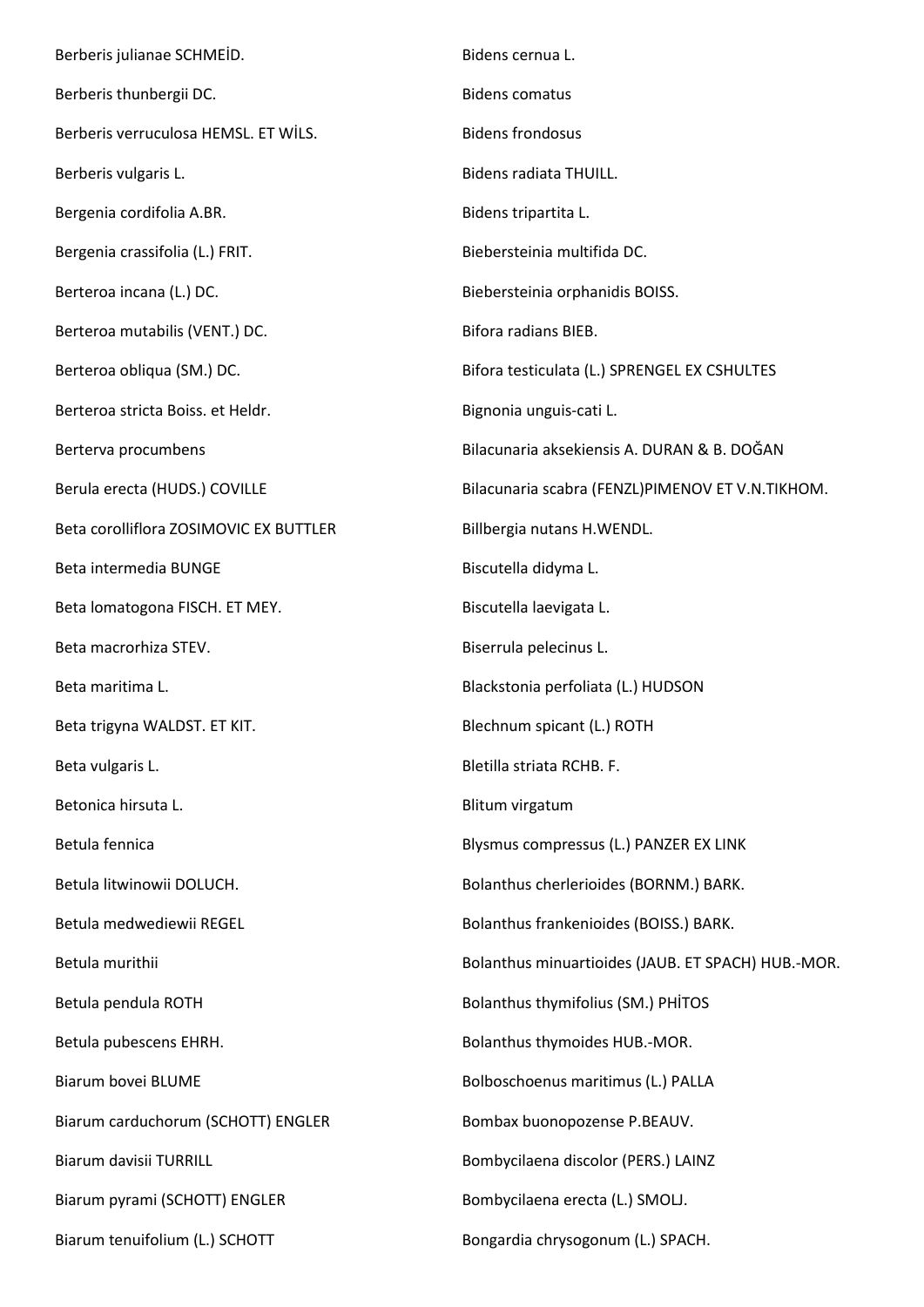Berberis julianae SCHMEİD.

Berberis thunbergii DC.

Berberis verruculosa HEMSL. ET WİLS.

Berberis vulgaris L.

Bergenia cordifolia A.BR.

Bergenia crassifolia (L.) FRIT.

Berteroa incana (L.) DC.

Berteroa mutabilis (VENT.) DC.

Berteroa obliqua (SM.) DC.

Berteroa stricta Boiss. et Heldr.

Berterva procumbens

Berula erecta (HUDS.) COVILLE

Beta corolliflora ZOSIMOVIC EX BUTTLER

Beta intermedia BUNGE

Beta lomatogona FISCH. ET MEY.

Beta macrorhiza STEV.

Beta maritima L.

Beta trigyna WALDST. ET KIT.

Beta vulgaris L.

Betonica hirsuta L.

Betula fennica

Betula litwinowii DOLUCH.

Betula medwediewii REGEL

Betula murithii

Betula pendula ROTH

Betula pubescens EHRH.

Biarum bovei BLUME

Biarum carduchorum (SCHOTT) ENGLER

Biarum davisii TURRILL

Biarum pyrami (SCHOTT) ENGLER

Biarum tenuifolium (L.) SCHOTT

Bidens cernua L.

Bidens comatus

Bidens frondosus

Bidens radiata THUILL.

Bidens tripartita L.

Biebersteinia multifida DC.

Biebersteinia orphanidis BOISS.

Bifora radians BIEB.

Bifora testiculata (L.) SPRENGEL EX CSHULTES

Bignonia unguis-cati L.

Bilacunaria aksekiensis A. DURAN & B. DOĞAN

Bilacunaria scabra (FENZL)PIMENOV ET V.N.TIKHOM.

Billbergia nutans H.WENDL.

Biscutella didyma L.

Biscutella laevigata L.

Biserrula pelecinus L.

Blackstonia perfoliata (L.) HUDSON

Blechnum spicant (L.) ROTH

Bletilla striata RCHB. F.

Blitum virgatum

Blysmus compressus (L.) PANZER EX LINK

Bolanthus cherlerioides (BORNM.) BARK.

Bolanthus frankenioides (BOISS.) BARK.

Bolanthus minuartioides (JAUB. ET SPACH) HUB.-MOR.

Bolanthus thymifolius (SM.) PHİTOS

Bolanthus thymoides HUB.-MOR.

Bolboschoenus maritimus (L.) PALLA

Bombax buonopozense P.BEAUV.

Bombycilaena discolor (PERS.) LAINZ

Bombycilaena erecta (L.) SMOLJ.

Bongardia chrysogonum (L.) SPACH.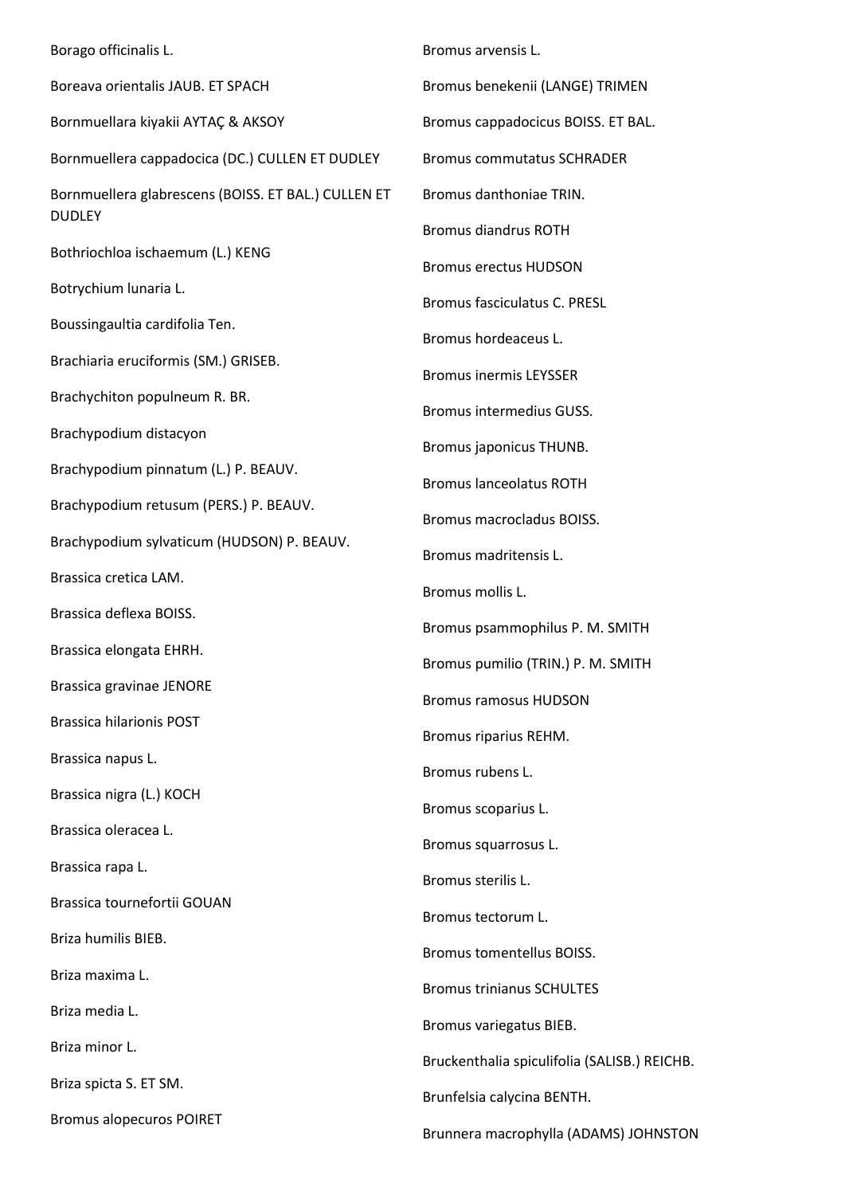Borago officinalis L.

Boreava orientalis JAUB. ET SPACH

Bornmuellara kiyakii AYTAÇ & AKSOY

Bornmuellera cappadocica (DC.) CULLEN ET DUDLEY

Bornmuellera glabrescens (BOISS. ET BAL.) CULLEN ET DUDLEY

Bothriochloa ischaemum (L.) KENG

Botrychium lunaria L.

Boussingaultia cardifolia Ten.

Brachiaria eruciformis (SM.) GRISEB.

Brachychiton populneum R. BR.

Brachypodium distacyon

Brachypodium pinnatum (L.) P. BEAUV.

Brachypodium retusum (PERS.) P. BEAUV.

Brachypodium sylvaticum (HUDSON) P. BEAUV.

Brassica cretica LAM.

Brassica deflexa BOISS.

Brassica elongata EHRH.

Brassica gravinae JENORE

Brassica hilarionis POST

Brassica napus L.

Brassica nigra (L.) KOCH

Brassica oleracea L.

Brassica rapa L.

Brassica tournefortii GOUAN

Briza humilis BIEB.

Briza maxima L.

Briza media L.

Briza minor L.

Briza spicta S. ET SM.

Bromus alopecuros POIRET

Bromus arvensis L.

Bromus benekenii (LANGE) TRIMEN

Bromus cappadocicus BOISS. ET BAL.

Bromus commutatus SCHRADER

Bromus danthoniae TRIN.

Bromus diandrus ROTH

Bromus erectus HUDSON

Bromus fasciculatus C. PRESL

Bromus hordeaceus L.

Bromus inermis LEYSSER

Bromus intermedius GUSS.

Bromus japonicus THUNB.

Bromus lanceolatus ROTH

Bromus macrocladus BOISS.

Bromus madritensis L.

Bromus mollis L.

Bromus psammophilus P. M. SMITH

Bromus pumilio (TRIN.) P. M. SMITH

Bromus ramosus HUDSON

Bromus riparius REHM.

Bromus rubens L.

Bromus scoparius L.

Bromus squarrosus L.

Bromus sterilis L.

Bromus tectorum L.

Bromus tomentellus BOISS.

Bromus trinianus SCHULTES

Bromus variegatus BIEB.

Bruckenthalia spiculifolia (SALISB.) REICHB.

Brunfelsia calycina BENTH.

Brunnera macrophylla (ADAMS) JOHNSTON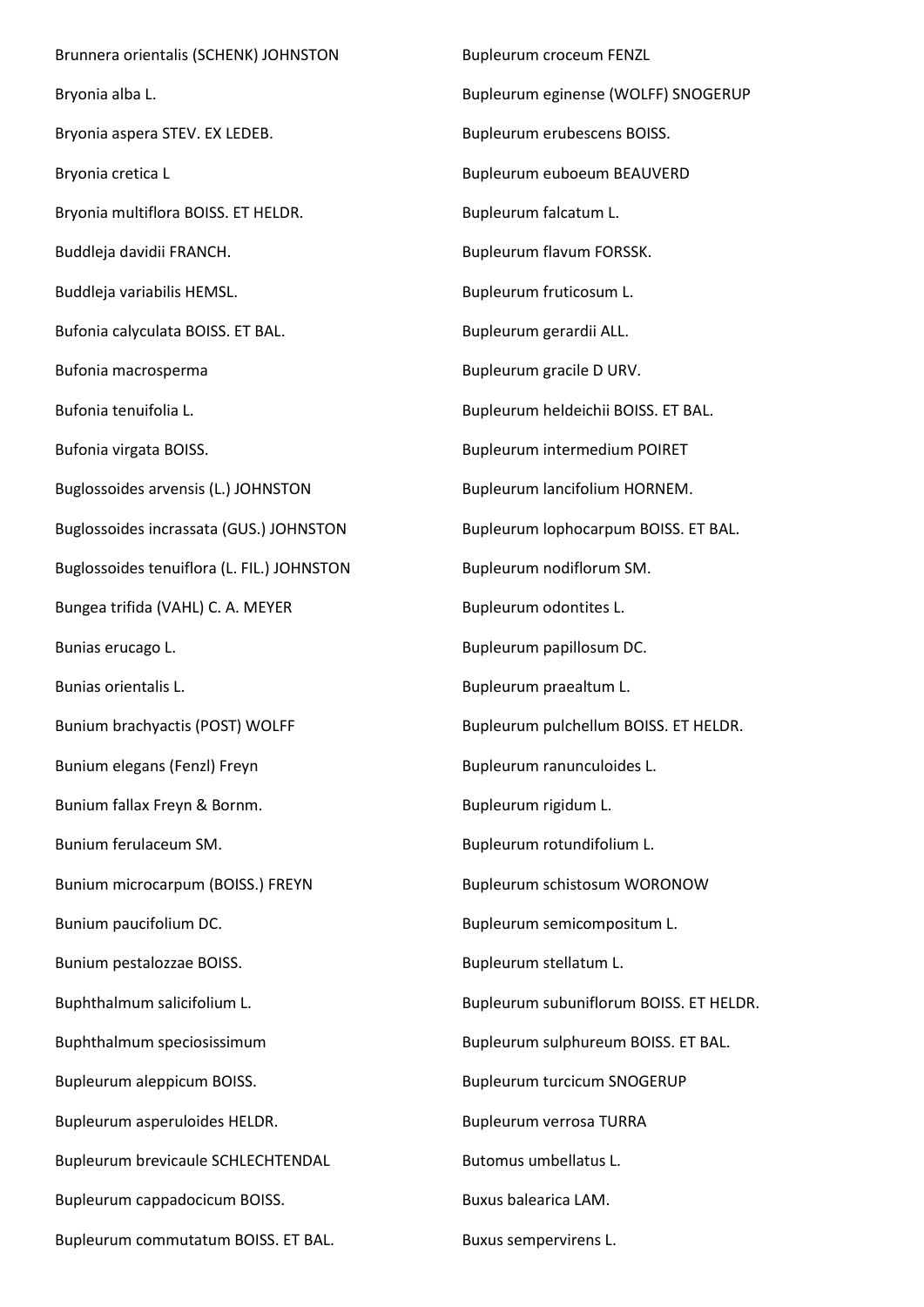Brunnera orientalis (SCHENK) JOHNSTON

Bryonia alba L.

Bryonia aspera STEV. EX LEDEB.

Bryonia cretica L

Bryonia multiflora BOISS. ET HELDR.

Buddleja davidii FRANCH.

Buddleja variabilis HEMSL.

Bufonia calyculata BOISS. ET BAL.

Bufonia macrosperma

Bufonia tenuifolia L.

Bufonia virgata BOISS.

Buglossoides arvensis (L.) JOHNSTON

Buglossoides incrassata (GUS.) JOHNSTON

Buglossoides tenuiflora (L. FIL.) JOHNSTON

Bungea trifida (VAHL) C. A. MEYER

Bunias erucago L.

Bunias orientalis L.

Bunium brachyactis (POST) WOLFF

Bunium elegans (Fenzl) Freyn

Bunium fallax Freyn & Bornm.

Bunium ferulaceum SM.

Bunium microcarpum (BOISS.) FREYN

Bunium paucifolium DC.

Bunium pestalozzae BOISS.

Buphthalmum salicifolium L.

Buphthalmum speciosissimum

Bupleurum aleppicum BOISS.

Bupleurum asperuloides HELDR.

Bupleurum brevicaule SCHLECHTENDAL

Bupleurum cappadocicum BOISS.

Bupleurum commutatum BOISS. ET BAL.

Bupleurum croceum FENZL

Bupleurum eginense (WOLFF) SNOGERUP

Bupleurum erubescens BOISS.

Bupleurum euboeum BEAUVERD

Bupleurum falcatum L.

Bupleurum flavum FORSSK.

Bupleurum fruticosum L.

Bupleurum gerardii ALL.

Bupleurum gracile D URV.

Bupleurum heldeichii BOISS. ET BAL.

Bupleurum intermedium POIRET

Bupleurum lancifolium HORNEM.

Bupleurum lophocarpum BOISS. ET BAL.

Bupleurum nodiflorum SM.

Bupleurum odontites L.

Bupleurum papillosum DC.

Bupleurum praealtum L.

Bupleurum pulchellum BOISS. ET HELDR.

Bupleurum ranunculoides L.

Bupleurum rigidum L.

Bupleurum rotundifolium L.

Bupleurum schistosum WORONOW

Bupleurum semicompositum L.

Bupleurum stellatum L.

Bupleurum subuniflorum BOISS. ET HELDR.

Bupleurum sulphureum BOISS. ET BAL.

Bupleurum turcicum SNOGERUP

Bupleurum verrosa TURRA

Butomus umbellatus L.

Buxus balearica LAM.

Buxus sempervirens L.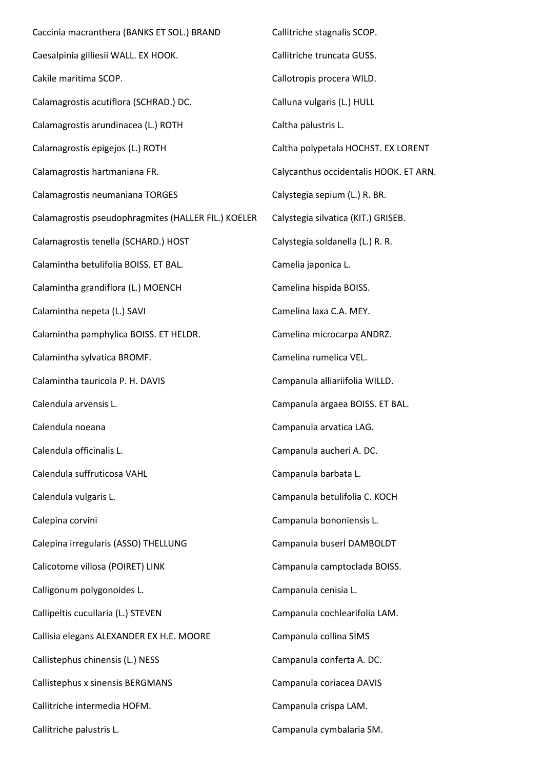Caccinia macranthera (BANKS ET SOL.) BRAND

Caesalpinia gilliesii WALL. EX HOOK.

Cakile maritima SCOP.

Calamagrostis acutiflora (SCHRAD.) DC.

Calamagrostis arundinacea (L.) ROTH

Calamagrostis epigejos (L.) ROTH

Calamagrostis hartmaniana FR.

Calamagrostis neumaniana TORGES

Calamagrostis pseudophragmites (HALLER FIL.) KOELER

Calamagrostis tenella (SCHARD.) HOST

Calamintha betulifolia BOISS. ET BAL.

Calamintha grandiflora (L.) MOENCH

Calamintha nepeta (L.) SAVI

Calamintha pamphylica BOISS. ET HELDR.

Calamintha sylvatica BROMF.

Calamintha tauricola P. H. DAVIS

Calendula arvensis L.

Calendula noeana

Calendula officinalis L.

Calendula suffruticosa VAHL

Calendula vulgaris L.

Calepina corvini

Calepina irregularis (ASSO) THELLUNG

Calicotome villosa (POIRET) LINK

Calligonum polygonoides L.

Callipeltis cucullaria (L.) STEVEN

Callisia elegans ALEXANDER EX H.E. MOORE

Callistephus chinensis (L.) NESS

Callistephus x sinensis BERGMANS

Callitriche intermedia HOFM.

Callitriche palustris L.

Callitriche stagnalis SCOP.

Callitriche truncata GUSS.

Callotropis procera WILD.

Calluna vulgaris (L.) HULL

Caltha palustris L.

Caltha polypetala HOCHST. EX LORENT

Calycanthus occidentalis HOOK. ET ARN.

Calystegia sepium (L.) R. BR.

Calystegia silvatica (KIT.) GRISEB.

Calystegia soldanella (L.) R. R.

Camelia japonica L.

Camelina hispida BOISS.

Camelina laxa C.A. MEY.

Camelina microcarpa ANDRZ.

Camelina rumelica VEL.

Campanula alliariifolia WILLD.

Campanula argaea BOISS. ET BAL.

Campanula arvatica LAG.

Campanula aucheri A. DC.

Campanula barbata L.

Campanula betulifolia C. KOCH

Campanula bononiensis L.

Campanula buserİ DAMBOLDT

Campanula camptoclada BOISS.

Campanula cenisia L.

Campanula cochlearifolia LAM.

Campanula collina SİMS

Campanula conferta A. DC.

Campanula coriacea DAVIS

Campanula crispa LAM.

Campanula cymbalaria SM.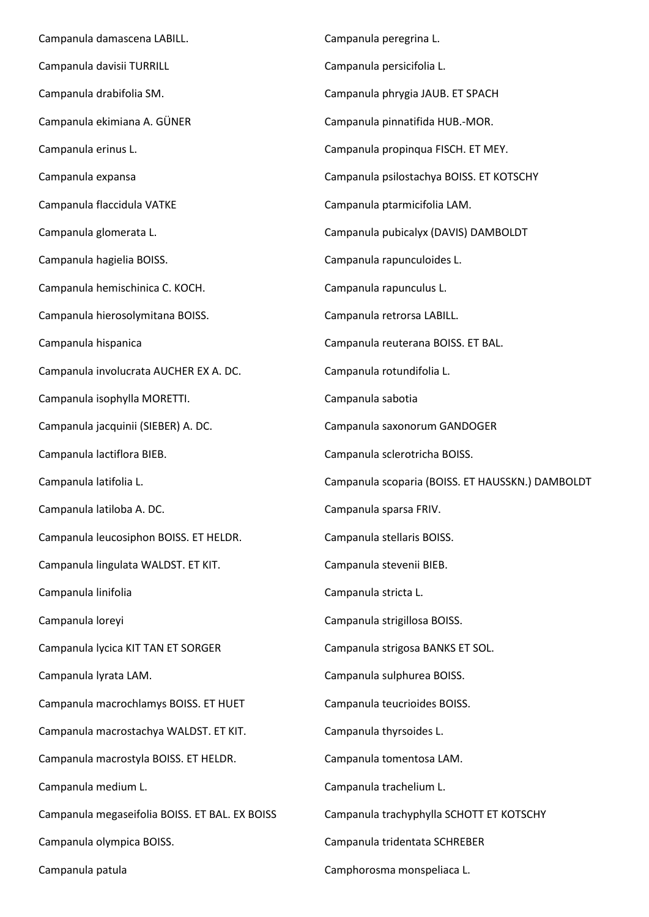Campanula damascena LABILL.

Campanula davisii TURRILL

Campanula drabifolia SM.

Campanula ekimiana A. GÜNER

Campanula erinus L.

Campanula expansa

Campanula flaccidula VATKE

Campanula glomerata L.

Campanula hagielia BOISS.

Campanula hemischinica C. KOCH.

Campanula hierosolymitana BOISS.

Campanula hispanica

Campanula involucrata AUCHER EX A. DC.

Campanula isophylla MORETTI.

Campanula jacquinii (SIEBER) A. DC.

Campanula lactiflora BIEB.

Campanula latifolia L.

Campanula latiloba A. DC.

Campanula leucosiphon BOISS. ET HELDR.

Campanula lingulata WALDST. ET KIT.

Campanula linifolia

Campanula loreyi

Campanula lycica KIT TAN ET SORGER

Campanula lyrata LAM.

Campanula macrochlamys BOISS. ET HUET

Campanula macrostachya WALDST. ET KIT.

Campanula macrostyla BOISS. ET HELDR.

Campanula medium L.

Campanula megaseifolia BOISS. ET BAL. EX BOISS

Campanula olympica BOISS.

Campanula patula

Campanula peregrina L.

Campanula persicifolia L.

Campanula phrygia JAUB. ET SPACH

Campanula pinnatifida HUB.-MOR.

Campanula propinqua FISCH. ET MEY.

Campanula psilostachya BOISS. ET KOTSCHY

Campanula ptarmicifolia LAM.

Campanula pubicalyx (DAVIS) DAMBOLDT

Campanula rapunculoides L.

Campanula rapunculus L.

Campanula retrorsa LABILL.

Campanula reuterana BOISS. ET BAL.

Campanula rotundifolia L.

Campanula sabotia

Campanula saxonorum GANDOGER

Campanula sclerotricha BOISS.

Campanula scoparia (BOISS. ET HAUSSKN.) DAMBOLDT

Campanula sparsa FRIV.

Campanula stellaris BOISS.

Campanula stevenii BIEB.

Campanula stricta L.

Campanula strigillosa BOISS.

Campanula strigosa BANKS ET SOL.

Campanula sulphurea BOISS.

Campanula teucrioides BOISS.

Campanula thyrsoides L.

Campanula tomentosa LAM.

Campanula trachelium L.

Campanula trachyphylla SCHOTT ET KOTSCHY

Campanula tridentata SCHREBER

Camphorosma monspeliaca L.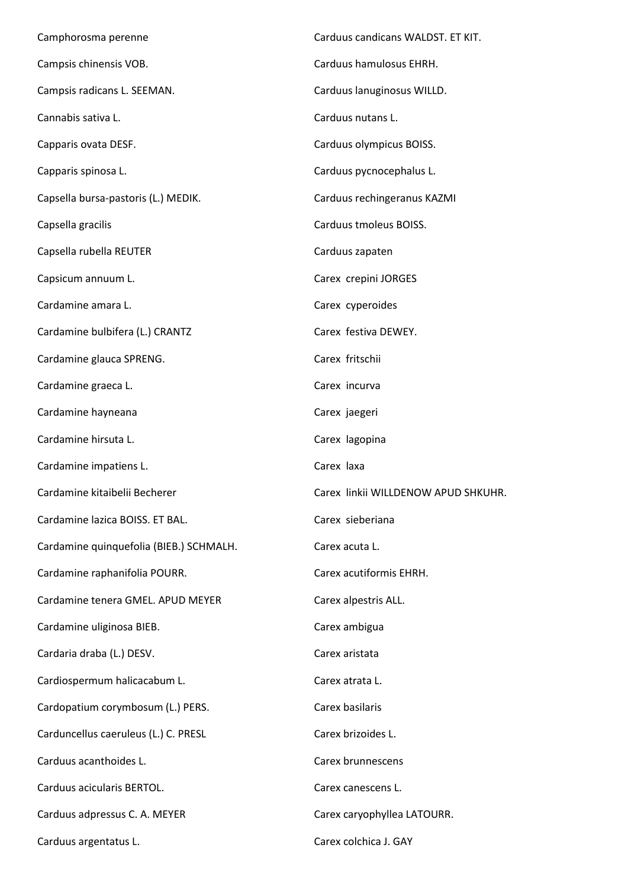Camphorosma perenne

Campsis chinensis VOB.

Campsis radicans L. SEEMAN.

Cannabis sativa L.

Capparis ovata DESF.

Capparis spinosa L.

Capsella bursa-pastoris (L.) MEDIK.

Capsella gracilis

Capsella rubella REUTER

Capsicum annuum L.

Cardamine amara L.

Cardamine bulbifera (L.) CRANTZ

Cardamine glauca SPRENG.

Cardamine graeca L.

Cardamine hayneana

Cardamine hirsuta L.

Cardamine impatiens L.

Cardamine kitaibelii Becherer

Cardamine lazica BOISS. ET BAL.

Cardamine quinquefolia (BIEB.) SCHMALH.

Cardamine raphanifolia POURR.

Cardamine tenera GMEL. APUD MEYER

Cardamine uliginosa BIEB.

Cardaria draba (L.) DESV.

Cardiospermum halicacabum L.

Cardopatium corymbosum (L.) PERS.

Carduncellus caeruleus (L.) C. PRESL

Carduus acanthoides L.

Carduus acicularis BERTOL.

Carduus adpressus C. A. MEYER

Carduus argentatus L.

Carduus candicans WALDST. ET KIT.

Carduus hamulosus EHRH.

Carduus lanuginosus WILLD.

Carduus nutans L.

Carduus olympicus BOISS.

Carduus pycnocephalus L.

Carduus rechingeranus KAZMI

Carduus tmoleus BOISS.

Carduus zapaten

Carex crepini JORGES

Carex cyperoides

Carex festiva DEWEY.

Carex fritschii

Carex incurva

Carex jaegeri

Carex lagopina

Carex laxa

Carex linkii WILLDENOW APUD SHKUHR.

Carex sieberiana

Carex acuta L.

Carex acutiformis EHRH.

Carex alpestris ALL.

Carex ambigua

Carex aristata

Carex atrata L.

Carex basilaris

Carex brizoides L.

Carex brunnescens

Carex canescens L.

Carex caryophyllea LATOURR.

Carex colchica J. GAY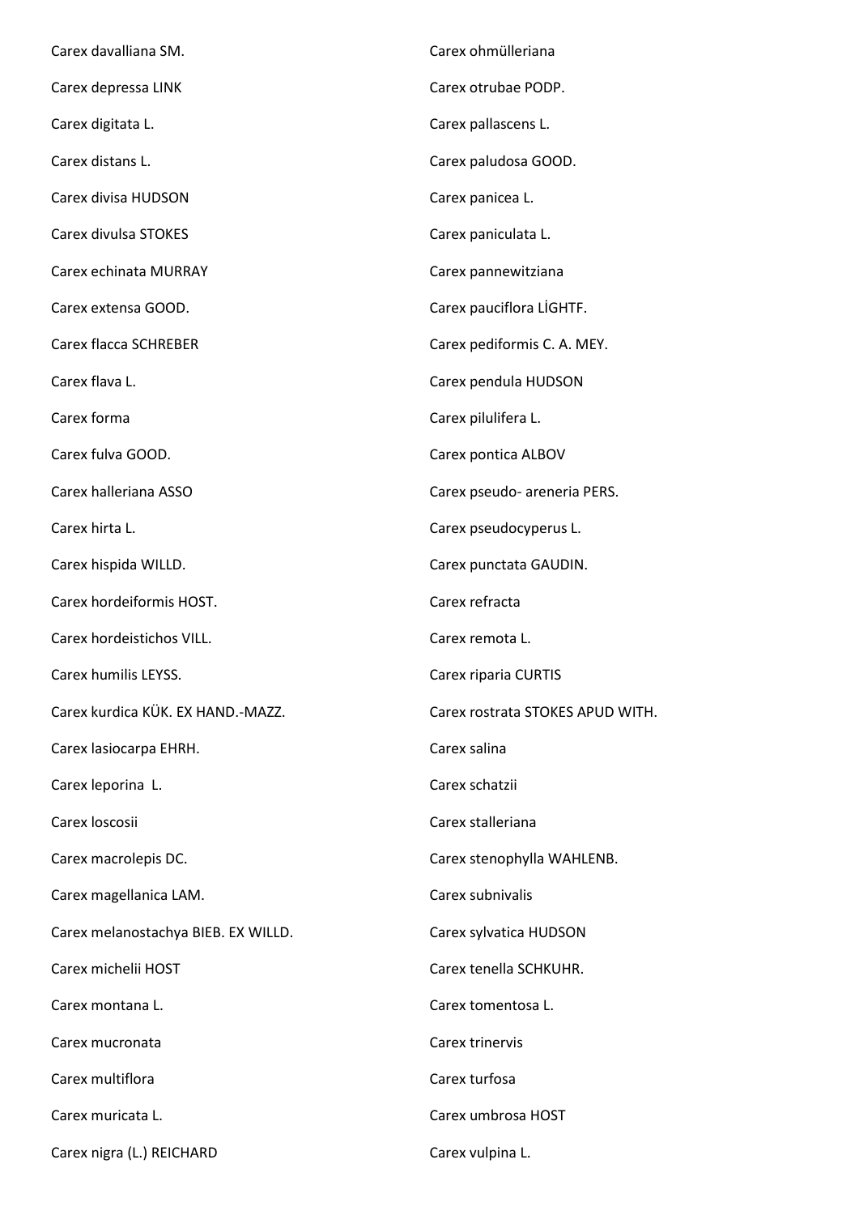Carex davalliana SM.

Carex depressa LINK

Carex digitata L.

Carex distans L.

Carex divisa HUDSON

Carex divulsa STOKES

Carex echinata MURRAY

Carex extensa GOOD.

Carex flacca SCHREBER

Carex flava L.

Carex forma

Carex fulva GOOD.

Carex halleriana ASSO

Carex hirta L.

Carex hispida WILLD.

Carex hordeiformis HOST.

Carex hordeistichos VILL.

Carex humilis LEYSS.

Carex kurdica KÜK. EX HAND.-MAZZ.

Carex lasiocarpa EHRH.

Carex leporina  L.

Carex loscosii

Carex macrolepis DC.

Carex magellanica LAM.

Carex melanostachya BIEB. EX WILLD.

Carex michelii HOST

Carex montana L.

Carex mucronata

Carex multiflora

Carex muricata L.

Carex nigra (L.) REICHARD

Carex ohmülleriana

Carex otrubae PODP.

Carex pallascens L.

Carex paludosa GOOD.

Carex panicea L.

Carex paniculata L.

Carex pannewitziana

Carex pauciflora LİGHTF.

Carex pediformis C. A. MEY.

Carex pendula HUDSON

Carex pilulifera L.

Carex pontica ALBOV

Carex pseudo- areneria PERS.

Carex pseudocyperus L.

Carex punctata GAUDIN.

Carex refracta

Carex remota L.

Carex riparia CURTIS

Carex rostrata STOKES APUD WITH.

Carex salina

Carex schatzii

Carex stalleriana

Carex stenophylla WAHLENB.

Carex subnivalis

Carex sylvatica HUDSON

Carex tenella SCHKUHR.

Carex tomentosa L.

Carex trinervis

Carex turfosa

Carex umbrosa HOST

Carex vulpina L.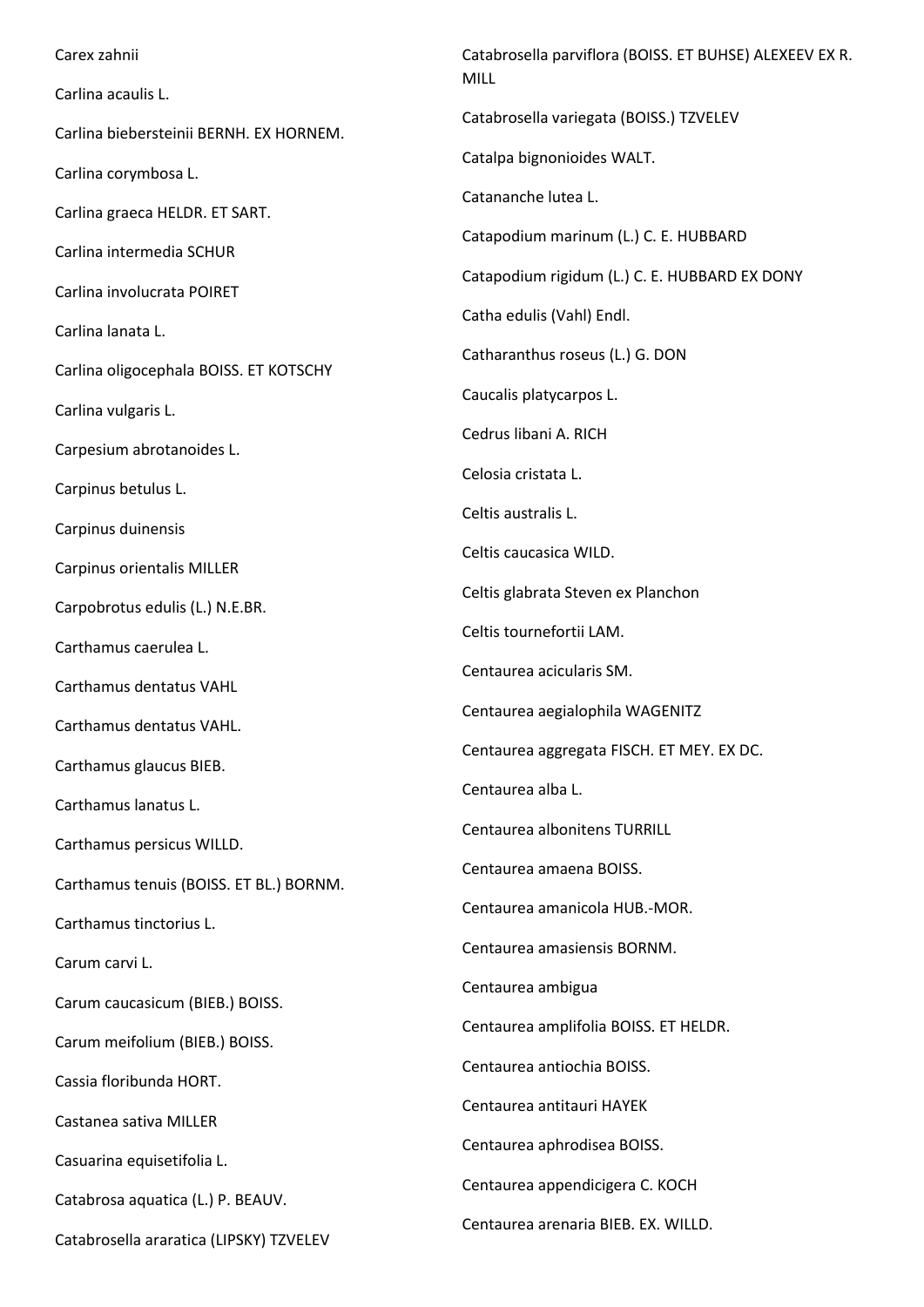Carex zahnii

Carlina acaulis L.

Carlina biebersteinii BERNH. EX HORNEM.

Carlina corymbosa L.

Carlina graeca HELDR. ET SART.

Carlina intermedia SCHUR

Carlina involucrata POIRET

Carlina lanata L.

Carlina oligocephala BOISS. ET KOTSCHY

Carlina vulgaris L.

Carpesium abrotanoides L.

Carpinus betulus L.

Carpinus duinensis

Carpinus orientalis MILLER

Carpobrotus edulis (L.) N.E.BR.

Carthamus caerulea L.

Carthamus dentatus VAHL

Carthamus dentatus VAHL.

Carthamus glaucus BIEB.

Carthamus lanatus L.

Carthamus persicus WILLD.

Carthamus tenuis (BOISS. ET BL.) BORNM.

Carthamus tinctorius L.

Carum carvi L.

Carum caucasicum (BIEB.) BOISS.

Carum meifolium (BIEB.) BOISS.

Cassia floribunda HORT.

Castanea sativa MILLER

Casuarina equisetifolia L.

Catabrosa aquatica (L.) P. BEAUV.

Catabrosella araratica (LIPSKY) TZVELEV

Catabrosella parviflora (BOISS. ET BUHSE) ALEXEEV EX R. MILL

Catabrosella variegata (BOISS.) TZVELEV

Catalpa bignonioides WALT.

Catananche lutea L.

Catapodium marinum (L.) C. E. HUBBARD

Catapodium rigidum (L.) C. E. HUBBARD EX DONY

Catha edulis (Vahl) Endl.

Catharanthus roseus (L.) G. DON

Caucalis platycarpos L.

Cedrus libani A. RICH

Celosia cristata L.

Celtis australis L.

Celtis caucasica WILD.

Celtis glabrata Steven ex Planchon

Celtis tournefortii LAM.

Centaurea acicularis SM.

Centaurea aegialophila WAGENITZ

Centaurea aggregata FISCH. ET MEY. EX DC.

Centaurea alba L.

Centaurea albonitens TURRILL

Centaurea amaena BOISS.

Centaurea amanicola HUB.-MOR.

Centaurea amasiensis BORNM.

Centaurea ambigua

Centaurea amplifolia BOISS. ET HELDR.

Centaurea antiochia BOISS.

Centaurea antitauri HAYEK

Centaurea aphrodisea BOISS.

Centaurea appendicigera C. KOCH

Centaurea arenaria BIEB. EX. WILLD.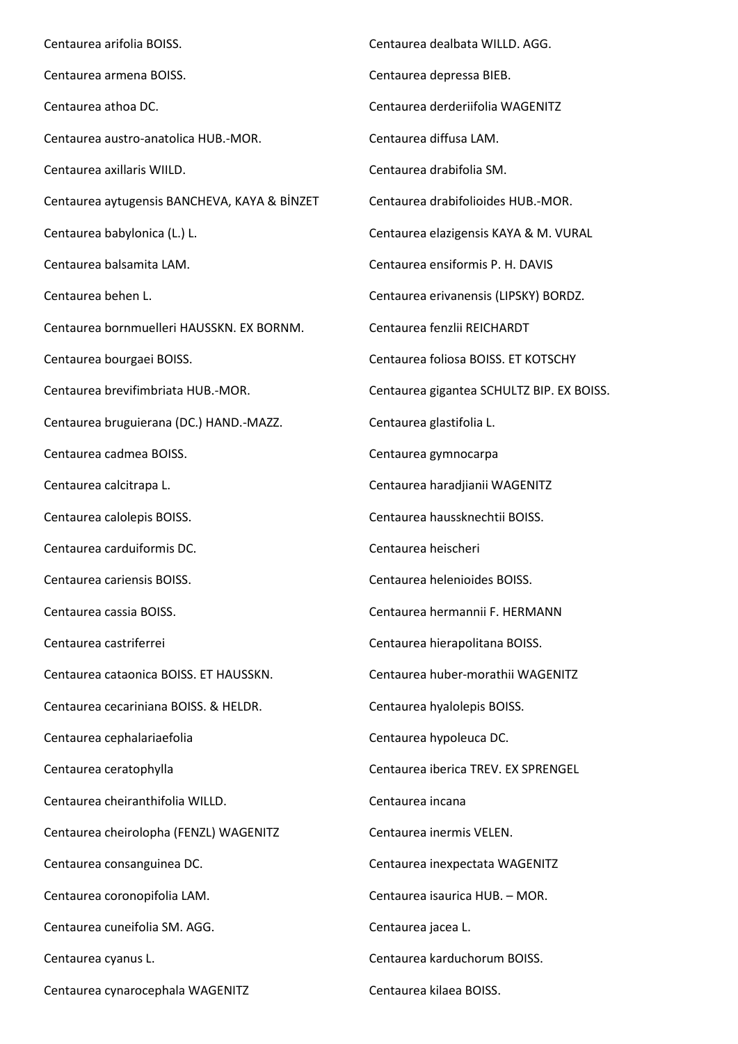Centaurea arifolia BOISS.

Centaurea armena BOISS.

Centaurea athoa DC.

Centaurea austro-anatolica HUB.-MOR.

Centaurea axillaris WIILD.

Centaurea aytugensis BANCHEVA, KAYA & BİNZET

Centaurea babylonica (L.) L.

Centaurea balsamita LAM.

Centaurea behen L.

Centaurea bornmuelleri HAUSSKN. EX BORNM.

Centaurea bourgaei BOISS.

Centaurea brevifimbriata HUB.-MOR.

Centaurea bruguierana (DC.) HAND.-MAZZ.

Centaurea cadmea BOISS.

Centaurea calcitrapa L.

Centaurea calolepis BOISS.

Centaurea carduiformis DC.

Centaurea cariensis BOISS.

Centaurea cassia BOISS.

Centaurea castriferrei

Centaurea cataonica BOISS. ET HAUSSKN.

Centaurea cecariniana BOISS. & HELDR.

Centaurea cephalariaefolia

Centaurea ceratophylla

Centaurea cheiranthifolia WILLD.

Centaurea cheirolopha (FENZL) WAGENITZ

Centaurea consanguinea DC.

Centaurea coronopifolia LAM.

Centaurea cuneifolia SM. AGG.

Centaurea cyanus L.

Centaurea cynarocephala WAGENITZ

Centaurea dealbata WILLD. AGG.

Centaurea depressa BIEB.

Centaurea derderiifolia WAGENITZ

Centaurea diffusa LAM.

Centaurea drabifolia SM.

Centaurea drabifolioides HUB.-MOR.

Centaurea elazigensis KAYA & M. VURAL

Centaurea ensiformis P. H. DAVIS

Centaurea erivanensis (LIPSKY) BORDZ.

Centaurea fenzlii REICHARDT

Centaurea foliosa BOISS. ET KOTSCHY

Centaurea gigantea SCHULTZ BIP. EX BOISS.

Centaurea glastifolia L.

Centaurea gymnocarpa

Centaurea haradjianii WAGENITZ

Centaurea haussknechtii BOISS.

Centaurea heischeri

Centaurea helenioides BOISS.

Centaurea hermannii F. HERMANN

Centaurea hierapolitana BOISS.

Centaurea huber-morathii WAGENITZ

Centaurea hyalolepis BOISS.

Centaurea hypoleuca DC.

Centaurea iberica TREV. EX SPRENGEL

Centaurea incana

Centaurea inermis VELEN.

Centaurea inexpectata WAGENITZ

Centaurea isaurica HUB. – MOR.

Centaurea jacea L.

Centaurea karduchorum BOISS.

Centaurea kilaea BOISS.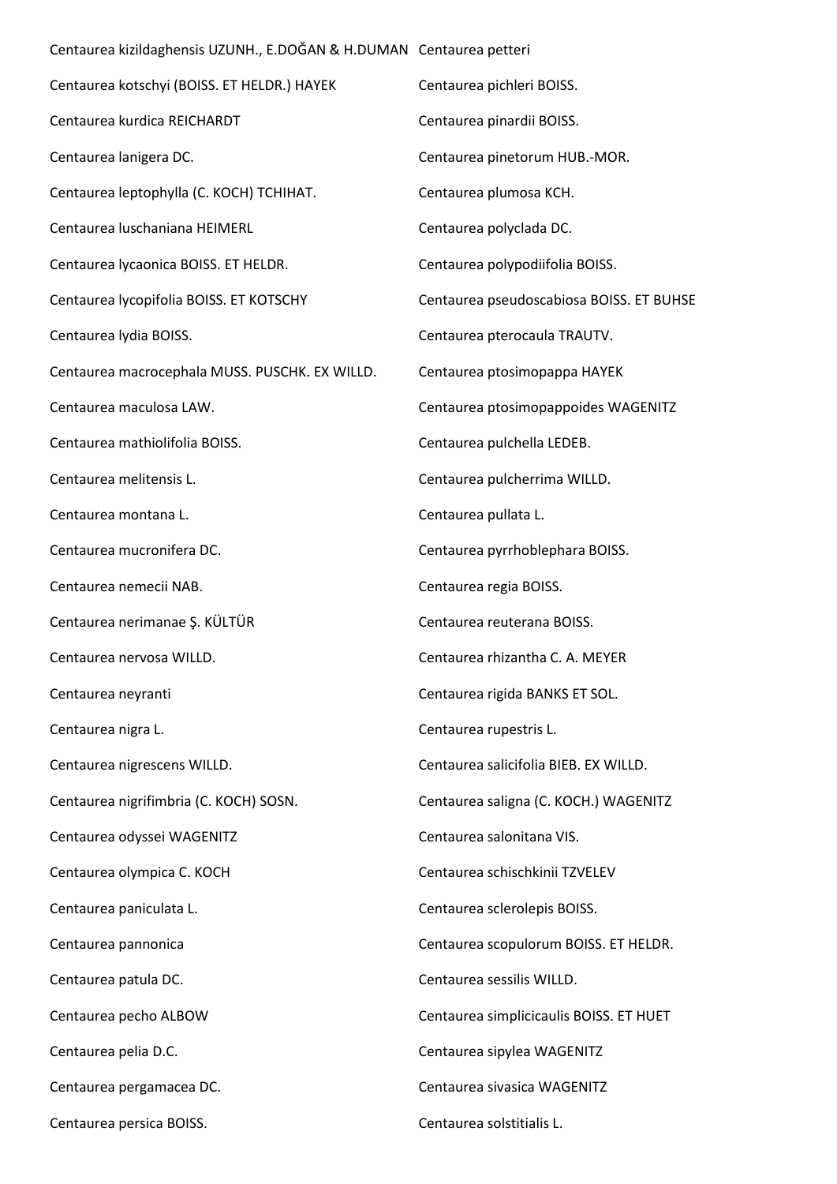Centaurea kizildaghensis UZUNH., E.DOĞAN & H.DUMAN

Centaurea kotschyi (BOISS. ET HELDR.) HAYEK

Centaurea kurdica REICHARDT

Centaurea lanigera DC.

Centaurea leptophylla (C. KOCH) TCHIHAT.

Centaurea luschaniana HEIMERL

Centaurea lycaonica BOISS. ET HELDR.

Centaurea lycopifolia BOISS. ET KOTSCHY

Centaurea lydia BOISS.

Centaurea macrocephala MUSS. PUSCHK. EX WILLD.

Centaurea maculosa LAW.

Centaurea mathiolifolia BOISS.

Centaurea melitensis L.

Centaurea montana L.

Centaurea mucronifera DC.

Centaurea nemecii NAB.

Centaurea nerimanae Ş. KÜLTÜR

Centaurea nervosa WILLD.

Centaurea neyranti

Centaurea nigra L.

Centaurea nigrescens WILLD.

Centaurea nigrifimbria (C. KOCH) SOSN.

Centaurea odyssei WAGENITZ

Centaurea olympica C. KOCH

Centaurea paniculata L.

Centaurea pannonica

Centaurea patula DC.

Centaurea pecho ALBOW

Centaurea pelia D.C.

Centaurea pergamacea DC.

Centaurea persica BOISS.

Centaurea petteri

Centaurea pichleri BOISS.

Centaurea pinardii BOISS.

Centaurea pinetorum HUB.-MOR.

Centaurea plumosa KCH.

Centaurea polyclada DC.

Centaurea polypodiifolia BOISS.

Centaurea pseudoscabiosa BOISS. ET BUHSE

Centaurea pterocaula TRAUTV.

Centaurea ptosimopappa HAYEK

Centaurea ptosimopappoides WAGENITZ

Centaurea pulchella LEDEB.

Centaurea pulcherrima WILLD.

Centaurea pullata L.

Centaurea pyrrhoblephara BOISS.

Centaurea regia BOISS.

Centaurea reuterana BOISS.

Centaurea rhizantha C. A. MEYER

Centaurea rigida BANKS ET SOL.

Centaurea rupestris L.

Centaurea salicifolia BIEB. EX WILLD.

Centaurea saligna (C. KOCH.) WAGENITZ

Centaurea salonitana VIS.

Centaurea schischkinii TZVELEV

Centaurea sclerolepis BOISS.

Centaurea scopulorum BOISS. ET HELDR.

Centaurea sessilis WILLD.

Centaurea simplicicaulis BOISS. ET HUET

Centaurea sipylea WAGENITZ

Centaurea sivasica WAGENITZ

Centaurea solstitialis L.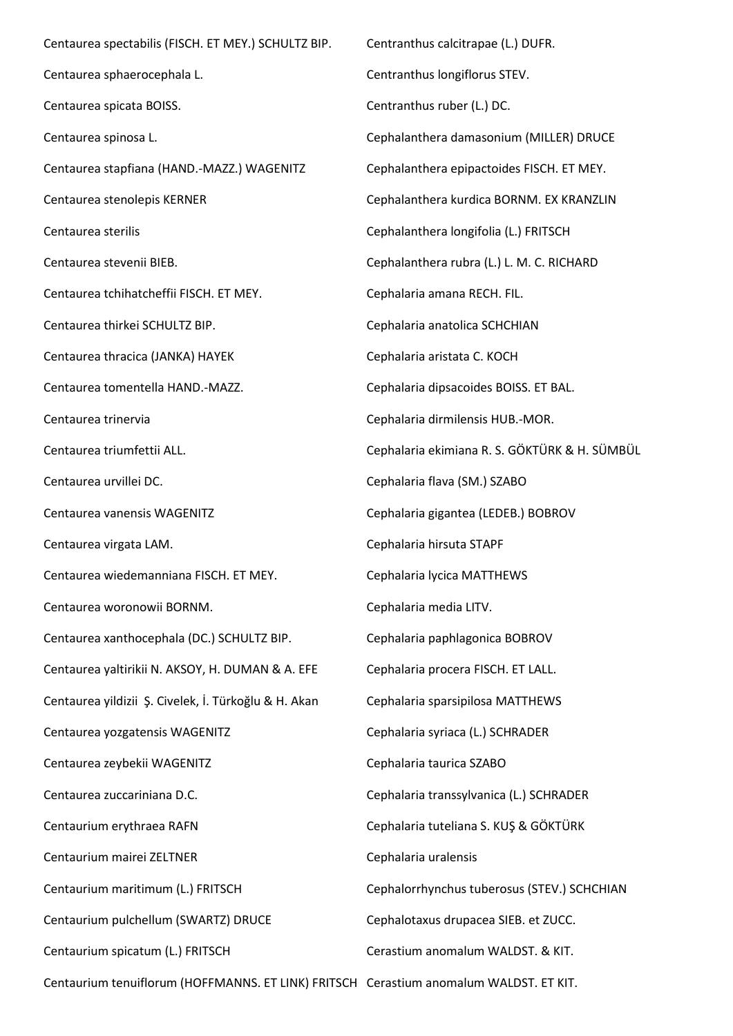Centaurea spectabilis (FISCH. ET MEY.) SCHULTZ BIP.

Centaurea sphaerocephala L.

Centaurea spicata BOISS.

Centaurea spinosa L.

Centaurea stapfiana (HAND.-MAZZ.) WAGENITZ

Centaurea stenolepis KERNER

Centaurea sterilis

Centaurea stevenii BIEB.

Centaurea tchihatcheffii FISCH. ET MEY.

Centaurea thirkei SCHULTZ BIP.

Centaurea thracica (JANKA) HAYEK

Centaurea tomentella HAND.-MAZZ.

Centaurea trinervia

Centaurea triumfettii ALL.

Centaurea urvillei DC.

Centaurea vanensis WAGENITZ

Centaurea virgata LAM.

Centaurea wiedemanniana FISCH. ET MEY.

Centaurea woronowii BORNM.

Centaurea xanthocephala (DC.) SCHULTZ BIP.

Centaurea yaltirikii N. AKSOY, H. DUMAN & A. EFE

Centaurea yildizii Ş. Civelek, İ. Türkoğlu & H. Akan

Centaurea yozgatensis WAGENITZ

Centaurea zeybekii WAGENITZ

Centaurea zuccariniana D.C.

Centaurium erythraea RAFN

Centaurium mairei ZELTNER

Centaurium maritimum (L.) FRITSCH

Centaurium pulchellum (SWARTZ) DRUCE

Centaurium spicatum (L.) FRITSCH

Centaurium tenuiflorum (HOFFMANNS. ET LINK) FRITSCH

Centranthus calcitrapae (L.) DUFR.

Centranthus longiflorus STEV.

Centranthus ruber (L.) DC.

Cephalanthera damasonium (MILLER) DRUCE

Cephalanthera epipactoides FISCH. ET MEY.

Cephalanthera kurdica BORNM. EX KRANZLIN

Cephalanthera longifolia (L.) FRITSCH

Cephalanthera rubra (L.) L. M. C. RICHARD

Cephalaria amana RECH. FIL.

Cephalaria anatolica SCHCHIAN

Cephalaria aristata C. KOCH

Cephalaria dipsacoides BOISS. ET BAL.

Cephalaria dirmilensis HUB.-MOR.

Cephalaria ekimiana R. S. GÖKTÜRK & H. SÜMBÜL

Cephalaria flava (SM.) SZABO

Cephalaria gigantea (LEDEB.) BOBROV

Cephalaria hirsuta STAPF

Cephalaria lycica MATTHEWS

Cephalaria media LITV.

Cephalaria paphlagonica BOBROV

Cephalaria procera FISCH. ET LALL.

Cephalaria sparsipilosa MATTHEWS

Cephalaria syriaca (L.) SCHRADER

Cephalaria taurica SZABO

Cephalaria transsylvanica (L.) SCHRADER

Cephalaria tuteliana S. KUŞ & GÖKTÜRK

Cephalaria uralensis

Cephalorrhynchus tuberosus (STEV.) SCHCHIAN

Cephalotaxus drupacea SIEB. et ZUCC.

Cerastium anomalum WALDST. & KIT.

Cerastium anomalum WALDST. ET KIT.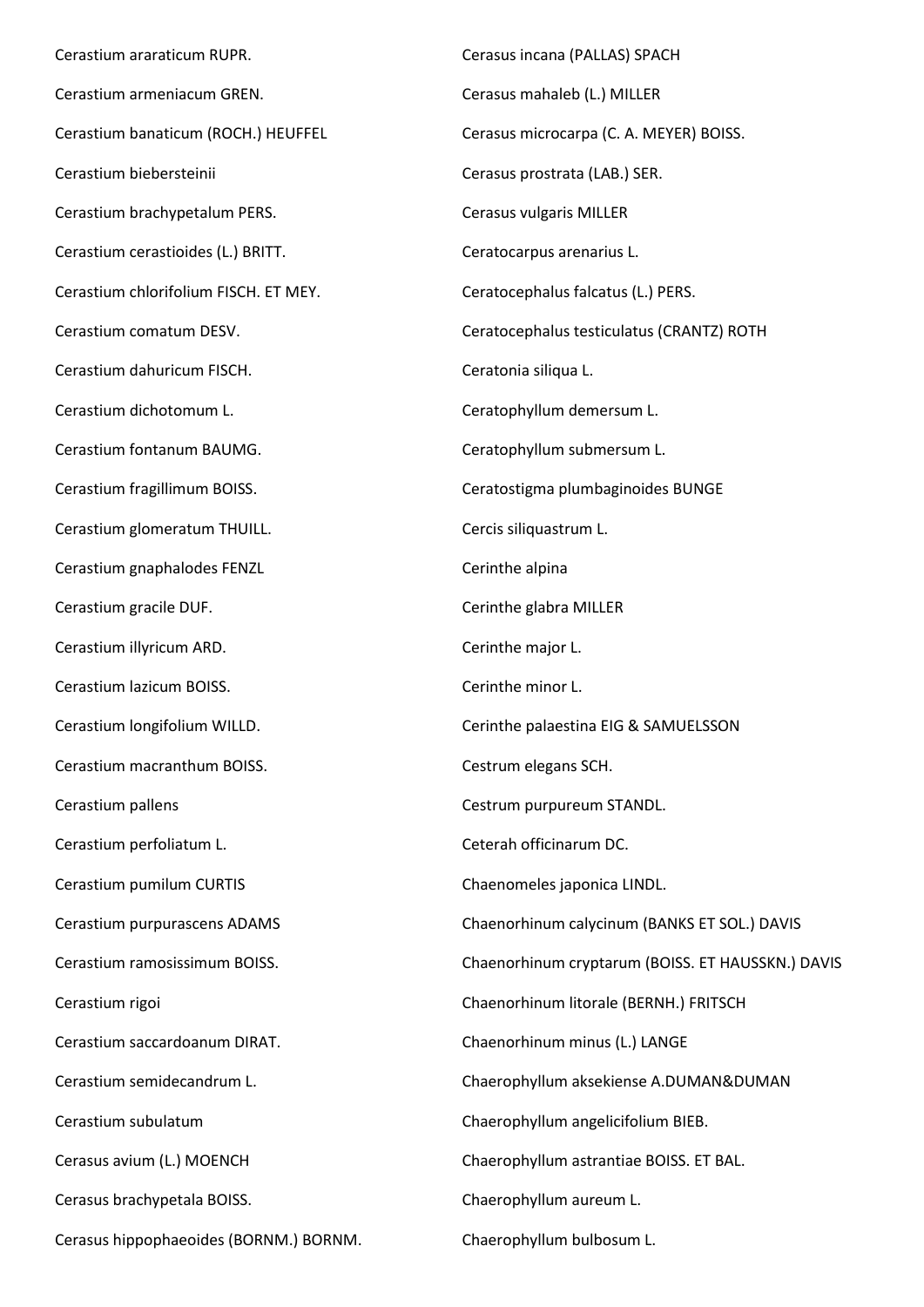Cerastium araraticum RUPR.

Cerastium armeniacum GREN.

Cerastium banaticum (ROCH.) HEUFFEL

Cerastium biebersteinii

Cerastium brachypetalum PERS.

Cerastium cerastioides (L.) BRITT.

Cerastium chlorifolium FISCH. ET MEY.

Cerastium comatum DESV.

Cerastium dahuricum FISCH.

Cerastium dichotomum L.

Cerastium fontanum BAUMG.

Cerastium fragillimum BOISS.

Cerastium glomeratum THUILL.

Cerastium gnaphalodes FENZL

Cerastium gracile DUF.

Cerastium illyricum ARD.

Cerastium lazicum BOISS.

Cerastium longifolium WILLD.

Cerastium macranthum BOISS.

Cerastium pallens

Cerastium perfoliatum L.

Cerastium pumilum CURTIS

Cerastium purpurascens ADAMS

Cerastium ramosissimum BOISS.

Cerastium rigoi

Cerastium saccardoanum DIRAT.

Cerastium semidecandrum L.

Cerastium subulatum

Cerasus avium (L.) MOENCH

Cerasus brachypetala BOISS.

Cerasus hippophaeoides (BORNM.) BORNM.

Cerasus incana (PALLAS) SPACH

Cerasus mahaleb (L.) MILLER

Cerasus microcarpa (C. A. MEYER) BOISS.

Cerasus prostrata (LAB.) SER.

Cerasus vulgaris MILLER

Ceratocarpus arenarius L.

Ceratocephalus falcatus (L.) PERS.

Ceratocephalus testiculatus (CRANTZ) ROTH

Ceratonia siliqua L.

Ceratophyllum demersum L.

Ceratophyllum submersum L.

Ceratostigma plumbaginoides BUNGE

Cercis siliquastrum L.

Cerinthe alpina

Cerinthe glabra MILLER

Cerinthe major L.

Cerinthe minor L.

Cerinthe palaestina EIG & SAMUELSSON

Cestrum elegans SCH.

Cestrum purpureum STANDL.

Ceterah officinarum DC.

Chaenomeles japonica LINDL.

Chaenorhinum calycinum (BANKS ET SOL.) DAVIS

Chaenorhinum cryptarum (BOISS. ET HAUSSKN.) DAVIS

Chaenorhinum litorale (BERNH.) FRITSCH

Chaenorhinum minus (L.) LANGE

Chaerophyllum aksekiense A.DUMAN&DUMAN

Chaerophyllum angelicifolium BIEB.

Chaerophyllum astrantiae BOISS. ET BAL.

Chaerophyllum aureum L.

Chaerophyllum bulbosum L.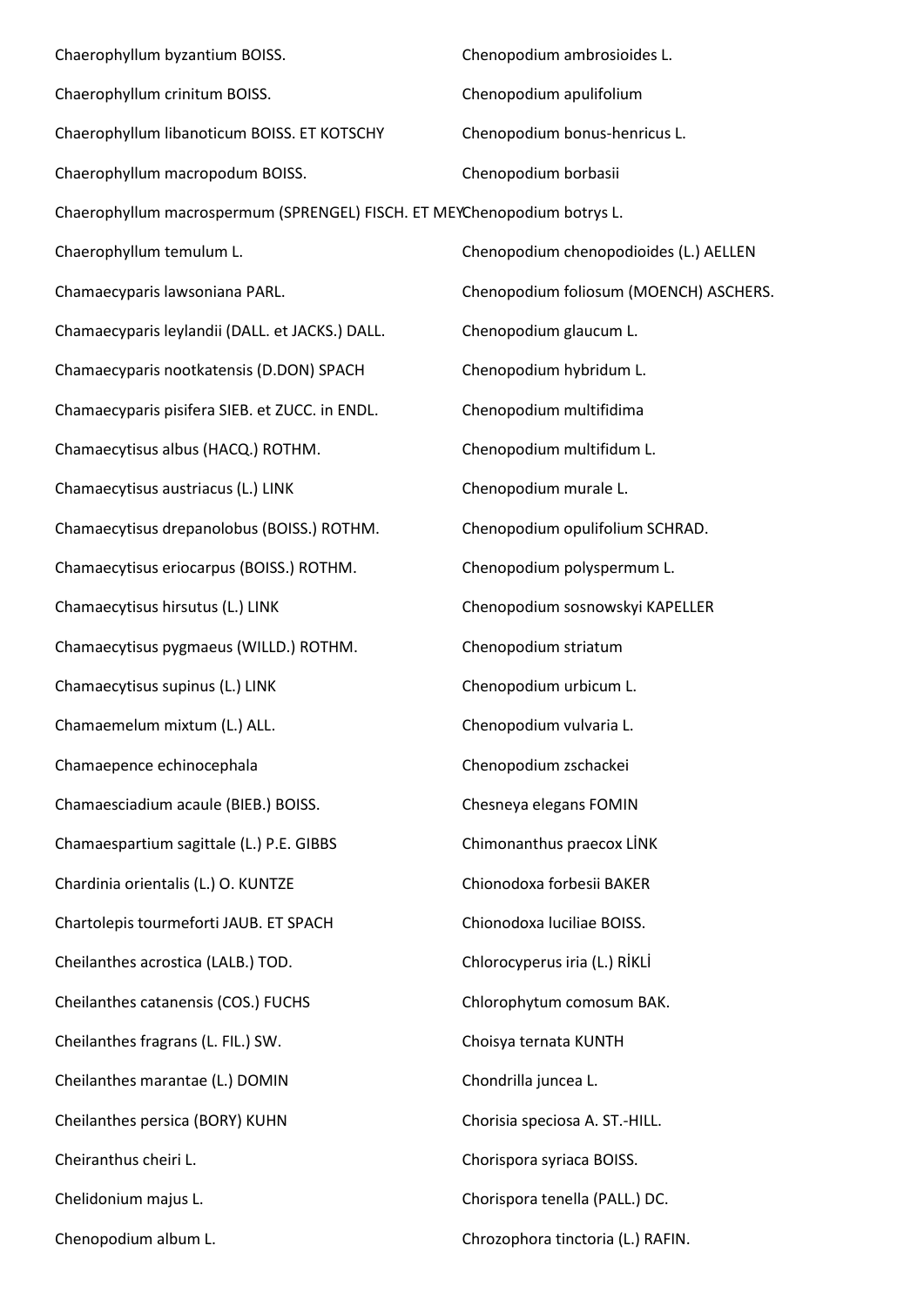Chaerophyllum byzantium BOISS.

Chaerophyllum crinitum BOISS.

Chaerophyllum libanoticum BOISS. ET KOTSCHY

Chaerophyllum macropodum BOISS.

Chaerophyllum macrospermum (SPRENGEL) FISCH. ET MEY.

Chaerophyllum temulum L.

Chamaecyparis lawsoniana PARL.

Chamaecyparis leylandii (DALL. et JACKS.) DALL.

Chamaecyparis nootkatensis (D.DON) SPACH

Chamaecyparis pisifera SIEB. et ZUCC. in ENDL.

Chamaecytisus albus (HACQ.) ROTHM.

Chamaecytisus austriacus (L.) LINK

Chamaecytisus drepanolobus (BOISS.) ROTHM.

Chamaecytisus eriocarpus (BOISS.) ROTHM.

Chamaecytisus hirsutus (L.) LINK

Chamaecytisus pygmaeus (WILLD.) ROTHM.

Chamaecytisus supinus (L.) LINK

Chamaemelum mixtum (L.) ALL.

Chamaepence echinocephala

Chamaesciadium acaule (BIEB.) BOISS.

Chamaespartium sagittale (L.) P.E. GIBBS

Chardinia orientalis (L.) O. KUNTZE

Chartolepis tourmeforti JAUB. ET SPACH

Cheilanthes acrostica (LALB.) TOD.

Cheilanthes catanensis (COS.) FUCHS

Cheilanthes fragrans (L. FIL.) SW.

Cheilanthes marantae (L.) DOMIN

Cheilanthes persica (BORY) KUHN

Cheiranthus cheiri L.

Chelidonium majus L.

Chenopodium album L.

Chenopodium ambrosioides L.

Chenopodium apulifolium

Chenopodium bonus-henricus L.

Chenopodium borbasii

Chenopodium botrys L.

Chenopodium chenopodioides (L.) AELLEN

Chenopodium foliosum (MOENCH) ASCHERS.

Chenopodium glaucum L.

Chenopodium hybridum L.

Chenopodium multifidima

Chenopodium multifidum L.

Chenopodium murale L.

Chenopodium opulifolium SCHRAD.

Chenopodium polyspermum L.

Chenopodium sosnowskyi KAPELLER

Chenopodium striatum

Chenopodium urbicum L.

Chenopodium vulvaria L.

Chenopodium zschackei

Chesneya elegans FOMIN

Chimonanthus praecox LİNK

Chionodoxa forbesii BAKER

Chionodoxa luciliae BOISS.

Chlorocyperus iria (L.) RİKLİ

Chlorophytum comosum BAK.

Choisya ternata KUNTH

Chondrilla juncea L.

Chorisia speciosa A. ST.-HILL.

Chorispora syriaca BOISS.

Chorispora tenella (PALL.) DC.

Chrozophora tinctoria (L.) RAFIN.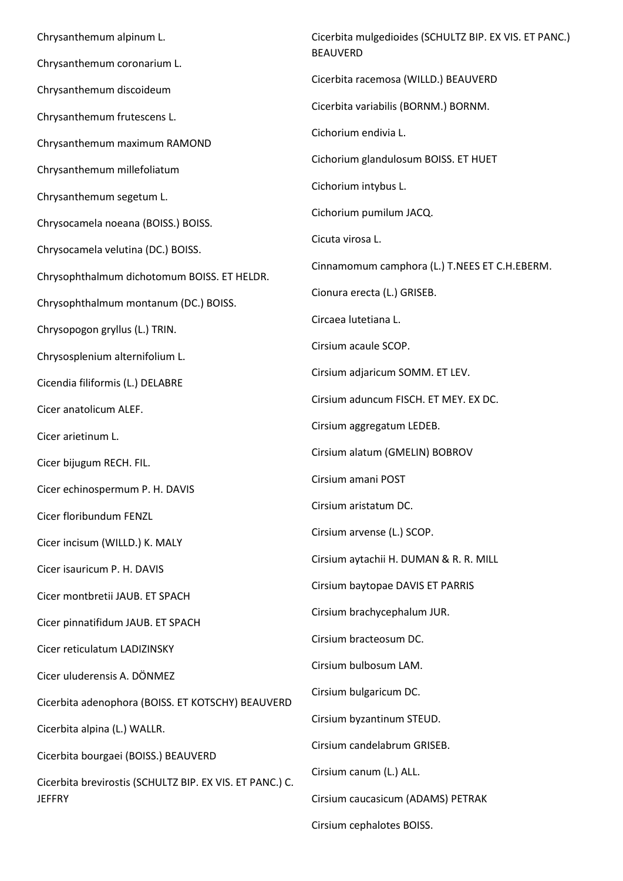Chrysanthemum alpinum L.

Chrysanthemum coronarium L.

Chrysanthemum discoideum

Chrysanthemum frutescens L.

Chrysanthemum maximum RAMOND

Chrysanthemum millefoliatum

Chrysanthemum segetum L.

Chrysocamela noeana (BOISS.) BOISS.

Chrysocamela velutina (DC.) BOISS.

Chrysophthalmum dichotomum BOISS. ET HELDR.

Chrysophthalmum montanum (DC.) BOISS.

Chrysopogon gryllus (L.) TRIN.

Chrysosplenium alternifolium L.

Cicendia filiformis (L.) DELABRE

Cicer anatolicum ALEF.

Cicer arietinum L.

Cicer bijugum RECH. FIL.

Cicer echinospermum P. H. DAVIS

Cicer floribundum FENZL

Cicer incisum (WILLD.) K. MALY

Cicer isauricum P. H. DAVIS

Cicer montbretii JAUB. ET SPACH

Cicer pinnatifidum JAUB. ET SPACH

Cicer reticulatum LADIZINSKY

Cicer uluderensis A. DÖNMEZ

Cicerbita adenophora (BOISS. ET KOTSCHY) BEAUVERD

Cicerbita alpina (L.) WALLR.

Cicerbita bourgaei (BOISS.) BEAUVERD

Cicerbita brevirostis (SCHULTZ BIP. EX VIS. ET PANC.) C. JEFFRY

Cicerbita mulgedioides (SCHULTZ BIP. EX VIS. ET PANC.) BEAUVERD

Cicerbita racemosa (WILLD.) BEAUVERD

Cicerbita variabilis (BORNM.) BORNM.

Cichorium endivia L.

Cichorium glandulosum BOISS. ET HUET

Cichorium intybus L.

Cichorium pumilum JACQ.

Cicuta virosa L.

Cinnamomum camphora (L.) T.NEES ET C.H.EBERM.

Cionura erecta (L.) GRISEB.

Circaea lutetiana L.

Cirsium acaule SCOP.

Cirsium adjaricum SOMM. ET LEV.

Cirsium aduncum FISCH. ET MEY. EX DC.

Cirsium aggregatum LEDEB.

Cirsium alatum (GMELIN) BOBROV

Cirsium amani POST

Cirsium aristatum DC.

Cirsium arvense (L.) SCOP.

Cirsium aytachii H. DUMAN & R. R. MILL

Cirsium baytopae DAVIS ET PARRIS

Cirsium brachycephalum JUR.

Cirsium bracteosum DC.

Cirsium bulbosum LAM.

Cirsium bulgaricum DC.

Cirsium byzantinum STEUD.

Cirsium candelabrum GRISEB.

Cirsium canum (L.) ALL.

Cirsium caucasicum (ADAMS) PETRAK

Cirsium cephalotes BOISS.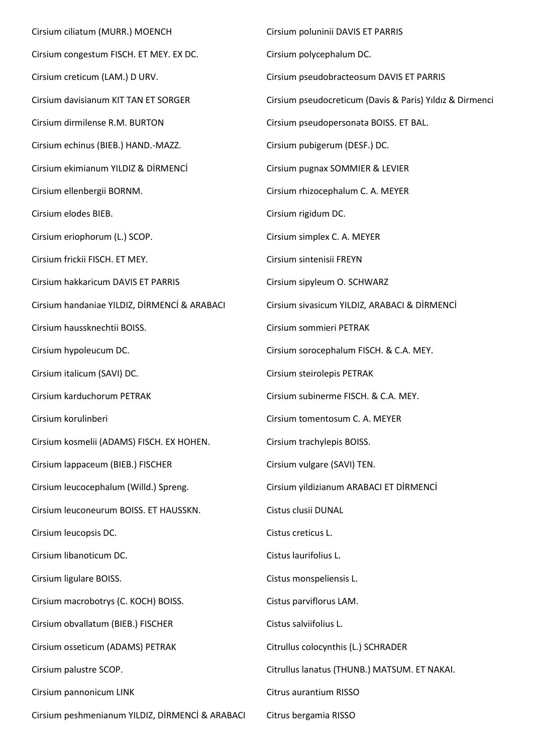Cirsium ciliatum (MURR.) MOENCH

Cirsium congestum FISCH. ET MEY. EX DC.

Cirsium creticum (LAM.) D URV.

Cirsium davisianum KIT TAN ET SORGER

Cirsium dirmilense R.M. BURTON

Cirsium echinus (BIEB.) HAND.-MAZZ.

Cirsium ekimianum YILDIZ & DİRMENCİ

Cirsium ellenbergii BORNM.

Cirsium elodes BIEB.

Cirsium eriophorum (L.) SCOP.

Cirsium frickii FISCH. ET MEY.

Cirsium hakkaricum DAVIS ET PARRIS

Cirsium handaniae YILDIZ, DİRMENCİ & ARABACI

Cirsium haussknechtii BOISS.

Cirsium hypoleucum DC.

Cirsium italicum (SAVI) DC.

Cirsium karduchorum PETRAK

Cirsium korulinberi

Cirsium kosmelii (ADAMS) FISCH. EX HOHEN.

Cirsium lappaceum (BIEB.) FISCHER

Cirsium leucocephalum (Willd.) Spreng.

Cirsium leuconeurum BOISS. ET HAUSSKN.

Cirsium leucopsis DC.

Cirsium libanoticum DC.

Cirsium ligulare BOISS.

Cirsium macrobotrys (C. KOCH) BOISS.

Cirsium obvallatum (BIEB.) FISCHER

Cirsium osseticum (ADAMS) PETRAK

Cirsium palustre SCOP.

Cirsium pannonicum LINK

Cirsium peshmenianum YILDIZ, DİRMENCİ & ARABACI

Cirsium poluninii DAVIS ET PARRIS

Cirsium polycephalum DC.

Cirsium pseudobracteosum DAVIS ET PARRIS

Cirsium pseudocreticum (Davis & Paris) Yıldız & Dirmenci

Cirsium pseudopersonata BOISS. ET BAL.

Cirsium pubigerum (DESF.) DC.

Cirsium pugnax SOMMIER & LEVIER

Cirsium rhizocephalum C. A. MEYER

Cirsium rigidum DC.

Cirsium simplex C. A. MEYER

Cirsium sintenisii FREYN

Cirsium sipyleum O. SCHWARZ

Cirsium sivasicum YILDIZ, ARABACI & DİRMENCİ

Cirsium sommieri PETRAK

Cirsium sorocephalum FISCH. & C.A. MEY.

Cirsium steirolepis PETRAK

Cirsium subinerme FISCH. & C.A. MEY.

Cirsium tomentosum C. A. MEYER

Cirsium trachylepis BOISS.

Cirsium vulgare (SAVI) TEN.

Cirsium yildizianum ARABACI ET DİRMENCİ

Cistus clusii DUNAL

Cistus creticus L.

Cistus laurifolius L.

Cistus monspeliensis L.

Cistus parviflorus LAM.

Cistus salviifolius L.

Citrullus colocynthis (L.) SCHRADER

Citrullus lanatus (THUNB.) MATSUM. ET NAKAI.

Citrus aurantium RISSO

Citrus bergamia RISSO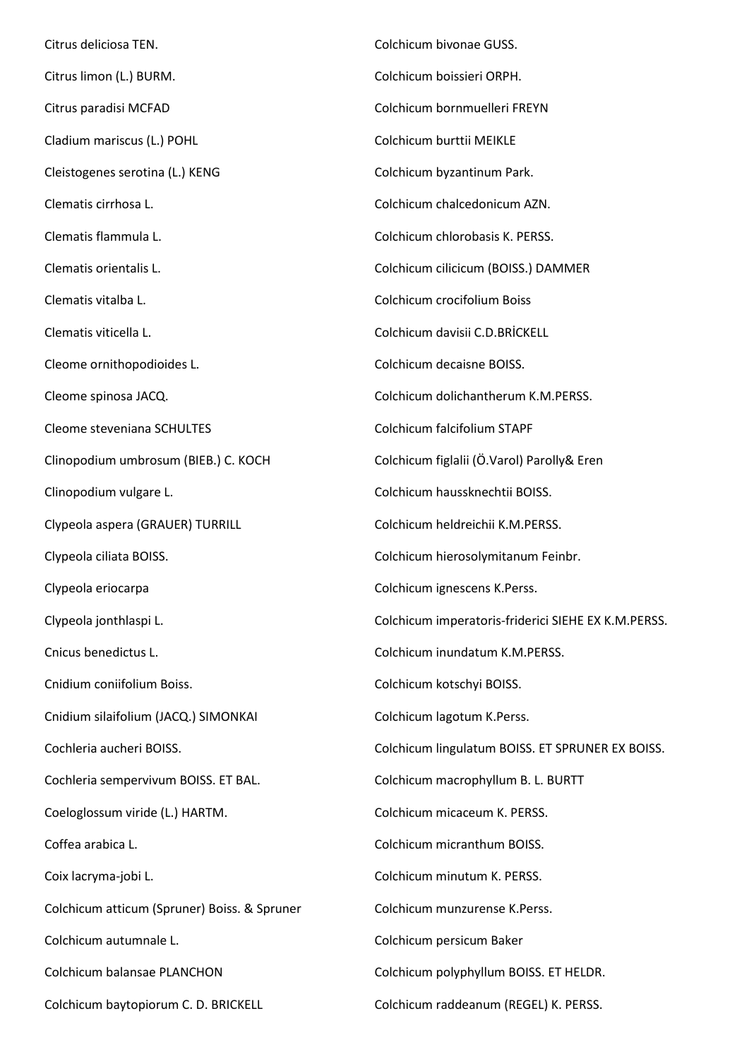Citrus deliciosa TEN.

Citrus limon (L.) BURM.

Citrus paradisi MCFAD

Cladium mariscus (L.) POHL

Cleistogenes serotina (L.) KENG

Clematis cirrhosa L.

Clematis flammula L.

Clematis orientalis L.

Clematis vitalba L.

Clematis viticella L.

Cleome ornithopodioides L.

Cleome spinosa JACQ.

Cleome steveniana SCHULTES

Clinopodium umbrosum (BIEB.) C. KOCH

Clinopodium vulgare L.

Clypeola aspera (GRAUER) TURRILL

Clypeola ciliata BOISS.

Clypeola eriocarpa

Clypeola jonthlaspi L.

Cnicus benedictus L.

Cnidium coniifolium Boiss.

Cnidium silaifolium (JACQ.) SIMONKAI

Cochleria aucheri BOISS.

Cochleria sempervivum BOISS. ET BAL.

Coeloglossum viride (L.) HARTM.

Coffea arabica L.

Coix lacryma-jobi L.

Colchicum atticum (Spruner) Boiss. & Spruner

Colchicum autumnale L.

Colchicum balansae PLANCHON

Colchicum baytopiorum C. D. BRICKELL

Colchicum bivonae GUSS.

Colchicum boissieri ORPH.

Colchicum bornmuelleri FREYN

Colchicum burttii MEIKLE

Colchicum byzantinum Park.

Colchicum chalcedonicum AZN.

Colchicum chlorobasis K. PERSS.

Colchicum cilicicum (BOISS.) DAMMER

Colchicum crocifolium Boiss

Colchicum davisii C.D.BRİCKELL

Colchicum decaisne BOISS.

Colchicum dolichantherum K.M.PERSS.

Colchicum falcifolium STAPF

Colchicum figlalii (Ö.Varol) Parolly& Eren

Colchicum haussknechtii BOISS.

Colchicum heldreichii K.M.PERSS.

Colchicum hierosolymitanum Feinbr.

Colchicum ignescens K.Perss.

Colchicum imperatoris-friderici SIEHE EX K.M.PERSS.

Colchicum inundatum K.M.PERSS.

Colchicum kotschyi BOISS.

Colchicum lagotum K.Perss.

Colchicum lingulatum BOISS. ET SPRUNER EX BOISS.

Colchicum macrophyllum B. L. BURTT

Colchicum micaceum K. PERSS.

Colchicum micranthum BOISS.

Colchicum minutum K. PERSS.

Colchicum munzurense K.Perss.

Colchicum persicum Baker

Colchicum polyphyllum BOISS. ET HELDR.

Colchicum raddeanum (REGEL) K. PERSS.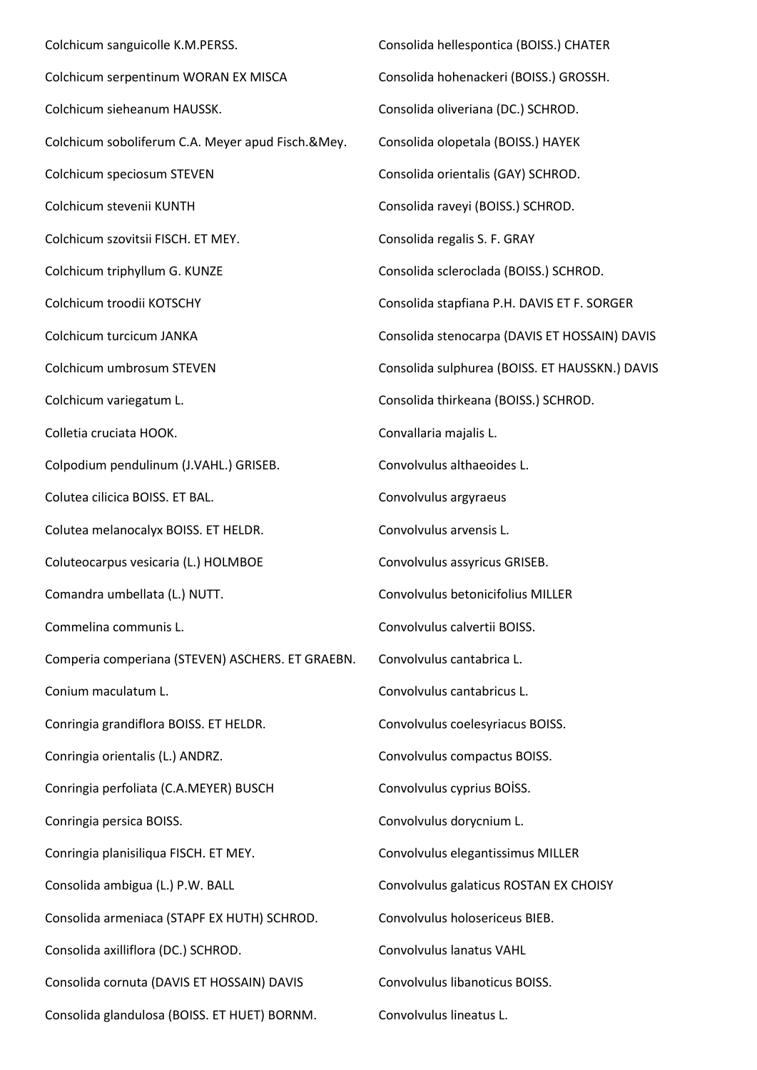Colchicum sanguicolle K.M.PERSS.

Colchicum serpentinum WORAN EX MISCA

Colchicum sieheanum HAUSSK.

Colchicum soboliferum C.A. Meyer apud Fisch.&Mey.

Colchicum speciosum STEVEN

Colchicum stevenii KUNTH

Colchicum szovitsii FISCH. ET MEY.

Colchicum triphyllum G. KUNZE

Colchicum troodii KOTSCHY

Colchicum turcicum JANKA

Colchicum umbrosum STEVEN

Colchicum variegatum L.

Colletia cruciata HOOK.

Colpodium pendulinum (J.VAHL.) GRISEB.

Colutea cilicica BOISS. ET BAL.

Colutea melanocalyx BOISS. ET HELDR.

Coluteocarpus vesicaria (L.) HOLMBOE

Comandra umbellata (L.) NUTT.

Commelina communis L.

Comperia comperiana (STEVEN) ASCHERS. ET GRAEBN.

Conium maculatum L.

Conringia grandiflora BOISS. ET HELDR.

Conringia orientalis (L.) ANDRZ.

Conringia perfoliata (C.A.MEYER) BUSCH

Conringia persica BOISS.

Conringia planisiliqua FISCH. ET MEY.

Consolida ambigua (L.) P.W. BALL

Consolida armeniaca (STAPF EX HUTH) SCHROD.

Consolida axilliflora (DC.) SCHROD.

Consolida cornuta (DAVIS ET HOSSAIN) DAVIS

Consolida glandulosa (BOISS. ET HUET) BORNM.

Consolida hellespontica (BOISS.) CHATER

Consolida hohenackeri (BOISS.) GROSSH.

Consolida oliveriana (DC.) SCHROD.

Consolida olopetala (BOISS.) HAYEK

Consolida orientalis (GAY) SCHROD.

Consolida raveyi (BOISS.) SCHROD.

Consolida regalis S. F. GRAY

Consolida scleroclada (BOISS.) SCHROD.

Consolida stapfiana P.H. DAVIS ET F. SORGER

Consolida stenocarpa (DAVIS ET HOSSAIN) DAVIS

Consolida sulphurea (BOISS. ET HAUSSKN.) DAVIS

Consolida thirkeana (BOISS.) SCHROD.

Convallaria majalis L.

Convolvulus althaeoides L.

Convolvulus argyraeus

Convolvulus arvensis L.

Convolvulus assyricus GRISEB.

Convolvulus betonicifolius MILLER

Convolvulus calvertii BOISS.

Convolvulus cantabrica L.

Convolvulus cantabricus L.

Convolvulus coelesyriacus BOISS.

Convolvulus compactus BOISS.

Convolvulus cyprius BOİSS.

Convolvulus dorycnium L.

Convolvulus elegantissimus MILLER

Convolvulus galaticus ROSTAN EX CHOISY

Convolvulus holosericeus BIEB.

Convolvulus lanatus VAHL

Convolvulus libanoticus BOISS.

Convolvulus lineatus L.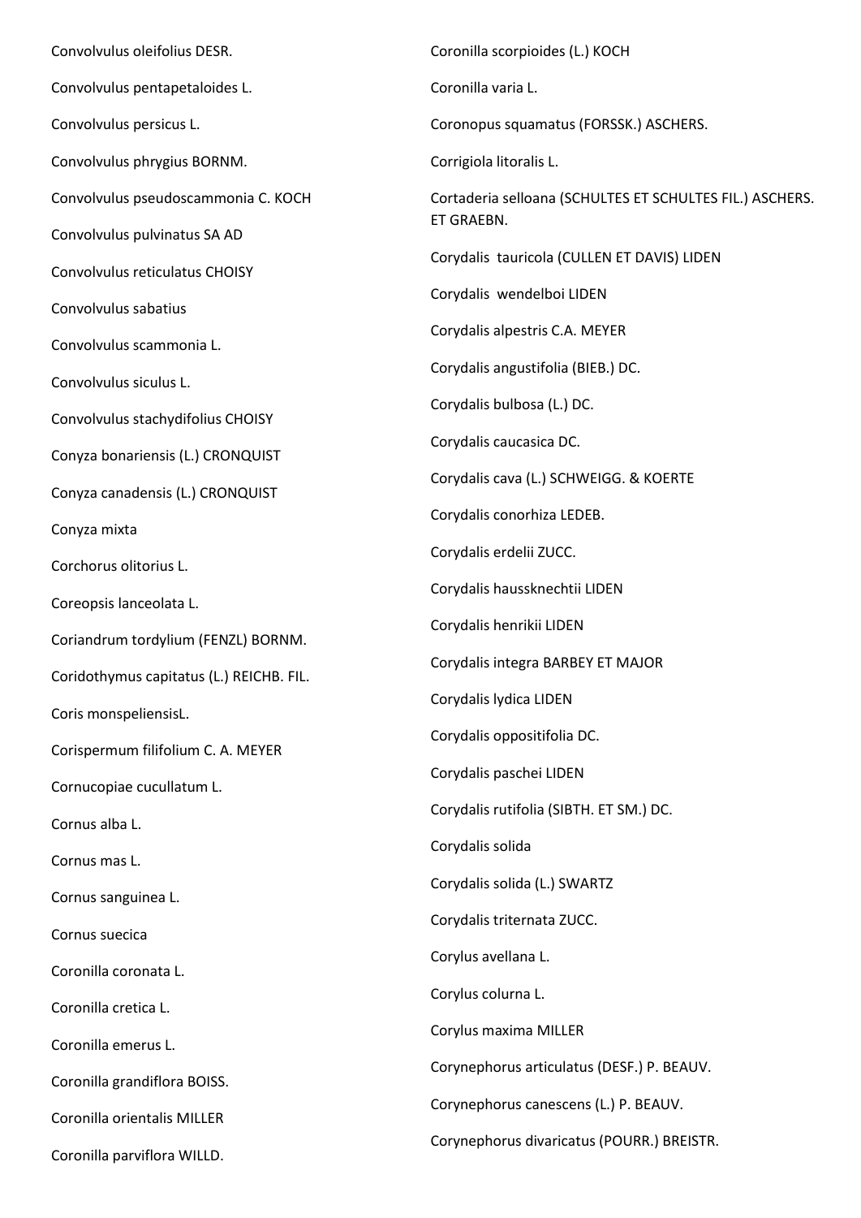Convolvulus oleifolius DESR.

Convolvulus pentapetaloides L.

Convolvulus persicus L.

Convolvulus phrygius BORNM.

Convolvulus pseudoscammonia C. KOCH

Convolvulus pulvinatus SA AD

Convolvulus reticulatus CHOISY

Convolvulus sabatius

Convolvulus scammonia L.

Convolvulus siculus L.

Convolvulus stachydifolius CHOISY

Conyza bonariensis (L.) CRONQUIST

Conyza canadensis (L.) CRONQUIST

Conyza mixta

Corchorus olitorius L.

Coreopsis lanceolata L.

Coriandrum tordylium (FENZL) BORNM.

Coridothymus capitatus (L.) REICHB. FIL.

Coris monspeliensisL.

Corispermum filifolium C. A. MEYER

Cornucopiae cucullatum L.

Cornus alba L.

Cornus mas L.

Cornus sanguinea L.

Cornus suecica

Coronilla coronata L.

Coronilla cretica L.

Coronilla emerus L.

Coronilla grandiflora BOISS.

Coronilla orientalis MILLER

Coronilla parviflora WILLD.

Coronilla scorpioides (L.) KOCH

Coronilla varia L.

Coronopus squamatus (FORSSK.) ASCHERS.

Corrigiola litoralis L.

Cortaderia selloana (SCHULTES ET SCHULTES FIL.) ASCHERS. ET GRAEBN.

Corydalis tauricola (CULLEN ET DAVIS) LIDEN

Corydalis wendelboi LIDEN

Corydalis alpestris C.A. MEYER

Corydalis angustifolia (BIEB.) DC.

Corydalis bulbosa (L.) DC.

Corydalis caucasica DC.

Corydalis cava (L.) SCHWEIGG. & KOERTE

Corydalis conorhiza LEDEB.

Corydalis erdelii ZUCC.

Corydalis haussknechtii LIDEN

Corydalis henrikii LIDEN

Corydalis integra BARBEY ET MAJOR

Corydalis lydica LIDEN

Corydalis oppositifolia DC.

Corydalis paschei LIDEN

Corydalis rutifolia (SIBTH. ET SM.) DC.

Corydalis solida

Corydalis solida (L.) SWARTZ

Corydalis triternata ZUCC.

Corylus avellana L.

Corylus colurna L.

Corylus maxima MILLER

Corynephorus articulatus (DESF.) P. BEAUV.

Corynephorus canescens (L.) P. BEAUV.

Corynephorus divaricatus (POURR.) BREISTR.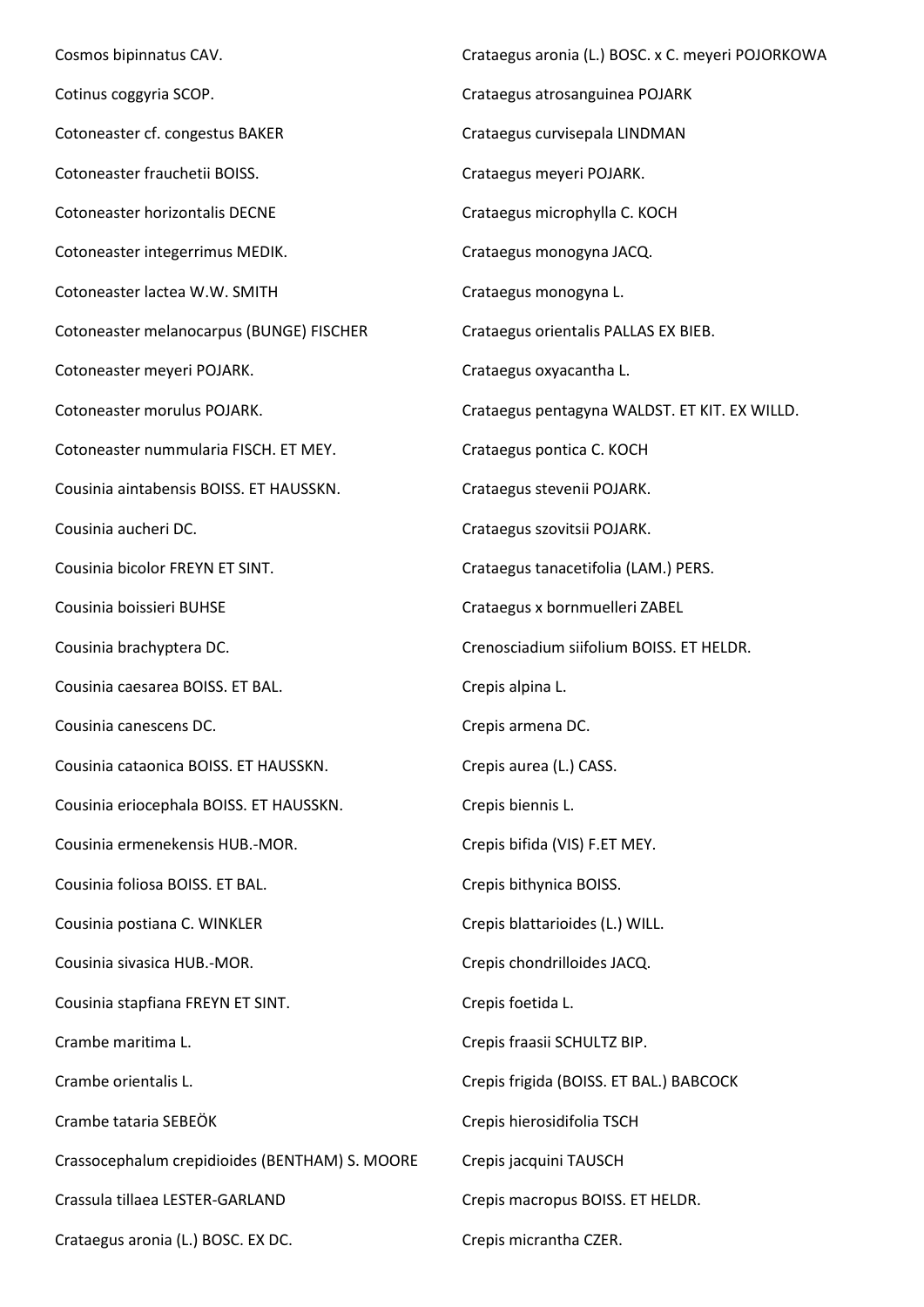Cosmos bipinnatus CAV.

Cotinus coggyria SCOP.

Cotoneaster cf. congestus BAKER

Cotoneaster frauchetii BOISS.

Cotoneaster horizontalis DECNE

Cotoneaster integerrimus MEDIK.

Cotoneaster lactea W.W. SMITH

Cotoneaster melanocarpus (BUNGE) FISCHER

Cotoneaster meyeri POJARK.

Cotoneaster morulus POJARK.

Cotoneaster nummularia FISCH. ET MEY.

Cousinia aintabensis BOISS. ET HAUSSKN.

Cousinia aucheri DC.

Cousinia bicolor FREYN ET SINT.

Cousinia boissieri BUHSE

Cousinia brachyptera DC.

Cousinia caesarea BOISS. ET BAL.

Cousinia canescens DC.

Cousinia cataonica BOISS. ET HAUSSKN.

Cousinia eriocephala BOISS. ET HAUSSKN.

Cousinia ermenekensis HUB.-MOR.

Cousinia foliosa BOISS. ET BAL.

Cousinia postiana C. WINKLER

Cousinia sivasica HUB.-MOR.

Cousinia stapfiana FREYN ET SINT.

Crambe maritima L.

Crambe orientalis L.

Crambe tataria SEBEÖK

Crassocephalum crepidioides (BENTHAM) S. MOORE

Crassula tillaea LESTER-GARLAND

Crataegus aronia (L.) BOSC. EX DC.

Crataegus aronia (L.) BOSC. x C. meyeri POJORKOWA

Crataegus atrosanguinea POJARK

Crataegus curvisepala LINDMAN

Crataegus meyeri POJARK.

Crataegus microphylla C. KOCH

Crataegus monogyna JACQ.

Crataegus monogyna L.

Crataegus orientalis PALLAS EX BIEB.

Crataegus oxyacantha L.

Crataegus pentagyna WALDST. ET KIT. EX WILLD.

Crataegus pontica C. KOCH

Crataegus stevenii POJARK.

Crataegus szovitsii POJARK.

Crataegus tanacetifolia (LAM.) PERS.

Crataegus x bornmuelleri ZABEL

Crenosciadium siifolium BOISS. ET HELDR.

Crepis alpina L.

Crepis armena DC.

Crepis aurea (L.) CASS.

Crepis biennis L.

Crepis bifida (VIS) F.ET MEY.

Crepis bithynica BOISS.

Crepis blattarioides (L.) WILL.

Crepis chondrilloides JACQ.

Crepis foetida L.

Crepis fraasii SCHULTZ BIP.

Crepis frigida (BOISS. ET BAL.) BABCOCK

Crepis hierosidifolia TSCH

Crepis jacquini TAUSCH

Crepis macropus BOISS. ET HELDR.

Crepis micrantha CZER.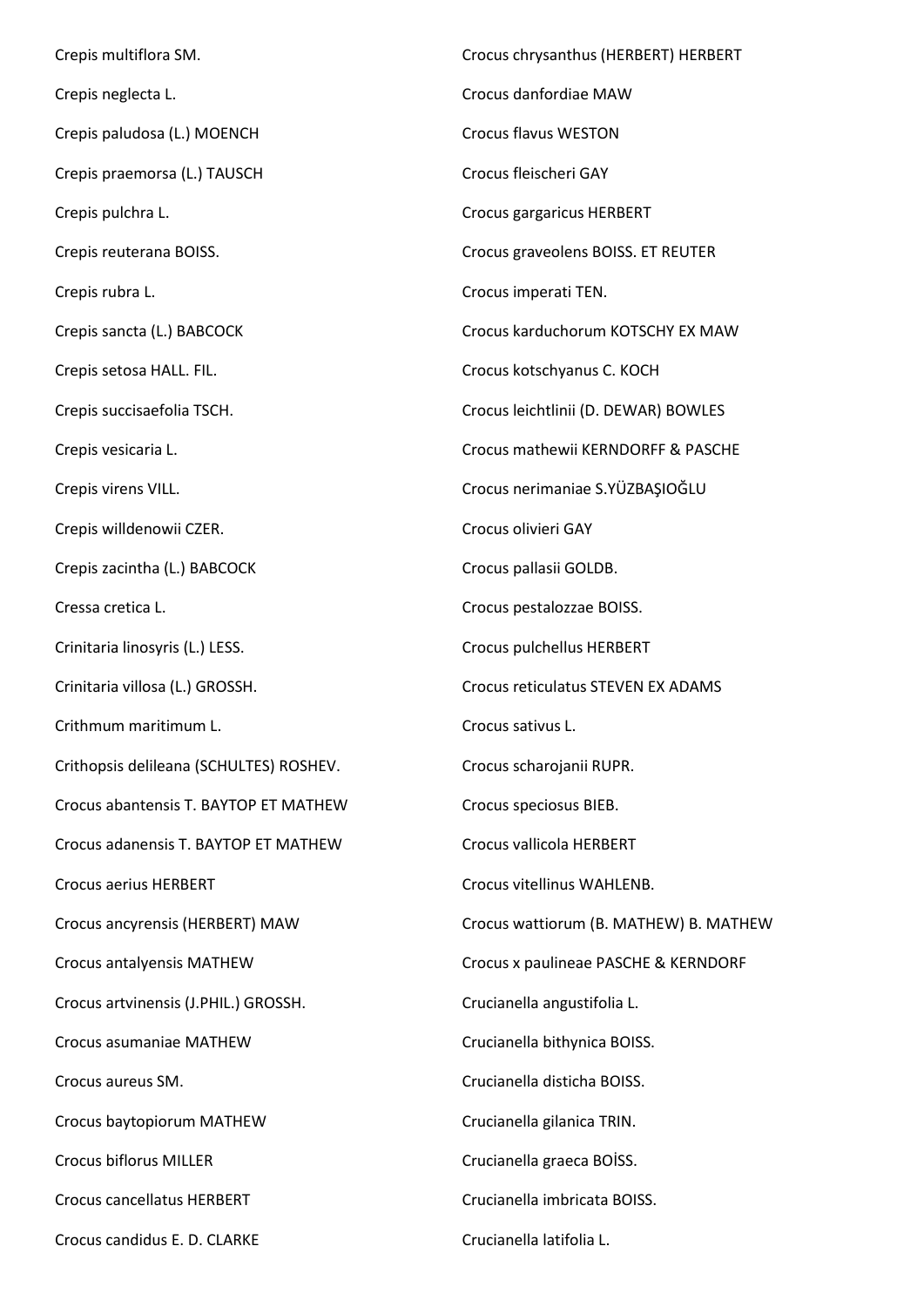Crepis multiflora SM.

Crepis neglecta L.

Crepis paludosa (L.) MOENCH

Crepis praemorsa (L.) TAUSCH

Crepis pulchra L.

Crepis reuterana BOISS.

Crepis rubra L.

Crepis sancta (L.) BABCOCK

Crepis setosa HALL. FIL.

Crepis succisaefolia TSCH.

Crepis vesicaria L.

Crepis virens VILL.

Crepis willdenowii CZER.

Crepis zacintha (L.) BABCOCK

Cressa cretica L.

Crinitaria linosyris (L.) LESS.

Crinitaria villosa (L.) GROSSH.

Crithmum maritimum L.

Crithopsis delileana (SCHULTES) ROSHEV.

Crocus abantensis T. BAYTOP ET MATHEW

Crocus adanensis T. BAYTOP ET MATHEW

Crocus aerius HERBERT

Crocus ancyrensis (HERBERT) MAW

Crocus antalyensis MATHEW

Crocus artvinensis (J.PHIL.) GROSSH.

Crocus asumaniae MATHEW

Crocus aureus SM.

Crocus baytopiorum MATHEW

Crocus biflorus MILLER

Crocus cancellatus HERBERT

Crocus candidus E. D. CLARKE

Crocus chrysanthus (HERBERT) HERBERT

Crocus danfordiae MAW

Crocus flavus WESTON

Crocus fleischeri GAY

Crocus gargaricus HERBERT

Crocus graveolens BOISS. ET REUTER

Crocus imperati TEN.

Crocus karduchorum KOTSCHY EX MAW

Crocus kotschyanus C. KOCH

Crocus leichtlinii (D. DEWAR) BOWLES

Crocus mathewii KERNDORFF & PASCHE

Crocus nerimaniae S.YÜZBAŞIOĞLU

Crocus olivieri GAY

Crocus pallasii GOLDB.

Crocus pestalozzae BOISS.

Crocus pulchellus HERBERT

Crocus reticulatus STEVEN EX ADAMS

Crocus sativus L.

Crocus scharojanii RUPR.

Crocus speciosus BIEB.

Crocus vallicola HERBERT

Crocus vitellinus WAHLENB.

Crocus wattiorum (B. MATHEW) B. MATHEW

Crocus x paulineae PASCHE & KERNDORF

Crucianella angustifolia L.

Crucianella bithynica BOISS.

Crucianella disticha BOISS.

Crucianella gilanica TRIN.

Crucianella graeca BOİSS.

Crucianella imbricata BOISS.

Crucianella latifolia L.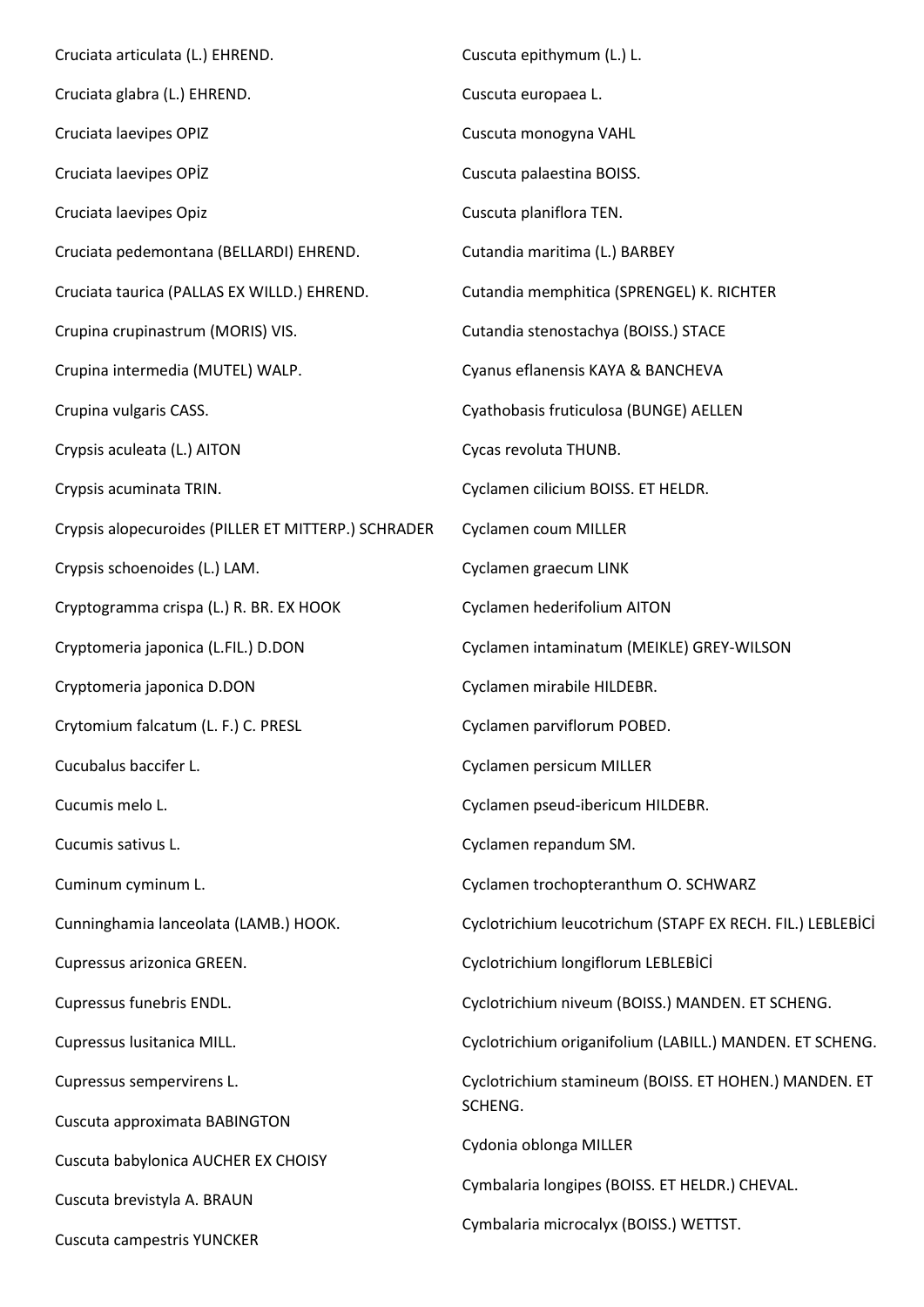Cruciata articulata (L.) EHREND.

Cruciata glabra (L.) EHREND.

Cruciata laevipes OPIZ

Cruciata laevipes OPİZ

Cruciata laevipes Opiz

Cruciata pedemontana (BELLARDI) EHREND.

Cruciata taurica (PALLAS EX WILLD.) EHREND.

Crupina crupinastrum (MORIS) VIS.

Crupina intermedia (MUTEL) WALP.

Crupina vulgaris CASS.

Crypsis aculeata (L.) AITON

Crypsis acuminata TRIN.

Crypsis alopecuroides (PILLER ET MITTERP.) SCHRADER

Crypsis schoenoides (L.) LAM.

Cryptogramma crispa (L.) R. BR. EX HOOK

Cryptomeria japonica (L.FIL.) D.DON

Cryptomeria japonica D.DON

Crytomium falcatum (L. F.) C. PRESL

Cucubalus baccifer L.

Cucumis melo L.

Cucumis sativus L.

Cuminum cyminum L.

Cunninghamia lanceolata (LAMB.) HOOK.

Cupressus arizonica GREEN.

Cupressus funebris ENDL.

Cupressus lusitanica MILL.

Cupressus sempervirens L.

Cuscuta approximata BABINGTON

Cuscuta babylonica AUCHER EX CHOISY

Cuscuta brevistyla A. BRAUN

Cuscuta campestris YUNCKER

Cuscuta epithymum (L.) L.

Cuscuta europaea L.

Cuscuta monogyna VAHL

Cuscuta palaestina BOISS.

Cuscuta planiflora TEN.

Cutandia maritima (L.) BARBEY

Cutandia memphitica (SPRENGEL) K. RICHTER

Cutandia stenostachya (BOISS.) STACE

Cyanus eflanensis KAYA & BANCHEVA

Cyathobasis fruticulosa (BUNGE) AELLEN

Cycas revoluta THUNB.

Cyclamen cilicium BOISS. ET HELDR.

Cyclamen coum MILLER

Cyclamen graecum LINK

Cyclamen hederifolium AITON

Cyclamen intaminatum (MEIKLE) GREY-WILSON

Cyclamen mirabile HILDEBR.

Cyclamen parviflorum POBED.

Cyclamen persicum MILLER

Cyclamen pseud-ibericum HILDEBR.

Cyclamen repandum SM.

Cyclamen trochopteranthum O. SCHWARZ

Cyclotrichium leucotrichum (STAPF EX RECH. FIL.) LEBLEBİCİ

Cyclotrichium longiflorum LEBLEBİCİ

Cyclotrichium niveum (BOISS.) MANDEN. ET SCHENG.

Cyclotrichium origanifolium (LABILL.) MANDEN. ET SCHENG.

Cyclotrichium stamineum (BOISS. ET HOHEN.) MANDEN. ET SCHENG.

Cydonia oblonga MILLER

Cymbalaria longipes (BOISS. ET HELDR.) CHEVAL.

Cymbalaria microcalyx (BOISS.) WETTST.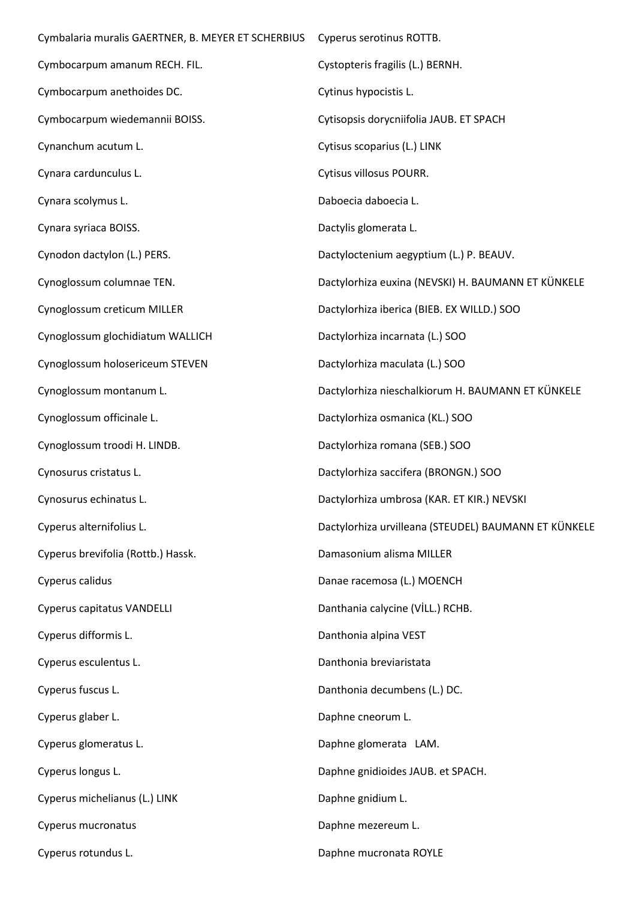Cymbalaria muralis GAERTNER, B. MEYER ET SCHERBIUS

Cymbocarpum amanum RECH. FIL.

Cymbocarpum anethoides DC.

Cymbocarpum wiedemannii BOISS.

Cynanchum acutum L.

Cynara cardunculus L.

Cynara scolymus L.

Cynara syriaca BOISS.

Cynodon dactylon (L.) PERS.

Cynoglossum columnae TEN.

Cynoglossum creticum MILLER

Cynoglossum glochidiatum WALLICH

Cynoglossum holosericeum STEVEN

Cynoglossum montanum L.

Cynoglossum officinale L.

Cynoglossum troodi H. LINDB.

Cynosurus cristatus L.

Cynosurus echinatus L.

Cyperus alternifolius L.

Cyperus brevifolia (Rottb.) Hassk.

Cyperus calidus

Cyperus capitatus VANDELLI

Cyperus difformis L.

Cyperus esculentus L.

Cyperus fuscus L.

Cyperus glaber L.

Cyperus glomeratus L.

Cyperus longus L.

Cyperus michelianus (L.) LINK

Cyperus mucronatus

Cyperus rotundus L.

Cyperus serotinus ROTTB.

Cystopteris fragilis (L.) BERNH.

Cytinus hypocistis L.

Cytisopsis dorycniifolia JAUB. ET SPACH

Cytisus scoparius (L.) LINK

Cytisus villosus POURR.

Daboecia daboecia L.

Dactylis glomerata L.

Dactyloctenium aegyptium (L.) P. BEAUV.

Dactylorhiza euxina (NEVSKI) H. BAUMANN ET KÜNKELE

Dactylorhiza iberica (BIEB. EX WILLD.) SOO

Dactylorhiza incarnata (L.) SOO

Dactylorhiza maculata (L.) SOO

Dactylorhiza nieschalkiorum H. BAUMANN ET KÜNKELE

Dactylorhiza osmanica (KL.) SOO

Dactylorhiza romana (SEB.) SOO

Dactylorhiza saccifera (BRONGN.) SOO

Dactylorhiza umbrosa (KAR. ET KIR.) NEVSKI

Dactylorhiza urvilleana (STEUDEL) BAUMANN ET KÜNKELE

Damasonium alisma MILLER

Danae racemosa (L.) MOENCH

Danthania calycine (VİLL.) RCHB.

Danthonia alpina VEST

Danthonia breviaristata

Danthonia decumbens (L.) DC.

Daphne cneorum L.

Daphne glomerata LAM.

Daphne gnidioides JAUB. et SPACH.

Daphne gnidium L.

Daphne mezereum L.

Daphne mucronata ROYLE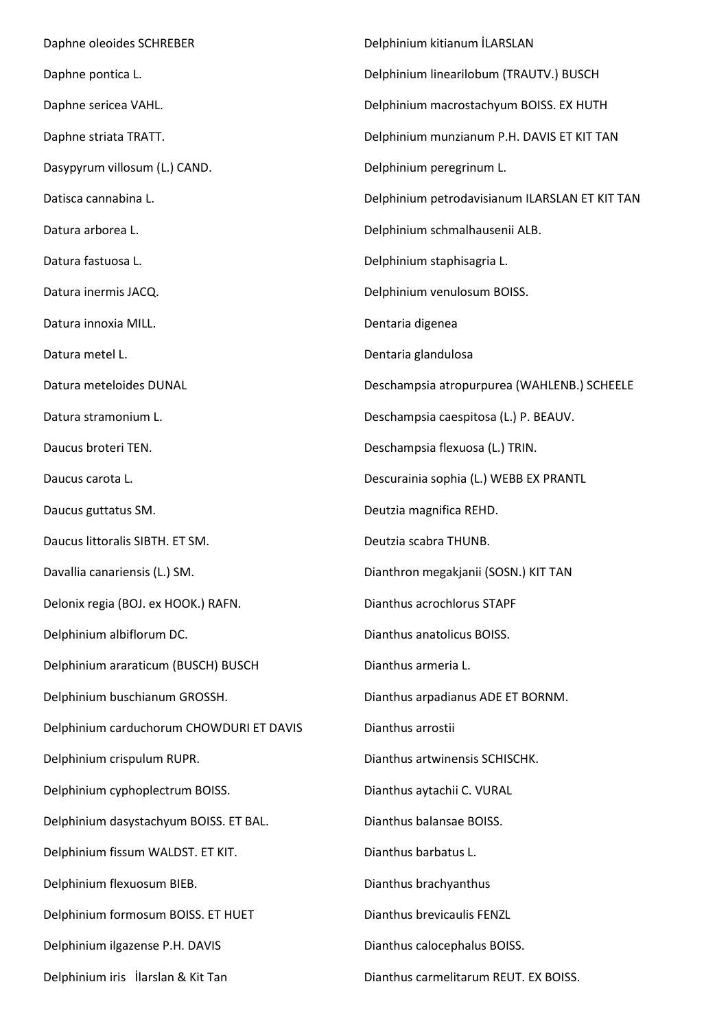Daphne oleoides SCHREBER

Daphne pontica L.

Daphne sericea VAHL.

Daphne striata TRATT.

Dasypyrum villosum (L.) CAND.

Datisca cannabina L.

Datura arborea L.

Datura fastuosa L.

Datura inermis JACQ.

Datura innoxia MILL.

Datura metel L.

Datura meteloides DUNAL

Datura stramonium L.

Daucus broteri TEN.

Daucus carota L.

Daucus guttatus SM.

Daucus littoralis SIBTH. ET SM.

Davallia canariensis (L.) SM.

Delonix regia (BOJ. ex HOOK.) RAFN.

Delphinium albiflorum DC.

Delphinium araraticum (BUSCH) BUSCH

Delphinium buschianum GROSSH.

Delphinium carduchorum CHOWDURI ET DAVIS

Delphinium crispulum RUPR.

Delphinium cyphoplectrum BOISS.

Delphinium dasystachyum BOISS. ET BAL.

Delphinium fissum WALDST. ET KIT.

Delphinium flexuosum BIEB.

Delphinium formosum BOISS. ET HUET

Delphinium ilgazense P.H. DAVIS

Delphinium iris İlarslan & Kit Tan

Delphinium kitianum İLARSLAN

Delphinium linearilobum (TRAUTV.) BUSCH

Delphinium macrostachyum BOISS. EX HUTH

Delphinium munzianum P.H. DAVIS ET KIT TAN

Delphinium peregrinum L.

Delphinium petrodavisianum ILARSLAN ET KIT TAN

Delphinium schmalhausenii ALB.

Delphinium staphisagria L.

Delphinium venulosum BOISS.

Dentaria digenea

Dentaria glandulosa

Deschampsia atropurpurea (WAHLENB.) SCHEELE

Deschampsia caespitosa (L.) P. BEAUV.

Deschampsia flexuosa (L.) TRIN.

Descurainia sophia (L.) WEBB EX PRANTL

Deutzia magnifica REHD.

Deutzia scabra THUNB.

Dianthron megakjanii (SOSN.) KIT TAN

Dianthus acrochlorus STAPF

Dianthus anatolicus BOISS.

Dianthus armeria L.

Dianthus arpadianus ADE ET BORNM.

Dianthus arrostii

Dianthus artwinensis SCHISCHK.

Dianthus aytachii C. VURAL

Dianthus balansae BOISS.

Dianthus barbatus L.

Dianthus brachyanthus

Dianthus brevicaulis FENZL

Dianthus calocephalus BOISS.

Dianthus carmelitarum REUT. EX BOISS.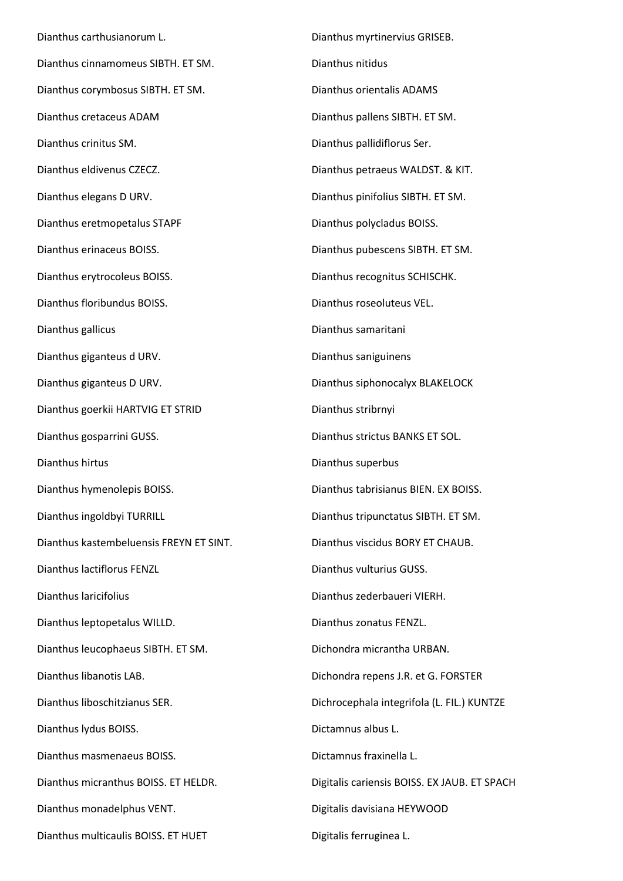Dianthus carthusianorum L.

Dianthus cinnamomeus SIBTH. ET SM.

Dianthus corymbosus SIBTH. ET SM.

Dianthus cretaceus ADAM

Dianthus crinitus SM.

Dianthus eldivenus CZECZ.

Dianthus elegans D URV.

Dianthus eretmopetalus STAPF

Dianthus erinaceus BOISS.

Dianthus erytrocoleus BOISS.

Dianthus floribundus BOISS.

Dianthus gallicus

Dianthus giganteus d URV.

Dianthus giganteus D URV.

Dianthus goerkii HARTVIG ET STRID

Dianthus gosparrini GUSS.

Dianthus hirtus

Dianthus hymenolepis BOISS.

Dianthus ingoldbyi TURRILL

Dianthus kastembeluensis FREYN ET SINT.

Dianthus lactiflorus FENZL

Dianthus laricifolius

Dianthus leptopetalus WILLD.

Dianthus leucophaeus SIBTH. ET SM.

Dianthus libanotis LAB.

Dianthus liboschitzianus SER.

Dianthus lydus BOISS.

Dianthus masmenaeus BOISS.

Dianthus micranthus BOISS. ET HELDR.

Dianthus monadelphus VENT.

Dianthus multicaulis BOISS. ET HUET

Dianthus myrtinervius GRISEB.

Dianthus nitidus

Dianthus orientalis ADAMS

Dianthus pallens SIBTH. ET SM.

Dianthus pallidiflorus Ser.

Dianthus petraeus WALDST. & KIT.

Dianthus pinifolius SIBTH. ET SM.

Dianthus polycladus BOISS.

Dianthus pubescens SIBTH. ET SM.

Dianthus recognitus SCHISCHK.

Dianthus roseoluteus VEL.

Dianthus samaritani

Dianthus saniguinens

Dianthus siphonocalyx BLAKELOCK

Dianthus stribrnyi

Dianthus strictus BANKS ET SOL.

Dianthus superbus

Dianthus tabrisianus BIEN. EX BOISS.

Dianthus tripunctatus SIBTH. ET SM.

Dianthus viscidus BORY ET CHAUB.

Dianthus vulturius GUSS.

Dianthus zederbaueri VIERH.

Dianthus zonatus FENZL.

Dichondra micrantha URBAN.

Dichondra repens J.R. et G. FORSTER

Dichrocephala integrifola (L. FIL.) KUNTZE

Dictamnus albus L.

Dictamnus fraxinella L.

Digitalis cariensis BOISS. EX JAUB. ET SPACH

Digitalis davisiana HEYWOOD

Digitalis ferruginea L.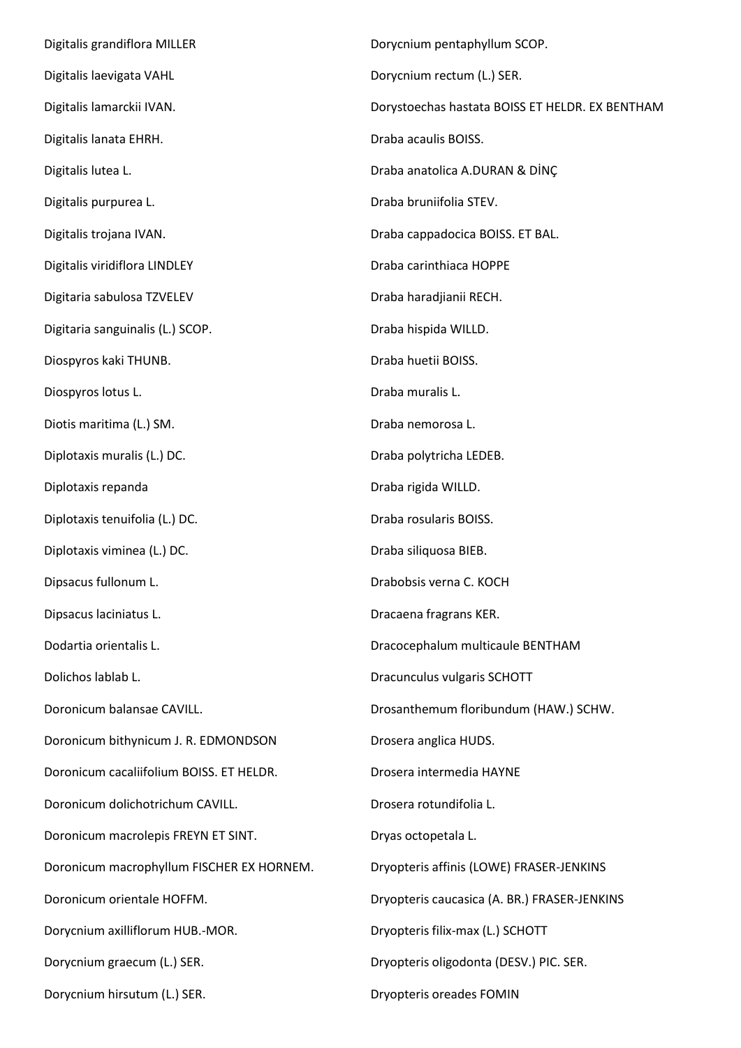Digitalis grandiflora MILLER

Digitalis laevigata VAHL

Digitalis lamarckii IVAN.

Digitalis lanata EHRH.

Digitalis lutea L.

Digitalis purpurea L.

Digitalis trojana IVAN.

Digitalis viridiflora LINDLEY

Digitaria sabulosa TZVELEV

Digitaria sanguinalis (L.) SCOP.

Diospyros kaki THUNB.

Diospyros lotus L.

Diotis maritima (L.) SM.

Diplotaxis muralis (L.) DC.

Diplotaxis repanda

Diplotaxis tenuifolia (L.) DC.

Diplotaxis viminea (L.) DC.

Dipsacus fullonum L.

Dipsacus laciniatus L.

Dodartia orientalis L.

Dolichos lablab L.

Doronicum balansae CAVILL.

Doronicum bithynicum J. R. EDMONDSON

Doronicum cacaliifolium BOISS. ET HELDR.

Doronicum dolichotrichum CAVILL.

Doronicum macrolepis FREYN ET SINT.

Doronicum macrophyllum FISCHER EX HORNEM.

Doronicum orientale HOFFM.

Dorycnium axilliflorum HUB.-MOR.

Dorycnium graecum (L.) SER.

Dorycnium hirsutum (L.) SER.

Dorycnium pentaphyllum SCOP.

Dorycnium rectum (L.) SER.

Dorystoechas hastata BOISS ET HELDR. EX BENTHAM

Draba acaulis BOISS.

Draba anatolica A.DURAN & DİNÇ

Draba bruniifolia STEV.

Draba cappadocica BOISS. ET BAL.

Draba carinthiaca HOPPE

Draba haradjianii RECH.

Draba hispida WILLD.

Draba huetii BOISS.

Draba muralis L.

Draba nemorosa L.

Draba polytricha LEDEB.

Draba rigida WILLD.

Draba rosularis BOISS.

Draba siliquosa BIEB.

Drabobsis verna C. KOCH

Dracaena fragrans KER.

Dracocephalum multicaule BENTHAM

Dracunculus vulgaris SCHOTT

Drosanthemum floribundum (HAW.) SCHW.

Drosera anglica HUDS.

Drosera intermedia HAYNE

Drosera rotundifolia L.

Dryas octopetala L.

Dryopteris affinis (LOWE) FRASER-JENKINS

Dryopteris caucasica (A. BR.) FRASER-JENKINS

Dryopteris filix-max (L.) SCHOTT

Dryopteris oligodonta (DESV.) PIC. SER.

Dryopteris oreades FOMIN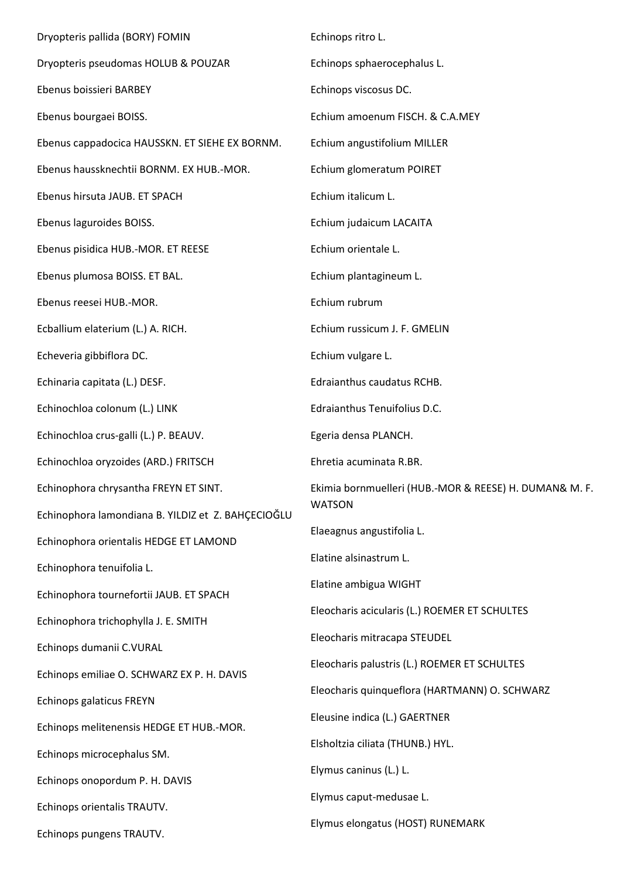Dryopteris pallida (BORY) FOMIN

Dryopteris pseudomas HOLUB & POUZAR

Ebenus boissieri BARBEY

Ebenus bourgaei BOISS.

Ebenus cappadocica HAUSSKN. ET SIEHE EX BORNM.

Ebenus haussknechtii BORNM. EX HUB.-MOR.

Ebenus hirsuta JAUB. ET SPACH

Ebenus laguroides BOISS.

Ebenus pisidica HUB.-MOR. ET REESE

Ebenus plumosa BOISS. ET BAL.

Ebenus reesei HUB.-MOR.

Ecballium elaterium (L.) A. RICH.

Echeveria gibbiflora DC.

Echinaria capitata (L.) DESF.

Echinochloa colonum (L.) LINK

Echinochloa crus-galli (L.) P. BEAUV.

Echinochloa oryzoides (ARD.) FRITSCH

Echinophora chrysantha FREYN ET SINT.

Echinophora lamondiana B. YILDIZ et Z. BAHÇECIOĞLU

Echinophora orientalis HEDGE ET LAMOND

Echinophora tenuifolia L.

Echinophora tournefortii JAUB. ET SPACH

Echinophora trichophylla J. E. SMITH

Echinops dumanii C.VURAL

Echinops emiliae O. SCHWARZ EX P. H. DAVIS

Echinops galaticus FREYN

Echinops melitenensis HEDGE ET HUB.-MOR.

Echinops microcephalus SM.

Echinops onopordum P. H. DAVIS

Echinops orientalis TRAUTV.

Echinops pungens TRAUTV.

Echinops ritro L.

Echinops sphaerocephalus L.

Echinops viscosus DC.

Echium amoenum FISCH. & C.A.MEY

Echium angustifolium MILLER

Echium glomeratum POIRET

Echium italicum L.

Echium judaicum LACAITA

Echium orientale L.

Echium plantagineum L.

Echium rubrum

Echium russicum J. F. GMELIN

Echium vulgare L.

Edraianthus caudatus RCHB.

Edraianthus Tenuifolius D.C.

Egeria densa PLANCH.

Ehretia acuminata R.BR.

Ekimia bornmuelleri (HUB.-MOR & REESE) H. DUMAN& M. F. WATSON

Elaeagnus angustifolia L.

Elatine alsinastrum L.

Elatine ambigua WIGHT

Eleocharis acicularis (L.) ROEMER ET SCHULTES

Eleocharis mitracapa STEUDEL

Eleocharis palustris (L.) ROEMER ET SCHULTES

Eleocharis quinqueflora (HARTMANN) O. SCHWARZ

Eleusine indica (L.) GAERTNER

Elsholtzia ciliata (THUNB.) HYL.

Elymus caninus (L.) L.

Elymus caput-medusae L.

Elymus elongatus (HOST) RUNEMARK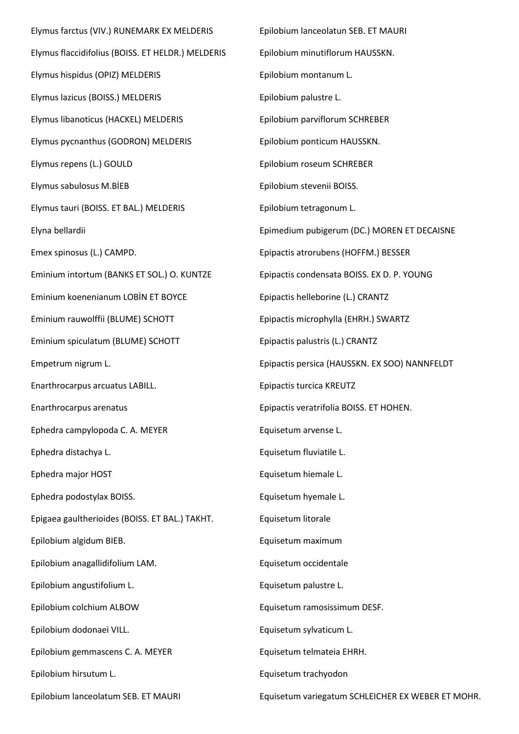Elymus farctus (VIV.) RUNEMARK EX MELDERIS

Elymus flaccidifolius (BOISS. ET HELDR.) MELDERIS

Elymus hispidus (OPIZ) MELDERIS

Elymus lazicus (BOISS.) MELDERIS

Elymus libanoticus (HACKEL) MELDERIS

Elymus pycnanthus (GODRON) MELDERIS

Elymus repens (L.) GOULD

Elymus sabulosus M.BİEB

Elymus tauri (BOISS. ET BAL.) MELDERIS

Elyna bellardii

Emex spinosus (L.) CAMPD.

Eminium intortum (BANKS ET SOL.) O. KUNTZE

Eminium koenenianum LOBİN ET BOYCE

Eminium rauwolffii (BLUME) SCHOTT

Eminium spiculatum (BLUME) SCHOTT

Empetrum nigrum L.

Enarthrocarpus arcuatus LABILL.

Enarthrocarpus arenatus

Ephedra campylopoda C. A. MEYER

Ephedra distachya L.

Ephedra major HOST

Ephedra podostylax BOISS.

Epigaea gaultherioides (BOISS. ET BAL.) TAKHT.

Epilobium algidum BIEB.

Epilobium anagallidifolium LAM.

Epilobium angustifolium L.

Epilobium colchium ALBOW

Epilobium dodonaei VILL.

Epilobium gemmascens C. A. MEYER

Epilobium hirsutum L.

Epilobium lanceolatum SEB. ET MAURI

Epilobium lanceolatun SEB. ET MAURI

Epilobium minutiflorum HAUSSKN.

Epilobium montanum L.

Epilobium palustre L.

Epilobium parviflorum SCHREBER

Epilobium ponticum HAUSSKN.

Epilobium roseum SCHREBER

Epilobium stevenii BOISS.

Epilobium tetragonum L.

Epimedium pubigerum (DC.) MOREN ET DECAISNE

Epipactis atrorubens (HOFFM.) BESSER

Epipactis condensata BOISS. EX D. P. YOUNG

Epipactis helleborine (L.) CRANTZ

Epipactis microphylla (EHRH.) SWARTZ

Epipactis palustris (L.) CRANTZ

Epipactis persica (HAUSSKN. EX SOO) NANNFELDT

Epipactis turcica KREUTZ

Epipactis veratrifolia BOISS. ET HOHEN.

Equisetum arvense L.

Equisetum fluviatile L.

Equisetum hiemale L.

Equisetum hyemale L.

Equisetum litorale

Equisetum maximum

Equisetum occidentale

Equisetum palustre L.

Equisetum ramosissimum DESF.

Equisetum sylvaticum L.

Equisetum telmateia EHRH.

Equisetum trachyodon

Equisetum variegatum SCHLEICHER EX WEBER ET MOHR.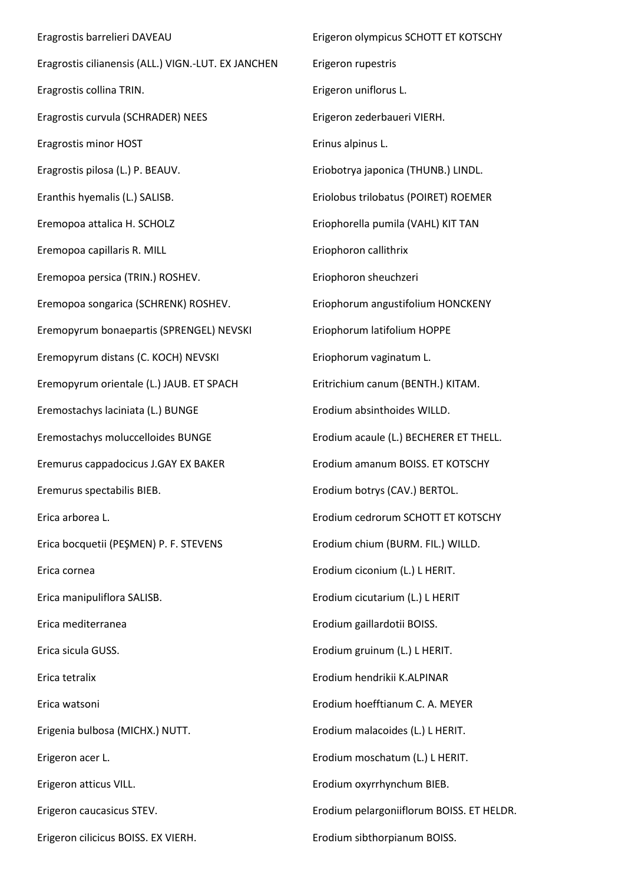Eragrostis barrelieri DAVEAU

Eragrostis cilianensis (ALL.) VIGN.-LUT. EX JANCHEN

Eragrostis collina TRIN.

Eragrostis curvula (SCHRADER) NEES

Eragrostis minor HOST

Eragrostis pilosa (L.) P. BEAUV.

Eranthis hyemalis (L.) SALISB.

Eremopoa attalica H. SCHOLZ

Eremopoa capillaris R. MILL

Eremopoa persica (TRIN.) ROSHEV.

Eremopoa songarica (SCHRENK) ROSHEV.

Eremopyrum bonaepartis (SPRENGEL) NEVSKI

Eremopyrum distans (C. KOCH) NEVSKI

Eremopyrum orientale (L.) JAUB. ET SPACH

Eremostachys laciniata (L.) BUNGE

Eremostachys moluccelloides BUNGE

Eremurus cappadocicus J.GAY EX BAKER

Eremurus spectabilis BIEB.

Erica arborea L.

Erica bocquetii (PEŞMEN) P. F. STEVENS

Erica cornea

Erica manipuliflora SALISB.

Erica mediterranea

Erica sicula GUSS.

Erica tetralix

Erica watsoni

Erigenia bulbosa (MICHX.) NUTT.

Erigeron acer L.

Erigeron atticus VILL.

Erigeron caucasicus STEV.

Erigeron cilicicus BOISS. EX VIERH.

Erigeron olympicus SCHOTT ET KOTSCHY

Erigeron rupestris

Erigeron uniflorus L.

Erigeron zederbaueri VIERH.

Erinus alpinus L.

Eriobotrya japonica (THUNB.) LINDL.

Eriolobus trilobatus (POIRET) ROEMER

Eriophorella pumila (VAHL) KIT TAN

Eriophoron callithrix

Eriophoron sheuchzeri

Eriophorum angustifolium HONCKENY

Eriophorum latifolium HOPPE

Eriophorum vaginatum L.

Eritrichium canum (BENTH.) KITAM.

Erodium absinthoides WILLD.

Erodium acaule (L.) BECHERER ET THELL.

Erodium amanum BOISS. ET KOTSCHY

Erodium botrys (CAV.) BERTOL.

Erodium cedrorum SCHOTT ET KOTSCHY

Erodium chium (BURM. FIL.) WILLD.

Erodium ciconium (L.) L HERIT.

Erodium cicutarium (L.) L HERIT

Erodium gaillardotii BOISS.

Erodium gruinum (L.) L HERIT.

Erodium hendrikii K.ALPINAR

Erodium hoefftianum C. A. MEYER

Erodium malacoides (L.) L HERIT.

Erodium moschatum (L.) L HERIT.

Erodium oxyrrhynchum BIEB.

Erodium pelargoniiflorum BOISS. ET HELDR.

Erodium sibthorpianum BOISS.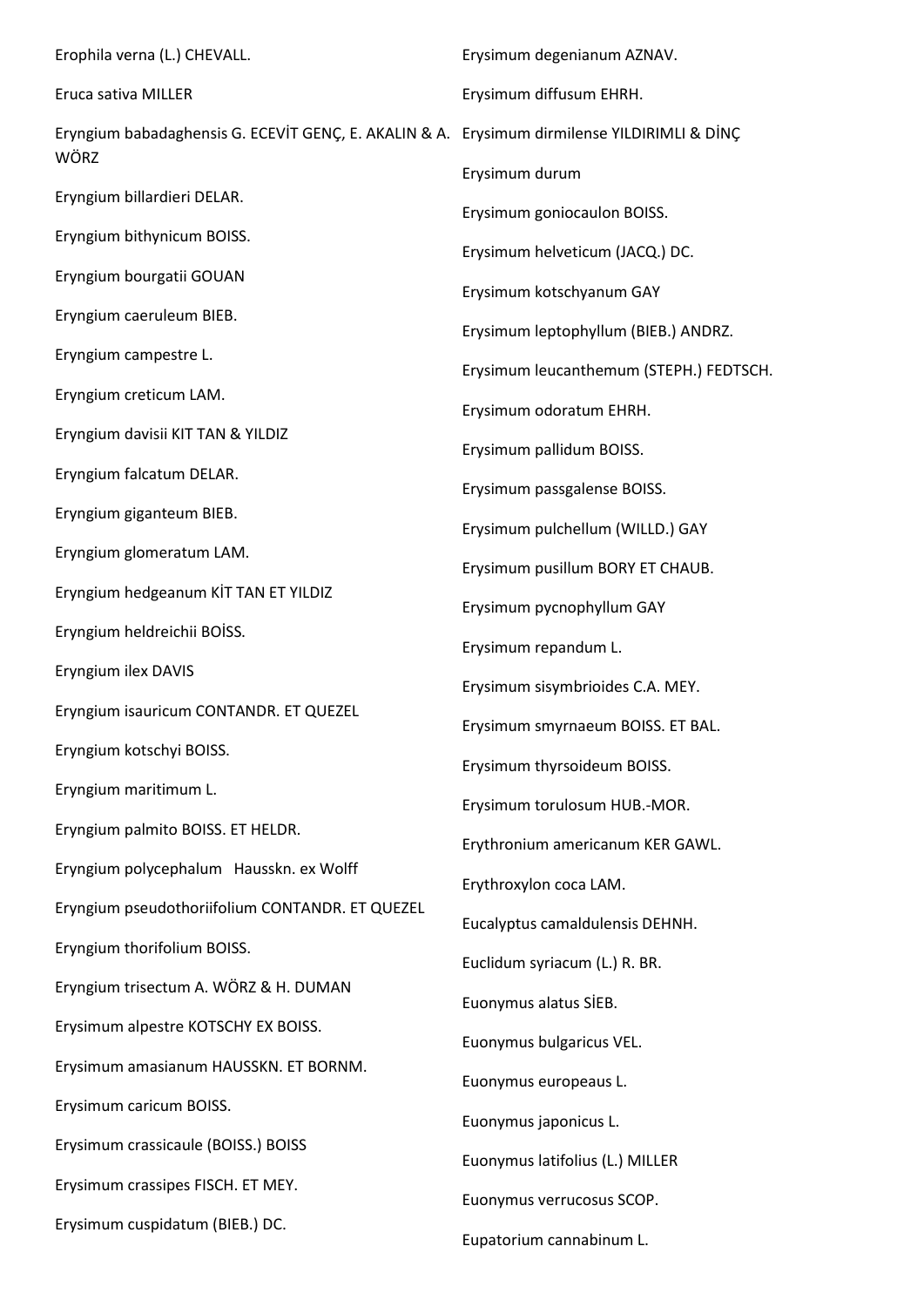Erophila verna (L.) CHEVALL.

Eruca sativa MILLER

Eryngium babadaghensis G. ECEVİT GENÇ, E. AKALIN & A. WÖRZ

Eryngium billardieri DELAR.

Eryngium bithynicum BOISS.

Eryngium bourgatii GOUAN

Eryngium caeruleum BIEB.

Eryngium campestre L.

Eryngium creticum LAM.

Eryngium davisii KIT TAN & YILDIZ

Eryngium falcatum DELAR.

Eryngium giganteum BIEB.

Eryngium glomeratum LAM.

Eryngium hedgeanum KİT TAN ET YILDIZ

Eryngium heldreichii BOİSS.

Eryngium ilex DAVIS

Eryngium isauricum CONTANDR. ET QUEZEL

Eryngium kotschyi BOISS.

Eryngium maritimum L.

Eryngium palmito BOISS. ET HELDR.

Eryngium polycephalum Hausskn. ex Wolff

Eryngium pseudothoriifolium CONTANDR. ET QUEZEL

Eryngium thorifolium BOISS.

Eryngium trisectum A. WÖRZ & H. DUMAN

Erysimum alpestre KOTSCHY EX BOISS.

Erysimum amasianum HAUSSKN. ET BORNM.

Erysimum caricum BOISS.

Erysimum crassicaule (BOISS.) BOISS

Erysimum crassipes FISCH. ET MEY.

Erysimum cuspidatum (BIEB.) DC.

Erysimum degenianum AZNAV.

Erysimum diffusum EHRH.

Erysimum dirmilense YILDIRIMLI & DİNÇ

Erysimum durum

Erysimum goniocaulon BOISS.

Erysimum helveticum (JACQ.) DC.

Erysimum kotschyanum GAY

Erysimum leptophyllum (BIEB.) ANDRZ.

Erysimum leucanthemum (STEPH.) FEDTSCH.

Erysimum odoratum EHRH.

Erysimum pallidum BOISS.

Erysimum passgalense BOISS.

Erysimum pulchellum (WILLD.) GAY

Erysimum pusillum BORY ET CHAUB.

Erysimum pycnophyllum GAY

Erysimum repandum L.

Erysimum sisymbrioides C.A. MEY.

Erysimum smyrnaeum BOISS. ET BAL.

Erysimum thyrsoideum BOISS.

Erysimum torulosum HUB.-MOR.

Erythronium americanum KER GAWL.

Erythroxylon coca LAM.

Eucalyptus camaldulensis DEHNH.

Euclidum syriacum (L.) R. BR.

Euonymus alatus SİEB.

Euonymus bulgaricus VEL.

Euonymus europeaus L.

Euonymus japonicus L.

Euonymus latifolius (L.) MILLER

Euonymus verrucosus SCOP.

Eupatorium cannabinum L.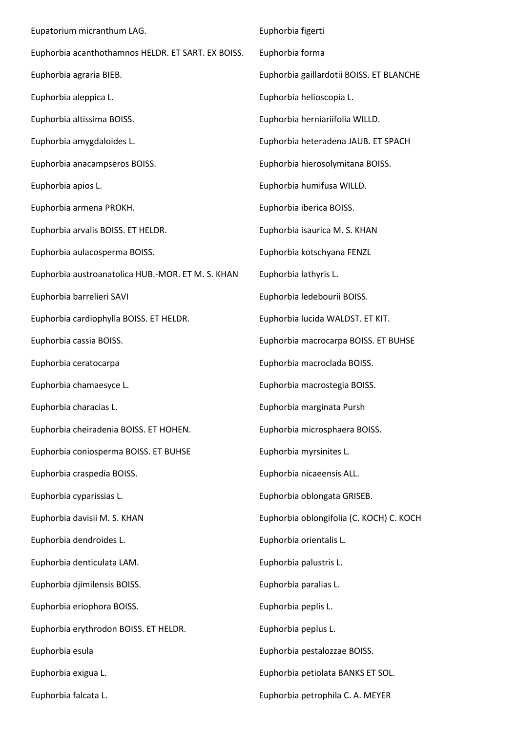Eupatorium micranthum LAG.

Euphorbia acanthothamnos HELDR. ET SART. EX BOISS.

Euphorbia agraria BIEB.

Euphorbia aleppica L.

Euphorbia altissima BOISS.

Euphorbia amygdaloides L.

Euphorbia anacampseros BOISS.

Euphorbia apios L.

Euphorbia armena PROKH.

Euphorbia arvalis BOISS. ET HELDR.

Euphorbia aulacosperma BOISS.

Euphorbia austroanatolica HUB.-MOR. ET M. S. KHAN

Euphorbia barrelieri SAVI

Euphorbia cardiophylla BOISS. ET HELDR.

Euphorbia cassia BOISS.

Euphorbia ceratocarpa

Euphorbia chamaesyce L.

Euphorbia characias L.

Euphorbia cheiradenia BOISS. ET HOHEN.

Euphorbia coniosperma BOISS. ET BUHSE

Euphorbia craspedia BOISS.

Euphorbia cyparissias L.

Euphorbia davisii M. S. KHAN

Euphorbia dendroides L.

Euphorbia denticulata LAM.

Euphorbia djimilensis BOISS.

Euphorbia eriophora BOISS.

Euphorbia erythrodon BOISS. ET HELDR.

Euphorbia esula

Euphorbia exigua L.

Euphorbia falcata L.

Euphorbia figerti

Euphorbia forma

Euphorbia gaillardotii BOISS. ET BLANCHE

Euphorbia helioscopia L.

Euphorbia herniariifolia WILLD.

Euphorbia heteradena JAUB. ET SPACH

Euphorbia hierosolymitana BOISS.

Euphorbia humifusa WILLD.

Euphorbia iberica BOISS.

Euphorbia isaurica M. S. KHAN

Euphorbia kotschyana FENZL

Euphorbia lathyris L.

Euphorbia ledebourii BOISS.

Euphorbia lucida WALDST. ET KIT.

Euphorbia macrocarpa BOISS. ET BUHSE

Euphorbia macroclada BOISS.

Euphorbia macrostegia BOISS.

Euphorbia marginata Pursh

Euphorbia microsphaera BOISS.

Euphorbia myrsinites L.

Euphorbia nicaeensis ALL.

Euphorbia oblongata GRISEB.

Euphorbia oblongifolia (C. KOCH) C. KOCH

Euphorbia orientalis L.

Euphorbia palustris L.

Euphorbia paralias L.

Euphorbia peplis L.

Euphorbia peplus L.

Euphorbia pestalozzae BOISS.

Euphorbia petiolata BANKS ET SOL.

Euphorbia petrophila C. A. MEYER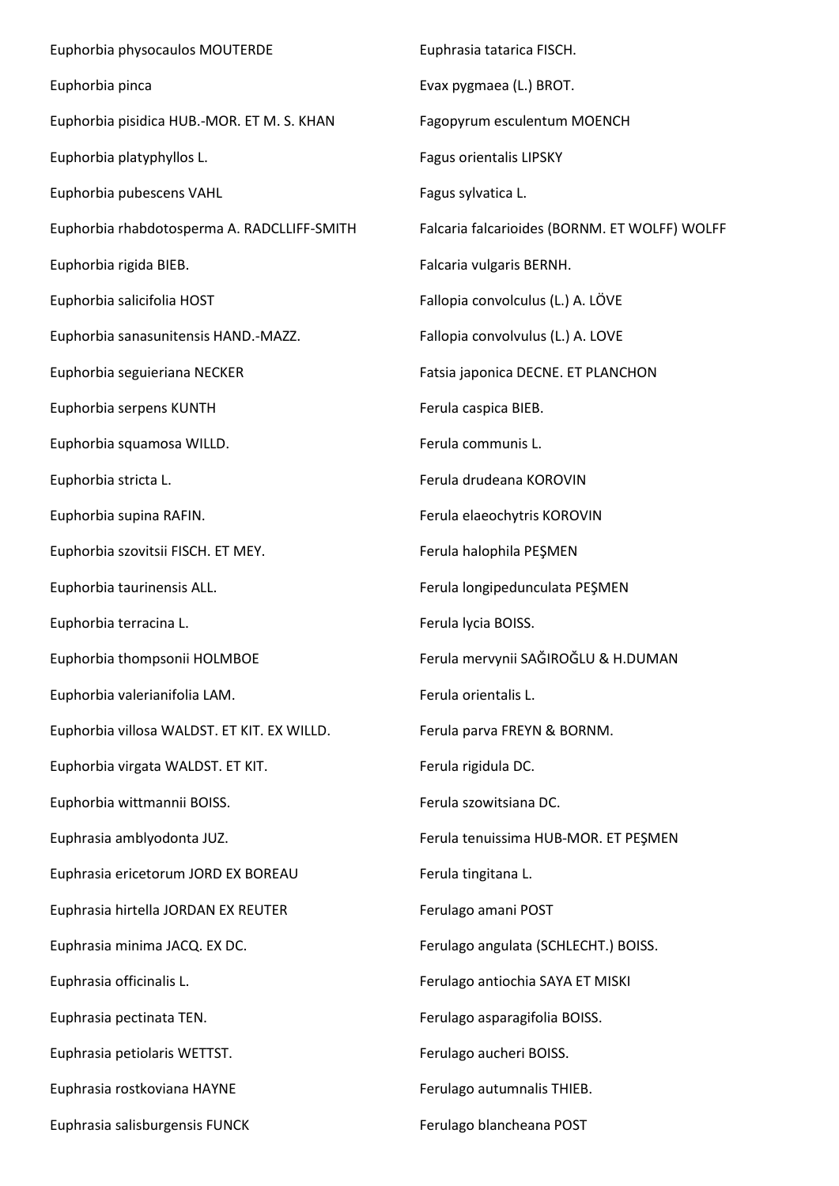Euphorbia physocaulos MOUTERDE

Euphorbia pinca

Euphorbia pisidica HUB.-MOR. ET M. S. KHAN

Euphorbia platyphyllos L.

Euphorbia pubescens VAHL

Euphorbia rhabdotosperma A. RADCLLIFF-SMITH

Euphorbia rigida BIEB.

Euphorbia salicifolia HOST

Euphorbia sanasunitensis HAND.-MAZZ.

Euphorbia seguieriana NECKER

Euphorbia serpens KUNTH

Euphorbia squamosa WILLD.

Euphorbia stricta L.

Euphorbia supina RAFIN.

Euphorbia szovitsii FISCH. ET MEY.

Euphorbia taurinensis ALL.

Euphorbia terracina L.

Euphorbia thompsonii HOLMBOE

Euphorbia valerianifolia LAM.

Euphorbia villosa WALDST. ET KIT. EX WILLD.

Euphorbia virgata WALDST. ET KIT.

Euphorbia wittmannii BOISS.

Euphrasia amblyodonta JUZ.

Euphrasia ericetorum JORD EX BOREAU

Euphrasia hirtella JORDAN EX REUTER

Euphrasia minima JACQ. EX DC.

Euphrasia officinalis L.

Euphrasia pectinata TEN.

Euphrasia petiolaris WETTST.

Euphrasia rostkoviana HAYNE

Euphrasia salisburgensis FUNCK

Euphrasia tatarica FISCH.

Evax pygmaea (L.) BROT.

Fagopyrum esculentum MOENCH

Fagus orientalis LIPSKY

Fagus sylvatica L.

Falcaria falcarioides (BORNM. ET WOLFF) WOLFF

Falcaria vulgaris BERNH.

Fallopia convolculus (L.) A. LÖVE

Fallopia convolvulus (L.) A. LOVE

Fatsia japonica DECNE. ET PLANCHON

Ferula caspica BIEB.

Ferula communis L.

Ferula drudeana KOROVIN

Ferula elaeochytris KOROVIN

Ferula halophila PEŞMEN

Ferula longipedunculata PEŞMEN

Ferula lycia BOISS.

Ferula mervynii SAĞIROĞLU & H.DUMAN

Ferula orientalis L.

Ferula parva FREYN & BORNM.

Ferula rigidula DC.

Ferula szowitsiana DC.

Ferula tenuissima HUB-MOR. ET PEŞMEN

Ferula tingitana L.

Ferulago amani POST

Ferulago angulata (SCHLECHT.) BOISS.

Ferulago antiochia SAYA ET MISKI

Ferulago asparagifolia BOISS.

Ferulago aucheri BOISS.

Ferulago autumnalis THIEB.

Ferulago blancheana POST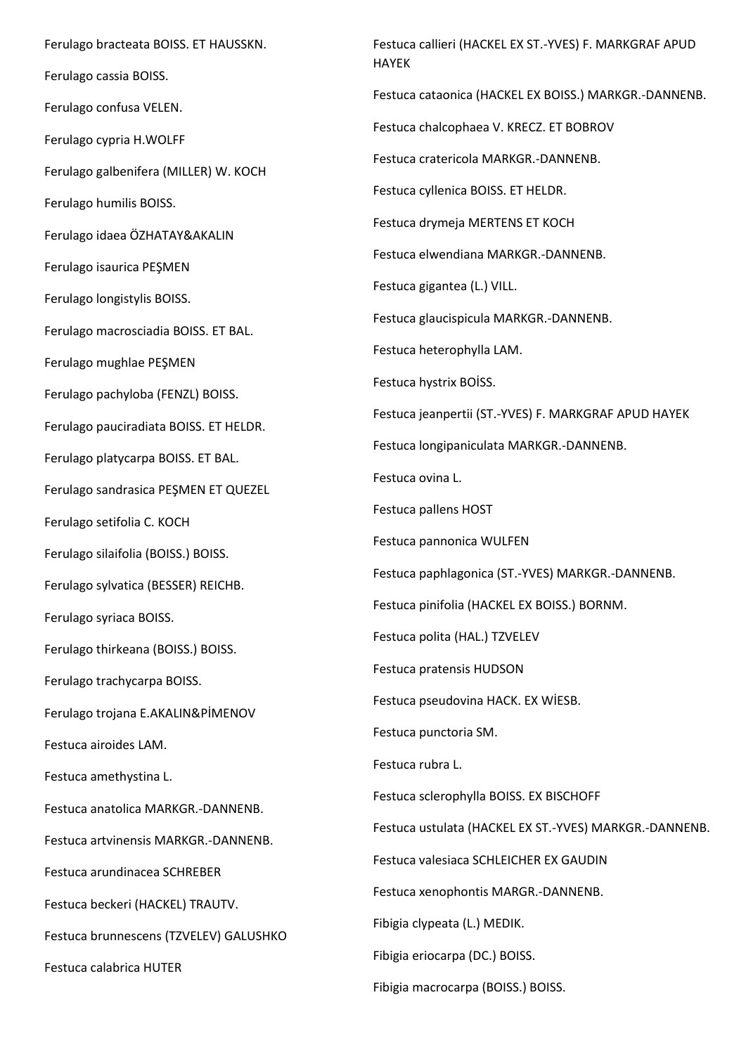Ferulago bracteata BOISS. ET HAUSSKN.

Ferulago cassia BOISS.

Ferulago confusa VELEN.

Ferulago cypria H.WOLFF

Ferulago galbenifera (MILLER) W. KOCH

Ferulago humilis BOISS.

Ferulago idaea ÖZHATAY&AKALIN

Ferulago isaurica PEŞMEN

Ferulago longistylis BOISS.

Ferulago macrosciadia BOISS. ET BAL.

Ferulago mughlae PEŞMEN

Ferulago pachyloba (FENZL) BOISS.

Ferulago pauciradiata BOISS. ET HELDR.

Ferulago platycarpa BOISS. ET BAL.

Ferulago sandrasica PEŞMEN ET QUEZEL

Ferulago setifolia C. KOCH

Ferulago silaifolia (BOISS.) BOISS.

Ferulago sylvatica (BESSER) REICHB.

Ferulago syriaca BOISS.

Ferulago thirkeana (BOISS.) BOISS.

Ferulago trachycarpa BOISS.

Ferulago trojana E.AKALIN&PİMENOV

Festuca airoides LAM.

Festuca amethystina L.

Festuca anatolica MARKGR.-DANNENB.

Festuca artvinensis MARKGR.-DANNENB.

Festuca arundinacea SCHREBER

Festuca beckeri (HACKEL) TRAUTV.

Festuca brunnescens (TZVELEV) GALUSHKO

Festuca calabrica HUTER

Festuca callieri (HACKEL EX ST.-YVES) F. MARKGRAF APUD HAYEK

Festuca cataonica (HACKEL EX BOISS.) MARKGR.-DANNENB.

Festuca chalcophaea V. KRECZ. ET BOBROV

Festuca cratericola MARKGR.-DANNENB.

Festuca cyllenica BOISS. ET HELDR.

Festuca drymeja MERTENS ET KOCH

Festuca elwendiana MARKGR.-DANNENB.

Festuca gigantea (L.) VILL.

Festuca glaucispicula MARKGR.-DANNENB.

Festuca heterophylla LAM.

Festuca hystrix BOİSS.

Festuca jeanpertii (ST.-YVES) F. MARKGRAF APUD HAYEK

Festuca longipaniculata MARKGR.-DANNENB.

Festuca ovina L.

Festuca pallens HOST

Festuca pannonica WULFEN

Festuca paphlagonica (ST.-YVES) MARKGR.-DANNENB.

Festuca pinifolia (HACKEL EX BOISS.) BORNM.

Festuca polita (HAL.) TZVELEV

Festuca pratensis HUDSON

Festuca pseudovina HACK. EX WİESB.

Festuca punctoria SM.

Festuca rubra L.

Festuca sclerophylla BOISS. EX BISCHOFF

Festuca ustulata (HACKEL EX ST.-YVES) MARKGR.-DANNENB.

Festuca valesiaca SCHLEICHER EX GAUDIN

Festuca xenophontis MARGR.-DANNENB.

Fibigia clypeata (L.) MEDIK.

Fibigia eriocarpa (DC.) BOISS.

Fibigia macrocarpa (BOISS.) BOISS.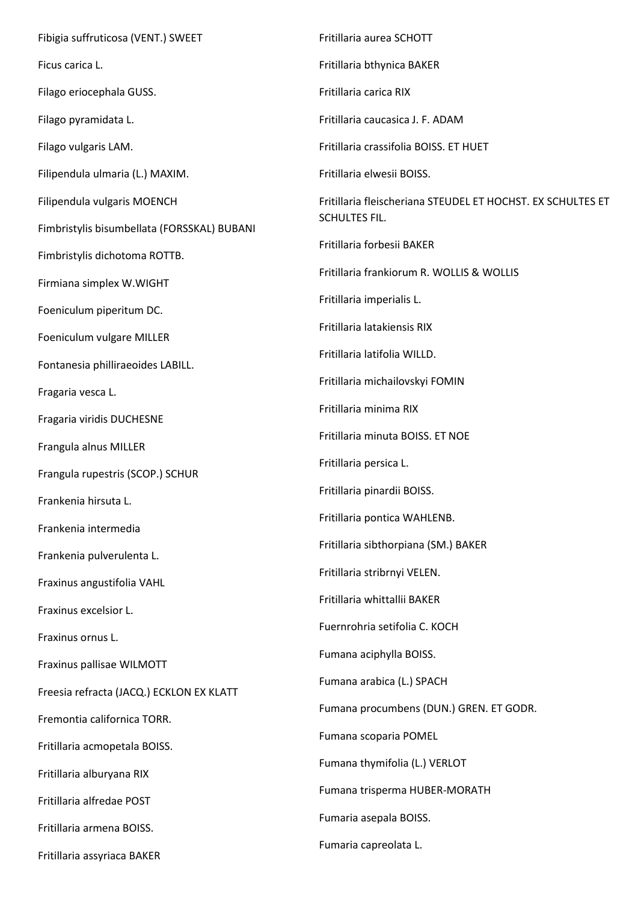Fibigia suffruticosa (VENT.) SWEET

Ficus carica L.

Filago eriocephala GUSS.

Filago pyramidata L.

Filago vulgaris LAM.

Filipendula ulmaria (L.) MAXIM.

Filipendula vulgaris MOENCH

Fimbristylis bisumbellata (FORSSKAL) BUBANI

Fimbristylis dichotoma ROTTB.

Firmiana simplex W.WIGHT

Foeniculum piperitum DC.

Foeniculum vulgare MILLER

Fontanesia philliraeoides LABILL.

Fragaria vesca L.

Fragaria viridis DUCHESNE

Frangula alnus MILLER

Frangula rupestris (SCOP.) SCHUR

Frankenia hirsuta L.

Frankenia intermedia

Frankenia pulverulenta L.

Fraxinus angustifolia VAHL

Fraxinus excelsior L.

Fraxinus ornus L.

Fraxinus pallisae WILMOTT

Freesia refracta (JACQ.) ECKLON EX KLATT

Fremontia californica TORR.

Fritillaria acmopetala BOISS.

Fritillaria alburyana RIX

Fritillaria alfredae POST

Fritillaria armena BOISS.

Fritillaria assyriaca BAKER

Fritillaria aurea SCHOTT

Fritillaria bthynica BAKER

Fritillaria carica RIX

Fritillaria caucasica J. F. ADAM

Fritillaria crassifolia BOISS. ET HUET

Fritillaria elwesii BOISS.

Fritillaria fleischeriana STEUDEL ET HOCHST. EX SCHULTES ET SCHULTES FIL.

Fritillaria forbesii BAKER

Fritillaria frankiorum R. WOLLIS & WOLLIS

Fritillaria imperialis L.

Fritillaria latakiensis RIX

Fritillaria latifolia WILLD.

Fritillaria michailovskyi FOMIN

Fritillaria minima RIX

Fritillaria minuta BOISS. ET NOE

Fritillaria persica L.

Fritillaria pinardii BOISS.

Fritillaria pontica WAHLENB.

Fritillaria sibthorpiana (SM.) BAKER

Fritillaria stribrnyi VELEN.

Fritillaria whittallii BAKER

Fuernrohria setifolia C. KOCH

Fumana aciphylla BOISS.

Fumana arabica (L.) SPACH

Fumana procumbens (DUN.) GREN. ET GODR.

Fumana scoparia POMEL

Fumana thymifolia (L.) VERLOT

Fumana trisperma HUBER-MORATH

Fumaria asepala BOISS.

Fumaria capreolata L.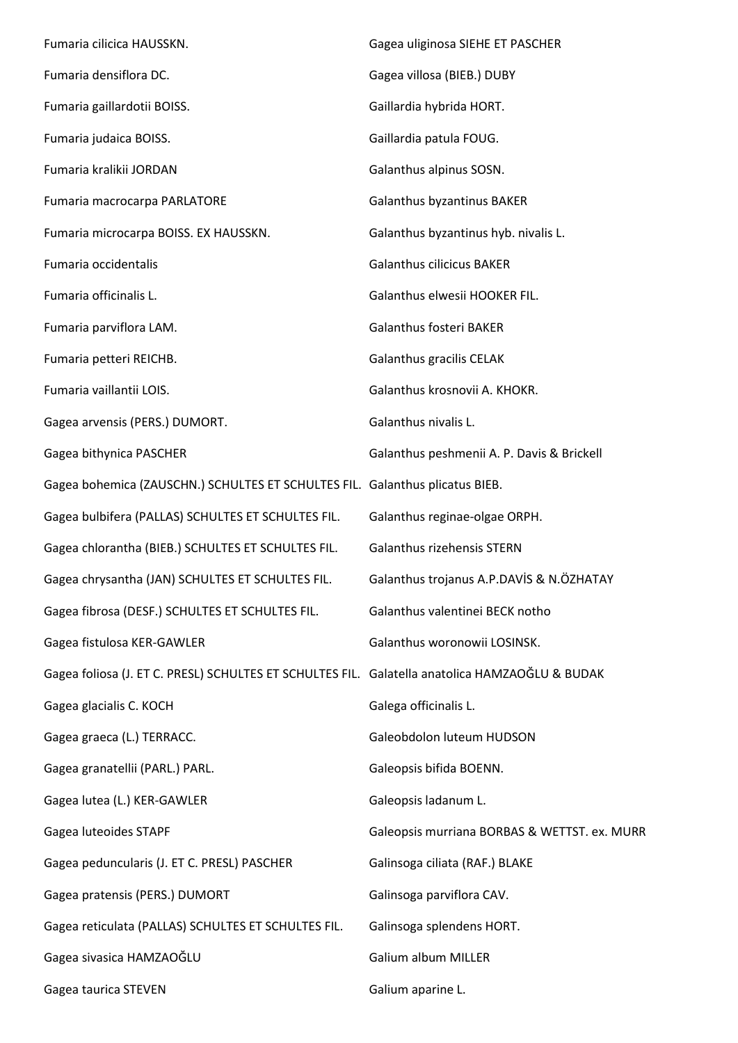Fumaria cilicica HAUSSKN.

Fumaria densiflora DC.

Fumaria gaillardotii BOISS.

Fumaria judaica BOISS.

Fumaria kralikii JORDAN

Fumaria macrocarpa PARLATORE

Fumaria microcarpa BOISS. EX HAUSSKN.

Fumaria occidentalis

Fumaria officinalis L.

Fumaria parviflora LAM.

Fumaria petteri REICHB.

Fumaria vaillantii LOIS.

Gagea arvensis (PERS.) DUMORT.

Gagea bithynica PASCHER

Gagea bohemica (ZAUSCHN.) SCHULTES ET SCHULTES FIL.

Gagea bulbifera (PALLAS) SCHULTES ET SCHULTES FIL.

Gagea chlorantha (BIEB.) SCHULTES ET SCHULTES FIL.

Gagea chrysantha (JAN) SCHULTES ET SCHULTES FIL.

Gagea fibrosa (DESF.) SCHULTES ET SCHULTES FIL.

Gagea fistulosa KER-GAWLER

Gagea foliosa (J. ET C. PRESL) SCHULTES ET SCHULTES FIL.

Gagea glacialis C. KOCH

Gagea graeca (L.) TERRACC.

Gagea granatellii (PARL.) PARL.

Gagea lutea (L.) KER-GAWLER

Gagea luteoides STAPF

Gagea peduncularis (J. ET C. PRESL) PASCHER

Gagea pratensis (PERS.) DUMORT

Gagea reticulata (PALLAS) SCHULTES ET SCHULTES FIL.

Gagea sivasica HAMZAOĞLU

Gagea taurica STEVEN

Gagea uliginosa SIEHE ET PASCHER

Gagea villosa (BIEB.) DUBY

Gaillardia hybrida HORT.

Gaillardia patula FOUG.

Galanthus alpinus SOSN.

Galanthus byzantinus BAKER

Galanthus byzantinus hyb. nivalis L.

Galanthus cilicicus BAKER

Galanthus elwesii HOOKER FIL.

Galanthus fosteri BAKER

Galanthus gracilis CELAK

Galanthus krosnovii A. KHOKR.

Galanthus nivalis L.

Galanthus peshmenii A. P. Davis & Brickell

Galanthus plicatus BIEB.

Galanthus reginae-olgae ORPH.

Galanthus rizehensis STERN

Galanthus trojanus A.P.DAVİS & N.ÖZHATAY

Galanthus valentinei BECK notho

Galanthus woronowii LOSINSK.

Galatella anatolica HAMZAOĞLU & BUDAK

Galega officinalis L.

Galeobdolon luteum HUDSON

Galeopsis bifida BOENN.

Galeopsis ladanum L.

Galeopsis murriana BORBAS & WETTST. ex. MURR

Galinsoga ciliata (RAF.) BLAKE

Galinsoga parviflora CAV.

Galinsoga splendens HORT.

Galium album MILLER

Galium aparine L.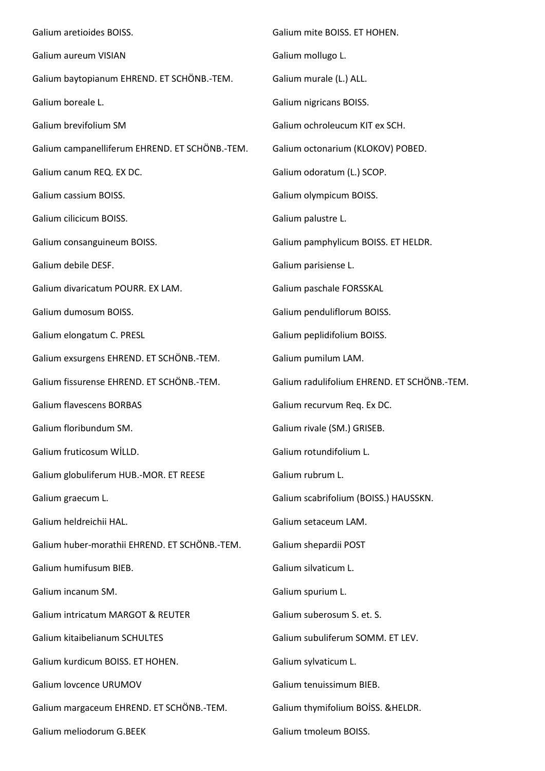Galium aretioides BOISS.

Galium aureum VISIAN

Galium baytopianum EHREND. ET SCHÖNB.-TEM.

Galium boreale L.

Galium brevifolium SM

Galium campanelliferum EHREND. ET SCHÖNB.-TEM.

Galium canum REQ. EX DC.

Galium cassium BOISS.

Galium cilicicum BOISS.

Galium consanguineum BOISS.

Galium debile DESF.

Galium divaricatum POURR. EX LAM.

Galium dumosum BOISS.

Galium elongatum C. PRESL

Galium exsurgens EHREND. ET SCHÖNB.-TEM.

Galium fissurense EHREND. ET SCHÖNB.-TEM.

Galium flavescens BORBAS

Galium floribundum SM.

Galium fruticosum WİLLD.

Galium globuliferum HUB.-MOR. ET REESE

Galium graecum L.

Galium heldreichii HAL.

Galium huber-morathii EHREND. ET SCHÖNB.-TEM.

Galium humifusum BIEB.

Galium incanum SM.

Galium intricatum MARGOT & REUTER

Galium kitaibelianum SCHULTES

Galium kurdicum BOISS. ET HOHEN.

Galium lovcence URUMOV

Galium margaceum EHREND. ET SCHÖNB.-TEM.

Galium meliodorum G.BEEK

Galium mite BOISS. ET HOHEN.

Galium mollugo L.

Galium murale (L.) ALL.

Galium nigricans BOISS.

Galium ochroleucum KIT ex SCH.

Galium octonarium (KLOKOV) POBED.

Galium odoratum (L.) SCOP.

Galium olympicum BOISS.

Galium palustre L.

Galium pamphylicum BOISS. ET HELDR.

Galium parisiense L.

Galium paschale FORSSKAL

Galium penduliflorum BOISS.

Galium peplidifolium BOISS.

Galium pumilum LAM.

Galium radulifolium EHREND. ET SCHÖNB.-TEM.

Galium recurvum Req. Ex DC.

Galium rivale (SM.) GRISEB.

Galium rotundifolium L.

Galium rubrum L.

Galium scabrifolium (BOISS.) HAUSSKN.

Galium setaceum LAM.

Galium shepardii POST

Galium silvaticum L.

Galium spurium L.

Galium suberosum S. et. S.

Galium subuliferum SOMM. ET LEV.

Galium sylvaticum L.

Galium tenuissimum BIEB.

Galium thymifolium BOİSS. &HELDR.

Galium tmoleum BOISS.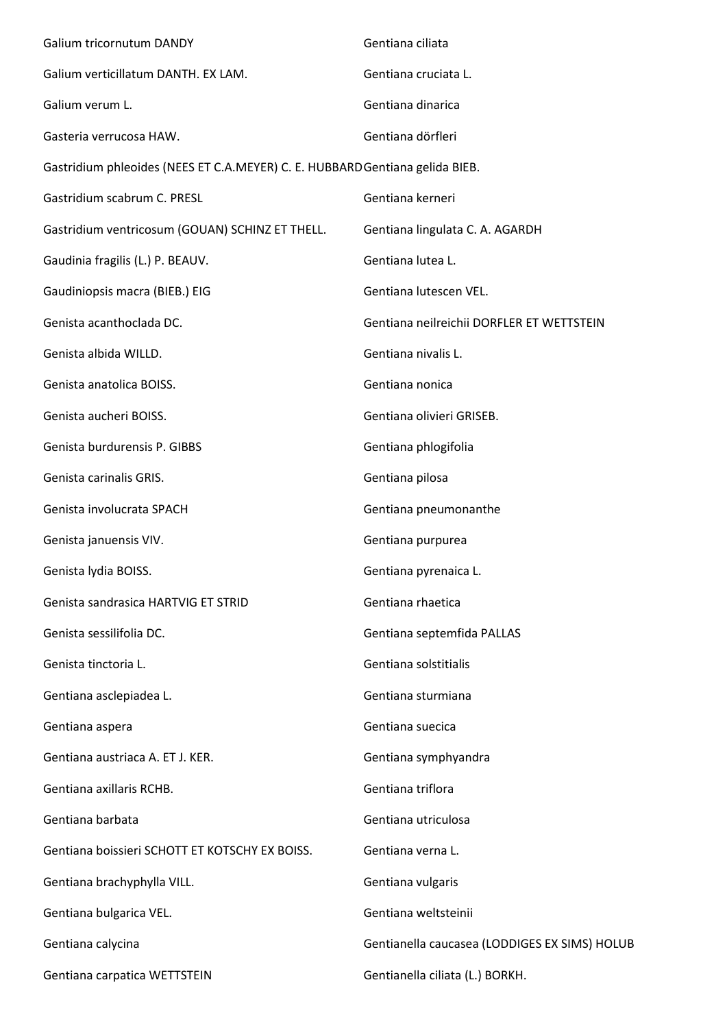Galium tricornutum DANDY

Galium verticillatum DANTH. EX LAM.

Galium verum L.

Gasteria verrucosa HAW.

Gastridium phleoides (NEES ET C.A.MEYER) C. E. HUBBARD

Gastridium scabrum C. PRESL

Gastridium ventricosum (GOUAN) SCHINZ ET THELL.

Gaudinia fragilis (L.) P. BEAUV.

Gaudiniopsis macra (BIEB.) EIG

Genista acanthoclada DC.

Genista albida WILLD.

Genista anatolica BOISS.

Genista aucheri BOISS.

Genista burdurensis P. GIBBS

Genista carinalis GRIS.

Genista involucrata SPACH

Genista januensis VIV.

Genista lydia BOISS.

Genista sandrasica HARTVIG ET STRID

Genista sessilifolia DC.

Genista tinctoria L.

Gentiana asclepiadea L.

Gentiana aspera

Gentiana austriaca A. ET J. KER.

Gentiana axillaris RCHB.

Gentiana barbata

Gentiana boissieri SCHOTT ET KOTSCHY EX BOISS.

Gentiana brachyphylla VILL.

Gentiana bulgarica VEL.

Gentiana calycina

Gentiana carpatica WETTSTEIN

Gentiana ciliata

Gentiana cruciata L.

Gentiana dinarica

Gentiana dörfleri

Gentiana gelida BIEB.

Gentiana kerneri

Gentiana lingulata C. A. AGARDH

Gentiana lutea L.

Gentiana lutescen VEL.

Gentiana neilreichii DORFLER ET WETTSTEIN

Gentiana nivalis L.

Gentiana nonica

Gentiana olivieri GRISEB.

Gentiana phlogifolia

Gentiana pilosa

Gentiana pneumonanthe

Gentiana purpurea

Gentiana pyrenaica L.

Gentiana rhaetica

Gentiana septemfida PALLAS

Gentiana solstitialis

Gentiana sturmiana

Gentiana suecica

Gentiana symphyandra

Gentiana triflora

Gentiana utriculosa

Gentiana verna L.

Gentiana vulgaris

Gentiana weltsteinii

Gentianella caucasea (LODDIGES EX SIMS) HOLUB

Gentianella ciliata (L.) BORKH.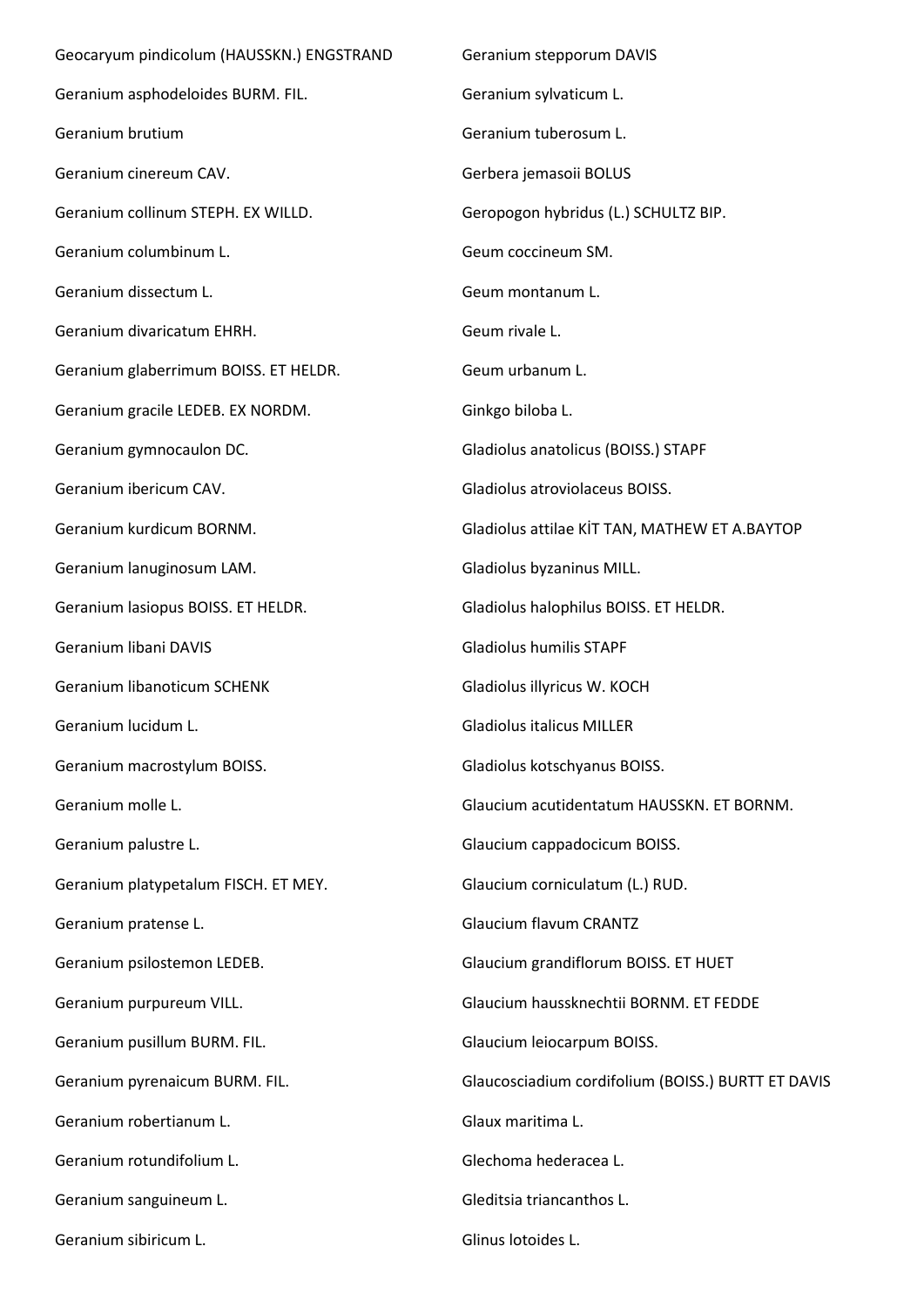Geocaryum pindicolum (HAUSSKN.) ENGSTRAND

Geranium asphodeloides BURM. FIL.

Geranium brutium

Geranium cinereum CAV.

Geranium collinum STEPH. EX WILLD.

Geranium columbinum L.

Geranium dissectum L.

Geranium divaricatum EHRH.

Geranium glaberrimum BOISS. ET HELDR.

Geranium gracile LEDEB. EX NORDM.

Geranium gymnocaulon DC.

Geranium ibericum CAV.

Geranium kurdicum BORNM.

Geranium lanuginosum LAM.

Geranium lasiopus BOISS. ET HELDR.

Geranium libani DAVIS

Geranium libanoticum SCHENK

Geranium lucidum L.

Geranium macrostylum BOISS.

Geranium molle L.

Geranium palustre L.

Geranium platypetalum FISCH. ET MEY.

Geranium pratense L.

Geranium psilostemon LEDEB.

Geranium purpureum VILL.

Geranium pusillum BURM. FIL.

Geranium pyrenaicum BURM. FIL.

Geranium robertianum L.

Geranium rotundifolium L.

Geranium sanguineum L.

Geranium sibiricum L.

Geranium stepporum DAVIS

Geranium sylvaticum L.

Geranium tuberosum L.

Gerbera jemasoii BOLUS

Geropogon hybridus (L.) SCHULTZ BIP.

Geum coccineum SM.

Geum montanum L.

Geum rivale L.

Geum urbanum L.

Ginkgo biloba L.

Gladiolus anatolicus (BOISS.) STAPF

Gladiolus atroviolaceus BOISS.

Gladiolus attilae KİT TAN, MATHEW ET A.BAYTOP

Gladiolus byzaninus MILL.

Gladiolus halophilus BOISS. ET HELDR.

Gladiolus humilis STAPF

Gladiolus illyricus W. KOCH

Gladiolus italicus MILLER

Gladiolus kotschyanus BOISS.

Glaucium acutidentatum HAUSSKN. ET BORNM.

Glaucium cappadocicum BOISS.

Glaucium corniculatum (L.) RUD.

Glaucium flavum CRANTZ

Glaucium grandiflorum BOISS. ET HUET

Glaucium haussknechtii BORNM. ET FEDDE

Glaucium leiocarpum BOISS.

Glaucosciadium cordifolium (BOISS.) BURTT ET DAVIS

Glaux maritima L.

Glechoma hederacea L.

Gleditsia triancanthos L.

Glinus lotoides L.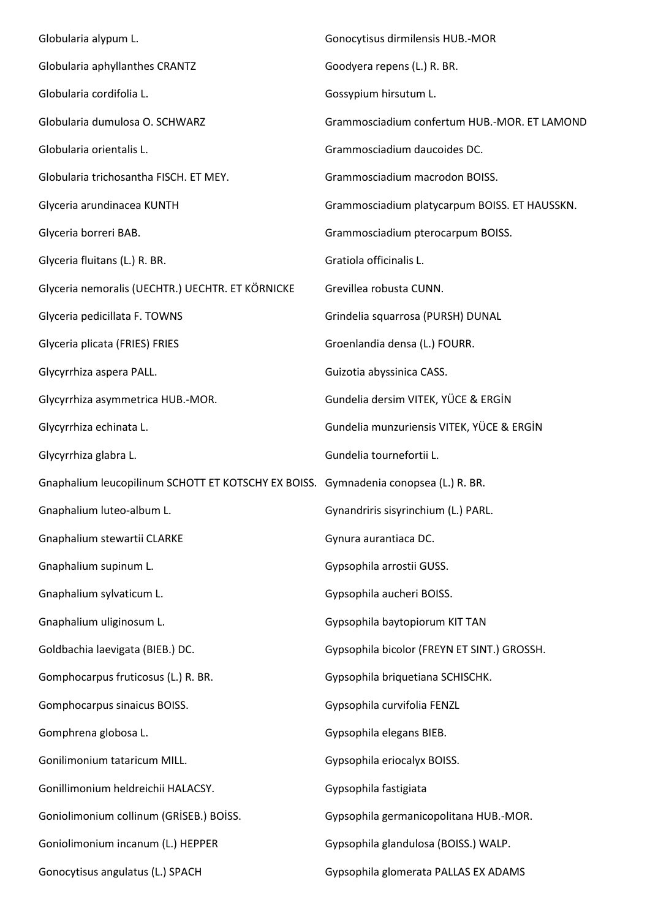Globularia alypum L.

Globularia aphyllanthes CRANTZ

Globularia cordifolia L.

Globularia dumulosa O. SCHWARZ

Globularia orientalis L.

Globularia trichosantha FISCH. ET MEY.

Glyceria arundinacea KUNTH

Glyceria borreri BAB.

Glyceria fluitans (L.) R. BR.

Glyceria nemoralis (UECHTR.) UECHTR. ET KÖRNICKE

Glyceria pedicillata F. TOWNS

Glyceria plicata (FRIES) FRIES

Glycyrrhiza aspera PALL.

Glycyrrhiza asymmetrica HUB.-MOR.

Glycyrrhiza echinata L.

Glycyrrhiza glabra L.

Gnaphalium leucopilinum SCHOTT ET KOTSCHY EX BOISS.

Gnaphalium luteo-album L.

Gnaphalium stewartii CLARKE

Gnaphalium supinum L.

Gnaphalium sylvaticum L.

Gnaphalium uliginosum L.

Goldbachia laevigata (BIEB.) DC.

Gomphocarpus fruticosus (L.) R. BR.

Gomphocarpus sinaicus BOISS.

Gomphrena globosa L.

Gonilimonium tataricum MILL.

Gonillimonium heldreichii HALACSY.

Goniolimonium collinum (GRİSEB.) BOİSS.

Goniolimonium incanum (L.) HEPPER

Gonocytisus angulatus (L.) SPACH

Gonocytisus dirmilensis HUB.-MOR

Goodyera repens (L.) R. BR.

Gossypium hirsutum L.

Grammosciadium confertum HUB.-MOR. ET LAMOND

Grammosciadium daucoides DC.

Grammosciadium macrodon BOISS.

Grammosciadium platycarpum BOISS. ET HAUSSKN.

Grammosciadium pterocarpum BOISS.

Gratiola officinalis L.

Grevillea robusta CUNN.

Grindelia squarrosa (PURSH) DUNAL

Groenlandia densa (L.) FOURR.

Guizotia abyssinica CASS.

Gundelia dersim VITEK, YÜCE & ERGİN

Gundelia munzuriensis VITEK, YÜCE & ERGİN

Gundelia tournefortii L.

Gymnadenia conopsea (L.) R. BR.

Gynandriris sisyrinchium (L.) PARL.

Gynura aurantiaca DC.

Gypsophila arrostii GUSS.

Gypsophila aucheri BOISS.

Gypsophila baytopiorum KIT TAN

Gypsophila bicolor (FREYN ET SINT.) GROSSH.

Gypsophila briquetiana SCHISCHK.

Gypsophila curvifolia FENZL

Gypsophila elegans BIEB.

Gypsophila eriocalyx BOISS.

Gypsophila fastigiata

Gypsophila germanicopolitana HUB.-MOR.

Gypsophila glandulosa (BOISS.) WALP.

Gypsophila glomerata PALLAS EX ADAMS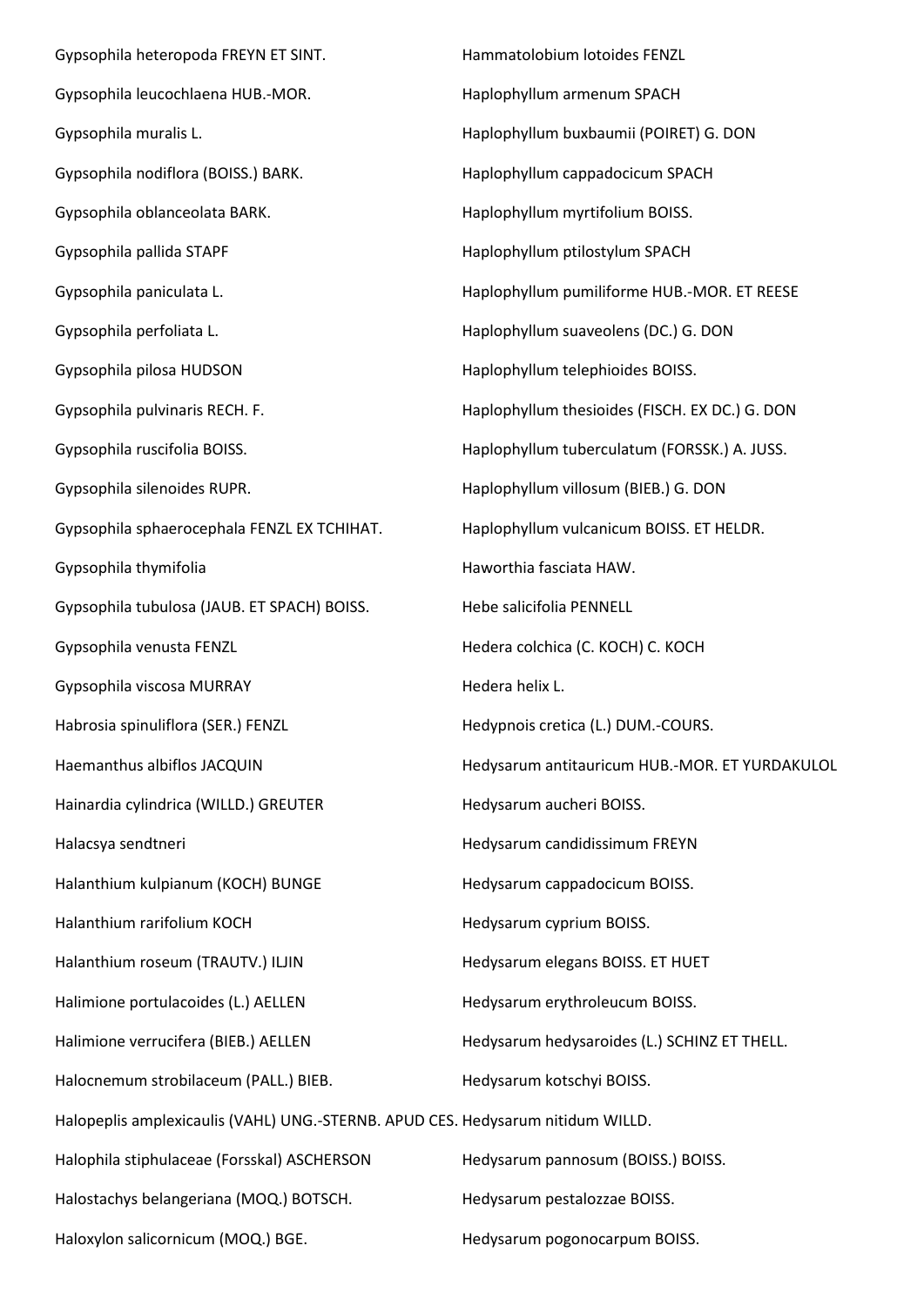Gypsophila heteropoda FREYN ET SINT.

Gypsophila leucochlaena HUB.-MOR.

Gypsophila muralis L.

Gypsophila nodiflora (BOISS.) BARK.

Gypsophila oblanceolata BARK.

Gypsophila pallida STAPF

Gypsophila paniculata L.

Gypsophila perfoliata L.

Gypsophila pilosa HUDSON

Gypsophila pulvinaris RECH. F.

Gypsophila ruscifolia BOISS.

Gypsophila silenoides RUPR.

Gypsophila sphaerocephala FENZL EX TCHIHAT.

Gypsophila thymifolia

Gypsophila tubulosa (JAUB. ET SPACH) BOISS.

Gypsophila venusta FENZL

Gypsophila viscosa MURRAY

Habrosia spinuliflora (SER.) FENZL

Haemanthus albiflos JACQUIN

Hainardia cylindrica (WILLD.) GREUTER

Halacsya sendtneri

Halanthium kulpianum (KOCH) BUNGE

Halanthium rarifolium KOCH

Halanthium roseum (TRAUTV.) ILJIN

Halimione portulacoides (L.) AELLEN

Halimione verrucifera (BIEB.) AELLEN

Halocnemum strobilaceum (PALL.) BIEB.

Halopeplis amplexicaulis (VAHL) UNG.-STERNB. APUD CES.

Halophila stiphulaceae (Forsskal) ASCHERSON

Halostachys belangeriana (MOQ.) BOTSCH.

Haloxylon salicornicum (MOQ.) BGE.

Hammatolobium lotoides FENZL

Haplophyllum armenum SPACH

Haplophyllum buxbaumii (POIRET) G. DON

Haplophyllum cappadocicum SPACH

Haplophyllum myrtifolium BOISS.

Haplophyllum ptilostylum SPACH

Haplophyllum pumiliforme HUB.-MOR. ET REESE

Haplophyllum suaveolens (DC.) G. DON

Haplophyllum telephioides BOISS.

Haplophyllum thesioides (FISCH. EX DC.) G. DON

Haplophyllum tuberculatum (FORSSK.) A. JUSS.

Haplophyllum villosum (BIEB.) G. DON

Haplophyllum vulcanicum BOISS. ET HELDR.

Haworthia fasciata HAW.

Hebe salicifolia PENNELL

Hedera colchica (C. KOCH) C. KOCH

Hedera helix L.

Hedypnois cretica (L.) DUM.-COURS.

Hedysarum antitauricum HUB.-MOR. ET YURDAKULOL

Hedysarum aucheri BOISS.

Hedysarum candidissimum FREYN

Hedysarum cappadocicum BOISS.

Hedysarum cyprium BOISS.

Hedysarum elegans BOISS. ET HUET

Hedysarum erythroleucum BOISS.

Hedysarum hedysaroides (L.) SCHINZ ET THELL.

Hedysarum kotschyi BOISS.

Hedysarum nitidum WILLD.

Hedysarum pannosum (BOISS.) BOISS.

Hedysarum pestalozzae BOISS.

Hedysarum pogonocarpum BOISS.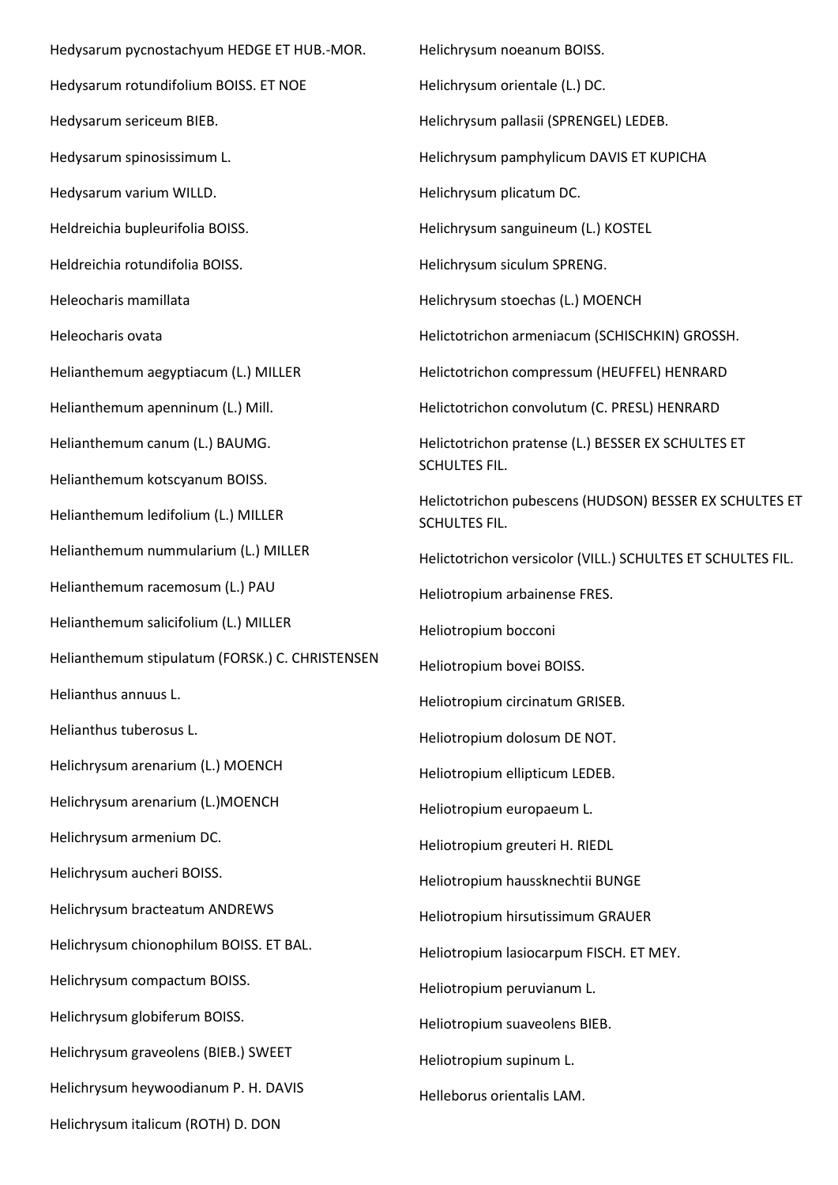Hedysarum pycnostachyum HEDGE ET HUB.-MOR.

Hedysarum rotundifolium BOISS. ET NOE

Hedysarum sericeum BIEB.

Hedysarum spinosissimum L.

Hedysarum varium WILLD.

Heldreichia bupleurifolia BOISS.

Heldreichia rotundifolia BOISS.

Heleocharis mamillata

Heleocharis ovata

Helianthemum aegyptiacum (L.) MILLER

Helianthemum apenninum (L.) Mill.

Helianthemum canum (L.) BAUMG.

Helianthemum kotscyanum BOISS.

Helianthemum ledifolium (L.) MILLER

Helianthemum nummularium (L.) MILLER

Helianthemum racemosum (L.) PAU

Helianthemum salicifolium (L.) MILLER

Helianthemum stipulatum (FORSK.) C. CHRISTENSEN

Helianthus annuus L.

Helianthus tuberosus L.

Helichrysum arenarium (L.) MOENCH

Helichrysum arenarium (L.)MOENCH

Helichrysum armenium DC.

Helichrysum aucheri BOISS.

Helichrysum bracteatum ANDREWS

Helichrysum chionophilum BOISS. ET BAL.

Helichrysum compactum BOISS.

Helichrysum globiferum BOISS.

Helichrysum graveolens (BIEB.) SWEET

Helichrysum heywoodianum P. H. DAVIS

Helichrysum italicum (ROTH) D. DON

Helichrysum noeanum BOISS.

Helichrysum orientale (L.) DC.

Helichrysum pallasii (SPRENGEL) LEDEB.

Helichrysum pamphylicum DAVIS ET KUPICHA

Helichrysum plicatum DC.

Helichrysum sanguineum (L.) KOSTEL

Helichrysum siculum SPRENG.

Helichrysum stoechas (L.) MOENCH

Helictotrichon armeniacum (SCHISCHKIN) GROSSH.

Helictotrichon compressum (HEUFFEL) HENRARD

Helictotrichon convolutum (C. PRESL) HENRARD

Helictotrichon pratense (L.) BESSER EX SCHULTES ET SCHULTES FIL.

Helictotrichon pubescens (HUDSON) BESSER EX SCHULTES ET SCHULTES FIL.

Helictotrichon versicolor (VILL.) SCHULTES ET SCHULTES FIL.

Heliotropium arbainense FRES.

Heliotropium bocconi

Heliotropium bovei BOISS.

Heliotropium circinatum GRISEB.

Heliotropium dolosum DE NOT.

Heliotropium ellipticum LEDEB.

Heliotropium europaeum L.

Heliotropium greuteri H. RIEDL

Heliotropium haussknechtii BUNGE

Heliotropium hirsutissimum GRAUER

Heliotropium lasiocarpum FISCH. ET MEY.

Heliotropium peruvianum L.

Heliotropium suaveolens BIEB.

Heliotropium supinum L.

Helleborus orientalis LAM.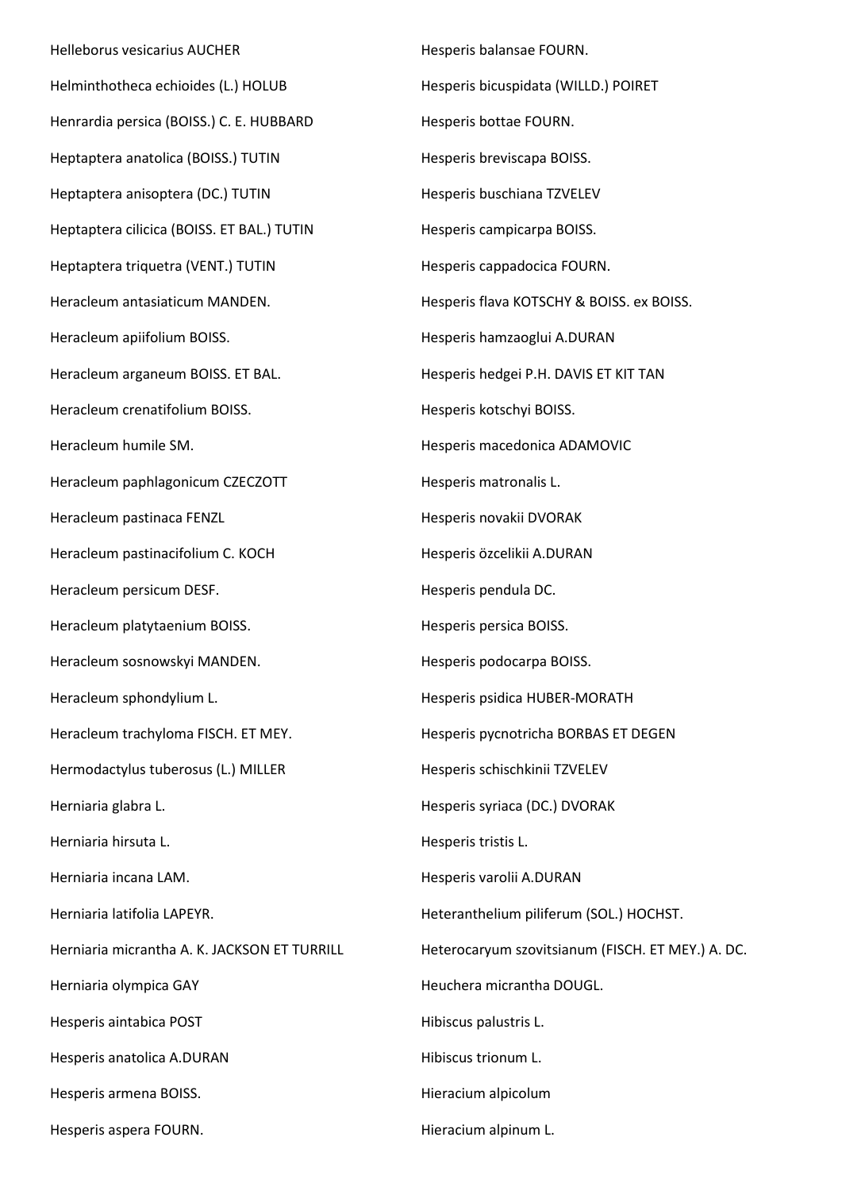Helleborus vesicarius AUCHER

Helminthotheca echioides (L.) HOLUB

Henrardia persica (BOISS.) C. E. HUBBARD

Heptaptera anatolica (BOISS.) TUTIN

Heptaptera anisoptera (DC.) TUTIN

Heptaptera cilicica (BOISS. ET BAL.) TUTIN

Heptaptera triquetra (VENT.) TUTIN

Heracleum antasiaticum MANDEN.

Heracleum apiifolium BOISS.

Heracleum arganeum BOISS. ET BAL.

Heracleum crenatifolium BOISS.

Heracleum humile SM.

Heracleum paphlagonicum CZECZOTT

Heracleum pastinaca FENZL

Heracleum pastinacifolium C. KOCH

Heracleum persicum DESF.

Heracleum platytaenium BOISS.

Heracleum sosnowskyi MANDEN.

Heracleum sphondylium L.

Heracleum trachyloma FISCH. ET MEY.

Hermodactylus tuberosus (L.) MILLER

Herniaria glabra L.

Herniaria hirsuta L.

Herniaria incana LAM.

Herniaria latifolia LAPEYR.

Herniaria micrantha A. K. JACKSON ET TURRILL

Herniaria olympica GAY

Hesperis aintabica POST

Hesperis anatolica A.DURAN

Hesperis armena BOISS.

Hesperis aspera FOURN.

Hesperis balansae FOURN.

Hesperis bicuspidata (WILLD.) POIRET

Hesperis bottae FOURN.

Hesperis breviscapa BOISS.

Hesperis buschiana TZVELEV

Hesperis campicarpa BOISS.

Hesperis cappadocica FOURN.

Hesperis flava KOTSCHY & BOISS. ex BOISS.

Hesperis hamzaoglui A.DURAN

Hesperis hedgei P.H. DAVIS ET KIT TAN

Hesperis kotschyi BOISS.

Hesperis macedonica ADAMOVIC

Hesperis matronalis L.

Hesperis novakii DVORAK

Hesperis özcelikii A.DURAN

Hesperis pendula DC.

Hesperis persica BOISS.

Hesperis podocarpa BOISS.

Hesperis psidica HUBER-MORATH

Hesperis pycnotricha BORBAS ET DEGEN

Hesperis schischkinii TZVELEV

Hesperis syriaca (DC.) DVORAK

Hesperis tristis L.

Hesperis varolii A.DURAN

Heteranthelium piliferum (SOL.) HOCHST.

Heterocaryum szovitsianum (FISCH. ET MEY.) A. DC.

Heuchera micrantha DOUGL.

Hibiscus palustris L.

Hibiscus trionum L.

Hieracium alpicolum

Hieracium alpinum L.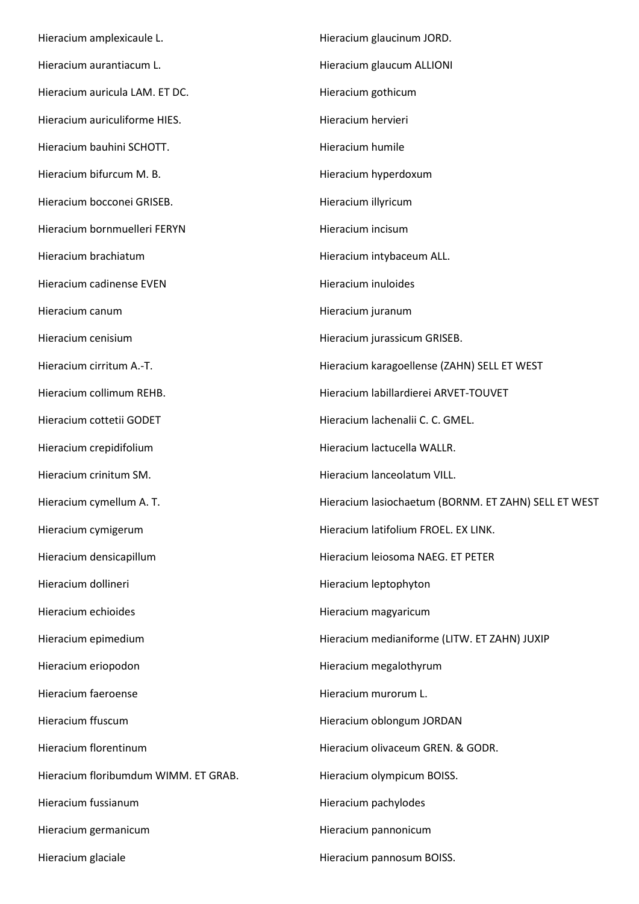Hieracium amplexicaule L.

Hieracium aurantiacum L.

Hieracium auricula LAM. ET DC.

Hieracium auriculiforme HIES.

Hieracium bauhini SCHOTT.

Hieracium bifurcum M. B.

Hieracium bocconei GRISEB.

Hieracium bornmuelleri FERYN

Hieracium brachiatum

Hieracium cadinense EVEN

Hieracium canum

Hieracium cenisium

Hieracium cirritum A.-T.

Hieracium collimum REHB.

Hieracium cottetii GODET

Hieracium crepidifolium

Hieracium crinitum SM.

Hieracium cymellum A. T.

Hieracium cymigerum

Hieracium densicapillum

Hieracium dollineri

Hieracium echioides

Hieracium epimedium

Hieracium eriopodon

Hieracium faeroense

Hieracium ffuscum

Hieracium florentinum

Hieracium floribumdum WIMM. ET GRAB.

Hieracium fussianum

Hieracium germanicum

Hieracium glaciale

Hieracium glaucinum JORD.

Hieracium glaucum ALLIONI

Hieracium gothicum

Hieracium hervieri

Hieracium humile

Hieracium hyperdoxum

Hieracium illyricum

Hieracium incisum

Hieracium intybaceum ALL.

Hieracium inuloides

Hieracium juranum

Hieracium jurassicum GRISEB.

Hieracium karagoellense (ZAHN) SELL ET WEST

Hieracium labillardierei ARVET-TOUVET

Hieracium lachenalii C. C. GMEL.

Hieracium lactucella WALLR.

Hieracium lanceolatum VILL.

Hieracium lasiochaetum (BORNM. ET ZAHN) SELL ET WEST

Hieracium latifolium FROEL. EX LINK.

Hieracium leiosoma NAEG. ET PETER

Hieracium leptophyton

Hieracium magyaricum

Hieracium medianiforme (LITW. ET ZAHN) JUXIP

Hieracium megalothyrum

Hieracium murorum L.

Hieracium oblongum JORDAN

Hieracium olivaceum GREN. & GODR.

Hieracium olympicum BOISS.

Hieracium pachylodes

Hieracium pannonicum

Hieracium pannosum BOISS.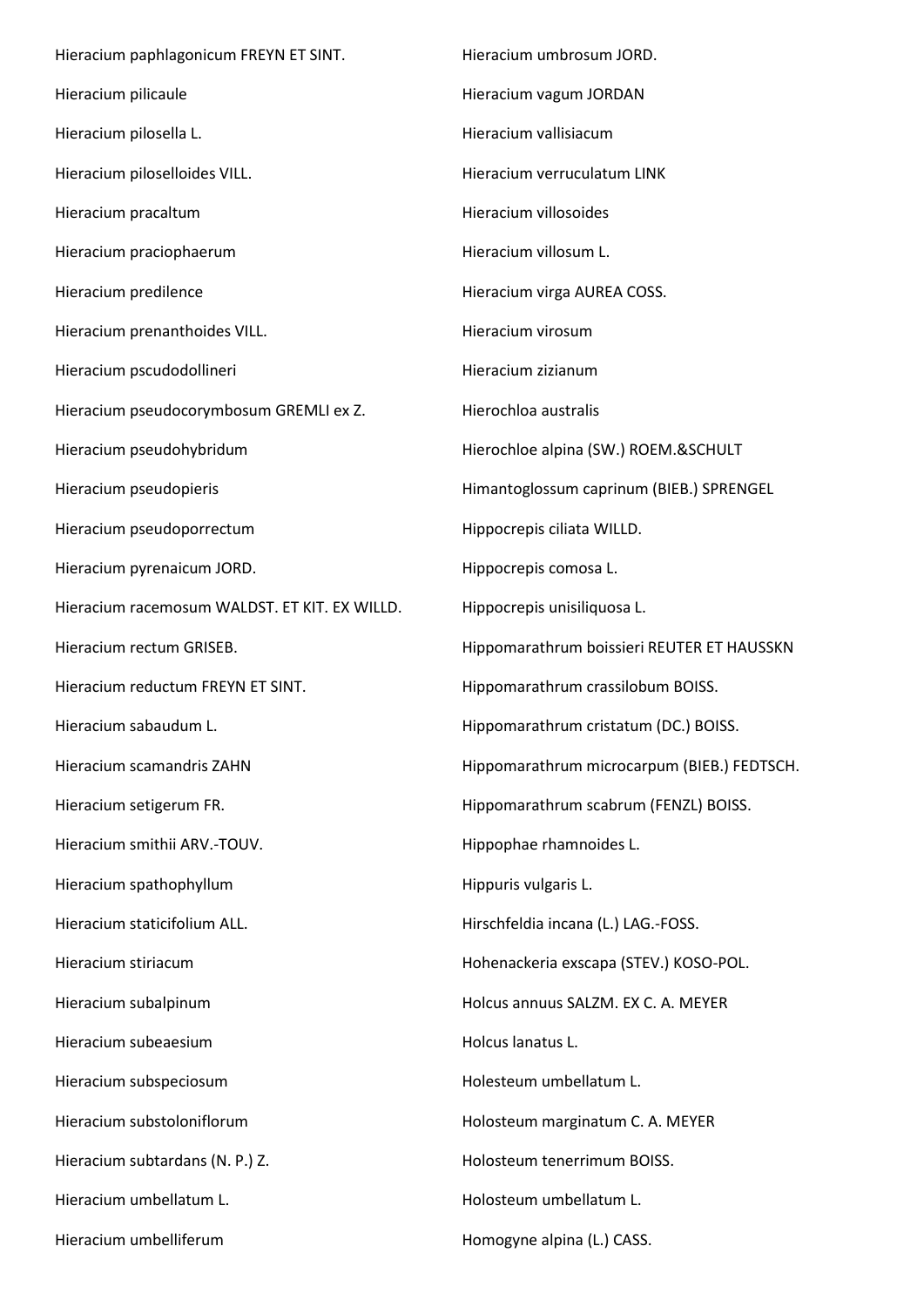Hieracium paphlagonicum FREYN ET SINT.

Hieracium pilicaule

Hieracium pilosella L.

Hieracium piloselloides VILL.

Hieracium pracaltum

Hieracium praciophaerum

Hieracium predilence

Hieracium prenanthoides VILL.

Hieracium pscudodollineri

Hieracium pseudocorymbosum GREMLI ex Z.

Hieracium pseudohybridum

Hieracium pseudopieris

Hieracium pseudoporrectum

Hieracium pyrenaicum JORD.

Hieracium racemosum WALDST. ET KIT. EX WILLD.

Hieracium rectum GRISEB.

Hieracium reductum FREYN ET SINT.

Hieracium sabaudum L.

Hieracium scamandris ZAHN

Hieracium setigerum FR.

Hieracium smithii ARV.-TOUV.

Hieracium spathophyllum

Hieracium staticifolium ALL.

Hieracium stiriacum

Hieracium subalpinum

Hieracium subeaesium

Hieracium subspeciosum

Hieracium substoloniflorum

Hieracium subtardans (N. P.) Z.

Hieracium umbellatum L.

Hieracium umbelliferum

Hieracium umbrosum JORD.

Hieracium vagum JORDAN

Hieracium vallisiacum

Hieracium verruculatum LINK

Hieracium villosoides

Hieracium villosum L.

Hieracium virga AUREA COSS.

Hieracium virosum

Hieracium zizianum

Hierochloa australis

Hierochloe alpina (SW.) ROEM.&SCHULT

Himantoglossum caprinum (BIEB.) SPRENGEL

Hippocrepis ciliata WILLD.

Hippocrepis comosa L.

Hippocrepis unisiliquosa L.

Hippomarathrum boissieri REUTER ET HAUSSKN

Hippomarathrum crassilobum BOISS.

Hippomarathrum cristatum (DC.) BOISS.

Hippomarathrum microcarpum (BIEB.) FEDTSCH.

Hippomarathrum scabrum (FENZL) BOISS.

Hippophae rhamnoides L.

Hippuris vulgaris L.

Hirschfeldia incana (L.) LAG.-FOSS.

Hohenackeria exscapa (STEV.) KOSO-POL.

Holcus annuus SALZM. EX C. A. MEYER

Holcus lanatus L.

Holesteum umbellatum L.

Holosteum marginatum C. A. MEYER

Holosteum tenerrimum BOISS.

Holosteum umbellatum L.

Homogyne alpina (L.) CASS.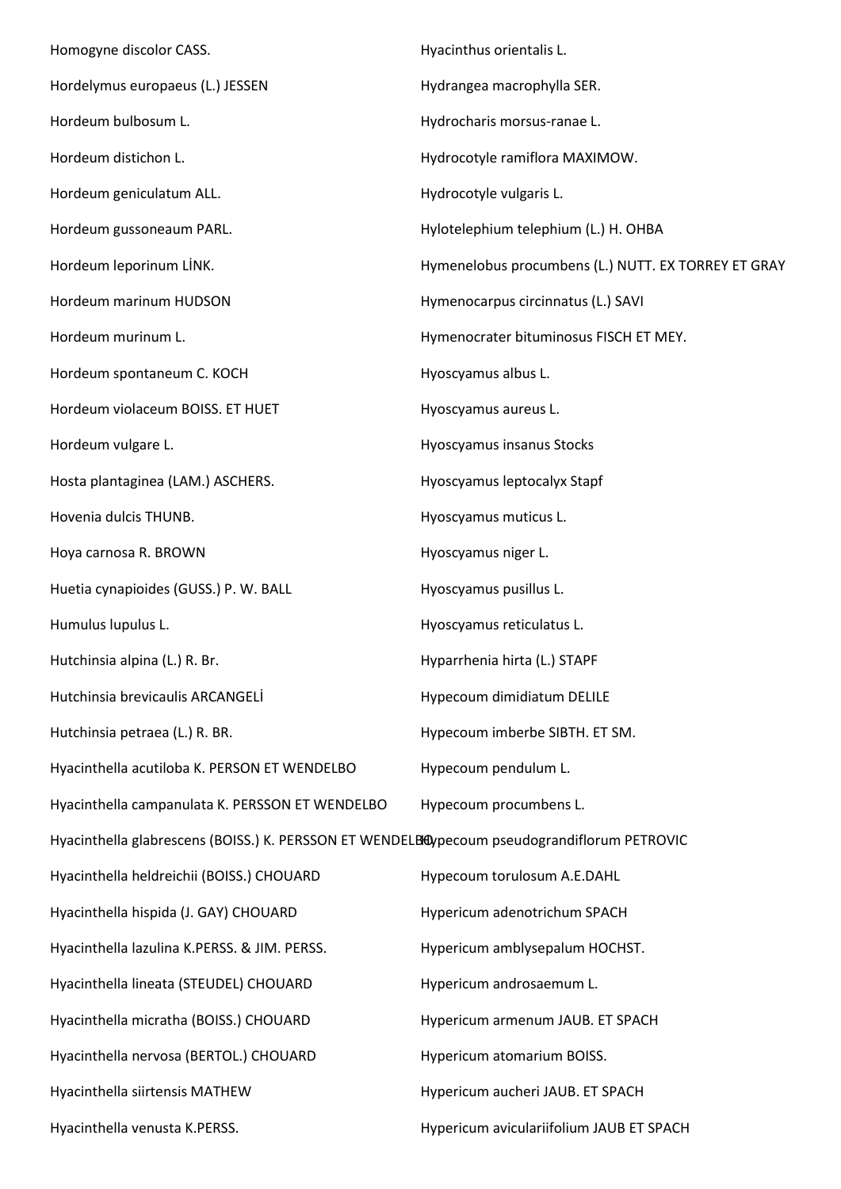Homogyne discolor CASS.

Hordelymus europaeus (L.) JESSEN

Hordeum bulbosum L.

Hordeum distichon L.

Hordeum geniculatum ALL.

Hordeum gussoneaum PARL.

Hordeum leporinum LİNK.

Hordeum marinum HUDSON

Hordeum murinum L.

Hordeum spontaneum C. KOCH

Hordeum violaceum BOISS. ET HUET

Hordeum vulgare L.

Hosta plantaginea (LAM.) ASCHERS.

Hovenia dulcis THUNB.

Hoya carnosa R. BROWN

Huetia cynapioides (GUSS.) P. W. BALL

Humulus lupulus L.

Hutchinsia alpina (L.) R. Br.

Hutchinsia brevicaulis ARCANGELİ

Hutchinsia petraea (L.) R. BR.

Hyacinthella acutiloba K. PERSON ET WENDELBO

Hyacinthella campanulata K. PERSSON ET WENDELBO

Hyacinthella glabrescens (BOISS.) K. PERSSON ET WENDELBO

Hyacinthella heldreichii (BOISS.) CHOUARD

Hyacinthella hispida (J. GAY) CHOUARD

Hyacinthella lazulina K.PERSS. & JIM. PERSS.

Hyacinthella lineata (STEUDEL) CHOUARD

Hyacinthella micratha (BOISS.) CHOUARD

Hyacinthella nervosa (BERTOL.) CHOUARD

Hyacinthella siirtensis MATHEW

Hyacinthella venusta K.PERSS.

Hyacinthus orientalis L.

Hydrangea macrophylla SER.

Hydrocharis morsus-ranae L.

Hydrocotyle ramiflora MAXIMOW.

Hydrocotyle vulgaris L.

Hylotelephium telephium (L.) H. OHBA

Hymenelobus procumbens (L.) NUTT. EX TORREY ET GRAY

Hymenocarpus circinnatus (L.) SAVI

Hymenocrater bituminosus FISCH ET MEY.

Hyoscyamus albus L.

Hyoscyamus aureus L.

Hyoscyamus insanus Stocks

Hyoscyamus leptocalyx Stapf

Hyoscyamus muticus L.

Hyoscyamus niger L.

Hyoscyamus pusillus L.

Hyoscyamus reticulatus L.

Hyparrhenia hirta (L.) STAPF

Hypecoum dimidiatum DELILE

Hypecoum imberbe SIBTH. ET SM.

Hypecoum pendulum L.

Hypecoum procumbens L.

Hypecoum pseudograndiflorum PETROVIC

Hypecoum torulosum A.E.DAHL

Hypericum adenotrichum SPACH

Hypericum amblysepalum HOCHST.

Hypericum androsaemum L.

Hypericum armenum JAUB. ET SPACH

Hypericum atomarium BOISS.

Hypericum aucheri JAUB. ET SPACH

Hypericum aviculariifolium JAUB ET SPACH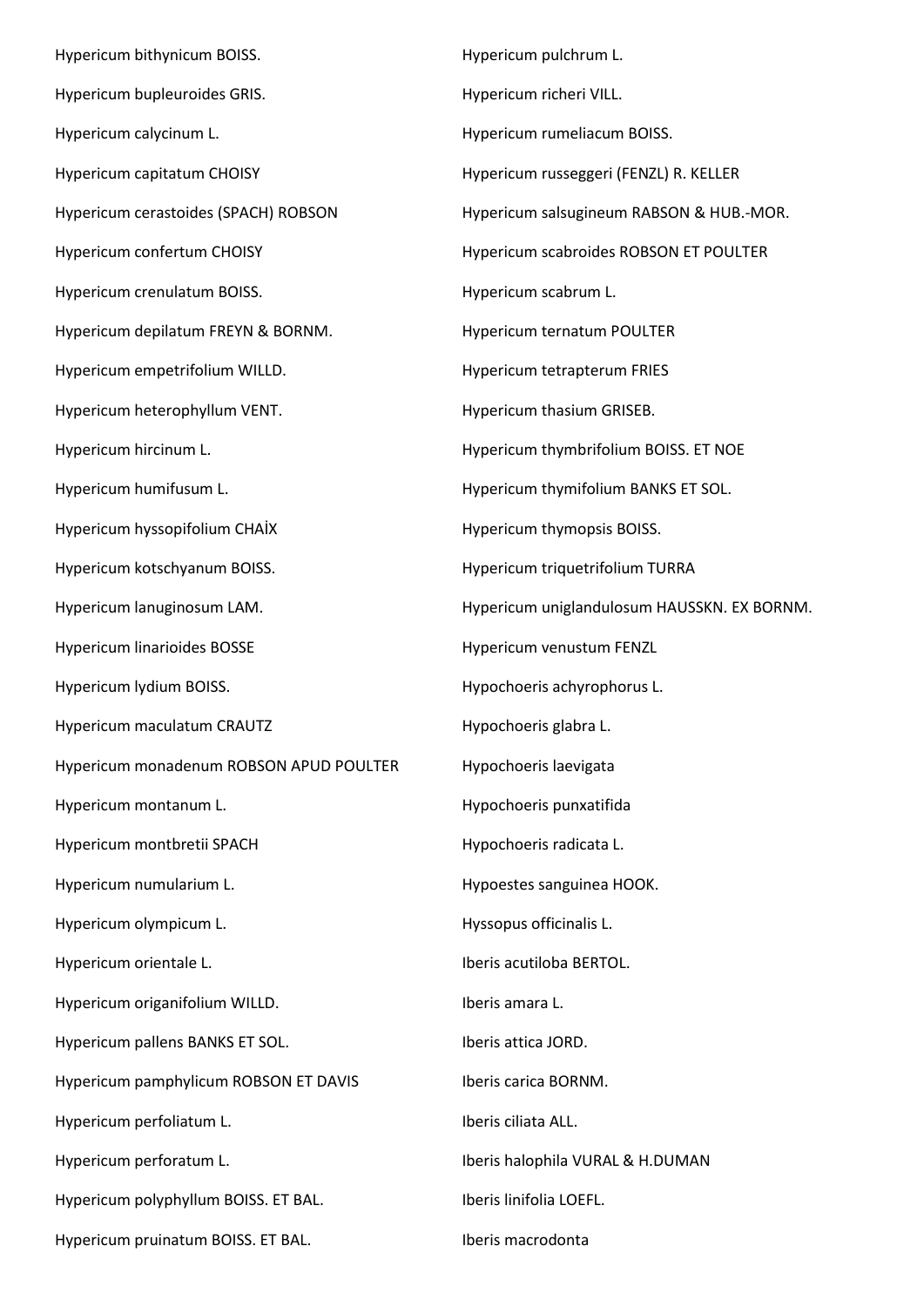Hypericum bithynicum BOISS.

Hypericum bupleuroides GRIS.

Hypericum calycinum L.

Hypericum capitatum CHOISY

Hypericum cerastoides (SPACH) ROBSON

Hypericum confertum CHOISY

Hypericum crenulatum BOISS.

Hypericum depilatum FREYN & BORNM.

Hypericum empetrifolium WILLD.

Hypericum heterophyllum VENT.

Hypericum hircinum L.

Hypericum humifusum L.

Hypericum hyssopifolium CHAİX

Hypericum kotschyanum BOISS.

Hypericum lanuginosum LAM.

Hypericum linarioides BOSSE

Hypericum lydium BOISS.

Hypericum maculatum CRAUTZ

Hypericum monadenum ROBSON APUD POULTER

Hypericum montanum L.

Hypericum montbretii SPACH

Hypericum numularium L.

Hypericum olympicum L.

Hypericum orientale L.

Hypericum origanifolium WILLD.

Hypericum pallens BANKS ET SOL.

Hypericum pamphylicum ROBSON ET DAVIS

Hypericum perfoliatum L.

Hypericum perforatum L.

Hypericum polyphyllum BOISS. ET BAL.

Hypericum pruinatum BOISS. ET BAL.

Hypericum pulchrum L.

Hypericum richeri VILL.

Hypericum rumeliacum BOISS.

Hypericum russeggeri (FENZL) R. KELLER

Hypericum salsugineum RABSON & HUB.-MOR.

Hypericum scabroides ROBSON ET POULTER

Hypericum scabrum L.

Hypericum ternatum POULTER

Hypericum tetrapterum FRIES

Hypericum thasium GRISEB.

Hypericum thymbrifolium BOISS. ET NOE

Hypericum thymifolium BANKS ET SOL.

Hypericum thymopsis BOISS.

Hypericum triquetrifolium TURRA

Hypericum uniglandulosum HAUSSKN. EX BORNM.

Hypericum venustum FENZL

Hypochoeris achyrophorus L.

Hypochoeris glabra L.

Hypochoeris laevigata

Hypochoeris punxatifida

Hypochoeris radicata L.

Hypoestes sanguinea HOOK.

Hyssopus officinalis L.

Iberis acutiloba BERTOL.

Iberis amara L.

Iberis attica JORD.

Iberis carica BORNM.

Iberis ciliata ALL.

Iberis halophila VURAL & H.DUMAN

Iberis linifolia LOEFL.

Iberis macrodonta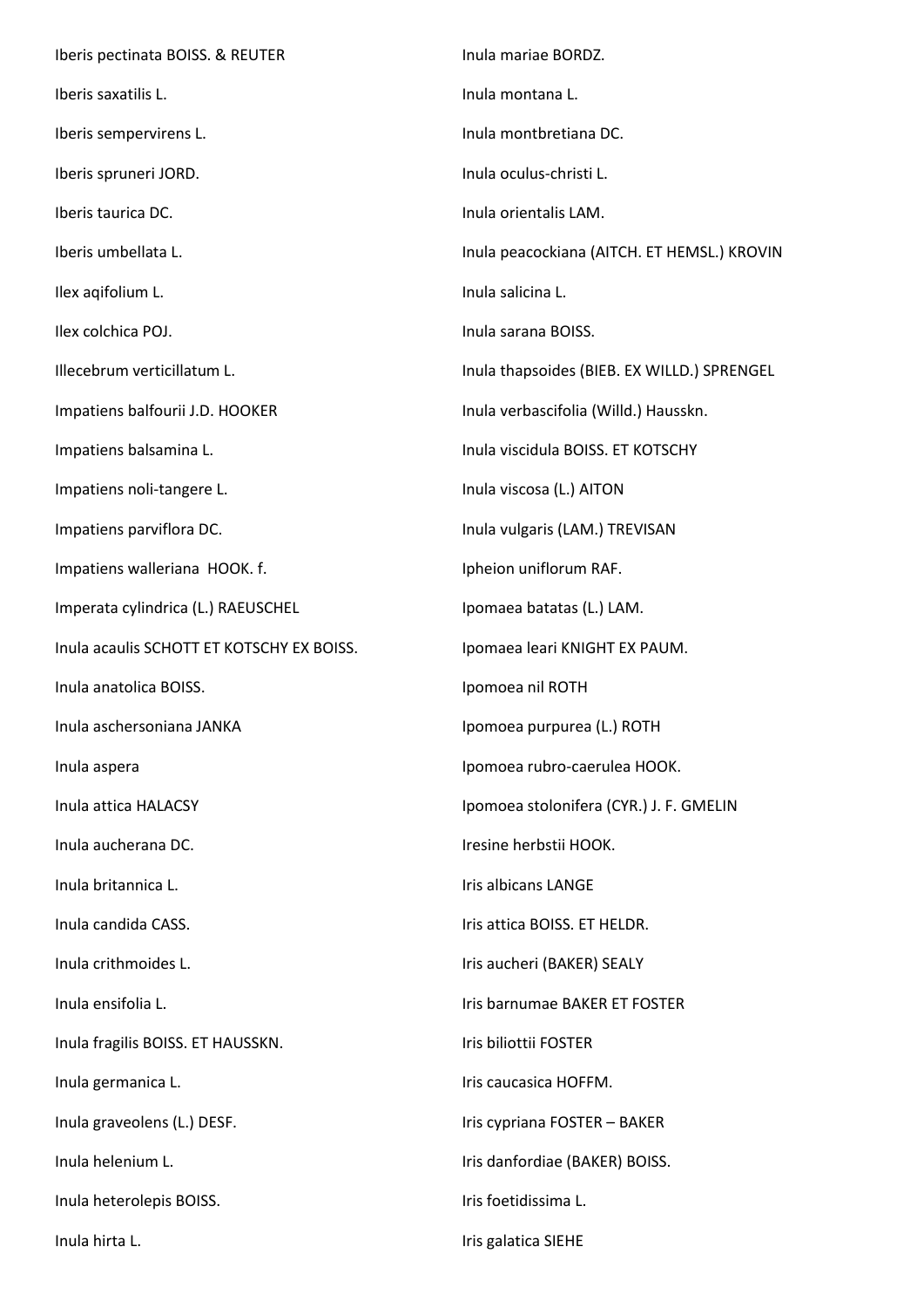Iberis pectinata BOISS. & REUTER

Iberis saxatilis L.

Iberis sempervirens L.

Iberis spruneri JORD.

Iberis taurica DC.

Iberis umbellata L.

Ilex aqifolium L.

Ilex colchica POJ.

Illecebrum verticillatum L.

Impatiens balfourii J.D. HOOKER

Impatiens balsamina L.

Impatiens noli-tangere L.

Impatiens parviflora DC.

Impatiens walleriana HOOK. f.

Imperata cylindrica (L.) RAEUSCHEL

Inula acaulis SCHOTT ET KOTSCHY EX BOISS.

Inula anatolica BOISS.

Inula aschersoniana JANKA

Inula aspera

Inula attica HALACSY

Inula aucherana DC.

Inula britannica L.

Inula candida CASS.

Inula crithmoides L.

Inula ensifolia L.

Inula fragilis BOISS. ET HAUSSKN.

Inula germanica L.

Inula graveolens (L.) DESF.

Inula helenium L.

Inula heterolepis BOISS.

Inula hirta L.

Inula mariae BORDZ.

Inula montana L.

Inula montbretiana DC.

Inula oculus-christi L.

Inula orientalis LAM.

Inula peacockiana (AITCH. ET HEMSL.) KROVIN

Inula salicina L.

Inula sarana BOISS.

Inula thapsoides (BIEB. EX WILLD.) SPRENGEL

Inula verbascifolia (Willd.) Hausskn.

Inula viscidula BOISS. ET KOTSCHY

Inula viscosa (L.) AITON

Inula vulgaris (LAM.) TREVISAN

Ipheion uniflorum RAF.

Ipomaea batatas (L.) LAM.

Ipomaea leari KNIGHT EX PAUM.

Ipomoea nil ROTH

Ipomoea purpurea (L.) ROTH

Ipomoea rubro-caerulea HOOK.

Ipomoea stolonifera (CYR.) J. F. GMELIN

Iresine herbstii HOOK.

Iris albicans LANGE

Iris attica BOISS. ET HELDR.

Iris aucheri (BAKER) SEALY

Iris barnumae BAKER ET FOSTER

Iris biliottii FOSTER

Iris caucasica HOFFM.

Iris cypriana FOSTER – BAKER

Iris danfordiae (BAKER) BOISS.

Iris foetidissima L.

Iris galatica SIEHE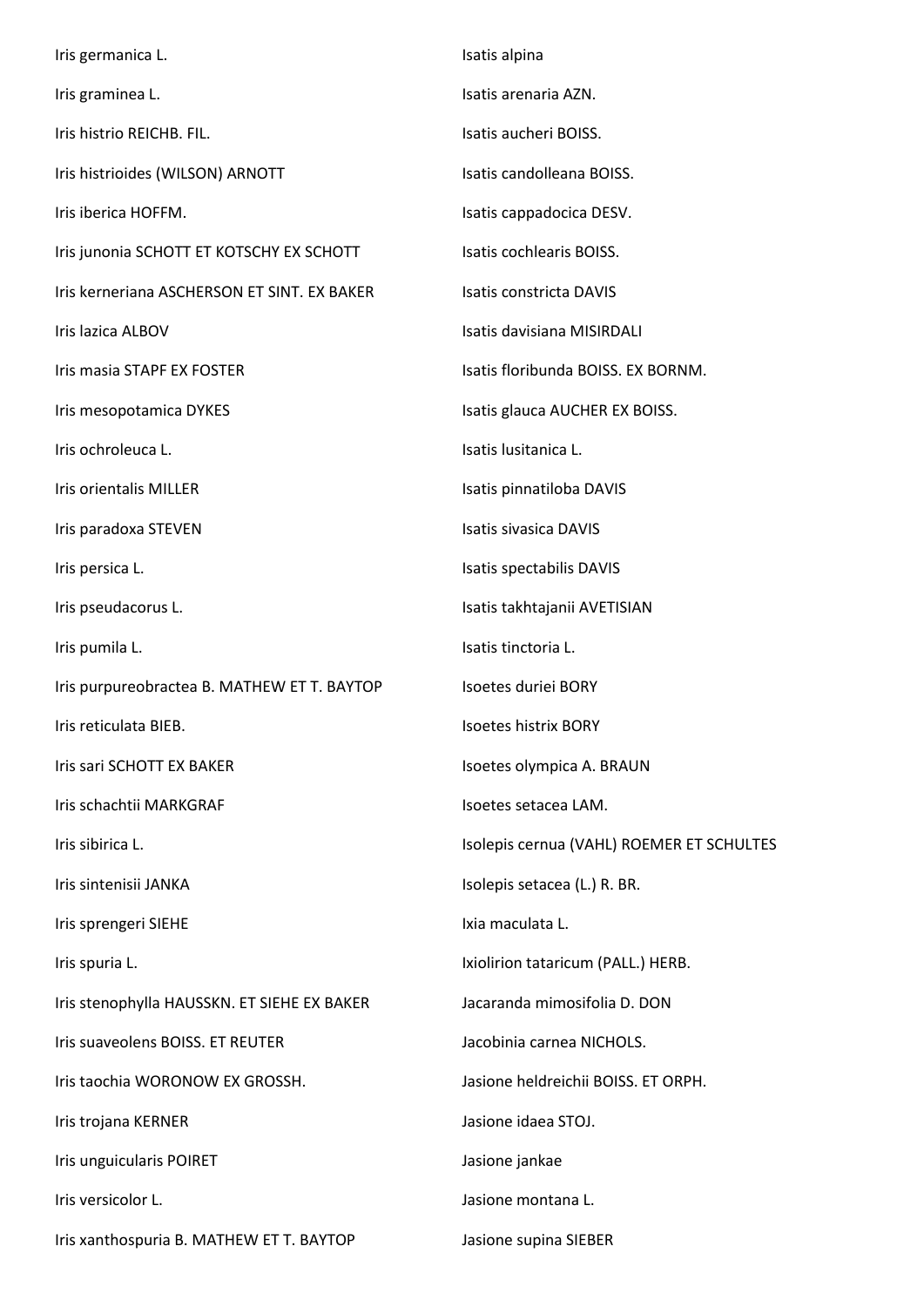Iris germanica L.

Iris graminea L.

Iris histrio REICHB. FIL.

Iris histrioides (WILSON) ARNOTT

Iris iberica HOFFM.

Iris junonia SCHOTT ET KOTSCHY EX SCHOTT

Iris kerneriana ASCHERSON ET SINT. EX BAKER

Iris lazica ALBOV

Iris masia STAPF EX FOSTER

Iris mesopotamica DYKES

Iris ochroleuca L.

Iris orientalis MILLER

Iris paradoxa STEVEN

Iris persica L.

Iris pseudacorus L.

Iris pumila L.

Iris purpureobractea B. MATHEW ET T. BAYTOP

Iris reticulata BIEB.

Iris sari SCHOTT EX BAKER

Iris schachtii MARKGRAF

Iris sibirica L.

Iris sintenisii JANKA

Iris sprengeri SIEHE

Iris spuria L.

Iris stenophylla HAUSSKN. ET SIEHE EX BAKER

Iris suaveolens BOISS. ET REUTER

Iris taochia WORONOW EX GROSSH.

Iris trojana KERNER

Iris unguicularis POIRET

Iris versicolor L.

Iris xanthospuria B. MATHEW ET T. BAYTOP

Isatis alpina

Isatis arenaria AZN.

Isatis aucheri BOISS.

Isatis candolleana BOISS.

Isatis cappadocica DESV.

Isatis cochlearis BOISS.

Isatis constricta DAVIS

Isatis davisiana MISIRDALI

Isatis floribunda BOISS. EX BORNM.

Isatis glauca AUCHER EX BOISS.

Isatis lusitanica L.

Isatis pinnatiloba DAVIS

Isatis sivasica DAVIS

Isatis spectabilis DAVIS

Isatis takhtajanii AVETISIAN

Isatis tinctoria L.

Isoetes duriei BORY

Isoetes histrix BORY

Isoetes olympica A. BRAUN

Isoetes setacea LAM.

Isolepis cernua (VAHL) ROEMER ET SCHULTES

Isolepis setacea (L.) R. BR.

Ixia maculata L.

Ixiolirion tataricum (PALL.) HERB.

Jacaranda mimosifolia D. DON

Jacobinia carnea NICHOLS.

Jasione heldreichii BOISS. ET ORPH.

Jasione idaea STOJ.

Jasione jankae

Jasione montana L.

Jasione supina SIEBER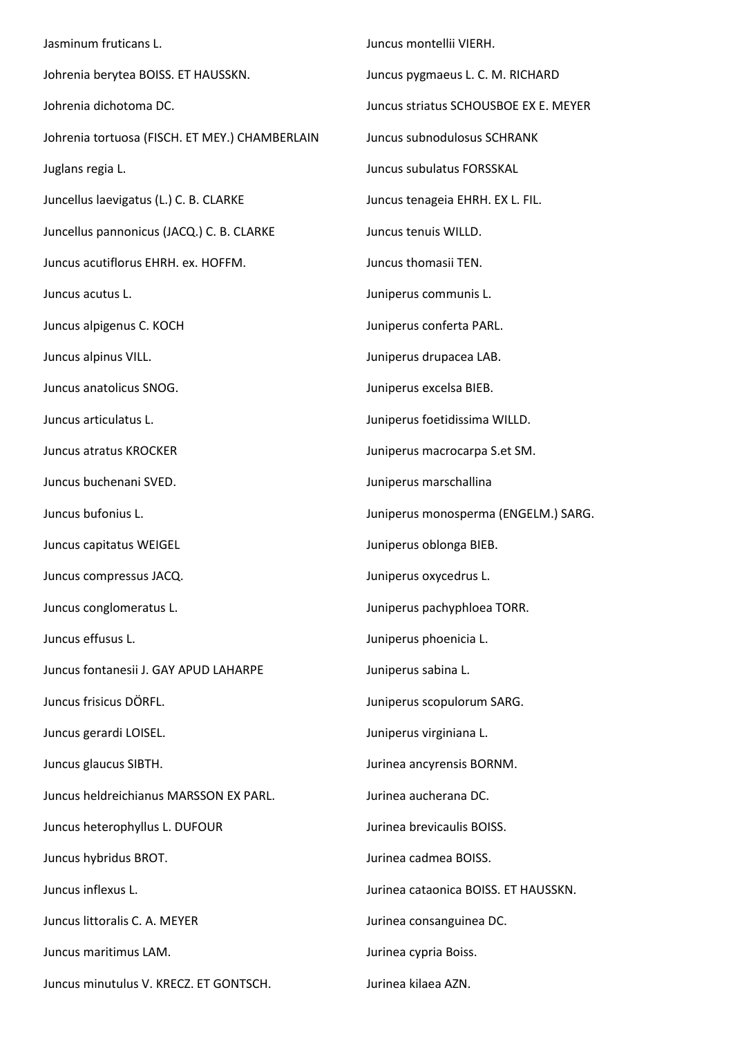Jasminum fruticans L.

Johrenia berytea BOISS. ET HAUSSKN.

Johrenia dichotoma DC.

Johrenia tortuosa (FISCH. ET MEY.) CHAMBERLAIN

Juglans regia L.

Juncellus laevigatus (L.) C. B. CLARKE

Juncellus pannonicus (JACQ.) C. B. CLARKE

Juncus acutiflorus EHRH. ex. HOFFM.

Juncus acutus L.

Juncus alpigenus C. KOCH

Juncus alpinus VILL.

Juncus anatolicus SNOG.

Juncus articulatus L.

Juncus atratus KROCKER

Juncus buchenani SVED.

Juncus bufonius L.

Juncus capitatus WEIGEL

Juncus compressus JACQ.

Juncus conglomeratus L.

Juncus effusus L.

Juncus fontanesii J. GAY APUD LAHARPE

Juncus frisicus DÖRFL.

Juncus gerardi LOISEL.

Juncus glaucus SIBTH.

Juncus heldreichianus MARSSON EX PARL.

Juncus heterophyllus L. DUFOUR

Juncus hybridus BROT.

Juncus inflexus L.

Juncus littoralis C. A. MEYER

Juncus maritimus LAM.

Juncus minutulus V. KRECZ. ET GONTSCH.

Juncus montellii VIERH.

Juncus pygmaeus L. C. M. RICHARD

Juncus striatus SCHOUSBOE EX E. MEYER

Juncus subnodulosus SCHRANK

Juncus subulatus FORSSKAL

Juncus tenageia EHRH. EX L. FIL.

Juncus tenuis WILLD.

Juncus thomasii TEN.

Juniperus communis L.

Juniperus conferta PARL.

Juniperus drupacea LAB.

Juniperus excelsa BIEB.

Juniperus foetidissima WILLD.

Juniperus macrocarpa S.et SM.

Juniperus marschallina

Juniperus monosperma (ENGELM.) SARG.

Juniperus oblonga BIEB.

Juniperus oxycedrus L.

Juniperus pachyphloea TORR.

Juniperus phoenicia L.

Juniperus sabina L.

Juniperus scopulorum SARG.

Juniperus virginiana L.

Jurinea ancyrensis BORNM.

Jurinea aucherana DC.

Jurinea brevicaulis BOISS.

Jurinea cadmea BOISS.

Jurinea cataonica BOISS. ET HAUSSKN.

Jurinea consanguinea DC.

Jurinea cypria Boiss.

Jurinea kilaea AZN.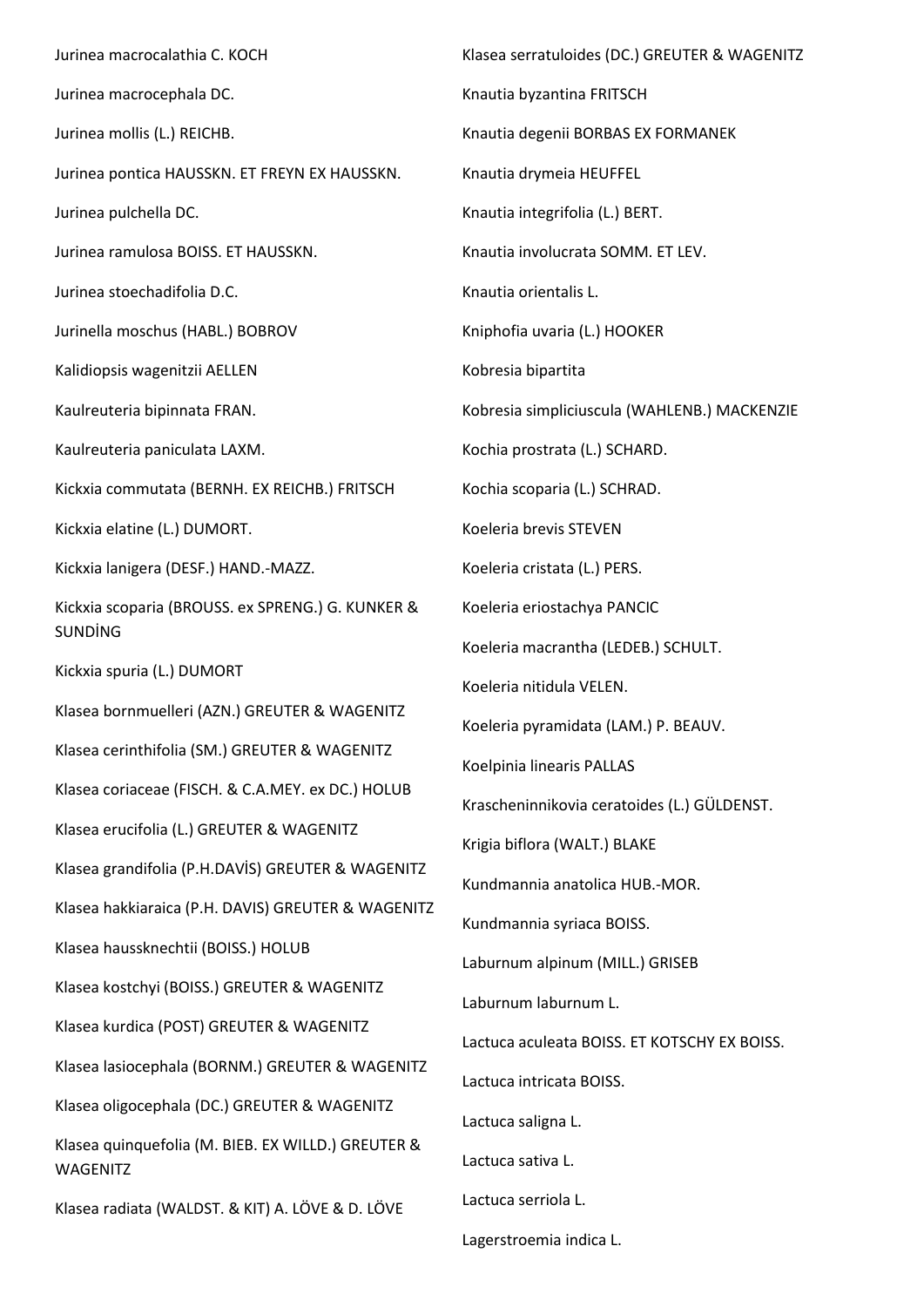Jurinea macrocalathia C. KOCH

Jurinea macrocephala DC.

Jurinea mollis (L.) REICHB.

Jurinea pontica HAUSSKN. ET FREYN EX HAUSSKN.

Jurinea pulchella DC.

Jurinea ramulosa BOISS. ET HAUSSKN.

Jurinea stoechadifolia D.C.

Jurinella moschus (HABL.) BOBROV

Kalidiopsis wagenitzii AELLEN

Kaulreuteria bipinnata FRAN.

Kaulreuteria paniculata LAXM.

Kickxia commutata (BERNH. EX REICHB.) FRITSCH

Kickxia elatine (L.) DUMORT.

Kickxia lanigera (DESF.) HAND.-MAZZ.

Kickxia scoparia (BROUSS. ex SPRENG.) G. KUNKER & SUNDİNG

Kickxia spuria (L.) DUMORT

Klasea bornmuelleri (AZN.) GREUTER & WAGENITZ

Klasea cerinthifolia (SM.) GREUTER & WAGENITZ

Klasea coriaceae (FISCH. & C.A.MEY. ex DC.) HOLUB

Klasea erucifolia (L.) GREUTER & WAGENITZ

Klasea grandifolia (P.H.DAVİS) GREUTER & WAGENITZ

Klasea hakkiaraica (P.H. DAVIS) GREUTER & WAGENITZ

Klasea haussknechtii (BOISS.) HOLUB

Klasea kostchyi (BOISS.) GREUTER & WAGENITZ

Klasea kurdica (POST) GREUTER & WAGENITZ

Klasea lasiocephala (BORNM.) GREUTER & WAGENITZ

Klasea oligocephala (DC.) GREUTER & WAGENITZ

Klasea quinquefolia (M. BIEB. EX WILLD.) GREUTER & WAGENITZ

Klasea radiata (WALDST. & KIT) A. LÖVE & D. LÖVE

Klasea serratuloides (DC.) GREUTER & WAGENITZ

Knautia byzantina FRITSCH

Knautia degenii BORBAS EX FORMANEK

Knautia drymeia HEUFFEL

Knautia integrifolia (L.) BERT.

Knautia involucrata SOMM. ET LEV.

Knautia orientalis L.

Kniphofia uvaria (L.) HOOKER

Kobresia bipartita

Kobresia simpliciuscula (WAHLENB.) MACKENZIE

Kochia prostrata (L.) SCHARD.

Kochia scoparia (L.) SCHRAD.

Koeleria brevis STEVEN

Koeleria cristata (L.) PERS.

Koeleria eriostachya PANCIC

Koeleria macrantha (LEDEB.) SCHULT.

Koeleria nitidula VELEN.

Koeleria pyramidata (LAM.) P. BEAUV.

Koelpinia linearis PALLAS

Krascheninnikovia ceratoides (L.) GÜLDENST.

Krigia biflora (WALT.) BLAKE

Kundmannia anatolica HUB.-MOR.

Kundmannia syriaca BOISS.

Laburnum alpinum (MILL.) GRISEB

Laburnum laburnum L.

Lactuca aculeata BOISS. ET KOTSCHY EX BOISS.

Lactuca intricata BOISS.

Lactuca saligna L.

Lactuca sativa L.

Lactuca serriola L.

Lagerstroemia indica L.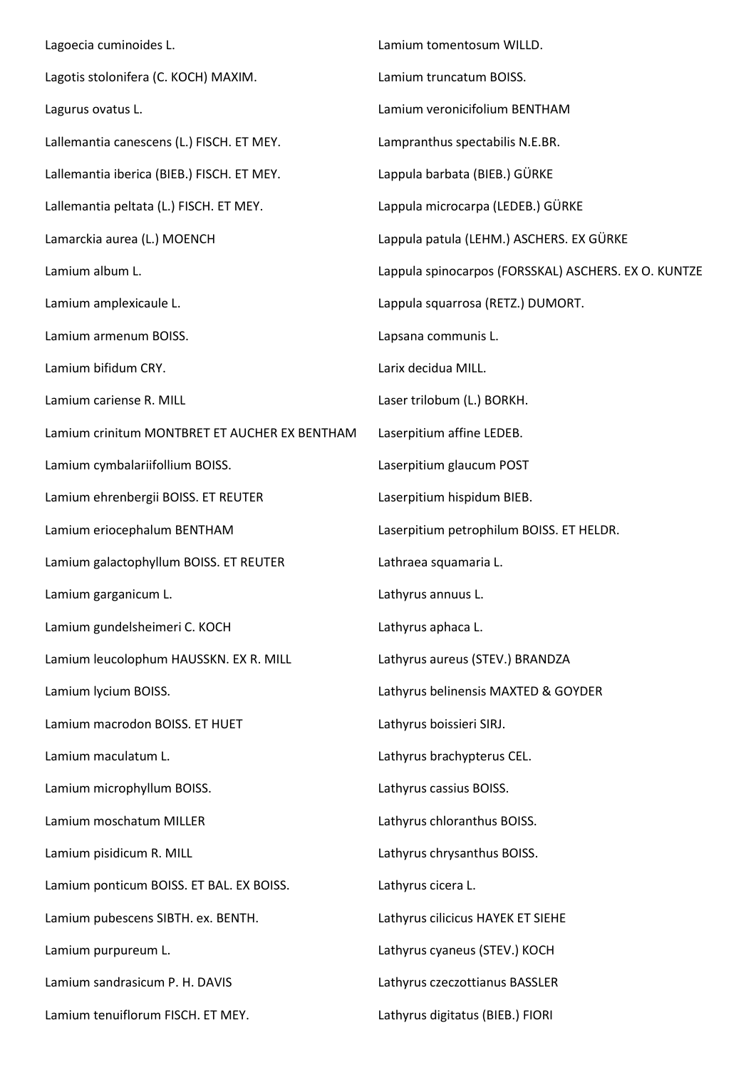Lagoecia cuminoides L.

Lagotis stolonifera (C. KOCH) MAXIM.

Lagurus ovatus L.

Lallemantia canescens (L.) FISCH. ET MEY.

Lallemantia iberica (BIEB.) FISCH. ET MEY.

Lallemantia peltata (L.) FISCH. ET MEY.

Lamarckia aurea (L.) MOENCH

Lamium album L.

Lamium amplexicaule L.

Lamium armenum BOISS.

Lamium bifidum CRY.

Lamium cariense R. MILL

Lamium crinitum MONTBRET ET AUCHER EX BENTHAM

Lamium cymbalariifollium BOISS.

Lamium ehrenbergii BOISS. ET REUTER

Lamium eriocephalum BENTHAM

Lamium galactophyllum BOISS. ET REUTER

Lamium garganicum L.

Lamium gundelsheimeri C. KOCH

Lamium leucolophum HAUSSKN. EX R. MILL

Lamium lycium BOISS.

Lamium macrodon BOISS. ET HUET

Lamium maculatum L.

Lamium microphyllum BOISS.

Lamium moschatum MILLER

Lamium pisidicum R. MILL

Lamium ponticum BOISS. ET BAL. EX BOISS.

Lamium pubescens SIBTH. ex. BENTH.

Lamium purpureum L.

Lamium sandrasicum P. H. DAVIS

Lamium tenuiflorum FISCH. ET MEY.

Lamium tomentosum WILLD.

Lamium truncatum BOISS.

Lamium veronicifolium BENTHAM

Lampranthus spectabilis N.E.BR.

Lappula barbata (BIEB.) GÜRKE

Lappula microcarpa (LEDEB.) GÜRKE

Lappula patula (LEHM.) ASCHERS. EX GÜRKE

Lappula spinocarpos (FORSSKAL) ASCHERS. EX O. KUNTZE

Lappula squarrosa (RETZ.) DUMORT.

Lapsana communis L.

Larix decidua MILL.

Laser trilobum (L.) BORKH.

Laserpitium affine LEDEB.

Laserpitium glaucum POST

Laserpitium hispidum BIEB.

Laserpitium petrophilum BOISS. ET HELDR.

Lathraea squamaria L.

Lathyrus annuus L.

Lathyrus aphaca L.

Lathyrus aureus (STEV.) BRANDZA

Lathyrus belinensis MAXTED & GOYDER

Lathyrus boissieri SIRJ.

Lathyrus brachypterus CEL.

Lathyrus cassius BOISS.

Lathyrus chloranthus BOISS.

Lathyrus chrysanthus BOISS.

Lathyrus cicera L.

Lathyrus cilicicus HAYEK ET SIEHE

Lathyrus cyaneus (STEV.) KOCH

Lathyrus czeczottianus BASSLER

Lathyrus digitatus (BIEB.) FIORI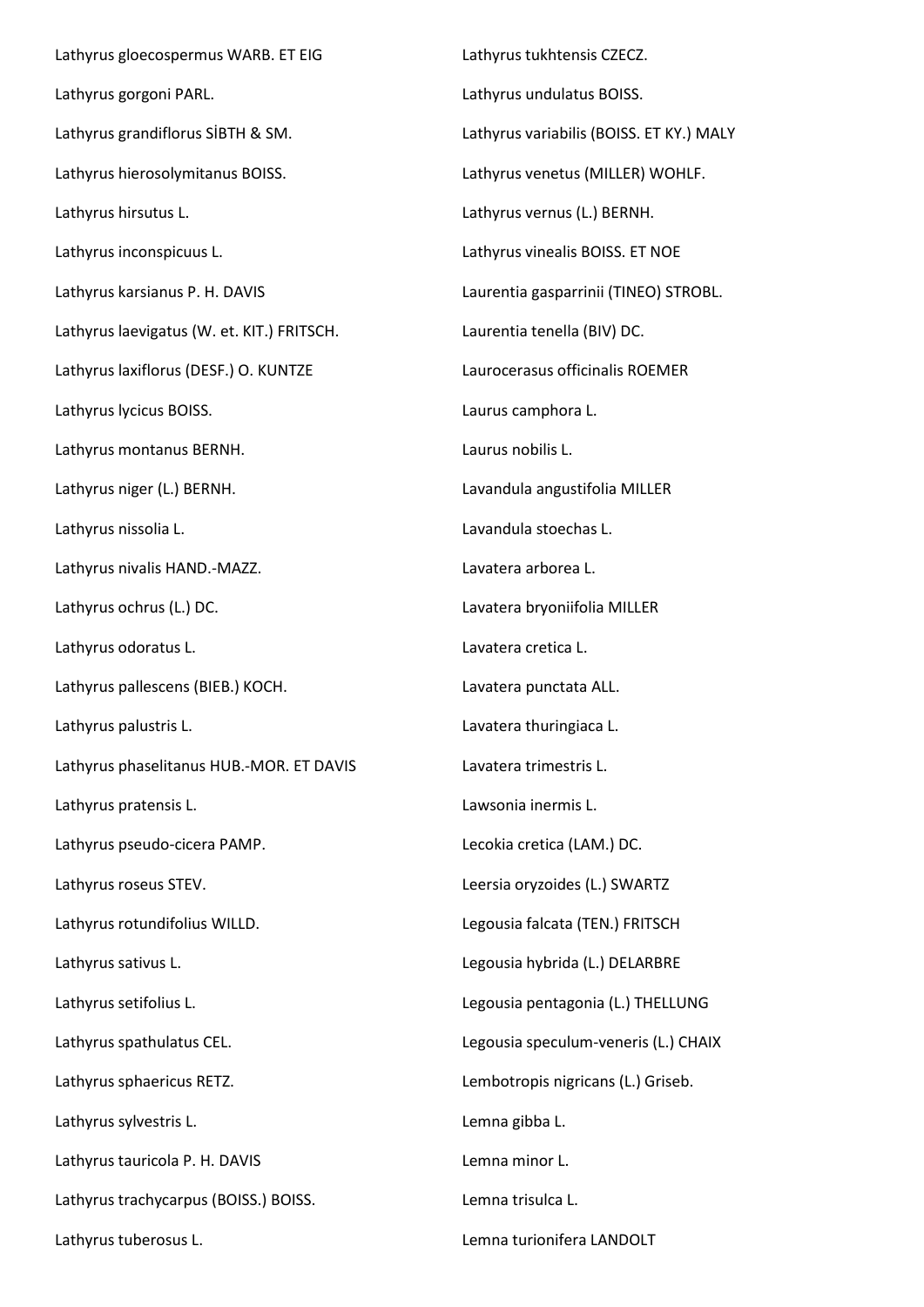Lathyrus gloecospermus WARB. ET EIG

Lathyrus gorgoni PARL.

Lathyrus grandiflorus SİBTH & SM.

Lathyrus hierosolymitanus BOISS.

Lathyrus hirsutus L.

Lathyrus inconspicuus L.

Lathyrus karsianus P. H. DAVIS

Lathyrus laevigatus (W. et. KIT.) FRITSCH.

Lathyrus laxiflorus (DESF.) O. KUNTZE

Lathyrus lycicus BOISS.

Lathyrus montanus BERNH.

Lathyrus niger (L.) BERNH.

Lathyrus nissolia L.

Lathyrus nivalis HAND.-MAZZ.

Lathyrus ochrus (L.) DC.

Lathyrus odoratus L.

Lathyrus pallescens (BIEB.) KOCH.

Lathyrus palustris L.

Lathyrus phaselitanus HUB.-MOR. ET DAVIS

Lathyrus pratensis L.

Lathyrus pseudo-cicera PAMP.

Lathyrus roseus STEV.

Lathyrus rotundifolius WILLD.

Lathyrus sativus L.

Lathyrus setifolius L.

Lathyrus spathulatus CEL.

Lathyrus sphaericus RETZ.

Lathyrus sylvestris L.

Lathyrus tauricola P. H. DAVIS

Lathyrus trachycarpus (BOISS.) BOISS.

Lathyrus tuberosus L.

Lathyrus tukhtensis CZECZ.

Lathyrus undulatus BOISS.

Lathyrus variabilis (BOISS. ET KY.) MALY

Lathyrus venetus (MILLER) WOHLF.

Lathyrus vernus (L.) BERNH.

Lathyrus vinealis BOISS. ET NOE

Laurentia gasparrinii (TINEO) STROBL.

Laurentia tenella (BIV) DC.

Laurocerasus officinalis ROEMER

Laurus camphora L.

Laurus nobilis L.

Lavandula angustifolia MILLER

Lavandula stoechas L.

Lavatera arborea L.

Lavatera bryoniifolia MILLER

Lavatera cretica L.

Lavatera punctata ALL.

Lavatera thuringiaca L.

Lavatera trimestris L.

Lawsonia inermis L.

Lecokia cretica (LAM.) DC.

Leersia oryzoides (L.) SWARTZ

Legousia falcata (TEN.) FRITSCH

Legousia hybrida (L.) DELARBRE

Legousia pentagonia (L.) THELLUNG

Legousia speculum-veneris (L.) CHAIX

Lembotropis nigricans (L.) Griseb.

Lemna gibba L.

Lemna minor L.

Lemna trisulca L.

Lemna turionifera LANDOLT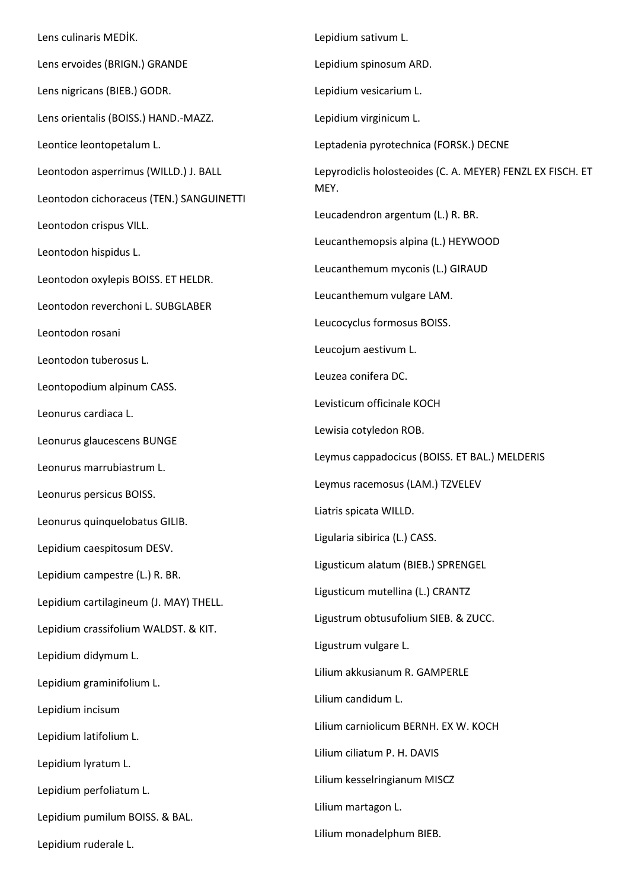Lens culinaris MEDİK.

Lens ervoides (BRIGN.) GRANDE

Lens nigricans (BIEB.) GODR.

Lens orientalis (BOISS.) HAND.-MAZZ.

Leontice leontopetalum L.

Leontodon asperrimus (WILLD.) J. BALL

Leontodon cichoraceus (TEN.) SANGUINETTI

Leontodon crispus VILL.

Leontodon hispidus L.

Leontodon oxylepis BOISS. ET HELDR.

Leontodon reverchoni L. SUBGLABER

Leontodon rosani

Leontodon tuberosus L.

Leontopodium alpinum CASS.

Leonurus cardiaca L.

Leonurus glaucescens BUNGE

Leonurus marrubiastrum L.

Leonurus persicus BOISS.

Leonurus quinquelobatus GILIB.

Lepidium caespitosum DESV.

Lepidium campestre (L.) R. BR.

Lepidium cartilagineum (J. MAY) THELL.

Lepidium crassifolium WALDST. & KIT.

Lepidium didymum L.

Lepidium graminifolium L.

Lepidium incisum

Lepidium latifolium L.

Lepidium lyratum L.

Lepidium perfoliatum L.

Lepidium pumilum BOISS. & BAL.

Lepidium ruderale L.

Lepidium sativum L.

Lepidium spinosum ARD.

Lepidium vesicarium L.

Lepidium virginicum L.

Leptadenia pyrotechnica (FORSK.) DECNE

Lepyrodiclis holosteoides (C. A. MEYER) FENZL EX FISCH. ET MEY.

Leucadendron argentum (L.) R. BR.

Leucanthemopsis alpina (L.) HEYWOOD

Leucanthemum myconis (L.) GIRAUD

Leucanthemum vulgare LAM.

Leucocyclus formosus BOISS.

Leucojum aestivum L.

Leuzea conifera DC.

Levisticum officinale KOCH

Lewisia cotyledon ROB.

Leymus cappadocicus (BOISS. ET BAL.) MELDERIS

Leymus racemosus (LAM.) TZVELEV

Liatris spicata WILLD.

Ligularia sibirica (L.) CASS.

Ligusticum alatum (BIEB.) SPRENGEL

Ligusticum mutellina (L.) CRANTZ

Ligustrum obtusufolium SIEB. & ZUCC.

Ligustrum vulgare L.

Lilium akkusianum R. GAMPERLE

Lilium candidum L.

Lilium carniolicum BERNH. EX W. KOCH

Lilium ciliatum P. H. DAVIS

Lilium kesselringianum MISCZ

Lilium martagon L.

Lilium monadelphum BIEB.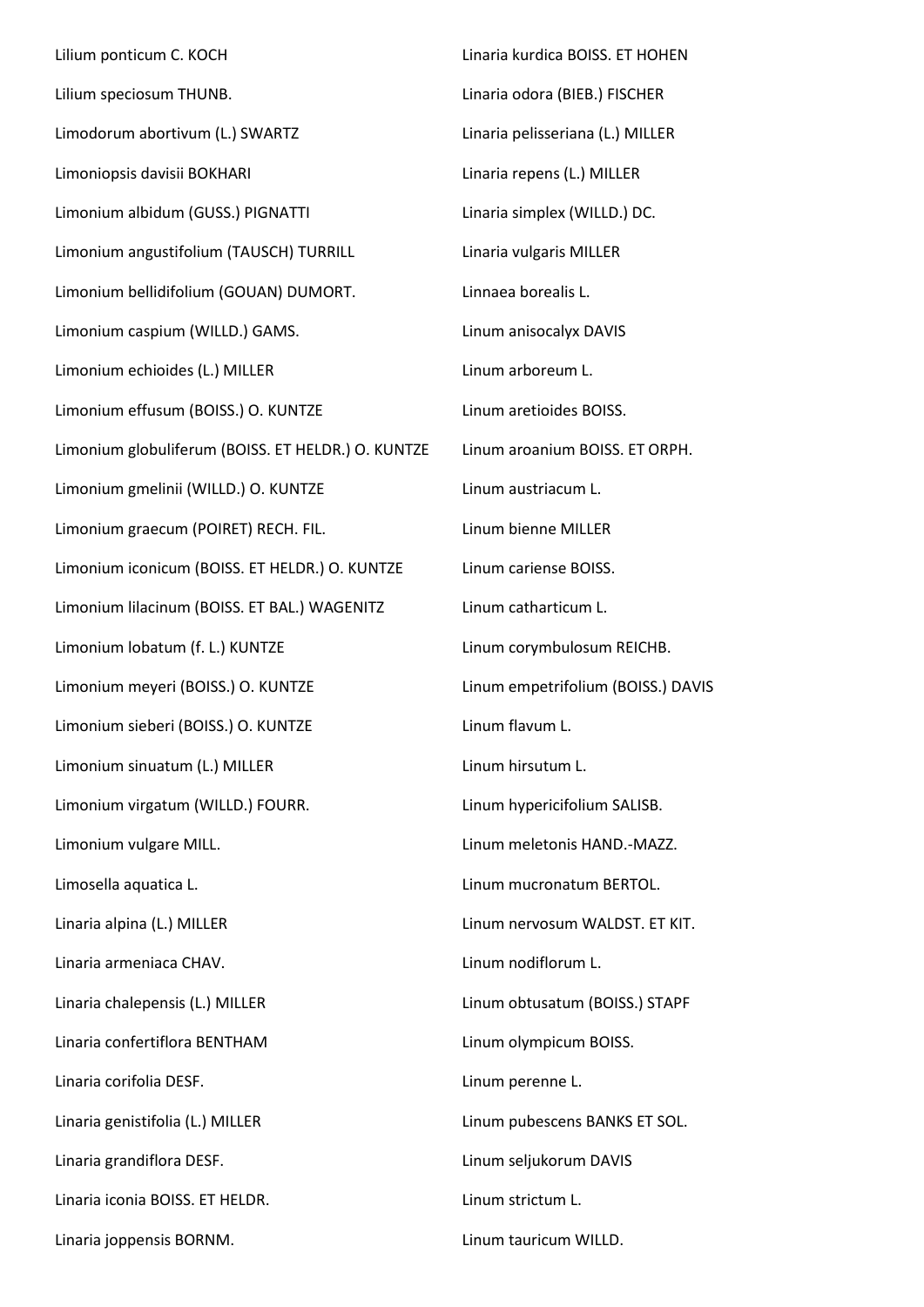Lilium ponticum C. KOCH

Lilium speciosum THUNB.

Limodorum abortivum (L.) SWARTZ

Limoniopsis davisii BOKHARI

Limonium albidum (GUSS.) PIGNATTI

Limonium angustifolium (TAUSCH) TURRILL

Limonium bellidifolium (GOUAN) DUMORT.

Limonium caspium (WILLD.) GAMS.

Limonium echioides (L.) MILLER

Limonium effusum (BOISS.) O. KUNTZE

Limonium globuliferum (BOISS. ET HELDR.) O. KUNTZE

Limonium gmelinii (WILLD.) O. KUNTZE

Limonium graecum (POIRET) RECH. FIL.

Limonium iconicum (BOISS. ET HELDR.) O. KUNTZE

Limonium lilacinum (BOISS. ET BAL.) WAGENITZ

Limonium lobatum (f. L.) KUNTZE

Limonium meyeri (BOISS.) O. KUNTZE

Limonium sieberi (BOISS.) O. KUNTZE

Limonium sinuatum (L.) MILLER

Limonium virgatum (WILLD.) FOURR.

Limonium vulgare MILL.

Limosella aquatica L.

Linaria alpina (L.) MILLER

Linaria armeniaca CHAV.

Linaria chalepensis (L.) MILLER

Linaria confertiflora BENTHAM

Linaria corifolia DESF.

Linaria genistifolia (L.) MILLER

Linaria grandiflora DESF.

Linaria iconia BOISS. ET HELDR.

Linaria joppensis BORNM.

Linaria kurdica BOISS. ET HOHEN

Linaria odora (BIEB.) FISCHER

Linaria pelisseriana (L.) MILLER

Linaria repens (L.) MILLER

Linaria simplex (WILLD.) DC.

Linaria vulgaris MILLER

Linnaea borealis L.

Linum anisocalyx DAVIS

Linum arboreum L.

Linum aretioides BOISS.

Linum aroanium BOISS. ET ORPH.

Linum austriacum L.

Linum bienne MILLER

Linum cariense BOISS.

Linum catharticum L.

Linum corymbulosum REICHB.

Linum empetrifolium (BOISS.) DAVIS

Linum flavum L.

Linum hirsutum L.

Linum hypericifolium SALISB.

Linum meletonis HAND.-MAZZ.

Linum mucronatum BERTOL.

Linum nervosum WALDST. ET KIT.

Linum nodiflorum L.

Linum obtusatum (BOISS.) STAPF

Linum olympicum BOISS.

Linum perenne L.

Linum pubescens BANKS ET SOL.

Linum seljukorum DAVIS

Linum strictum L.

Linum tauricum WILLD.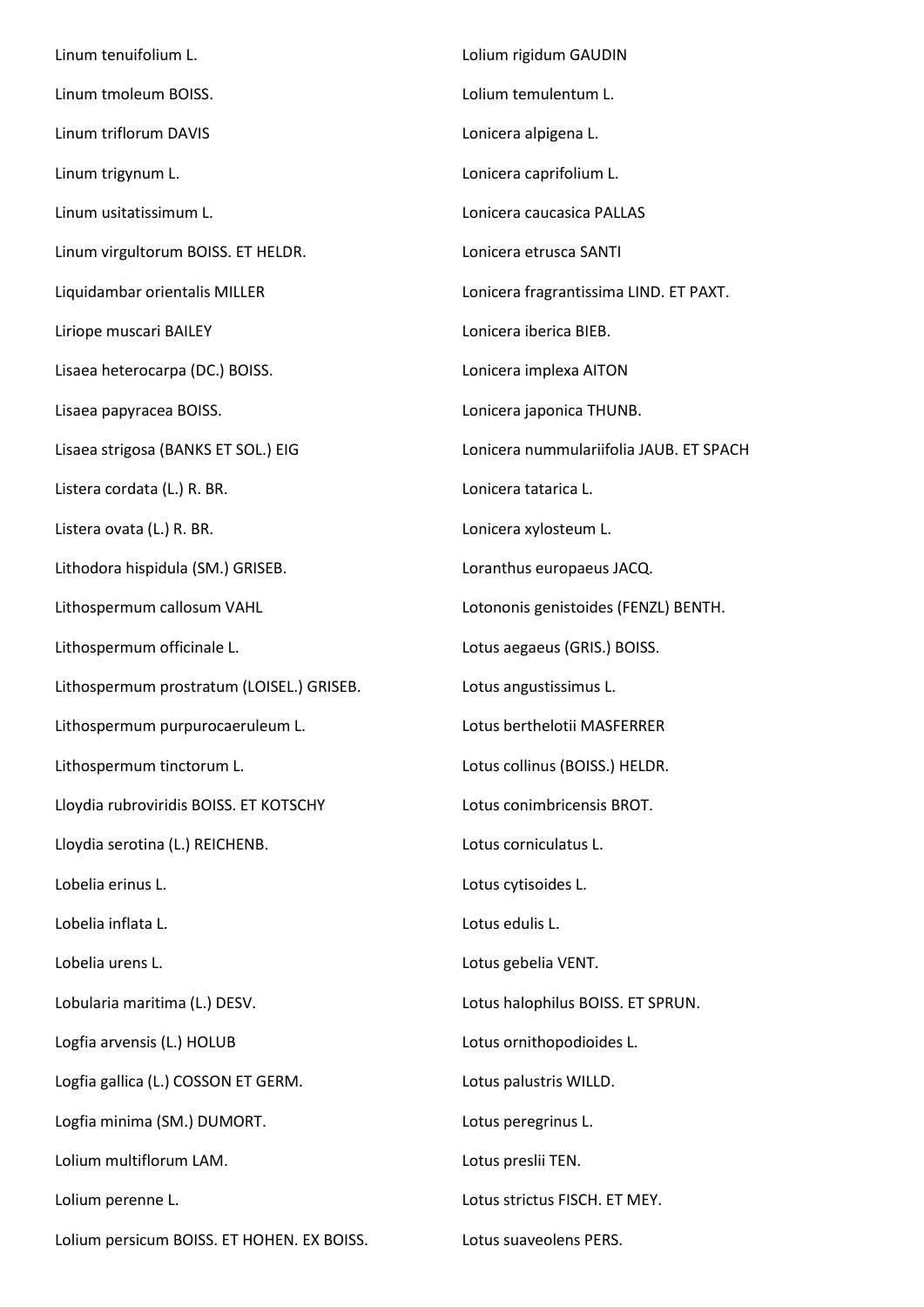Linum tenuifolium L.

Linum tmoleum BOISS.

Linum triflorum DAVIS

Linum trigynum L.

Linum usitatissimum L.

Linum virgultorum BOISS. ET HELDR.

Liquidambar orientalis MILLER

Liriope muscari BAILEY

Lisaea heterocarpa (DC.) BOISS.

Lisaea papyracea BOISS.

Lisaea strigosa (BANKS ET SOL.) EIG

Listera cordata (L.) R. BR.

Listera ovata (L.) R. BR.

Lithodora hispidula (SM.) GRISEB.

Lithospermum callosum VAHL

Lithospermum officinale L.

Lithospermum prostratum (LOISEL.) GRISEB.

Lithospermum purpurocaeruleum L.

Lithospermum tinctorum L.

Lloydia rubroviridis BOISS. ET KOTSCHY

Lloydia serotina (L.) REICHENB.

Lobelia erinus L.

Lobelia inflata L.

Lobelia urens L.

Lobularia maritima (L.) DESV.

Logfia arvensis (L.) HOLUB

Logfia gallica (L.) COSSON ET GERM.

Logfia minima (SM.) DUMORT.

Lolium multiflorum LAM.

Lolium perenne L.

Lolium persicum BOISS. ET HOHEN. EX BOISS.

Lolium rigidum GAUDIN

Lolium temulentum L.

Lonicera alpigena L.

Lonicera caprifolium L.

Lonicera caucasica PALLAS

Lonicera etrusca SANTI

Lonicera fragrantissima LIND. ET PAXT.

Lonicera iberica BIEB.

Lonicera implexa AITON

Lonicera japonica THUNB.

Lonicera nummulariifolia JAUB. ET SPACH

Lonicera tatarica L.

Lonicera xylosteum L.

Loranthus europaeus JACQ.

Lotononis genistoides (FENZL) BENTH.

Lotus aegaeus (GRIS.) BOISS.

Lotus angustissimus L.

Lotus berthelotii MASFERRER

Lotus collinus (BOISS.) HELDR.

Lotus conimbricensis BROT.

Lotus corniculatus L.

Lotus cytisoides L.

Lotus edulis L.

Lotus gebelia VENT.

Lotus halophilus BOISS. ET SPRUN.

Lotus ornithopodioides L.

Lotus palustris WILLD.

Lotus peregrinus L.

Lotus preslii TEN.

Lotus strictus FISCH. ET MEY.

Lotus suaveolens PERS.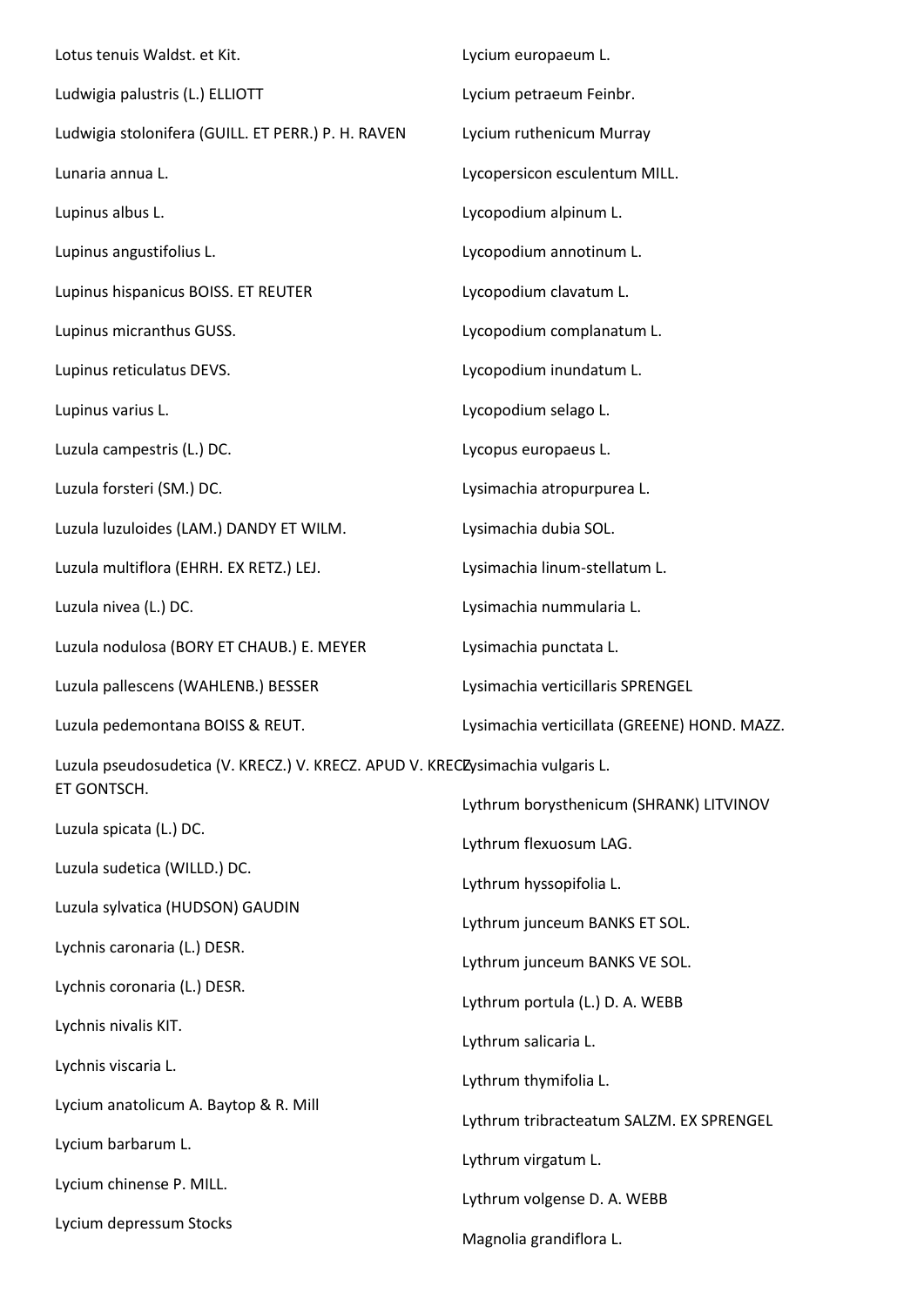Lotus tenuis Waldst. et Kit.

Ludwigia palustris (L.) ELLIOTT

Ludwigia stolonifera (GUILL. ET PERR.) P. H. RAVEN

Lunaria annua L.

Lupinus albus L.

Lupinus angustifolius L.

Lupinus hispanicus BOISS. ET REUTER

Lupinus micranthus GUSS.

Lupinus reticulatus DEVS.

Lupinus varius L.

Luzula campestris (L.) DC.

Luzula forsteri (SM.) DC.

Luzula luzuloides (LAM.) DANDY ET WILM.

Luzula multiflora (EHRH. EX RETZ.) LEJ.

Luzula nivea (L.) DC.

Luzula nodulosa (BORY ET CHAUB.) E. MEYER

Luzula pallescens (WAHLENB.) BESSER

Luzula pedemontana BOISS & REUT.

Luzula pseudosudetica (V. KRECZ.) V. KRECZ. APUD V. KRECZ. ET GONTSCH.

Luzula spicata (L.) DC.

Luzula sudetica (WILLD.) DC.

Luzula sylvatica (HUDSON) GAUDIN

Lychnis caronaria (L.) DESR.

Lychnis coronaria (L.) DESR.

Lychnis nivalis KIT.

Lychnis viscaria L.

Lycium anatolicum A. Baytop & R. Mill

Lycium barbarum L.

Lycium chinense P. MILL.

Lycium depressum Stocks

Lycium europaeum L.

Lycium petraeum Feinbr.

Lycium ruthenicum Murray

Lycopersicon esculentum MILL.

Lycopodium alpinum L.

Lycopodium annotinum L.

Lycopodium clavatum L.

Lycopodium complanatum L.

Lycopodium inundatum L.

Lycopodium selago L.

Lycopus europaeus L.

Lysimachia atropurpurea L.

Lysimachia dubia SOL.

Lysimachia linum-stellatum L.

Lysimachia nummularia L.

Lysimachia punctata L.

Lysimachia verticillaris SPRENGEL

Lysimachia verticillata (GREENE) HOND. MAZZ.

Lysimachia vulgaris L.

Lythrum borysthenicum (SHRANK) LITVINOV

Lythrum flexuosum LAG.

Lythrum hyssopifolia L.

Lythrum junceum BANKS ET SOL.

Lythrum junceum BANKS VE SOL.

Lythrum portula (L.) D. A. WEBB

Lythrum salicaria L.

Lythrum thymifolia L.

Lythrum tribracteatum SALZM. EX SPRENGEL

Lythrum virgatum L.

Lythrum volgense D. A. WEBB

Magnolia grandiflora L.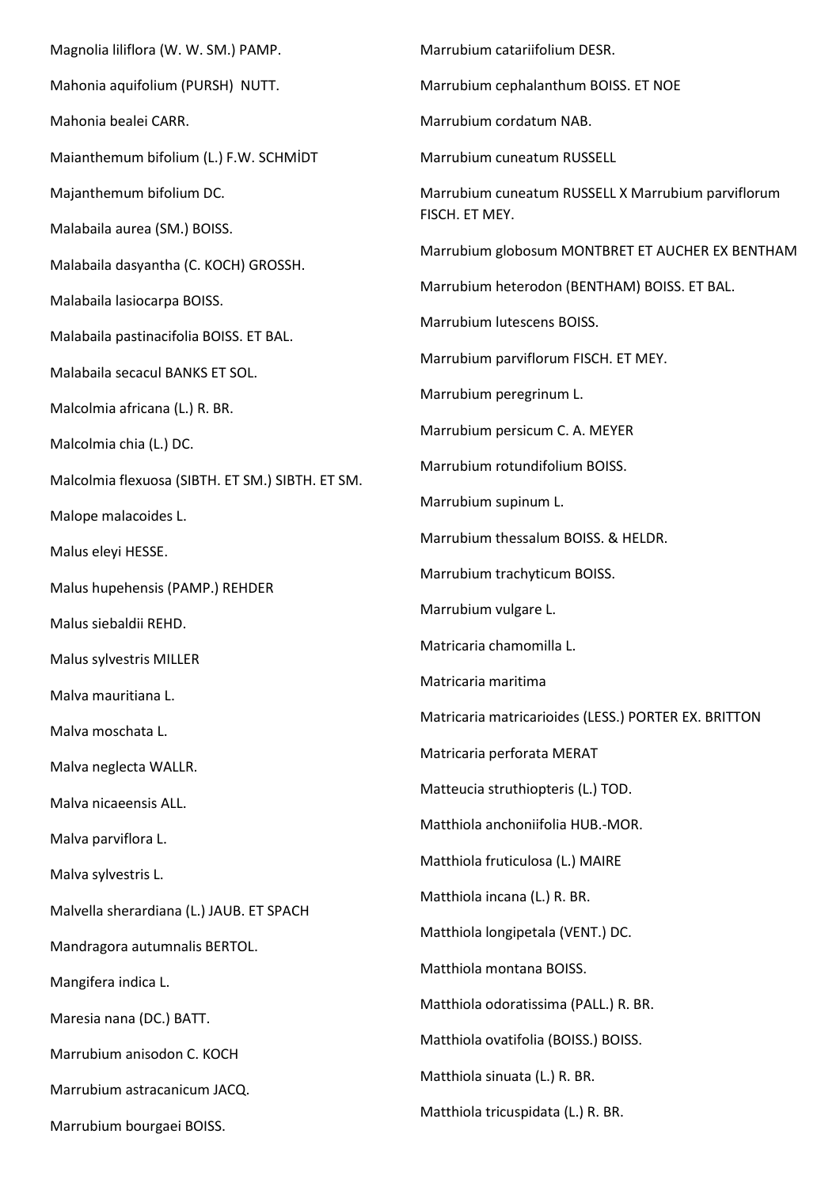Magnolia liliflora (W. W. SM.) PAMP.

Mahonia aquifolium (PURSH) NUTT.

Mahonia bealei CARR.

Maianthemum bifolium (L.) F.W. SCHMİDT

Majanthemum bifolium DC.

Malabaila aurea (SM.) BOISS.

Malabaila dasyantha (C. KOCH) GROSSH.

Malabaila lasiocarpa BOISS.

Malabaila pastinacifolia BOISS. ET BAL.

Malabaila secacul BANKS ET SOL.

Malcolmia africana (L.) R. BR.

Malcolmia chia (L.) DC.

Malcolmia flexuosa (SIBTH. ET SM.) SIBTH. ET SM.

Malope malacoides L.

Malus eleyi HESSE.

Malus hupehensis (PAMP.) REHDER

Malus siebaldii REHD.

Malus sylvestris MILLER

Malva mauritiana L.

Malva moschata L.

Malva neglecta WALLR.

Malva nicaeensis ALL.

Malva parviflora L.

Malva sylvestris L.

Malvella sherardiana (L.) JAUB. ET SPACH

Mandragora autumnalis BERTOL.

Mangifera indica L.

Maresia nana (DC.) BATT.

Marrubium anisodon C. KOCH

Marrubium astracanicum JACQ.

Marrubium bourgaei BOISS.

Marrubium catariifolium DESR.

Marrubium cephalanthum BOISS. ET NOE

Marrubium cordatum NAB.

Marrubium cuneatum RUSSELL

Marrubium cuneatum RUSSELL X Marrubium parviflorum FISCH. ET MEY.

Marrubium globosum MONTBRET ET AUCHER EX BENTHAM

Marrubium heterodon (BENTHAM) BOISS. ET BAL.

Marrubium lutescens BOISS.

Marrubium parviflorum FISCH. ET MEY.

Marrubium peregrinum L.

Marrubium persicum C. A. MEYER

Marrubium rotundifolium BOISS.

Marrubium supinum L.

Marrubium thessalum BOISS. & HELDR.

Marrubium trachyticum BOISS.

Marrubium vulgare L.

Matricaria chamomilla L.

Matricaria maritima

Matricaria matricarioides (LESS.) PORTER EX. BRITTON

Matricaria perforata MERAT

Matteucia struthiopteris (L.) TOD.

Matthiola anchoniifolia HUB.-MOR.

Matthiola fruticulosa (L.) MAIRE

Matthiola incana (L.) R. BR.

Matthiola longipetala (VENT.) DC.

Matthiola montana BOISS.

Matthiola odoratissima (PALL.) R. BR.

Matthiola ovatifolia (BOISS.) BOISS.

Matthiola sinuata (L.) R. BR.

Matthiola tricuspidata (L.) R. BR.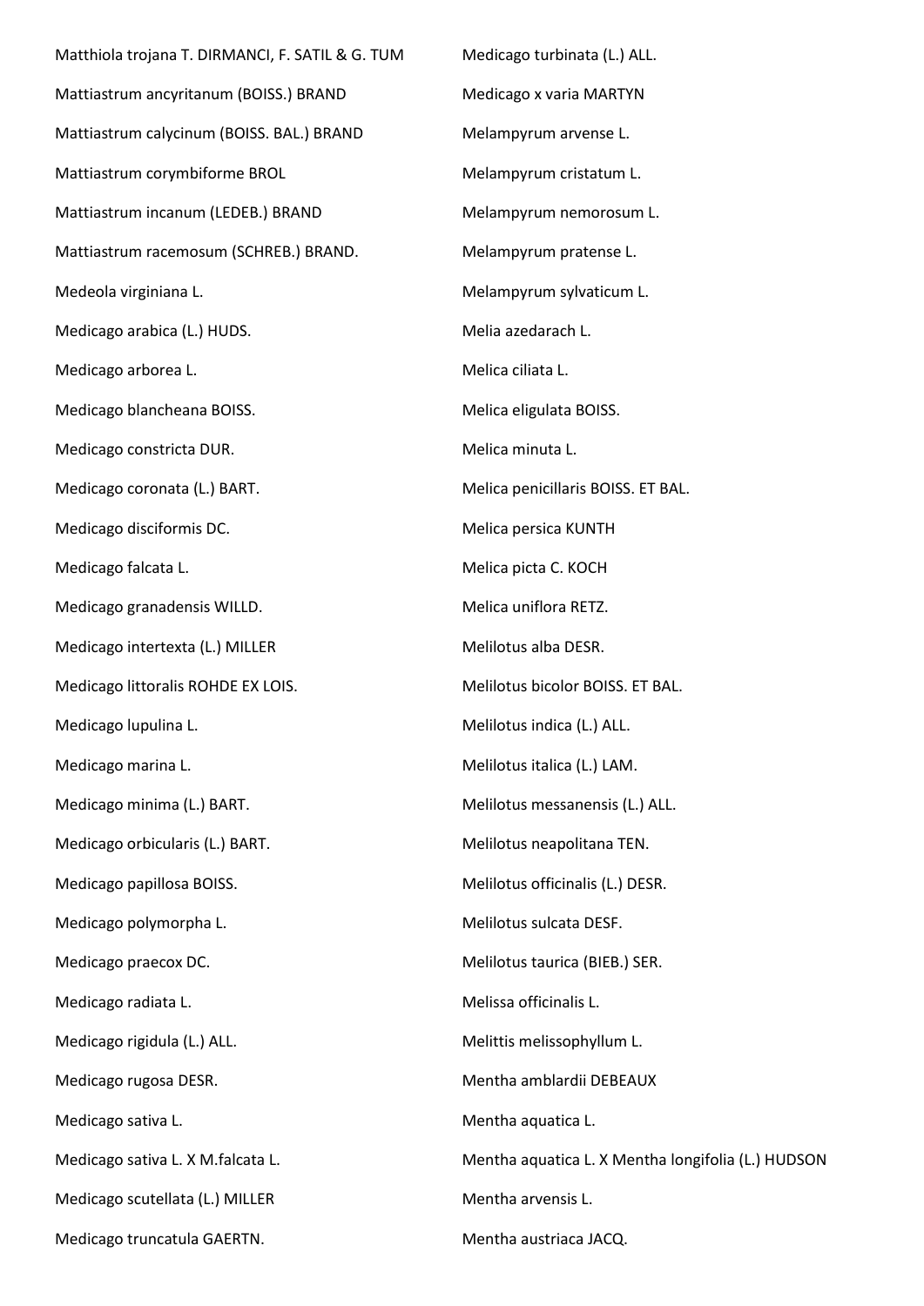Matthiola trojana T. DIRMANCI, F. SATIL & G. TUM

Mattiastrum ancyritanum (BOISS.) BRAND

Mattiastrum calycinum (BOISS. BAL.) BRAND

Mattiastrum corymbiforme BROL

Mattiastrum incanum (LEDEB.) BRAND

Mattiastrum racemosum (SCHREB.) BRAND.

Medeola virginiana L.

Medicago arabica (L.) HUDS.

Medicago arborea L.

Medicago blancheana BOISS.

Medicago constricta DUR.

Medicago coronata (L.) BART.

Medicago disciformis DC.

Medicago falcata L.

Medicago granadensis WILLD.

Medicago intertexta (L.) MILLER

Medicago littoralis ROHDE EX LOIS.

Medicago lupulina L.

Medicago marina L.

Medicago minima (L.) BART.

Medicago orbicularis (L.) BART.

Medicago papillosa BOISS.

Medicago polymorpha L.

Medicago praecox DC.

Medicago radiata L.

Medicago rigidula (L.) ALL.

Medicago rugosa DESR.

Medicago sativa L.

Medicago sativa L. X M.falcata L.

Medicago scutellata (L.) MILLER

Medicago truncatula GAERTN.

Medicago turbinata (L.) ALL.

Medicago x varia MARTYN

Melampyrum arvense L.

Melampyrum cristatum L.

Melampyrum nemorosum L.

Melampyrum pratense L.

Melampyrum sylvaticum L.

Melia azedarach L.

Melica ciliata L.

Melica eligulata BOISS.

Melica minuta L.

Melica penicillaris BOISS. ET BAL.

Melica persica KUNTH

Melica picta C. KOCH

Melica uniflora RETZ.

Melilotus alba DESR.

Melilotus bicolor BOISS. ET BAL.

Melilotus indica (L.) ALL.

Melilotus italica (L.) LAM.

Melilotus messanensis (L.) ALL.

Melilotus neapolitana TEN.

Melilotus officinalis (L.) DESR.

Melilotus sulcata DESF.

Melilotus taurica (BIEB.) SER.

Melissa officinalis L.

Melittis melissophyllum L.

Mentha amblardii DEBEAUX

Mentha aquatica L.

Mentha aquatica L. X Mentha longifolia (L.) HUDSON

Mentha arvensis L.

Mentha austriaca JACQ.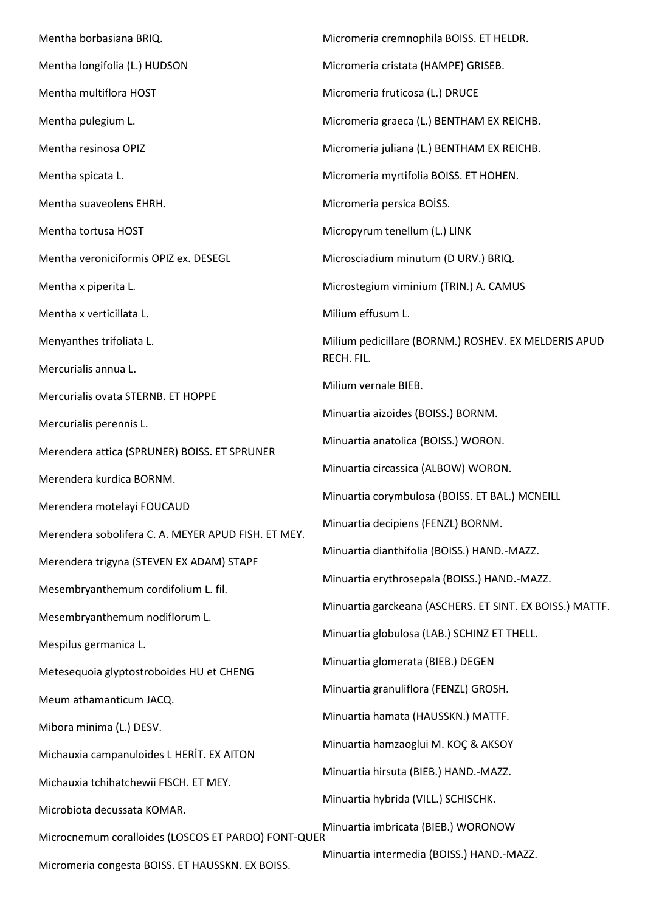Mentha borbasiana BRIQ.

Mentha longifolia (L.) HUDSON

Mentha multiflora HOST

Mentha pulegium L.

Mentha resinosa OPIZ

Mentha spicata L.

Mentha suaveolens EHRH.

Mentha tortusa HOST

Mentha veroniciformis OPIZ ex. DESEGL

Mentha x piperita L.

Mentha x verticillata L.

Menyanthes trifoliata L.

Mercurialis annua L.

Mercurialis ovata STERNB. ET HOPPE

Mercurialis perennis L.

Merendera attica (SPRUNER) BOISS. ET SPRUNER

Merendera kurdica BORNM.

Merendera motelayi FOUCAUD

Merendera sobolifera C. A. MEYER APUD FISH. ET MEY.

Merendera trigyna (STEVEN EX ADAM) STAPF

Mesembryanthemum cordifolium L. fil.

Mesembryanthemum nodiflorum L.

Mespilus germanica L.

Metesequoia glyptostroboides HU et CHENG

Meum athamanticum JACQ.

Mibora minima (L.) DESV.

Michauxia campanuloides L HERİT. EX AITON

Michauxia tchihatchewii FISCH. ET MEY.

Microbiota decussata KOMAR.

Microcnemum coralloides (LOSCOS ET PARDO) FONT-QUER

Micromeria congesta BOISS. ET HAUSSKN. EX BOISS.

Micromeria cremnophila BOISS. ET HELDR.

Micromeria cristata (HAMPE) GRISEB.

Micromeria fruticosa (L.) DRUCE

Micromeria graeca (L.) BENTHAM EX REICHB.

Micromeria juliana (L.) BENTHAM EX REICHB.

Micromeria myrtifolia BOISS. ET HOHEN.

Micromeria persica BOİSS.

Micropyrum tenellum (L.) LINK

Microsciadium minutum (D URV.) BRIQ.

Microstegium viminium (TRIN.) A. CAMUS

Milium effusum L.

Milium pedicillare (BORNM.) ROSHEV. EX MELDERIS APUD RECH. FIL.

Milium vernale BIEB.

Minuartia aizoides (BOISS.) BORNM.

Minuartia anatolica (BOISS.) WORON.

Minuartia circassica (ALBOW) WORON.

Minuartia corymbulosa (BOISS. ET BAL.) MCNEILL

Minuartia decipiens (FENZL) BORNM.

Minuartia dianthifolia (BOISS.) HAND.-MAZZ.

Minuartia erythrosepala (BOISS.) HAND.-MAZZ.

Minuartia garckeana (ASCHERS. ET SINT. EX BOISS.) MATTF.

Minuartia globulosa (LAB.) SCHINZ ET THELL.

Minuartia glomerata (BIEB.) DEGEN

Minuartia granuliflora (FENZL) GROSH.

Minuartia hamata (HAUSSKN.) MATTF.

Minuartia hamzaoglui M. KOÇ & AKSOY

Minuartia hirsuta (BIEB.) HAND.-MAZZ.

Minuartia hybrida (VILL.) SCHISCHK.

Minuartia imbricata (BIEB.) WORONOW

Minuartia intermedia (BOISS.) HAND.-MAZZ.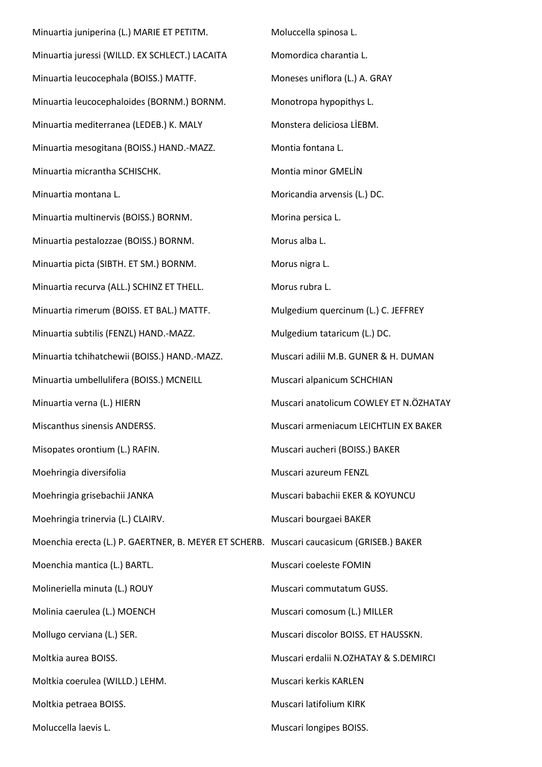Minuartia juniperina (L.) MARIE ET PETITM.

Minuartia juressi (WILLD. EX SCHLECT.) LACAITA

Minuartia leucocephala (BOISS.) MATTF.

Minuartia leucocephaloides (BORNM.) BORNM.

Minuartia mediterranea (LEDEB.) K. MALY

Minuartia mesogitana (BOISS.) HAND.-MAZZ.

Minuartia micrantha SCHISCHK.

Minuartia montana L.

Minuartia multinervis (BOISS.) BORNM.

Minuartia pestalozzae (BOISS.) BORNM.

Minuartia picta (SIBTH. ET SM.) BORNM.

Minuartia recurva (ALL.) SCHINZ ET THELL.

Minuartia rimerum (BOISS. ET BAL.) MATTF.

Minuartia subtilis (FENZL) HAND.-MAZZ.

Minuartia tchihatchewii (BOISS.) HAND.-MAZZ.

Minuartia umbellulifera (BOISS.) MCNEILL

Minuartia verna (L.) HIERN

Miscanthus sinensis ANDERSS.

Misopates orontium (L.) RAFIN.

Moehringia diversifolia

Moehringia grisebachii JANKA

Moehringia trinervia (L.) CLAIRV.

Moenchia erecta (L.) P. GAERTNER, B. MEYER ET SCHERB.

Moenchia mantica (L.) BARTL.

Molineriella minuta (L.) ROUY

Molinia caerulea (L.) MOENCH

Mollugo cerviana (L.) SER.

Moltkia aurea BOISS.

Moltkia coerulea (WILLD.) LEHM.

Moltkia petraea BOISS.

Moluccella laevis L.

Moluccella spinosa L.

Momordica charantia L.

Moneses uniflora (L.) A. GRAY

Monotropa hypopithys L.

Monstera deliciosa LİEBM.

Montia fontana L.

Montia minor GMELİN

Moricandia arvensis (L.) DC.

Morina persica L.

Morus alba L.

Morus nigra L.

Morus rubra L.

Mulgedium quercinum (L.) C. JEFFREY

Mulgedium tataricum (L.) DC.

Muscari adilii M.B. GUNER & H. DUMAN

Muscari alpanicum SCHCHIAN

Muscari anatolicum COWLEY ET N.ÖZHATAY

Muscari armeniacum LEICHTLIN EX BAKER

Muscari aucheri (BOISS.) BAKER

Muscari azureum FENZL

Muscari babachii EKER & KOYUNCU

Muscari bourgaei BAKER

Muscari caucasicum (GRISEB.) BAKER

Muscari coeleste FOMIN

Muscari commutatum GUSS.

Muscari comosum (L.) MILLER

Muscari discolor BOISS. ET HAUSSKN.

Muscari erdalii N.OZHATAY & S.DEMIRCI

Muscari kerkis KARLEN

Muscari latifolium KIRK

Muscari longipes BOISS.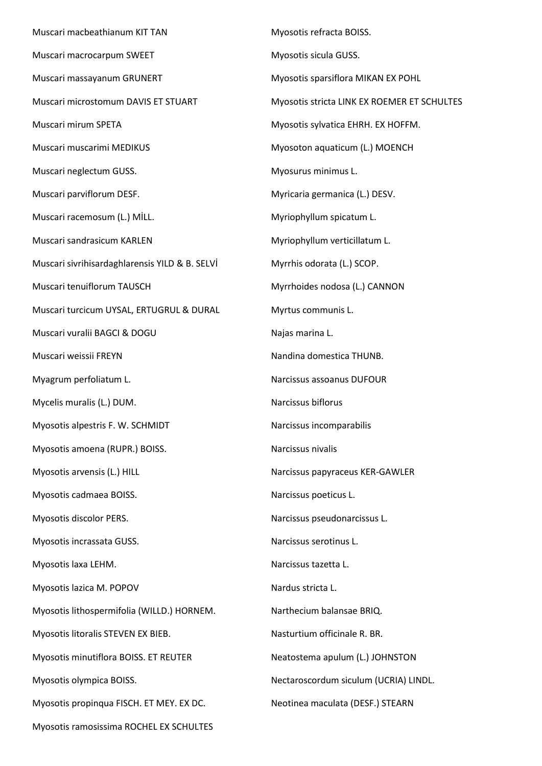Muscari macbeathianum KIT TAN

Muscari macrocarpum SWEET

Muscari massayanum GRUNERT

Muscari microstomum DAVIS ET STUART

Muscari mirum SPETA

Muscari muscarimi MEDIKUS

Muscari neglectum GUSS.

Muscari parviflorum DESF.

Muscari racemosum (L.) MİLL.

Muscari sandrasicum KARLEN

Muscari sivrihisardaghlarensis YILD & B. SELVİ

Muscari tenuiflorum TAUSCH

Muscari turcicum UYSAL, ERTUGRUL & DURAL

Muscari vuralii BAGCI & DOGU

Muscari weissii FREYN

Myagrum perfoliatum L.

Mycelis muralis (L.) DUM.

Myosotis alpestris F. W. SCHMIDT

Myosotis amoena (RUPR.) BOISS.

Myosotis arvensis (L.) HILL

Myosotis cadmaea BOISS.

Myosotis discolor PERS.

Myosotis incrassata GUSS.

Myosotis laxa LEHM.

Myosotis lazica M. POPOV

Myosotis lithospermifolia (WILLD.) HORNEM.

Myosotis litoralis STEVEN EX BIEB.

Myosotis minutiflora BOISS. ET REUTER

Myosotis olympica BOISS.

Myosotis propinqua FISCH. ET MEY. EX DC.

Myosotis ramosissima ROCHEL EX SCHULTES

Myosotis refracta BOISS.

Myosotis sicula GUSS.

Myosotis sparsiflora MIKAN EX POHL

Myosotis stricta LINK EX ROEMER ET SCHULTES

Myosotis sylvatica EHRH. EX HOFFM.

Myosoton aquaticum (L.) MOENCH

Myosurus minimus L.

Myricaria germanica (L.) DESV.

Myriophyllum spicatum L.

Myriophyllum verticillatum L.

Myrrhis odorata (L.) SCOP.

Myrrhoides nodosa (L.) CANNON

Myrtus communis L.

Najas marina L.

Nandina domestica THUNB.

Narcissus assoanus DUFOUR

Narcissus biflorus

Narcissus incomparabilis

Narcissus nivalis

Narcissus papyraceus KER-GAWLER

Narcissus poeticus L.

Narcissus pseudonarcissus L.

Narcissus serotinus L.

Narcissus tazetta L.

Nardus stricta L.

Narthecium balansae BRIQ.

Nasturtium officinale R. BR.

Neatostema apulum (L.) JOHNSTON

Nectaroscordum siculum (UCRIA) LINDL.

Neotinea maculata (DESF.) STEARN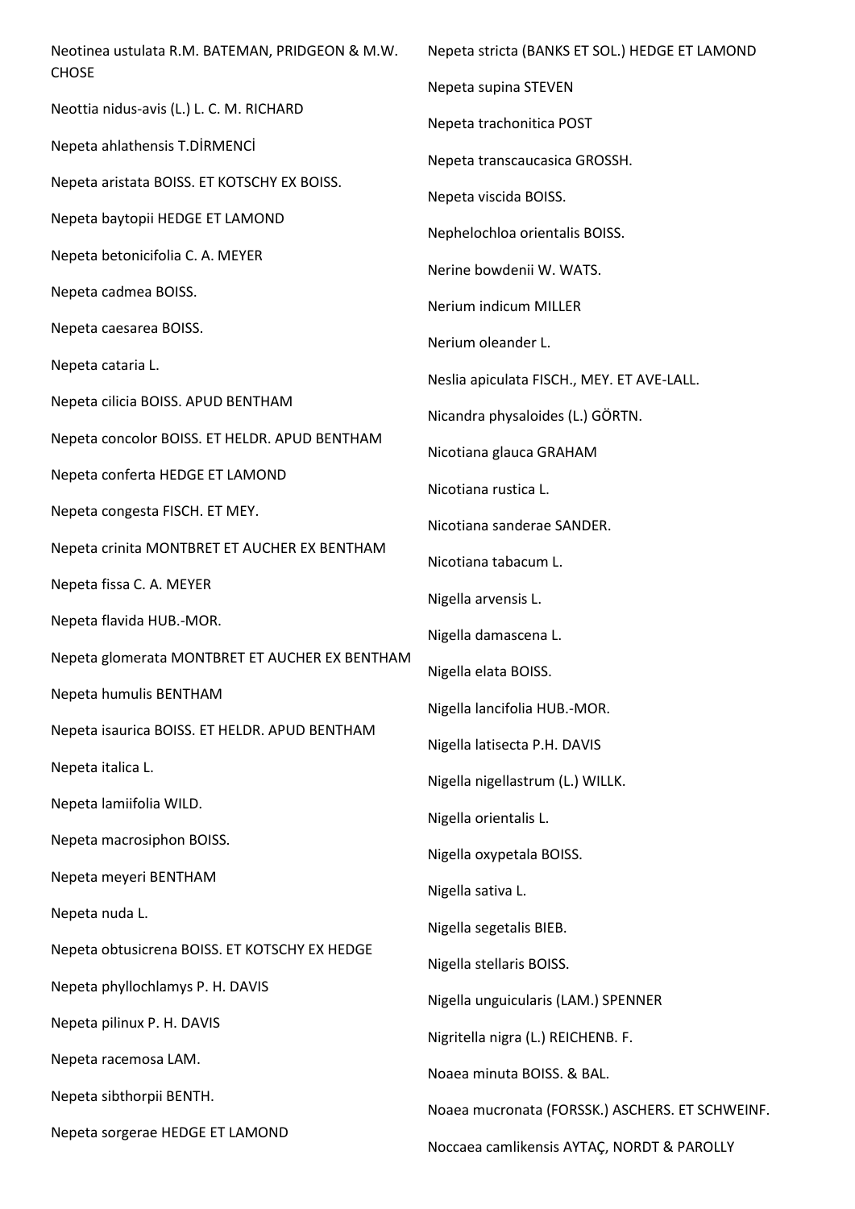Neotinea ustulata R.M. BATEMAN, PRIDGEON & M.W. CHOSE

Neottia nidus-avis (L.) L. C. M. RICHARD

Nepeta ahlathensis T.DİRMENCİ

Nepeta aristata BOISS. ET KOTSCHY EX BOISS.

Nepeta baytopii HEDGE ET LAMOND

Nepeta betonicifolia C. A. MEYER

Nepeta cadmea BOISS.

Nepeta caesarea BOISS.

Nepeta cataria L.

Nepeta cilicia BOISS. APUD BENTHAM

Nepeta concolor BOISS. ET HELDR. APUD BENTHAM

Nepeta conferta HEDGE ET LAMOND

Nepeta congesta FISCH. ET MEY.

Nepeta crinita MONTBRET ET AUCHER EX BENTHAM

Nepeta fissa C. A. MEYER

Nepeta flavida HUB.-MOR.

Nepeta glomerata MONTBRET ET AUCHER EX BENTHAM

Nepeta humulis BENTHAM

Nepeta isaurica BOISS. ET HELDR. APUD BENTHAM

Nepeta italica L.

Nepeta lamiifolia WILD.

Nepeta macrosiphon BOISS.

Nepeta meyeri BENTHAM

Nepeta nuda L.

Nepeta obtusicrena BOISS. ET KOTSCHY EX HEDGE

Nepeta phyllochlamys P. H. DAVIS

Nepeta pilinux P. H. DAVIS

Nepeta racemosa LAM.

Nepeta sibthorpii BENTH.

Nepeta sorgerae HEDGE ET LAMOND

Nepeta stricta (BANKS ET SOL.) HEDGE ET LAMOND

Nepeta supina STEVEN

Nepeta trachonitica POST

Nepeta transcaucasica GROSSH.

Nepeta viscida BOISS.

Nephelochloa orientalis BOISS.

Nerine bowdenii W. WATS.

Nerium indicum MILLER

Nerium oleander L.

Neslia apiculata FISCH., MEY. ET AVE-LALL.

Nicandra physaloides (L.) GÖRTN.

Nicotiana glauca GRAHAM

Nicotiana rustica L.

Nicotiana sanderae SANDER.

Nicotiana tabacum L.

Nigella arvensis L.

Nigella damascena L.

Nigella elata BOISS.

Nigella lancifolia HUB.-MOR.

Nigella latisecta P.H. DAVIS

Nigella nigellastrum (L.) WILLK.

Nigella orientalis L.

Nigella oxypetala BOISS.

Nigella sativa L.

Nigella segetalis BIEB.

Nigella stellaris BOISS.

Nigella unguicularis (LAM.) SPENNER

Nigritella nigra (L.) REICHENB. F.

Noaea minuta BOISS. & BAL.

Noaea mucronata (FORSSK.) ASCHERS. ET SCHWEINF.

Noccaea camlikensis AYTAÇ, NORDT & PAROLLY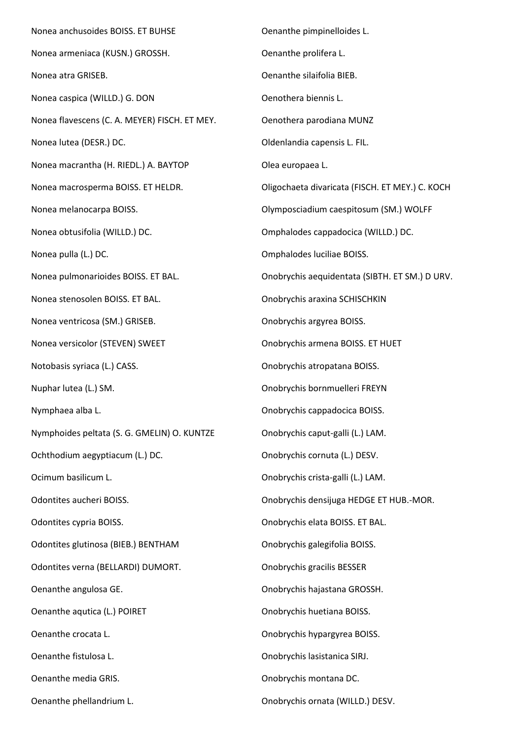Nonea anchusoides BOISS. ET BUHSE

Nonea armeniaca (KUSN.) GROSSH.

Nonea atra GRISEB.

Nonea caspica (WILLD.) G. DON

Nonea flavescens (C. A. MEYER) FISCH. ET MEY.

Nonea lutea (DESR.) DC.

Nonea macrantha (H. RIEDL.) A. BAYTOP

Nonea macrosperma BOISS. ET HELDR.

Nonea melanocarpa BOISS.

Nonea obtusifolia (WILLD.) DC.

Nonea pulla (L.) DC.

Nonea pulmonarioides BOISS. ET BAL.

Nonea stenosolen BOISS. ET BAL.

Nonea ventricosa (SM.) GRISEB.

Nonea versicolor (STEVEN) SWEET

Notobasis syriaca (L.) CASS.

Nuphar lutea (L.) SM.

Nymphaea alba L.

Nymphoides peltata (S. G. GMELIN) O. KUNTZE

Ochthodium aegyptiacum (L.) DC.

Ocimum basilicum L.

Odontites aucheri BOISS.

Odontites cypria BOISS.

Odontites glutinosa (BIEB.) BENTHAM

Odontites verna (BELLARDI) DUMORT.

Oenanthe angulosa GE.

Oenanthe aqutica (L.) POIRET

Oenanthe crocata L.

Oenanthe fistulosa L.

Oenanthe media GRIS.

Oenanthe phellandrium L.

Oenanthe pimpinelloides L.

Oenanthe prolifera L.

Oenanthe silaifolia BIEB.

Oenothera biennis L.

Oenothera parodiana MUNZ

Oldenlandia capensis L. FIL.

Olea europaea L.

Oligochaeta divaricata (FISCH. ET MEY.) C. KOCH

Olymposciadium caespitosum (SM.) WOLFF

Omphalodes cappadocica (WILLD.) DC.

Omphalodes luciliae BOISS.

Onobrychis aequidentata (SIBTH. ET SM.) D URV.

Onobrychis araxina SCHISCHKIN

Onobrychis argyrea BOISS.

Onobrychis armena BOISS. ET HUET

Onobrychis atropatana BOISS.

Onobrychis bornmuelleri FREYN

Onobrychis cappadocica BOISS.

Onobrychis caput-galli (L.) LAM.

Onobrychis cornuta (L.) DESV.

Onobrychis crista-galli (L.) LAM.

Onobrychis densijuga HEDGE ET HUB.-MOR.

Onobrychis elata BOISS. ET BAL.

Onobrychis galegifolia BOISS.

Onobrychis gracilis BESSER

Onobrychis hajastana GROSSH.

Onobrychis huetiana BOISS.

Onobrychis hypargyrea BOISS.

Onobrychis lasistanica SIRJ.

Onobrychis montana DC.

Onobrychis ornata (WILLD.) DESV.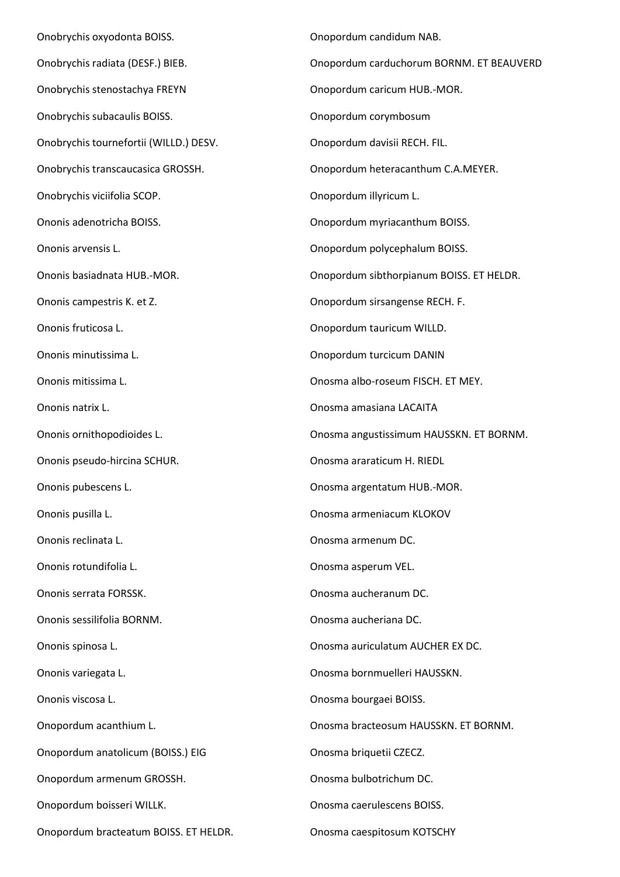Onobrychis oxyodonta BOISS.

Onobrychis radiata (DESF.) BIEB.

Onobrychis stenostachya FREYN

Onobrychis subacaulis BOISS.

Onobrychis tournefortii (WILLD.) DESV.

Onobrychis transcaucasica GROSSH.

Onobrychis viciifolia SCOP.

Ononis adenotricha BOISS.

Ononis arvensis L.

Ononis basiadnata HUB.-MOR.

Ononis campestris K. et Z.

Ononis fruticosa L.

Ononis minutissima L.

Ononis mitissima L.

Ononis natrix L.

Ononis ornithopodioides L.

Ononis pseudo-hircina SCHUR.

Ononis pubescens L.

Ononis pusilla L.

Ononis reclinata L.

Ononis rotundifolia L.

Ononis serrata FORSSK.

Ononis sessilifolia BORNM.

Ononis spinosa L.

Ononis variegata L.

Ononis viscosa L.

Onopordum acanthium L.

Onopordum anatolicum (BOISS.) EIG

Onopordum armenum GROSSH.

Onopordum boisseri WILLK.

Onopordum bracteatum BOISS. ET HELDR.

Onopordum candidum NAB.

Onopordum carduchorum BORNM. ET BEAUVERD

Onopordum caricum HUB.-MOR.

Onopordum corymbosum

Onopordum davisii RECH. FIL.

Onopordum heteracanthum C.A.MEYER.

Onopordum illyricum L.

Onopordum myriacanthum BOISS.

Onopordum polycephalum BOISS.

Onopordum sibthorpianum BOISS. ET HELDR.

Onopordum sirsangense RECH. F.

Onopordum tauricum WILLD.

Onopordum turcicum DANIN

Onosma albo-roseum FISCH. ET MEY.

Onosma amasiana LACAITA

Onosma angustissimum HAUSSKN. ET BORNM.

Onosma ararаticum H. RIEDL

Onosma argentatum HUB.-MOR.

Onosma armeniacum KLOKOV

Onosma armenum DC.

Onosma asperum VEL.

Onosma aucheranum DC.

Onosma aucheriana DC.

Onosma auriculatum AUCHER EX DC.

Onosma bornmuelleri HAUSSKN.

Onosma bourgaei BOISS.

Onosma bracteosum HAUSSKN. ET BORNM.

Onosma briquetii CZECZ.

Onosma bulbotrichum DC.

Onosma caerulescens BOISS.

Onosma caespitosum KOTSCHY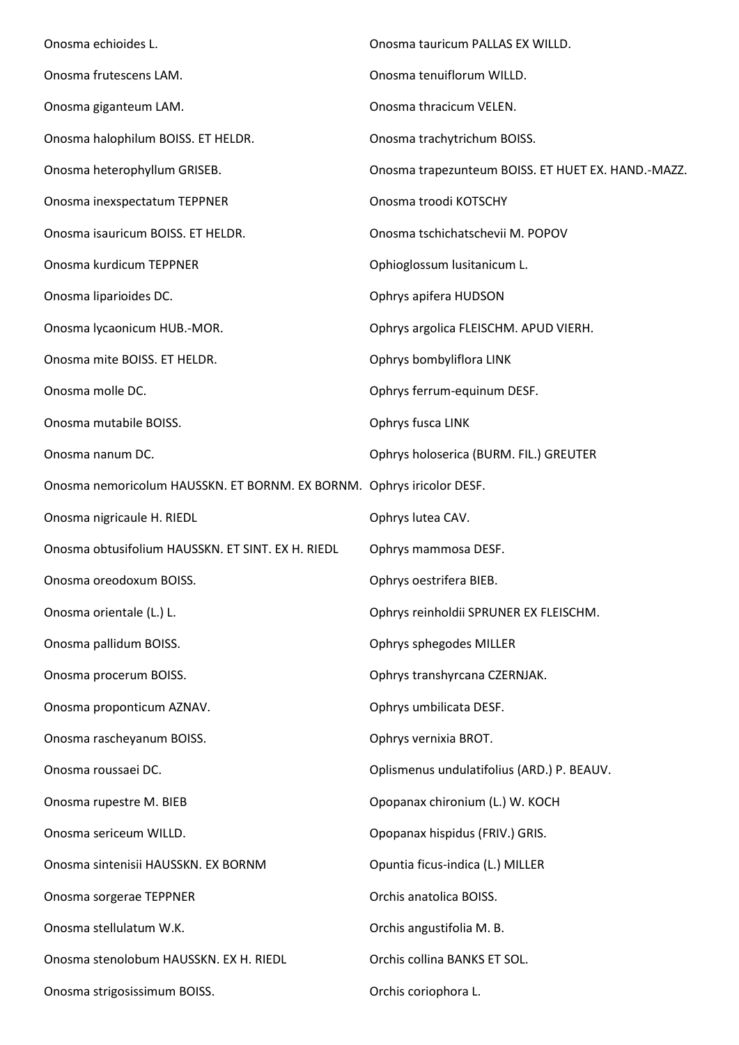Onosma echioides L.

Onosma frutescens LAM.

Onosma giganteum LAM.

Onosma halophilum BOISS. ET HELDR.

Onosma heterophyllum GRISEB.

Onosma inexspectatum TEPPNER

Onosma isauricum BOISS. ET HELDR.

Onosma kurdicum TEPPNER

Onosma liparioides DC.

Onosma lycaonicum HUB.-MOR.

Onosma mite BOISS. ET HELDR.

Onosma molle DC.

Onosma mutabile BOISS.

Onosma nanum DC.

Onosma nemoricolum HAUSSKN. ET BORNM. EX BORNM.

Onosma nigricaule H. RIEDL

Onosma obtusifolium HAUSSKN. ET SINT. EX H. RIEDL

Onosma oreodoxum BOISS.

Onosma orientale (L.) L.

Onosma pallidum BOISS.

Onosma procerum BOISS.

Onosma proponticum AZNAV.

Onosma rascheyanum BOISS.

Onosma roussaei DC.

Onosma rupestre M. BIEB

Onosma sericeum WILLD.

Onosma sintenisii HAUSSKN. EX BORNM

Onosma sorgerae TEPPNER

Onosma stellulatum W.K.

Onosma stenolobum HAUSSKN. EX H. RIEDL

Onosma strigosissimum BOISS.

Onosma tauricum PALLAS EX WILLD.

Onosma tenuiflorum WILLD.

Onosma thracicum VELEN.

Onosma trachytrichum BOISS.

Onosma trapezunteum BOISS. ET HUET EX. HAND.-MAZZ.

Onosma troodi KOTSCHY

Onosma tschichatschevii M. POPOV

Ophioglossum lusitanicum L.

Ophrys apifera HUDSON

Ophrys argolica FLEISCHM. APUD VIERH.

Ophrys bombyliflora LINK

Ophrys ferrum-equinum DESF.

Ophrys fusca LINK

Ophrys holoserica (BURM. FIL.) GREUTER

Ophrys iricolor DESF.

Ophrys lutea CAV.

Ophrys mammosa DESF.

Ophrys oestrifera BIEB.

Ophrys reinholdii SPRUNER EX FLEISCHM.

Ophrys sphegodes MILLER

Ophrys transhyrcana CZERNJAK.

Ophrys umbilicata DESF.

Ophrys vernixia BROT.

Oplismenus undulatifolius (ARD.) P. BEAUV.

Opopanax chironium (L.) W. KOCH

Opopanax hispidus (FRIV.) GRIS.

Opuntia ficus-indica (L.) MILLER

Orchis anatolica BOISS.

Orchis angustifolia M. B.

Orchis collina BANKS ET SOL.

Orchis coriophora L.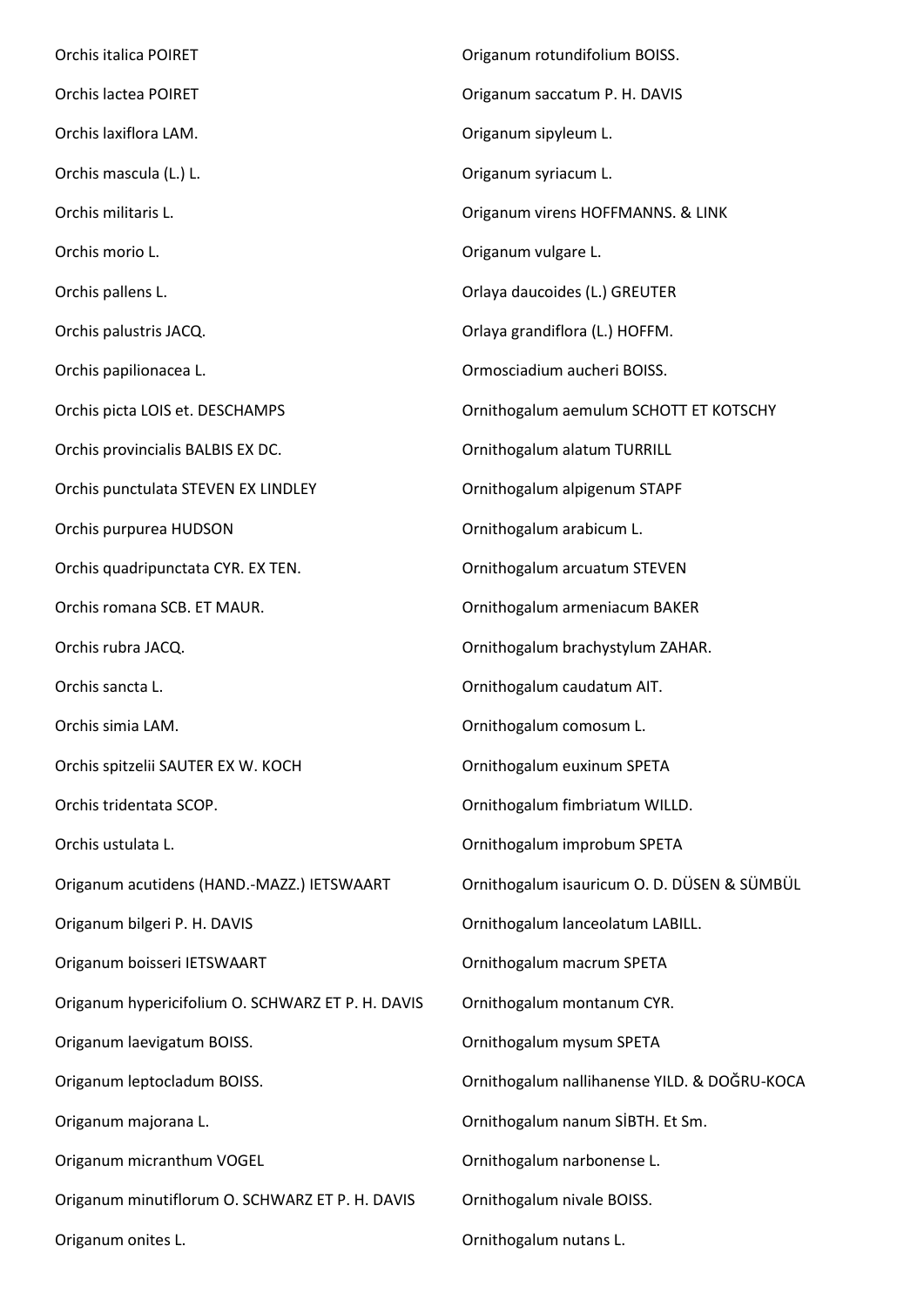Orchis italica POIRET

Orchis lactea POIRET

Orchis laxiflora LAM.

Orchis mascula (L.) L.

Orchis militaris L.

Orchis morio L.

Orchis pallens L.

Orchis palustris JACQ.

Orchis papilionacea L.

Orchis picta LOIS et. DESCHAMPS

Orchis provincialis BALBIS EX DC.

Orchis punctulata STEVEN EX LINDLEY

Orchis purpurea HUDSON

Orchis quadripunctata CYR. EX TEN.

Orchis romana SCB. ET MAUR.

Orchis rubra JACQ.

Orchis sancta L.

Orchis simia LAM.

Orchis spitzelii SAUTER EX W. KOCH

Orchis tridentata SCOP.

Orchis ustulata L.

Origanum acutidens (HAND.-MAZZ.) IETSWAART

Origanum bilgeri P. H. DAVIS

Origanum boisseri IETSWAART

Origanum hypericifolium O. SCHWARZ ET P. H. DAVIS

Origanum laevigatum BOISS.

Origanum leptocladum BOISS.

Origanum majorana L.

Origanum micranthum VOGEL

Origanum minutiflorum O. SCHWARZ ET P. H. DAVIS

Origanum onites L.

Origanum rotundifolium BOISS.

Origanum saccatum P. H. DAVIS

Origanum sipyleum L.

Origanum syriacum L.

Origanum virens HOFFMANNS. & LINK

Origanum vulgare L.

Orlaya daucoides (L.) GREUTER

Orlaya grandiflora (L.) HOFFM.

Ormosciadium aucheri BOISS.

Ornithogalum aemulum SCHOTT ET KOTSCHY

Ornithogalum alatum TURRILL

Ornithogalum alpigenum STAPF

Ornithogalum arabicum L.

Ornithogalum arcuatum STEVEN

Ornithogalum armeniacum BAKER

Ornithogalum brachystylum ZAHAR.

Ornithogalum caudatum AIT.

Ornithogalum comosum L.

Ornithogalum euxinum SPETA

Ornithogalum fimbriatum WILLD.

Ornithogalum improbum SPETA

Ornithogalum isauricum O. D. DÜSEN & SÜMBÜL

Ornithogalum lanceolatum LABILL.

Ornithogalum macrum SPETA

Ornithogalum montanum CYR.

Ornithogalum mysum SPETA

Ornithogalum nallihanense YILD. & DOĞRU-KOCA

Ornithogalum nanum SİBTH. Et Sm.

Ornithogalum narbonense L.

Ornithogalum nivale BOISS.

Ornithogalum nutans L.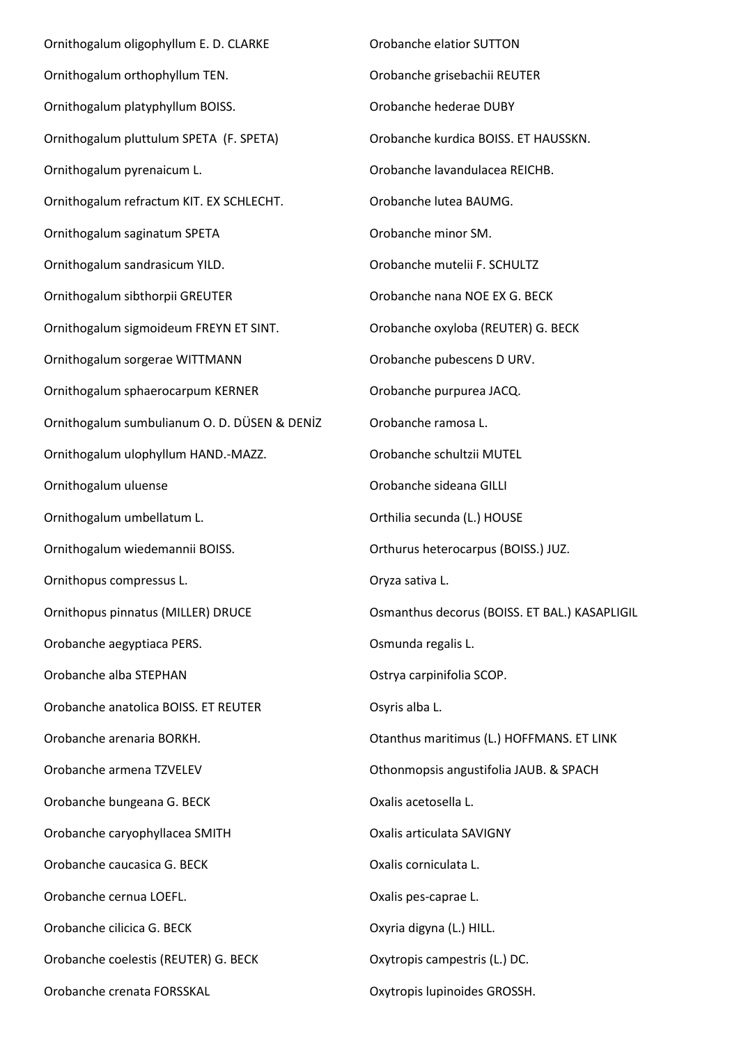Ornithogalum oligophyllum E. D. CLARKE

Ornithogalum orthophyllum TEN.

Ornithogalum platyphyllum BOISS.

Ornithogalum pluttulum SPETA (F. SPETA)

Ornithogalum pyrenaicum L.

Ornithogalum refractum KIT. EX SCHLECHT.

Ornithogalum saginatum SPETA

Ornithogalum sandrasicum YILD.

Ornithogalum sibthorpii GREUTER

Ornithogalum sigmoideum FREYN ET SINT.

Ornithogalum sorgerae WITTMANN

Ornithogalum sphaerocarpum KERNER

Ornithogalum sumbulianum O. D. DÜSEN & DENİZ

Ornithogalum ulophyllum HAND.-MAZZ.

Ornithogalum uluense

Ornithogalum umbellatum L.

Ornithogalum wiedemannii BOISS.

Ornithopus compressus L.

Ornithopus pinnatus (MILLER) DRUCE

Orobanche aegyptiaca PERS.

Orobanche alba STEPHAN

Orobanche anatolica BOISS. ET REUTER

Orobanche arenaria BORKH.

Orobanche armena TZVELEV

Orobanche bungeana G. BECK

Orobanche caryophyllacea SMITH

Orobanche caucasica G. BECK

Orobanche cernua LOEFL.

Orobanche cilicica G. BECK

Orobanche coelestis (REUTER) G. BECK

Orobanche crenata FORSSKAL

Orobanche elatior SUTTON

Orobanche grisebachii REUTER

Orobanche hederae DUBY

Orobanche kurdica BOISS. ET HAUSSKN.

Orobanche lavandulacea REICHB.

Orobanche lutea BAUMG.

Orobanche minor SM.

Orobanche mutelii F. SCHULTZ

Orobanche nana NOE EX G. BECK

Orobanche oxyloba (REUTER) G. BECK

Orobanche pubescens D URV.

Orobanche purpurea JACQ.

Orobanche ramosa L.

Orobanche schultzii MUTEL

Orobanche sideana GILLI

Orthilia secunda (L.) HOUSE

Orthurus heterocarpus (BOISS.) JUZ.

Oryza sativa L.

Osmanthus decorus (BOISS. ET BAL.) KASAPLIGIL

Osmunda regalis L.

Ostrya carpinifolia SCOP.

Osyris alba L.

Otanthus maritimus (L.) HOFFMANS. ET LINK

Othonmopsis angustifolia JAUB. & SPACH

Oxalis acetosella L.

Oxalis articulata SAVIGNY

Oxalis corniculata L.

Oxalis pes-caprae L.

Oxyria digyna (L.) HILL.

Oxytropis campestris (L.) DC.

Oxytropis lupinoides GROSSH.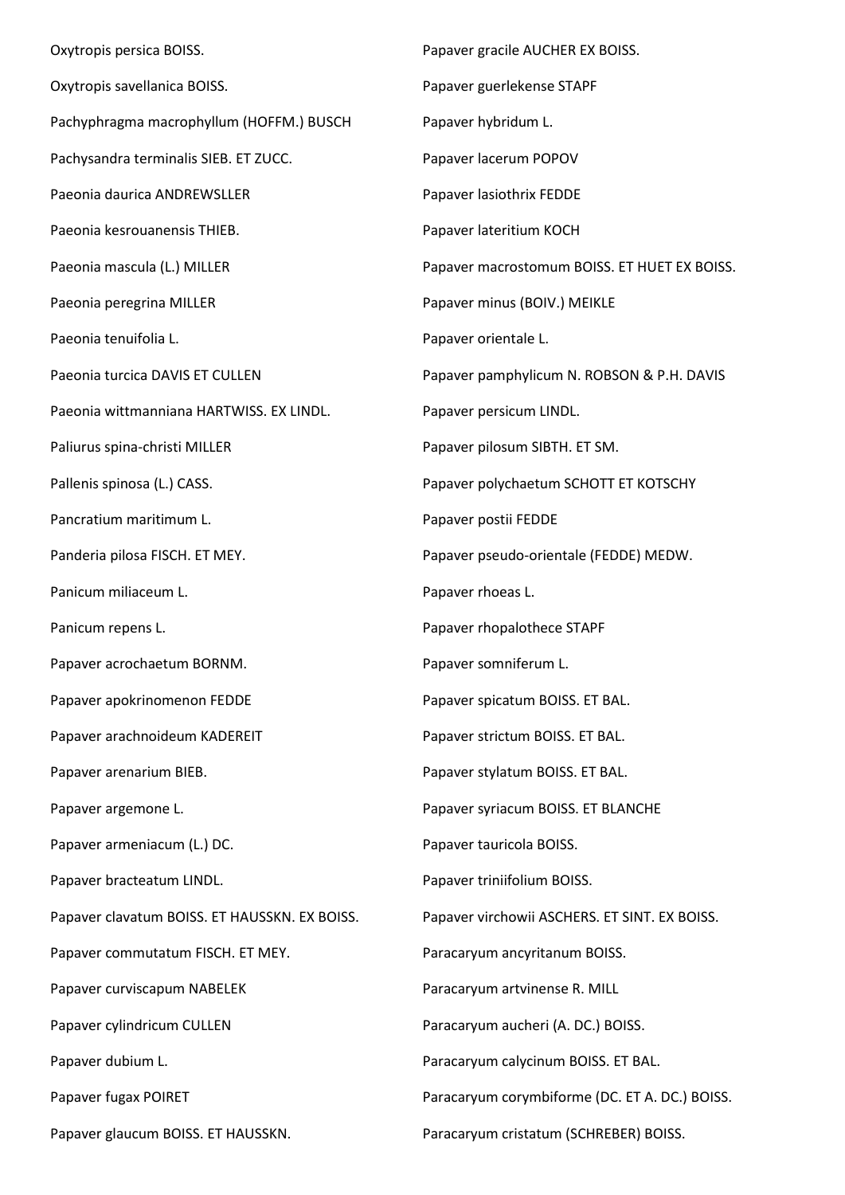Oxytropis persica BOISS.

Oxytropis savellanica BOISS.

Pachyphragma macrophyllum (HOFFM.) BUSCH

Pachysandra terminalis SIEB. ET ZUCC.

Paeonia daurica ANDREWSLLER

Paeonia kesrouanensis THIEB.

Paeonia mascula (L.) MILLER

Paeonia peregrina MILLER

Paeonia tenuifolia L.

Paeonia turcica DAVIS ET CULLEN

Paeonia wittmanniana HARTWISS. EX LINDL.

Paliurus spina-christi MILLER

Pallenis spinosa (L.) CASS.

Pancratium maritimum L.

Panderia pilosa FISCH. ET MEY.

Panicum miliaceum L.

Panicum repens L.

Papaver acrochaetum BORNM.

Papaver apokrinomenon FEDDE

Papaver arachnoideum KADEREIT

Papaver arenarium BIEB.

Papaver argemone L.

Papaver armeniacum (L.) DC.

Papaver bracteatum LINDL.

Papaver clavatum BOISS. ET HAUSSKN. EX BOISS.

Papaver commutatum FISCH. ET MEY.

Papaver curviscapum NABELEK

Papaver cylindricum CULLEN

Papaver dubium L.

Papaver fugax POIRET

Papaver glaucum BOISS. ET HAUSSKN.

Papaver gracile AUCHER EX BOISS.

Papaver guerlekense STAPF

Papaver hybridum L.

Papaver lacerum POPOV

Papaver lasiothrix FEDDE

Papaver lateritium KOCH

Papaver macrostomum BOISS. ET HUET EX BOISS.

Papaver minus (BOIV.) MEIKLE

Papaver orientale L.

Papaver pamphylicum N. ROBSON & P.H. DAVIS

Papaver persicum LINDL.

Papaver pilosum SIBTH. ET SM.

Papaver polychaetum SCHOTT ET KOTSCHY

Papaver postii FEDDE

Papaver pseudo-orientale (FEDDE) MEDW.

Papaver rhoeas L.

Papaver rhopalothece STAPF

Papaver somniferum L.

Papaver spicatum BOISS. ET BAL.

Papaver strictum BOISS. ET BAL.

Papaver stylatum BOISS. ET BAL.

Papaver syriacum BOISS. ET BLANCHE

Papaver tauricola BOISS.

Papaver triniifolium BOISS.

Papaver virchowii ASCHERS. ET SINT. EX BOISS.

Paracaryum ancyritanum BOISS.

Paracaryum artvinense R. MILL

Paracaryum aucheri (A. DC.) BOISS.

Paracaryum calycinum BOISS. ET BAL.

Paracaryum corymbiforme (DC. ET A. DC.) BOISS.

Paracaryum cristatum (SCHREBER) BOISS.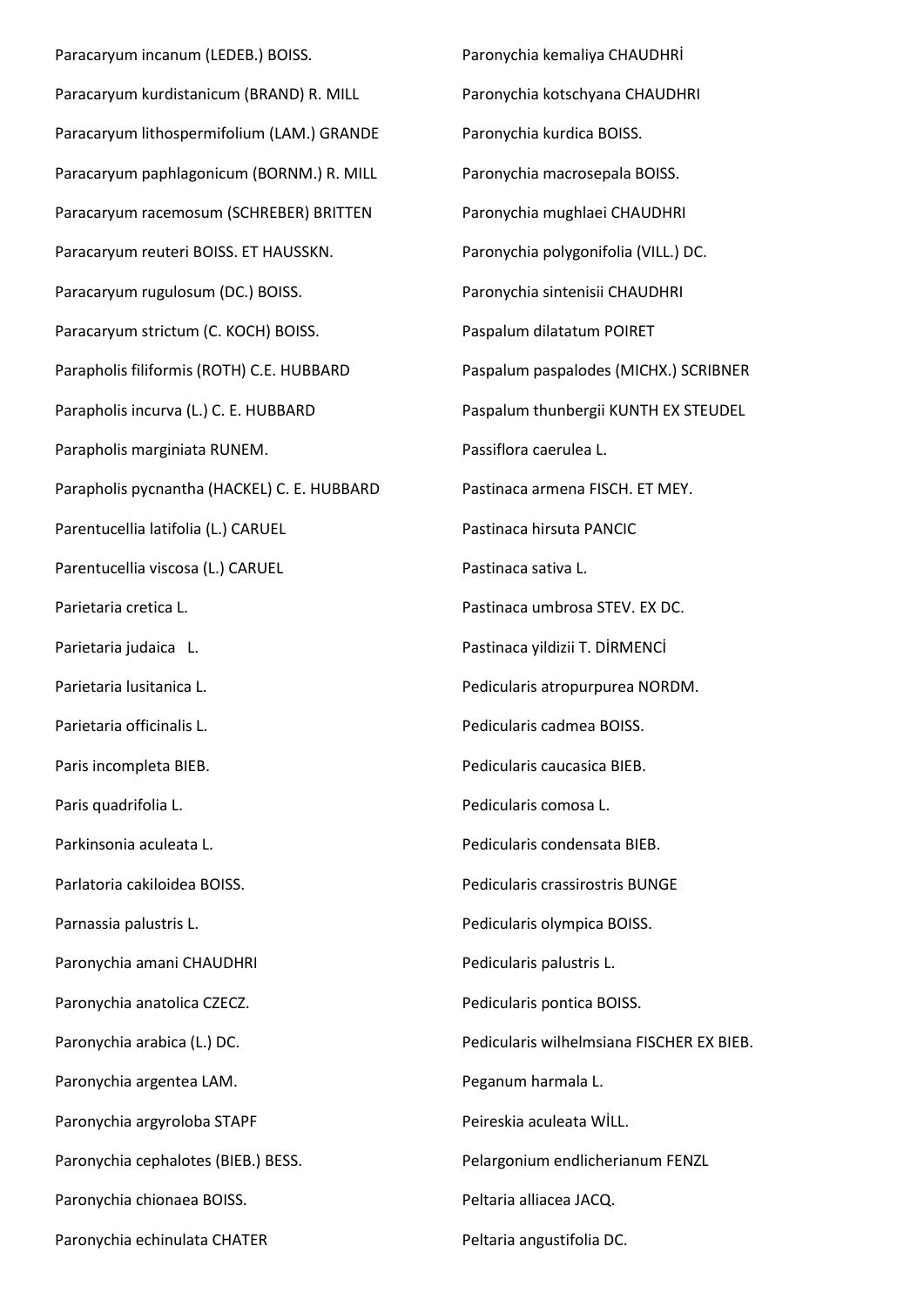Paracaryum incanum (LEDEB.) BOISS.

Paracaryum kurdistanicum (BRAND) R. MILL

Paracaryum lithospermifolium (LAM.) GRANDE

Paracaryum paphlagonicum (BORNM.) R. MILL

Paracaryum racemosum (SCHREBER) BRITTEN

Paracaryum reuteri BOISS. ET HAUSSKN.

Paracaryum rugulosum (DC.) BOISS.

Paracaryum strictum (C. KOCH) BOISS.

Parapholis filiformis (ROTH) C.E. HUBBARD

Parapholis incurva (L.) C. E. HUBBARD

Parapholis marginiata RUNEM.

Parapholis pycnantha (HACKEL) C. E. HUBBARD

Parentucellia latifolia (L.) CARUEL

Parentucellia viscosa (L.) CARUEL

Parietaria cretica L.

Parietaria judaica L.

Parietaria lusitanica L.

Parietaria officinalis L.

Paris incompleta BIEB.

Paris quadrifolia L.

Parkinsonia aculeata L.

Parlatoria cakiloidea BOISS.

Parnassia palustris L.

Paronychia amani CHAUDHRI

Paronychia anatolica CZECZ.

Paronychia arabica (L.) DC.

Paronychia argentea LAM.

Paronychia argyroloba STAPF

Paronychia cephalotes (BIEB.) BESS.

Paronychia chionaea BOISS.

Paronychia echinulata CHATER

Paronychia kemaliya CHAUDHRİ

Paronychia kotschyana CHAUDHRI

Paronychia kurdica BOISS.

Paronychia macrosepala BOISS.

Paronychia mughlaei CHAUDHRI

Paronychia polygonifolia (VILL.) DC.

Paronychia sintenisii CHAUDHRI

Paspalum dilatatum POIRET

Paspalum paspalodes (MICHX.) SCRIBNER

Paspalum thunbergii KUNTH EX STEUDEL

Passiflora caerulea L.

Pastinaca armena FISCH. ET MEY.

Pastinaca hirsuta PANCIC

Pastinaca sativa L.

Pastinaca umbrosa STEV. EX DC.

Pastinaca yildizii T. DİRMENCİ

Pedicularis atropurpurea NORDM.

Pedicularis cadmea BOISS.

Pedicularis caucasica BIEB.

Pedicularis comosa L.

Pedicularis condensata BIEB.

Pedicularis crassirostris BUNGE

Pedicularis olympica BOISS.

Pedicularis palustris L.

Pedicularis pontica BOISS.

Pedicularis wilhelmsiana FISCHER EX BIEB.

Peganum harmala L.

Peireskia aculeata WİLL.

Pelargonium endlicherianum FENZL

Peltaria alliacea JACQ.

Peltaria angustifolia DC.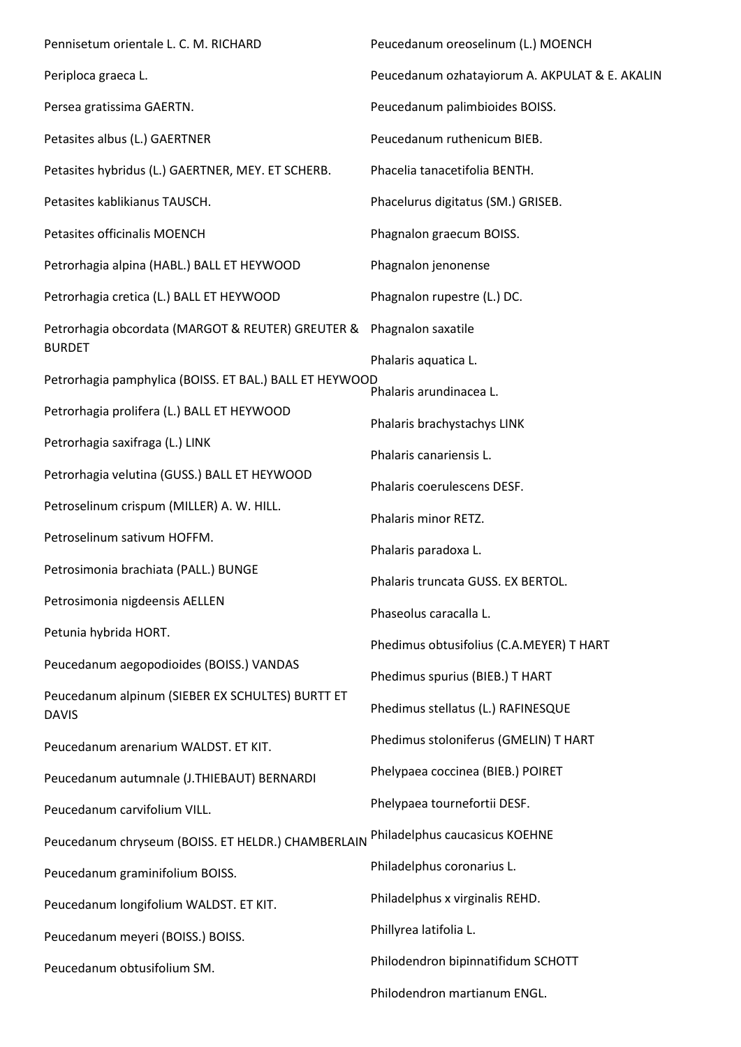Pennisetum orientale L. C. M. RICHARD

Periploca graeca L.

Persea gratissima GAERTN.

Petasites albus (L.) GAERTNER

Petasites hybridus (L.) GAERTNER, MEY. ET SCHERB.

Petasites kablikianus TAUSCH.

Petasites officinalis MOENCH

Petrorhagia alpina (HABL.) BALL ET HEYWOOD

Petrorhagia cretica (L.) BALL ET HEYWOOD

Petrorhagia obcordata (MARGOT & REUTER) GREUTER & BURDET

Petrorhagia pamphylica (BOISS. ET BAL.) BALL ET HEYWOOD

Petrorhagia prolifera (L.) BALL ET HEYWOOD

Petrorhagia saxifraga (L.) LINK

Petrorhagia velutina (GUSS.) BALL ET HEYWOOD

Petroselinum crispum (MILLER) A. W. HILL.

Petroselinum sativum HOFFM.

Petrosimonia brachiata (PALL.) BUNGE

Petrosimonia nigdeensis AELLEN

Petunia hybrida HORT.

Peucedanum aegopodioides (BOISS.) VANDAS

Peucedanum alpinum (SIEBER EX SCHULTES) BURTT ET DAVIS

Peucedanum arenarium WALDST. ET KIT.

Peucedanum autumnale (J.THIEBAUT) BERNARDI

Peucedanum carvifolium VILL.

Peucedanum chryseum (BOISS. ET HELDR.) CHAMBERLAIN

Peucedanum graminifolium BOISS.

Peucedanum longifolium WALDST. ET KIT.

Peucedanum meyeri (BOISS.) BOISS.

Peucedanum obtusifolium SM.

Peucedanum oreoselinum (L.) MOENCH

Peucedanum ozhatayiorum A. AKPULAT & E. AKALIN

Peucedanum palimbioides BOISS.

Peucedanum ruthenicum BIEB.

Phacelia tanacetifolia BENTH.

Phacelurus digitatus (SM.) GRISEB.

Phagnalon graecum BOISS.

Phagnalon jenonense

Phagnalon rupestre (L.) DC.

Phagnalon saxatile

Phalaris aquatica L.

Phalaris arundinacea L.

Phalaris brachystachys LINK

Phalaris canariensis L.

Phalaris coerulescens DESF.

Phalaris minor RETZ.

Phalaris paradoxa L.

Phalaris truncata GUSS. EX BERTOL.

Phaseolus caracalla L.

Phedimus obtusifolius (C.A.MEYER) T HART

Phedimus spurius (BIEB.) T HART

Phedimus stellatus (L.) RAFINESQUE

Phedimus stoloniferus (GMELIN) T HART

Phelypaea coccinea (BIEB.) POIRET

Phelypaea tournefortii DESF.

Philadelphus caucasicus KOEHNE

Philadelphus coronarius L.

Philadelphus x virginalis REHD.

Phillyrea latifolia L.

Philodendron bipinnatifidum SCHOTT

Philodendron martianum ENGL.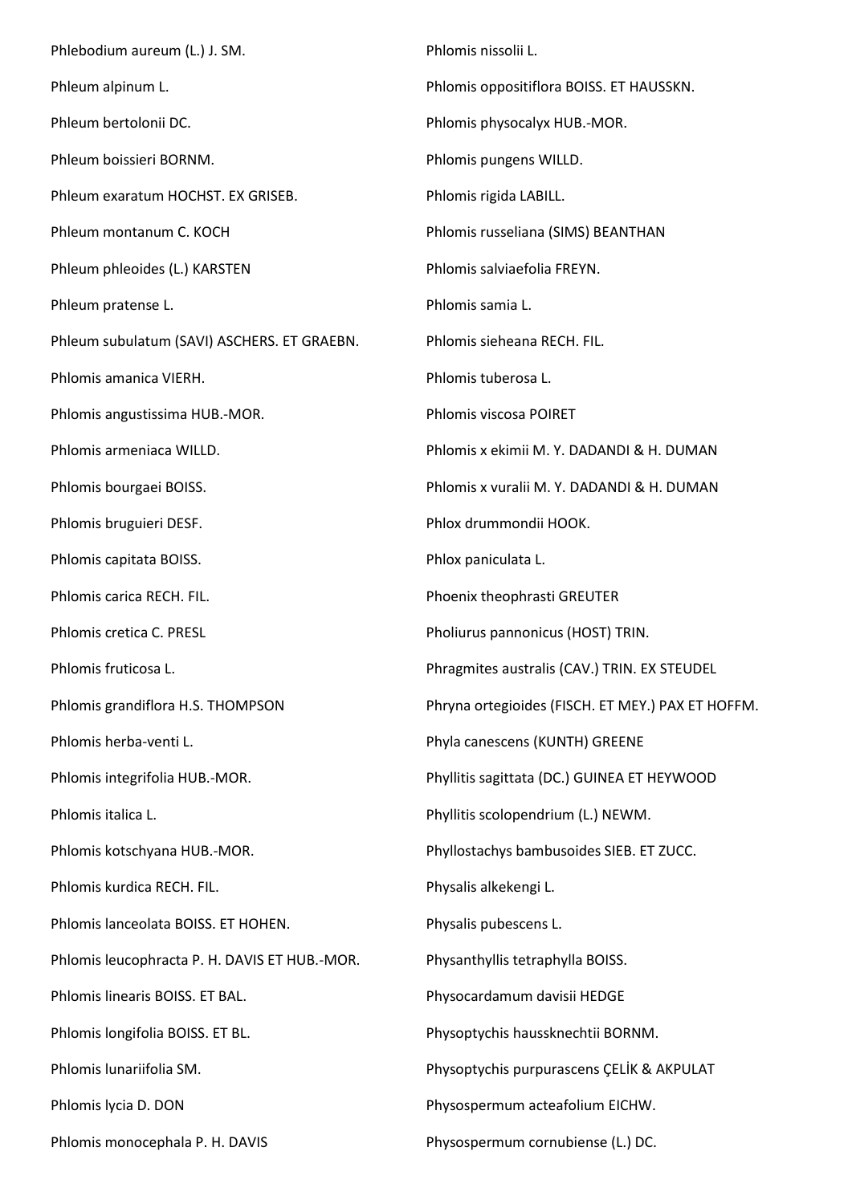Phlebodium aureum (L.) J. SM.

Phleum alpinum L.

Phleum bertolonii DC.

Phleum boissieri BORNM.

Phleum exaratum HOCHST. EX GRISEB.

Phleum montanum C. KOCH

Phleum phleoides (L.) KARSTEN

Phleum pratense L.

Phleum subulatum (SAVI) ASCHERS. ET GRAEBN.

Phlomis amanica VIERH.

Phlomis angustissima HUB.-MOR.

Phlomis armeniaca WILLD.

Phlomis bourgaei BOISS.

Phlomis bruguieri DESF.

Phlomis capitata BOISS.

Phlomis carica RECH. FIL.

Phlomis cretica C. PRESL

Phlomis fruticosa L.

Phlomis grandiflora H.S. THOMPSON

Phlomis herba-venti L.

Phlomis integrifolia HUB.-MOR.

Phlomis italica L.

Phlomis kotschyana HUB.-MOR.

Phlomis kurdica RECH. FIL.

Phlomis lanceolata BOISS. ET HOHEN.

Phlomis leucophracta P. H. DAVIS ET HUB.-MOR.

Phlomis linearis BOISS. ET BAL.

Phlomis longifolia BOISS. ET BL.

Phlomis lunariifolia SM.

Phlomis lycia D. DON

Phlomis monocephala P. H. DAVIS

Phlomis nissolii L.

Phlomis oppositiflora BOISS. ET HAUSSKN.

Phlomis physocalyx HUB.-MOR.

Phlomis pungens WILLD.

Phlomis rigida LABILL.

Phlomis russeliana (SIMS) BEANTHAN

Phlomis salviaefolia FREYN.

Phlomis samia L.

Phlomis sieheana RECH. FIL.

Phlomis tuberosa L.

Phlomis viscosa POIRET

Phlomis x ekimii M. Y. DADANDI & H. DUMAN

Phlomis x vuralii M. Y. DADANDI & H. DUMAN

Phlox drummondii HOOK.

Phlox paniculata L.

Phoenix theophrasti GREUTER

Pholiurus pannonicus (HOST) TRIN.

Phragmites australis (CAV.) TRIN. EX STEUDEL

Phryna ortegioides (FISCH. ET MEY.) PAX ET HOFFM.

Phyla canescens (KUNTH) GREENE

Phyllitis sagittata (DC.) GUINEA ET HEYWOOD

Phyllitis scolopendrium (L.) NEWM.

Phyllostachys bambusoides SIEB. ET ZUCC.

Physalis alkekengi L.

Physalis pubescens L.

Physanthyllis tetraphylla BOISS.

Physocardamum davisii HEDGE

Physoptychis haussknechtii BORNM.

Physoptychis purpurascens ÇELİK & AKPULAT

Physospermum acteafolium EICHW.

Physospermum cornubiense (L.) DC.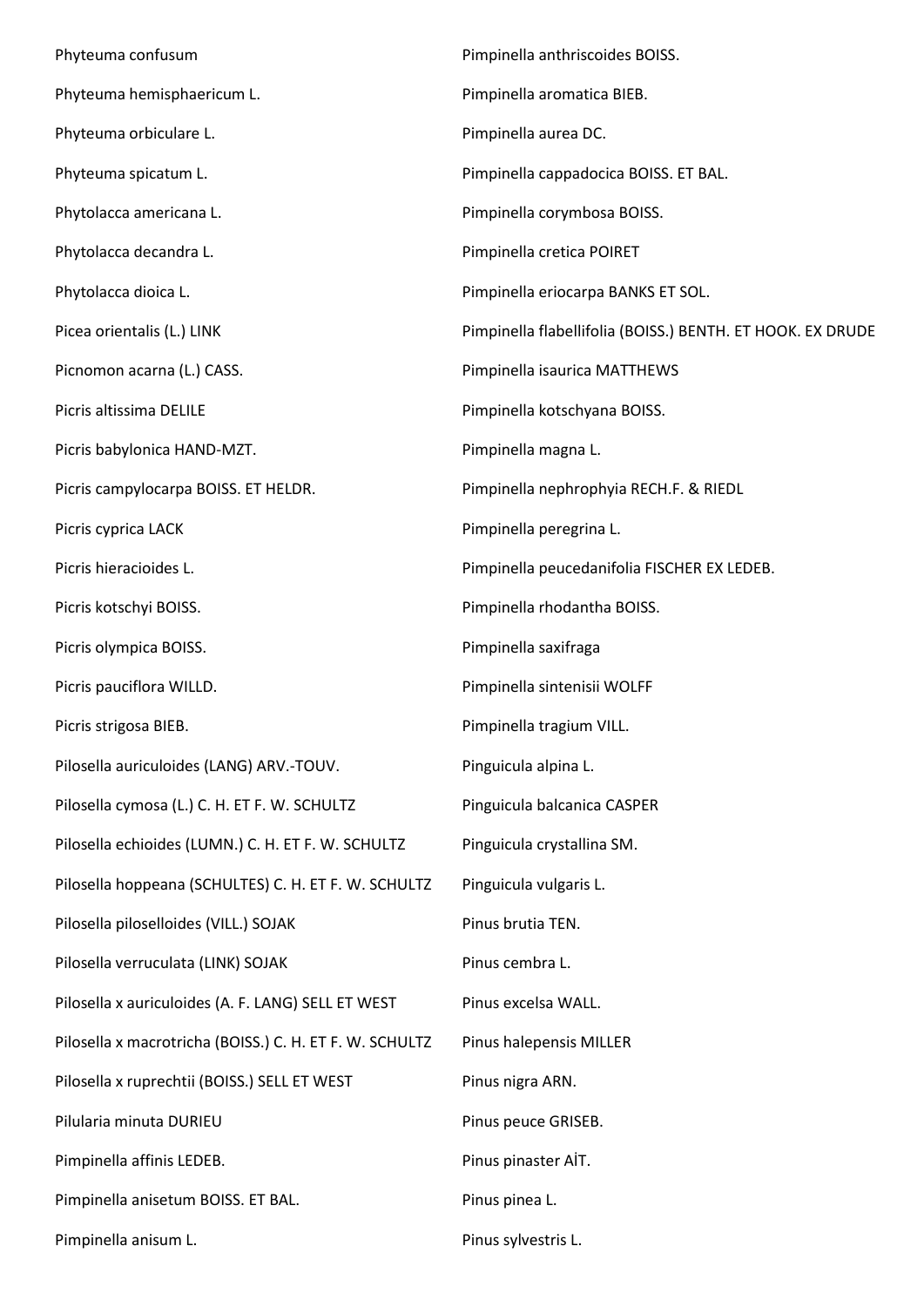Phyteuma confusum

Phyteuma hemisphaericum L.

Phyteuma orbiculare L.

Phyteuma spicatum L.

Phytolacca americana L.

Phytolacca decandra L.

Phytolacca dioica L.

Picea orientalis (L.) LINK

Picnomon acarna (L.) CASS.

Picris altissima DELILE

Picris babylonica HAND-MZT.

Picris campylocarpa BOISS. ET HELDR.

Picris cyprica LACK

Picris hieracioides L.

Picris kotschyi BOISS.

Picris olympica BOISS.

Picris pauciflora WILLD.

Picris strigosa BIEB.

Pilosella auriculoides (LANG) ARV.-TOUV.

Pilosella cymosa (L.) C. H. ET F. W. SCHULTZ

Pilosella echioides (LUMN.) C. H. ET F. W. SCHULTZ

Pilosella hoppeana (SCHULTES) C. H. ET F. W. SCHULTZ

Pilosella piloselloides (VILL.) SOJAK

Pilosella verruculata (LINK) SOJAK

Pilosella x auriculoides (A. F. LANG) SELL ET WEST

Pilosella x macrotricha (BOISS.) C. H. ET F. W. SCHULTZ

Pilosella x ruprechtii (BOISS.) SELL ET WEST

Pilularia minuta DURIEU

Pimpinella affinis LEDEB.

Pimpinella anisetum BOISS. ET BAL.

Pimpinella anisum L.

Pimpinella anthriscoides BOISS.

Pimpinella aromatica BIEB.

Pimpinella aurea DC.

Pimpinella cappadocica BOISS. ET BAL.

Pimpinella corymbosa BOISS.

Pimpinella cretica POIRET

Pimpinella eriocarpa BANKS ET SOL.

Pimpinella flabellifolia (BOISS.) BENTH. ET HOOK. EX DRUDE

Pimpinella isaurica MATTHEWS

Pimpinella kotschyana BOISS.

Pimpinella magna L.

Pimpinella nephrophyia RECH.F. & RIEDL

Pimpinella peregrina L.

Pimpinella peucedanifolia FISCHER EX LEDEB.

Pimpinella rhodantha BOISS.

Pimpinella saxifraga

Pimpinella sintenisii WOLFF

Pimpinella tragium VILL.

Pinguicula alpina L.

Pinguicula balcanica CASPER

Pinguicula crystallina SM.

Pinguicula vulgaris L.

Pinus brutia TEN.

Pinus cembra L.

Pinus excelsa WALL.

Pinus halepensis MILLER

Pinus nigra ARN.

Pinus peuce GRISEB.

Pinus pinaster AİT.

Pinus pinea L.

Pinus sylvestris L.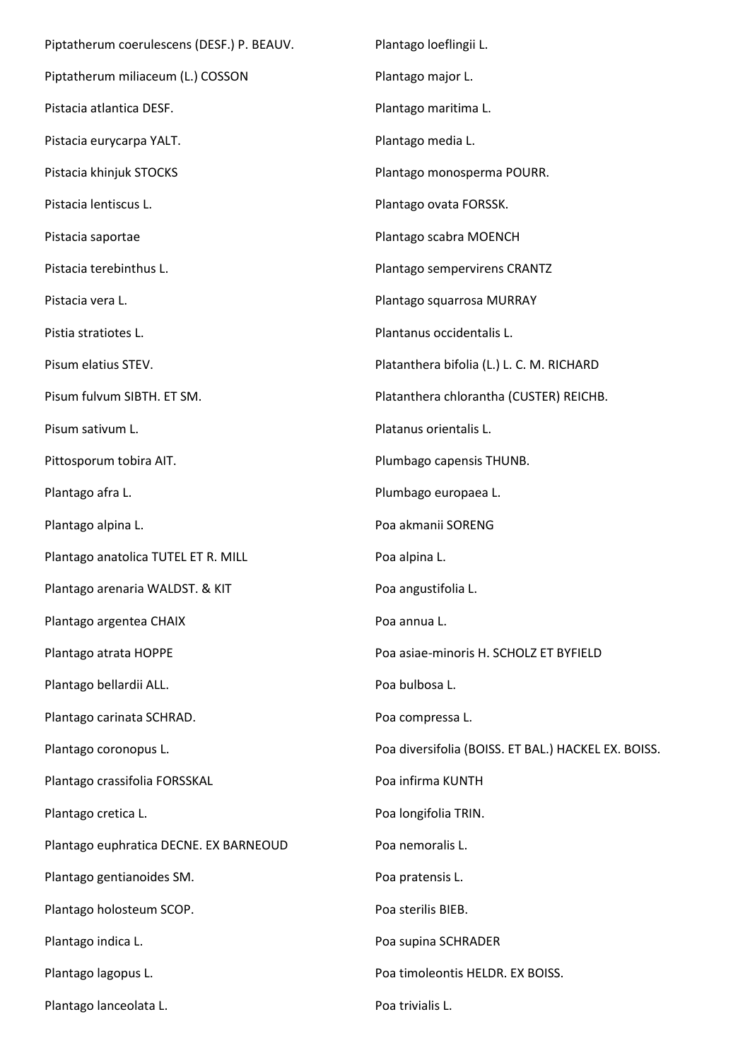Piptatherum coerulescens (DESF.) P. BEAUV.

Piptatherum miliaceum (L.) COSSON

Pistacia atlantica DESF.

Pistacia eurycarpa YALT.

Pistacia khinjuk STOCKS

Pistacia lentiscus L.

Pistacia saportae

Pistacia terebinthus L.

Pistacia vera L.

Pistia stratiotes L.

Pisum elatius STEV.

Pisum fulvum SIBTH. ET SM.

Pisum sativum L.

Pittosporum tobira AIT.

Plantago afra L.

Plantago alpina L.

Plantago anatolica TUTEL ET R. MILL

Plantago arenaria WALDST. & KIT

Plantago argentea CHAIX

Plantago atrata HOPPE

Plantago bellardii ALL.

Plantago carinata SCHRAD.

Plantago coronopus L.

Plantago crassifolia FORSSKAL

Plantago cretica L.

Plantago euphratica DECNE. EX BARNEOUD

Plantago gentianoides SM.

Plantago holosteum SCOP.

Plantago indica L.

Plantago lagopus L.

Plantago lanceolata L.

Plantago loeflingii L.

Plantago major L.

Plantago maritima L.

Plantago media L.

Plantago monosperma POURR.

Plantago ovata FORSSK.

Plantago scabra MOENCH

Plantago sempervirens CRANTZ

Plantago squarrosa MURRAY

Plantanus occidentalis L.

Platanthera bifolia (L.) L. C. M. RICHARD

Platanthera chlorantha (CUSTER) REICHB.

Platanus orientalis L.

Plumbago capensis THUNB.

Plumbago europaea L.

Poa akmanii SORENG

Poa alpina L.

Poa angustifolia L.

Poa annua L.

Poa asiae-minoris H. SCHOLZ ET BYFIELD

Poa bulbosa L.

Poa compressa L.

Poa diversifolia (BOISS. ET BAL.) HACKEL EX. BOISS.

Poa infirma KUNTH

Poa longifolia TRIN.

Poa nemoralis L.

Poa pratensis L.

Poa sterilis BIEB.

Poa supina SCHRADER

Poa timoleontis HELDR. EX BOISS.

Poa trivialis L.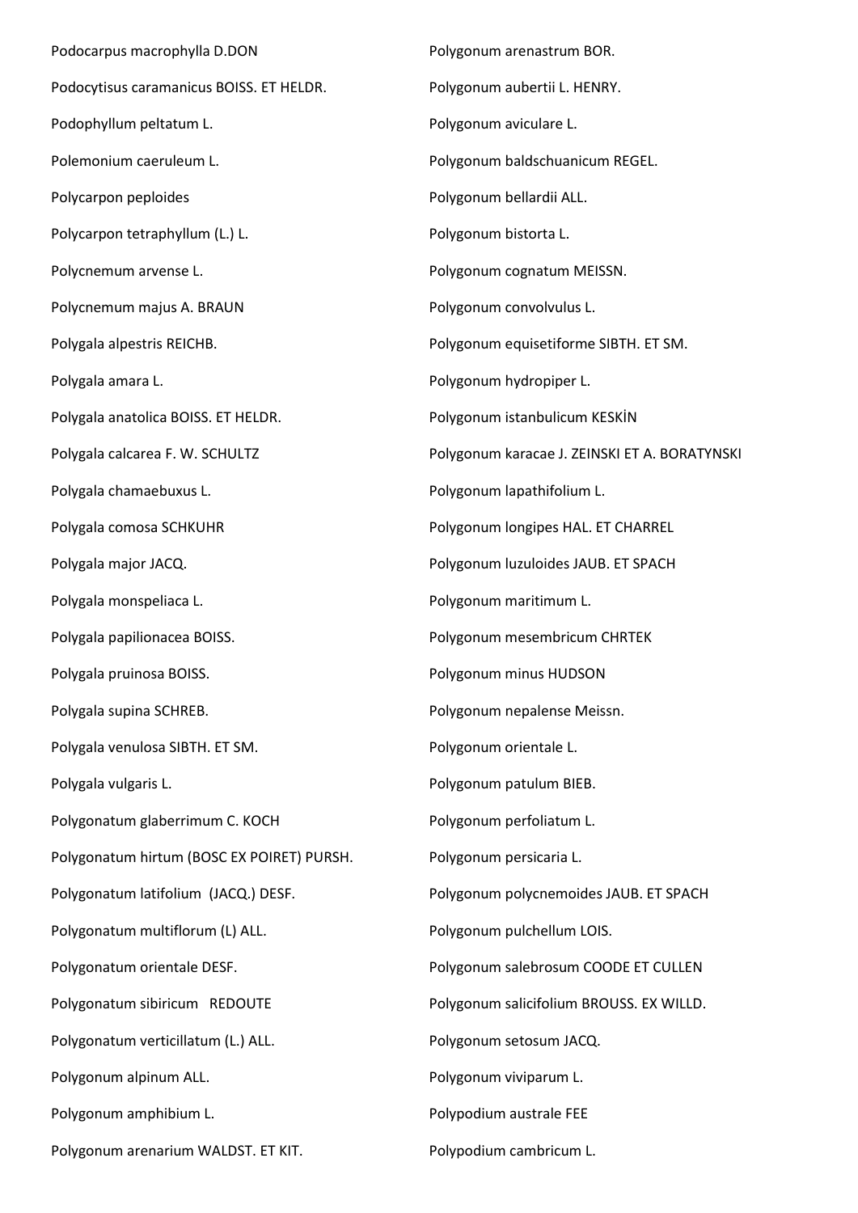Podocarpus macrophylla D.DON

Podocytisus caramanicus BOISS. ET HELDR.

Podophyllum peltatum L.

Polemonium caeruleum L.

Polycarpon peploides

Polycarpon tetraphyllum (L.) L.

Polycnemum arvense L.

Polycnemum majus A. BRAUN

Polygala alpestris REICHB.

Polygala amara L.

Polygala anatolica BOISS. ET HELDR.

Polygala calcarea F. W. SCHULTZ

Polygala chamaebuxus L.

Polygala comosa SCHKUHR

Polygala major JACQ.

Polygala monspeliaca L.

Polygala papilionacea BOISS.

Polygala pruinosa BOISS.

Polygala supina SCHREB.

Polygala venulosa SIBTH. ET SM.

Polygala vulgaris L.

Polygonatum glaberrimum C. KOCH

Polygonatum hirtum (BOSC EX POIRET) PURSH.

Polygonatum latifolium (JACQ.) DESF.

Polygonatum multiflorum (L) ALL.

Polygonatum orientale DESF.

Polygonatum sibiricum REDOUTE

Polygonatum verticillatum (L.) ALL.

Polygonum alpinum ALL.

Polygonum amphibium L.

Polygonum arenarium WALDST. ET KIT.

Polygonum arenastrum BOR.

Polygonum aubertii L. HENRY.

Polygonum aviculare L.

Polygonum baldschuanicum REGEL.

Polygonum bellardii ALL.

Polygonum bistorta L.

Polygonum cognatum MEISSN.

Polygonum convolvulus L.

Polygonum equisetiforme SIBTH. ET SM.

Polygonum hydropiper L.

Polygonum istanbulicum KESKİN

Polygonum karacae J. ZEINSKI ET A. BORATYNSKI

Polygonum lapathifolium L.

Polygonum longipes HAL. ET CHARREL

Polygonum luzuloides JAUB. ET SPACH

Polygonum maritimum L.

Polygonum mesembricum CHRTEK

Polygonum minus HUDSON

Polygonum nepalense Meissn.

Polygonum orientale L.

Polygonum patulum BIEB.

Polygonum perfoliatum L.

Polygonum persicaria L.

Polygonum polycnemoides JAUB. ET SPACH

Polygonum pulchellum LOIS.

Polygonum salebrosum COODE ET CULLEN

Polygonum salicifolium BROUSS. EX WILLD.

Polygonum setosum JACQ.

Polygonum viviparum L.

Polypodium australe FEE

Polypodium cambricum L.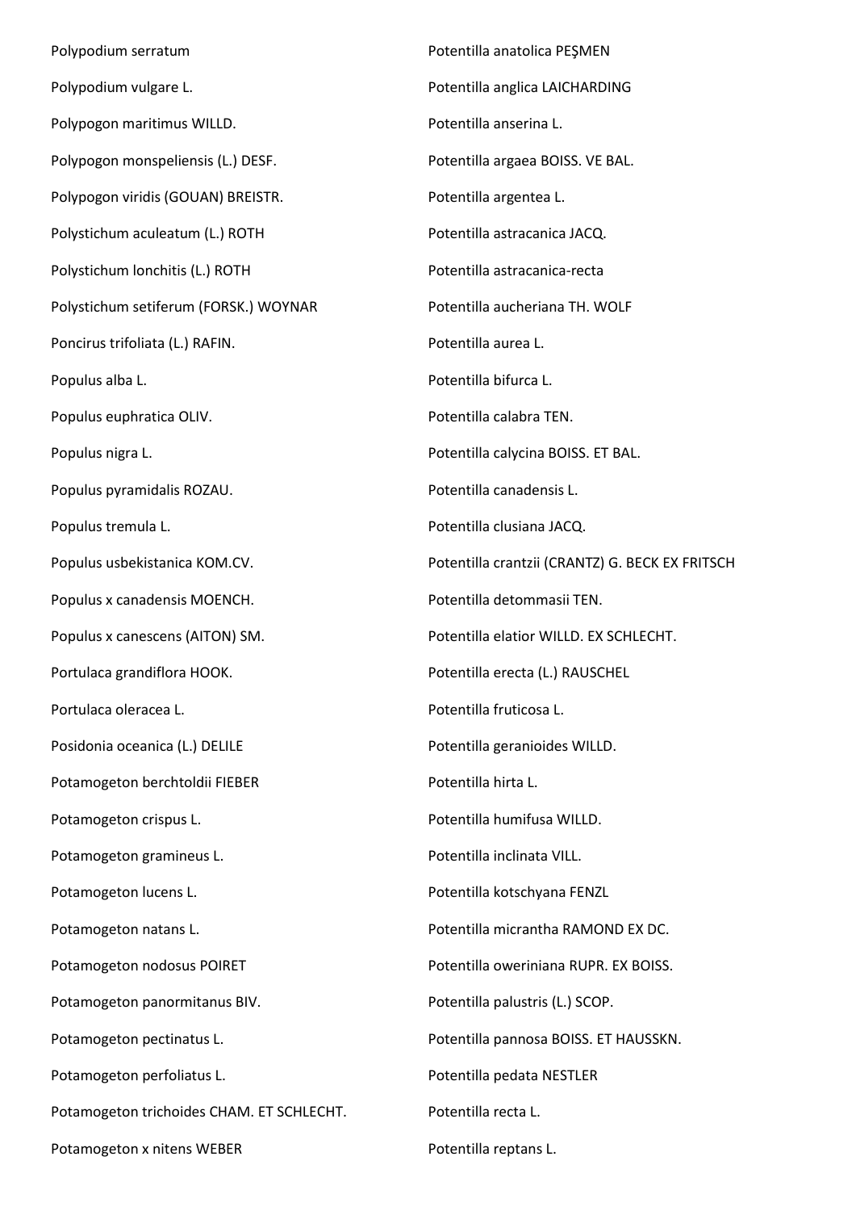Polypodium serratum

Polypodium vulgare L.

Polypogon maritimus WILLD.

Polypogon monspeliensis (L.) DESF.

Polypogon viridis (GOUAN) BREISTR.

Polystichum aculeatum (L.) ROTH

Polystichum lonchitis (L.) ROTH

Polystichum setiferum (FORSK.) WOYNAR

Poncirus trifoliata (L.) RAFIN.

Populus alba L.

Populus euphratica OLIV.

Populus nigra L.

Populus pyramidalis ROZAU.

Populus tremula L.

Populus usbekistanica KOM.CV.

Populus x canadensis MOENCH.

Populus x canescens (AITON) SM.

Portulaca grandiflora HOOK.

Portulaca oleracea L.

Posidonia oceanica (L.) DELILE

Potamogeton berchtoldii FIEBER

Potamogeton crispus L.

Potamogeton gramineus L.

Potamogeton lucens L.

Potamogeton natans L.

Potamogeton nodosus POIRET

Potamogeton panormitanus BIV.

Potamogeton pectinatus L.

Potamogeton perfoliatus L.

Potamogeton trichoides CHAM. ET SCHLECHT.

Potamogeton x nitens WEBER

Potentilla anatolica PEŞMEN

Potentilla anglica LAICHARDING

Potentilla anserina L.

Potentilla argaea BOISS. VE BAL.

Potentilla argentea L.

Potentilla astracanica JACQ.

Potentilla astracanica-recta

Potentilla aucheriana TH. WOLF

Potentilla aurea L.

Potentilla bifurca L.

Potentilla calabra TEN.

Potentilla calycina BOISS. ET BAL.

Potentilla canadensis L.

Potentilla clusiana JACQ.

Potentilla crantzii (CRANTZ) G. BECK EX FRITSCH

Potentilla detommasii TEN.

Potentilla elatior WILLD. EX SCHLECHT.

Potentilla erecta (L.) RAUSCHEL

Potentilla fruticosa L.

Potentilla geranioides WILLD.

Potentilla hirta L.

Potentilla humifusa WILLD.

Potentilla inclinata VILL.

Potentilla kotschyana FENZL

Potentilla micrantha RAMOND EX DC.

Potentilla oweriniana RUPR. EX BOISS.

Potentilla palustris (L.) SCOP.

Potentilla pannosa BOISS. ET HAUSSKN.

Potentilla pedata NESTLER

Potentilla recta L.

Potentilla reptans L.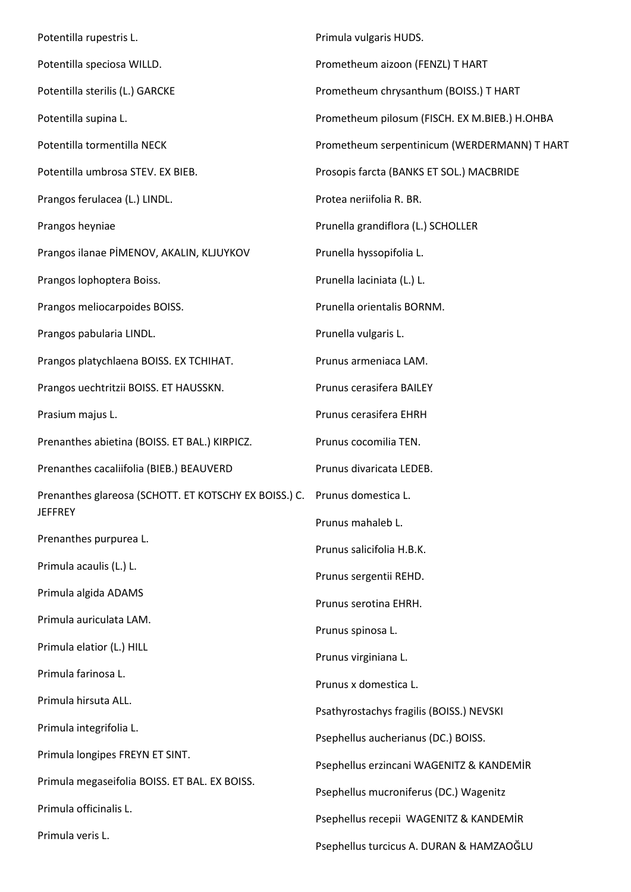Potentilla rupestris L.

Potentilla speciosa WILLD.

Potentilla sterilis (L.) GARCKE

Potentilla supina L.

Potentilla tormentilla NECK

Potentilla umbrosa STEV. EX BIEB.

Prangos ferulacea (L.) LINDL.

Prangos heyniae

Prangos ilanae PİMENOV, AKALIN, KLJUYKOV

Prangos lophoptera Boiss.

Prangos meliocarpoides BOISS.

Prangos pabularia LINDL.

Prangos platychlaena BOISS. EX TCHIHAT.

Prangos uechtritzii BOISS. ET HAUSSKN.

Prasium majus L.

Prenanthes abietina (BOISS. ET BAL.) KIRPICZ.

Prenanthes cacaliifolia (BIEB.) BEAUVERD

Prenanthes glareosa (SCHOTT. ET KOTSCHY EX BOISS.) C. JEFFREY

Prenanthes purpurea L.

Primula acaulis (L.) L.

Primula algida ADAMS

Primula auriculata LAM.

Primula elatior (L.) HILL

Primula farinosa L.

Primula hirsuta ALL.

Primula integrifolia L.

Primula longipes FREYN ET SINT.

Primula megaseifolia BOISS. ET BAL. EX BOISS.

Primula officinalis L.

Primula veris L.

Primula vulgaris HUDS.

Prometheum aizoon (FENZL) T HART

Prometheum chrysanthum (BOISS.) T HART

Prometheum pilosum (FISCH. EX M.BIEB.) H.OHBA

Prometheum serpentinicum (WERDERMANN) T HART

Prosopis farcta (BANKS ET SOL.) MACBRIDE

Protea neriifolia R. BR.

Prunella grandiflora (L.) SCHOLLER

Prunella hyssopifolia L.

Prunella laciniata (L.) L.

Prunella orientalis BORNM.

Prunella vulgaris L.

Prunus armeniaca LAM.

Prunus cerasifera BAILEY

Prunus cerasifera EHRH

Prunus cocomilia TEN.

Prunus divaricata LEDEB.

Prunus domestica L.

Prunus mahaleb L.

Prunus salicifolia H.B.K.

Prunus sergentii REHD.

Prunus serotina EHRH.

Prunus spinosa L.

Prunus virginiana L.

Prunus x domestica L.

Psathyrostachys fragilis (BOISS.) NEVSKI

Psephellus aucherianus (DC.) BOISS.

Psephellus erzincani WAGENITZ & KANDEMİR

Psephellus mucroniferus (DC.) Wagenitz

Psephellus recepii WAGENITZ & KANDEMİR

Psephellus turcicus A. DURAN & HAMZAOĞLU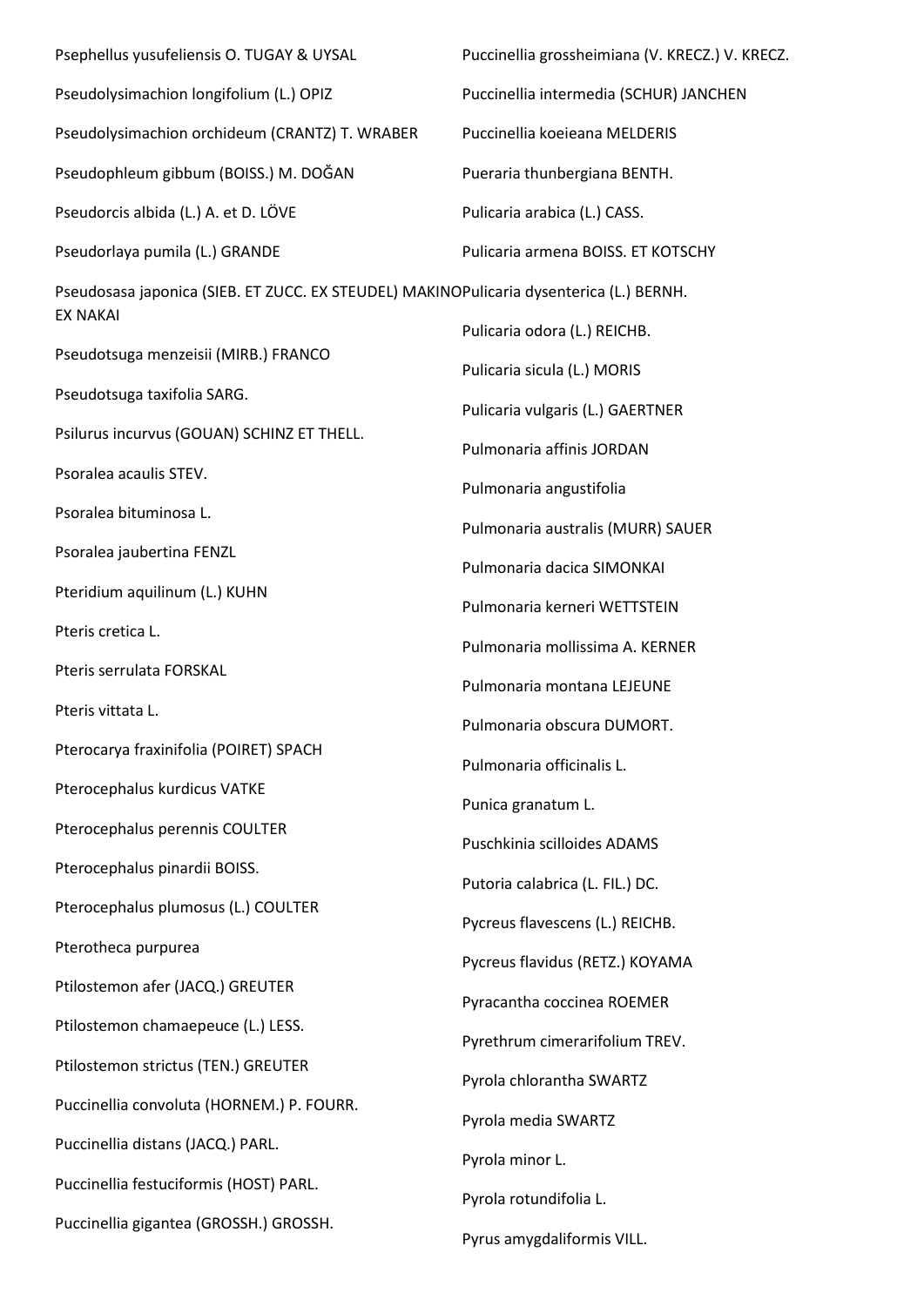Psephellus yusufeliensis O. TUGAY & UYSAL

Pseudolysimachion longifolium (L.) OPIZ

Pseudolysimachion orchideum (CRANTZ) T. WRABER

Pseudophleum gibbum (BOISS.) M. DOĞAN

Pseudorcis albida (L.) A. et D. LÖVE

Pseudorlaya pumila (L.) GRANDE

Pseudosasa japonica (SIEB. ET ZUCC. EX STEUDEL) MAKINO EX NAKAI

Pseudotsuga menzeisii (MIRB.) FRANCO

Pseudotsuga taxifolia SARG.

Psilurus incurvus (GOUAN) SCHINZ ET THELL.

Psoralea acaulis STEV.

Psoralea bituminosa L.

Psoralea jaubertina FENZL

Pteridium aquilinum (L.) KUHN

Pteris cretica L.

Pteris serrulata FORSKAL

Pteris vittata L.

Pterocarya fraxinifolia (POIRET) SPACH

Pterocephalus kurdicus VATKE

Pterocephalus perennis COULTER

Pterocephalus pinardii BOISS.

Pterocephalus plumosus (L.) COULTER

Pterotheca purpurea

Ptilostemon afer (JACQ.) GREUTER

Ptilostemon chamaepeuce (L.) LESS.

Ptilostemon strictus (TEN.) GREUTER

Puccinellia convoluta (HORNEM.) P. FOURR.

Puccinellia distans (JACQ.) PARL.

Puccinellia festuciformis (HOST) PARL.

Puccinellia gigantea (GROSSH.) GROSSH.

Puccinellia grossheimiana (V. KRECZ.) V. KRECZ.

Puccinellia intermedia (SCHUR) JANCHEN

Puccinellia koeieana MELDERIS

Pueraria thunbergiana BENTH.

Pulicaria arabica (L.) CASS.

Pulicaria armena BOISS. ET KOTSCHY

Pulicaria dysenterica (L.) BERNH.

Pulicaria odora (L.) REICHB.

Pulicaria sicula (L.) MORIS

Pulicaria vulgaris (L.) GAERTNER

Pulmonaria affinis JORDAN

Pulmonaria angustifolia

Pulmonaria australis (MURR) SAUER

Pulmonaria dacica SIMONKAI

Pulmonaria kerneri WETTSTEIN

Pulmonaria mollissima A. KERNER

Pulmonaria montana LEJEUNE

Pulmonaria obscura DUMORT.

Pulmonaria officinalis L.

Punica granatum L.

Puschkinia scilloides ADAMS

Putoria calabrica (L. FIL.) DC.

Pycreus flavescens (L.) REICHB.

Pycreus flavidus (RETZ.) KOYAMA

Pyracantha coccinea ROEMER

Pyrethrum cimerarifolium TREV.

Pyrola chlorantha SWARTZ

Pyrola media SWARTZ

Pyrola minor L.

Pyrola rotundifolia L.

Pyrus amygdaliformis VILL.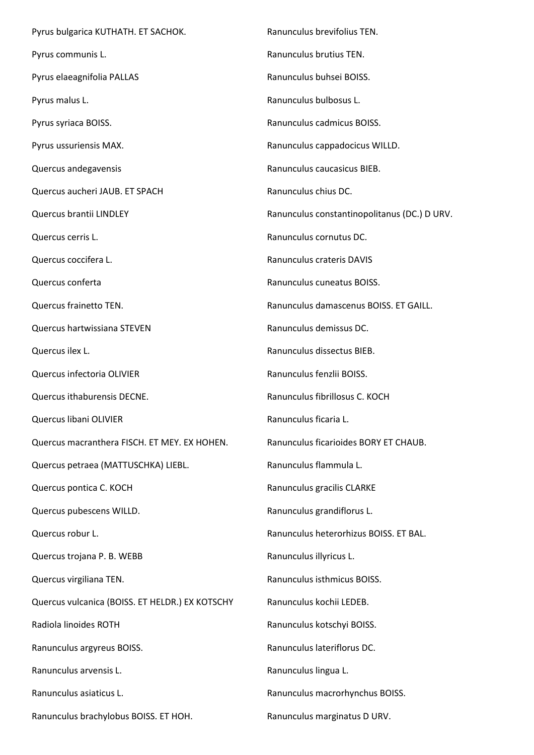Pyrus bulgarica KUTHATH. ET SACHOK.

Pyrus communis L.

Pyrus elaeagnifolia PALLAS

Pyrus malus L.

Pyrus syriaca BOISS.

Pyrus ussuriensis MAX.

Quercus andegavensis

Quercus aucheri JAUB. ET SPACH

Quercus brantii LINDLEY

Quercus cerris L.

Quercus coccifera L.

Quercus conferta

Quercus frainetto TEN.

Quercus hartwissiana STEVEN

Quercus ilex L.

Quercus infectoria OLIVIER

Quercus ithaburensis DECNE.

Quercus libani OLIVIER

Quercus macranthera FISCH. ET MEY. EX HOHEN.

Quercus petraea (MATTUSCHKA) LIEBL.

Quercus pontica C. KOCH

Quercus pubescens WILLD.

Quercus robur L.

Quercus trojana P. B. WEBB

Quercus virgiliana TEN.

Quercus vulcanica (BOISS. ET HELDR.) EX KOTSCHY

Radiola linoides ROTH

Ranunculus argyreus BOISS.

Ranunculus arvensis L.

Ranunculus asiaticus L.

Ranunculus brachylobus BOISS. ET HOH.

Ranunculus brevifolius TEN.

Ranunculus brutius TEN.

Ranunculus buhsei BOISS.

Ranunculus bulbosus L.

Ranunculus cadmicus BOISS.

Ranunculus cappadocicus WILLD.

Ranunculus caucasicus BIEB.

Ranunculus chius DC.

Ranunculus constantinopolitanus (DC.) D URV.

Ranunculus cornutus DC.

Ranunculus crateris DAVIS

Ranunculus cuneatus BOISS.

Ranunculus damascenus BOISS. ET GAILL.

Ranunculus demissus DC.

Ranunculus dissectus BIEB.

Ranunculus fenzlii BOISS.

Ranunculus fibrillosus C. KOCH

Ranunculus ficaria L.

Ranunculus ficarioides BORY ET CHAUB.

Ranunculus flammula L.

Ranunculus gracilis CLARKE

Ranunculus grandiflorus L.

Ranunculus heterorhizus BOISS. ET BAL.

Ranunculus illyricus L.

Ranunculus isthmicus BOISS.

Ranunculus kochii LEDEB.

Ranunculus kotschyi BOISS.

Ranunculus lateriflorus DC.

Ranunculus lingua L.

Ranunculus macrorhynchus BOISS.

Ranunculus marginatus D URV.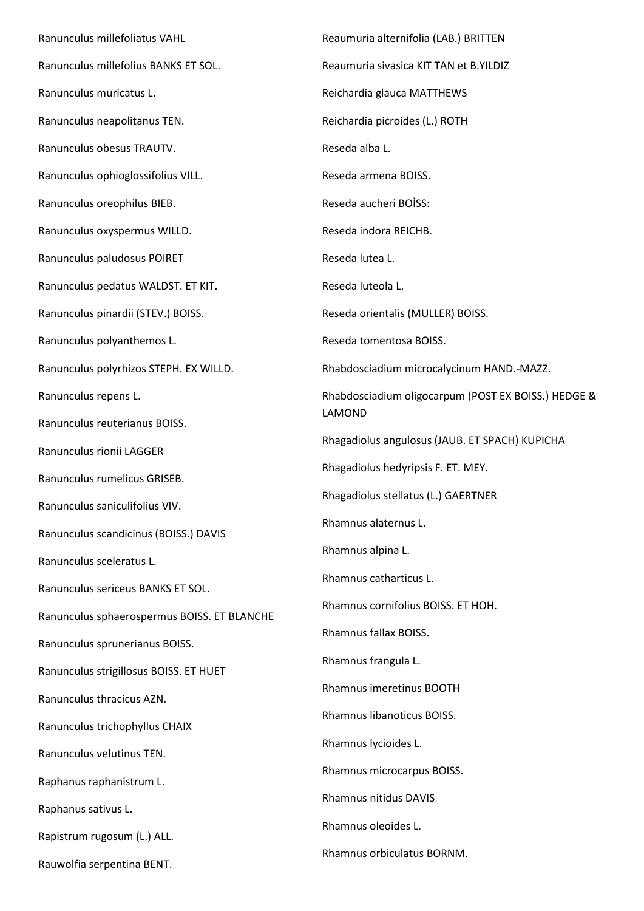Ranunculus millefoliatus VAHL

Ranunculus millefolius BANKS ET SOL.

Ranunculus muricatus L.

Ranunculus neapolitanus TEN.

Ranunculus obesus TRAUTV.

Ranunculus ophioglossifolius VILL.

Ranunculus oreophilus BIEB.

Ranunculus oxyspermus WILLD.

Ranunculus paludosus POIRET

Ranunculus pedatus WALDST. ET KIT.

Ranunculus pinardii (STEV.) BOISS.

Ranunculus polyanthemos L.

Ranunculus polyrhizos STEPH. EX WILLD.

Ranunculus repens L.

Ranunculus reuterianus BOISS.

Ranunculus rionii LAGGER

Ranunculus rumelicus GRISEB.

Ranunculus saniculifolius VIV.

Ranunculus scandicinus (BOISS.) DAVIS

Ranunculus sceleratus L.

Ranunculus sericeus BANKS ET SOL.

Ranunculus sphaerospermus BOISS. ET BLANCHE

Ranunculus sprunerianus BOISS.

Ranunculus strigillosus BOISS. ET HUET

Ranunculus thracicus AZN.

Ranunculus trichophyllus CHAIX

Ranunculus velutinus TEN.

Raphanus raphanistrum L.

Raphanus sativus L.

Rapistrum rugosum (L.) ALL.

Rauwolfia serpentina BENT.

Reaumuria alternifolia (LAB.) BRITTEN

Reaumuria sivasica KIT TAN et B.YILDIZ

Reichardia glauca MATTHEWS

Reichardia picroides (L.) ROTH

Reseda alba L.

Reseda armena BOISS.

Reseda aucheri BOİSS:

Reseda indora REICHB.

Reseda lutea L.

Reseda luteola L.

Reseda orientalis (MULLER) BOISS.

Reseda tomentosa BOISS.

Rhabdosciadium microcalycinum HAND.-MAZZ.

Rhabdosciadium oligocarpum (POST EX BOISS.) HEDGE & LAMOND

Rhagadiolus angulosus (JAUB. ET SPACH) KUPICHA

Rhagadiolus hedyripsis F. ET. MEY.

Rhagadiolus stellatus (L.) GAERTNER

Rhamnus alaternus L.

Rhamnus alpina L.

Rhamnus catharticus L.

Rhamnus cornifolius BOISS. ET HOH.

Rhamnus fallax BOISS.

Rhamnus frangula L.

Rhamnus imeretinus BOOTH

Rhamnus libanoticus BOISS.

Rhamnus lycioides L.

Rhamnus microcarpus BOISS.

Rhamnus nitidus DAVIS

Rhamnus oleoides L.

Rhamnus orbiculatus BORNM.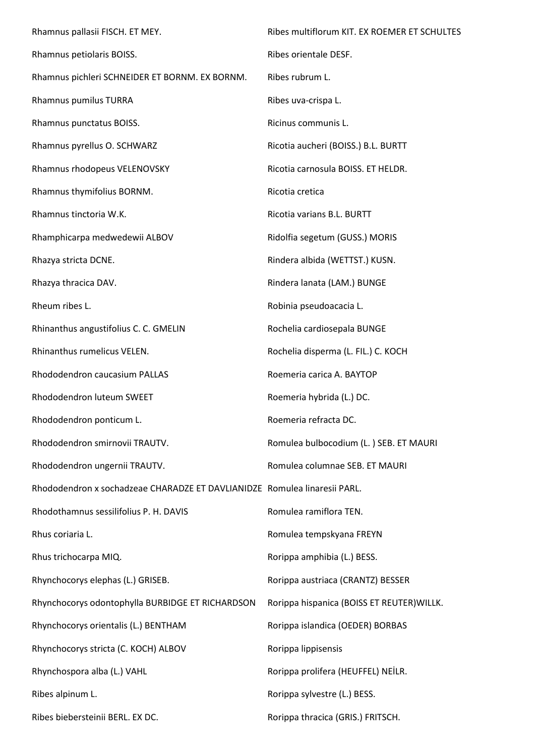Rhamnus pallasii FISCH. ET MEY.

Rhamnus petiolaris BOISS.

Rhamnus pichleri SCHNEIDER ET BORNM. EX BORNM.

Rhamnus pumilus TURRA

Rhamnus punctatus BOISS.

Rhamnus pyrellus O. SCHWARZ

Rhamnus rhodopeus VELENOVSKY

Rhamnus thymifolius BORNM.

Rhamnus tinctoria W.K.

Rhamphicarpa medwedewii ALBOV

Rhazya stricta DCNE.

Rhazya thracica DAV.

Rheum ribes L.

Rhinanthus angustifolius C. C. GMELIN

Rhinanthus rumelicus VELEN.

Rhododendron caucasium PALLAS

Rhododendron luteum SWEET

Rhododendron ponticum L.

Rhododendron smirnovii TRAUTV.

Rhododendron ungernii TRAUTV.

Rhododendron x sochadzeae CHARADZE ET DAVLIANIDZE

Rhodothamnus sessilifolius P. H. DAVIS

Rhus coriaria L.

Rhus trichocarpa MIQ.

Rhynchocorys elephas (L.) GRISEB.

Rhynchocorys odontophylla BURBIDGE ET RICHARDSON

Rhynchocorys orientalis (L.) BENTHAM

Rhynchocorys stricta (C. KOCH) ALBOV

Rhynchospora alba (L.) VAHL

Ribes alpinum L.

Ribes biebersteinii BERL. EX DC.

Ribes multiflorum KIT. EX ROEMER ET SCHULTES

Ribes orientale DESF.

Ribes rubrum L.

Ribes uva-crispa L.

Ricinus communis L.

Ricotia aucheri (BOISS.) B.L. BURTT

Ricotia carnosula BOISS. ET HELDR.

Ricotia cretica

Ricotia varians B.L. BURTT

Ridolfia segetum (GUSS.) MORIS

Rindera albida (WETTST.) KUSN.

Rindera lanata (LAM.) BUNGE

Robinia pseudoacacia L.

Rochelia cardiosepala BUNGE

Rochelia disperma (L. FIL.) C. KOCH

Roemeria carica A. BAYTOP

Roemeria hybrida (L.) DC.

Roemeria refracta DC.

Romulea bulbocodium (L. ) SEB. ET MAURI

Romulea columnae SEB. ET MAURI

Romulea linaresii PARL.

Romulea ramiflora TEN.

Romulea tempskyana FREYN

Rorippa amphibia (L.) BESS.

Rorippa austriaca (CRANTZ) BESSER

Rorippa hispanica (BOISS ET REUTER)WILLK.

Rorippa islandica (OEDER) BORBAS

Rorippa lippisensis

Rorippa prolifera (HEUFFEL) NEİLR.

Rorippa sylvestre (L.) BESS.

Rorippa thracica (GRIS.) FRITSCH.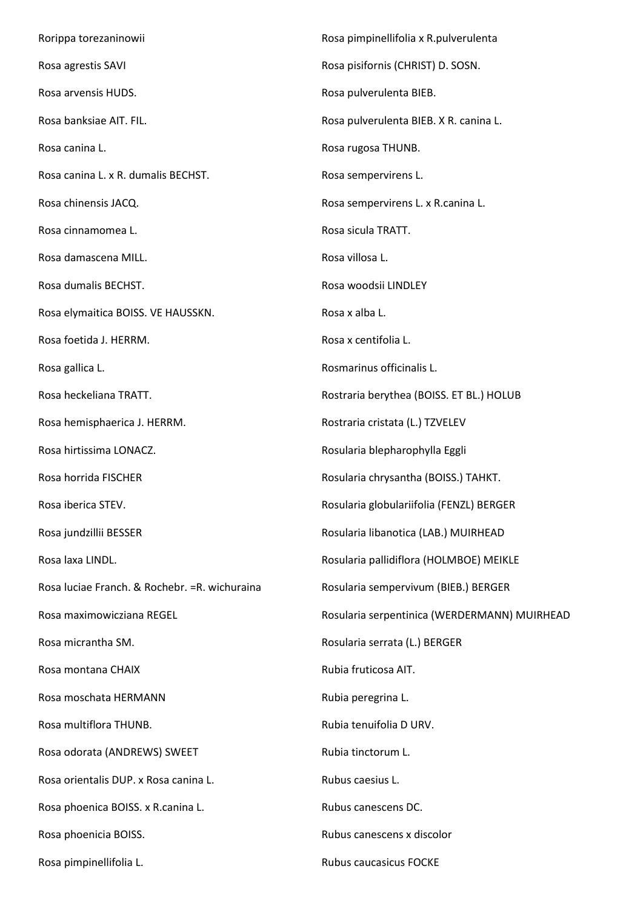Rorippa torezaninowii

Rosa agrestis SAVI

Rosa arvensis HUDS.

Rosa banksiae AIT. FIL.

Rosa canina L.

Rosa canina L. x R. dumalis BECHST.

Rosa chinensis JACQ.

Rosa cinnamomea L.

Rosa damascena MILL.

Rosa dumalis BECHST.

Rosa elymaitica BOISS. VE HAUSSKN.

Rosa foetida J. HERRM.

Rosa gallica L.

Rosa heckeliana TRATT.

Rosa hemisphaerica J. HERRM.

Rosa hirtissima LONACZ.

Rosa horrida FISCHER

Rosa iberica STEV.

Rosa jundzillii BESSER

Rosa laxa LINDL.

Rosa luciae Franch. & Rochebr. =R. wichuraina

Rosa maximowicziana REGEL

Rosa micrantha SM.

Rosa montana CHAIX

Rosa moschata HERMANN

Rosa multiflora THUNB.

Rosa odorata (ANDREWS) SWEET

Rosa orientalis DUP. x Rosa canina L.

Rosa phoenica BOISS. x R.canina L.

Rosa phoenicia BOISS.

Rosa pimpinellifolia L.

Rosa pimpinellifolia x R.pulverulenta

Rosa pisifornis (CHRIST) D. SOSN.

Rosa pulverulenta BIEB.

Rosa pulverulenta BIEB. X R. canina L.

Rosa rugosa THUNB.

Rosa sempervirens L.

Rosa sempervirens L. x R.canina L.

Rosa sicula TRATT.

Rosa villosa L.

Rosa woodsii LINDLEY

Rosa x alba L.

Rosa x centifolia L.

Rosmarinus officinalis L.

Rostraria berythea (BOISS. ET BL.) HOLUB

Rostraria cristata (L.) TZVELEV

Rosularia blepharophylla Eggli

Rosularia chrysantha (BOISS.) TAHKT.

Rosularia globulariifolia (FENZL) BERGER

Rosularia libanotica (LAB.) MUIRHEAD

Rosularia pallidiflora (HOLMBOE) MEIKLE

Rosularia sempervivum (BIEB.) BERGER

Rosularia serpentinica (WERDERMANN) MUIRHEAD

Rosularia serrata (L.) BERGER

Rubia fruticosa AIT.

Rubia peregrina L.

Rubia tenuifolia D URV.

Rubia tinctorum L.

Rubus caesius L.

Rubus canescens DC.

Rubus canescens x discolor

Rubus caucasicus FOCKE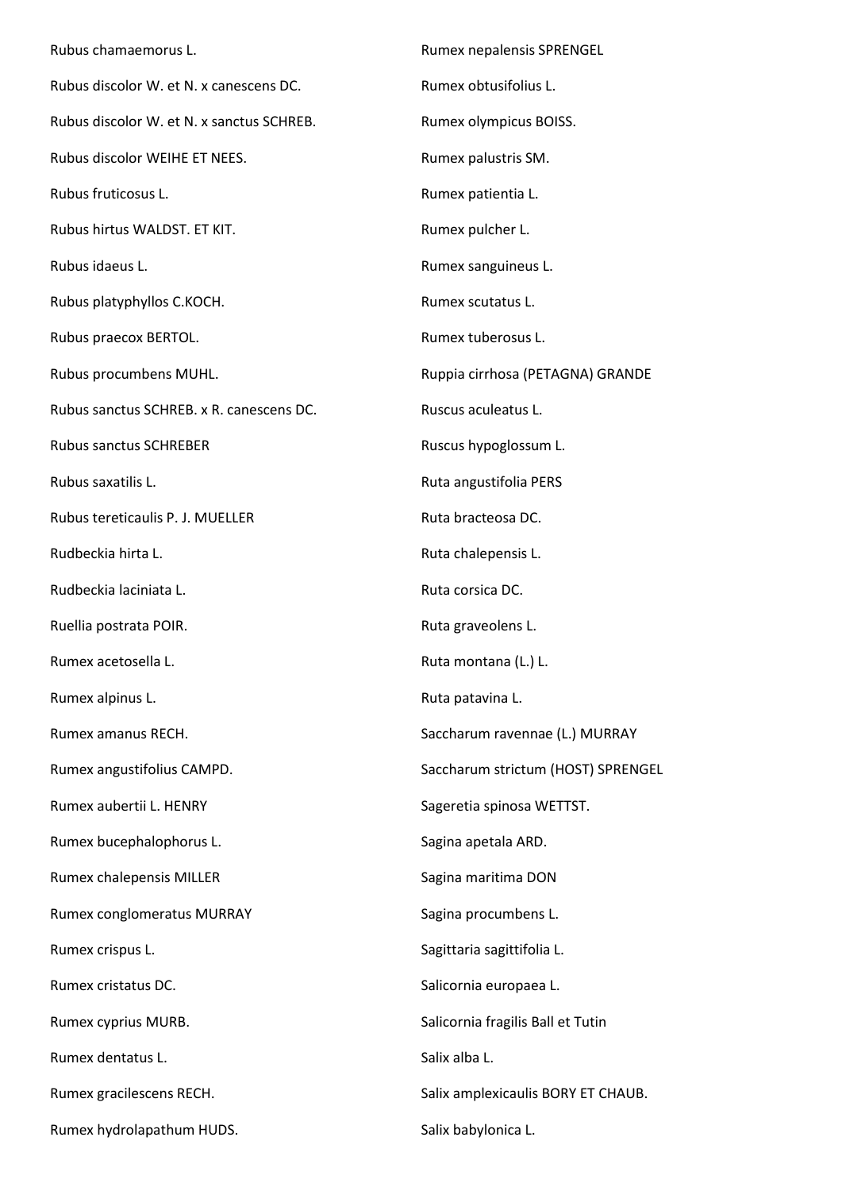Rubus chamaemorus L.

Rubus discolor W. et N. x canescens DC.

Rubus discolor W. et N. x sanctus SCHREB.

Rubus discolor WEIHE ET NEES.

Rubus fruticosus L.

Rubus hirtus WALDST. ET KIT.

Rubus idaeus L.

Rubus platyphyllos C.KOCH.

Rubus praecox BERTOL.

Rubus procumbens MUHL.

Rubus sanctus SCHREB. x R. canescens DC.

Rubus sanctus SCHREBER

Rubus saxatilis L.

Rubus tereticaulis P. J. MUELLER

Rudbeckia hirta L.

Rudbeckia laciniata L.

Ruellia postrata POIR.

Rumex acetosella L.

Rumex alpinus L.

Rumex amanus RECH.

Rumex angustifolius CAMPD.

Rumex aubertii L. HENRY

Rumex bucephalophorus L.

Rumex chalepensis MILLER

Rumex conglomeratus MURRAY

Rumex crispus L.

Rumex cristatus DC.

Rumex cyprius MURB.

Rumex dentatus L.

Rumex gracilescens RECH.

Rumex hydrolapathum HUDS.

Rumex nepalensis SPRENGEL

Rumex obtusifolius L.

Rumex olympicus BOISS.

Rumex palustris SM.

Rumex patientia L.

Rumex pulcher L.

Rumex sanguineus L.

Rumex scutatus L.

Rumex tuberosus L.

Ruppia cirrhosa (PETAGNA) GRANDE

Ruscus aculeatus L.

Ruscus hypoglossum L.

Ruta angustifolia PERS

Ruta bracteosa DC.

Ruta chalepensis L.

Ruta corsica DC.

Ruta graveolens L.

Ruta montana (L.) L.

Ruta patavina L.

Saccharum ravennae (L.) MURRAY

Saccharum strictum (HOST) SPRENGEL

Sageretia spinosa WETTST.

Sagina apetala ARD.

Sagina maritima DON

Sagina procumbens L.

Sagittaria sagittifolia L.

Salicornia europaea L.

Salicornia fragilis Ball et Tutin

Salix alba L.

Salix amplexicaulis BORY ET CHAUB.

Salix babylonica L.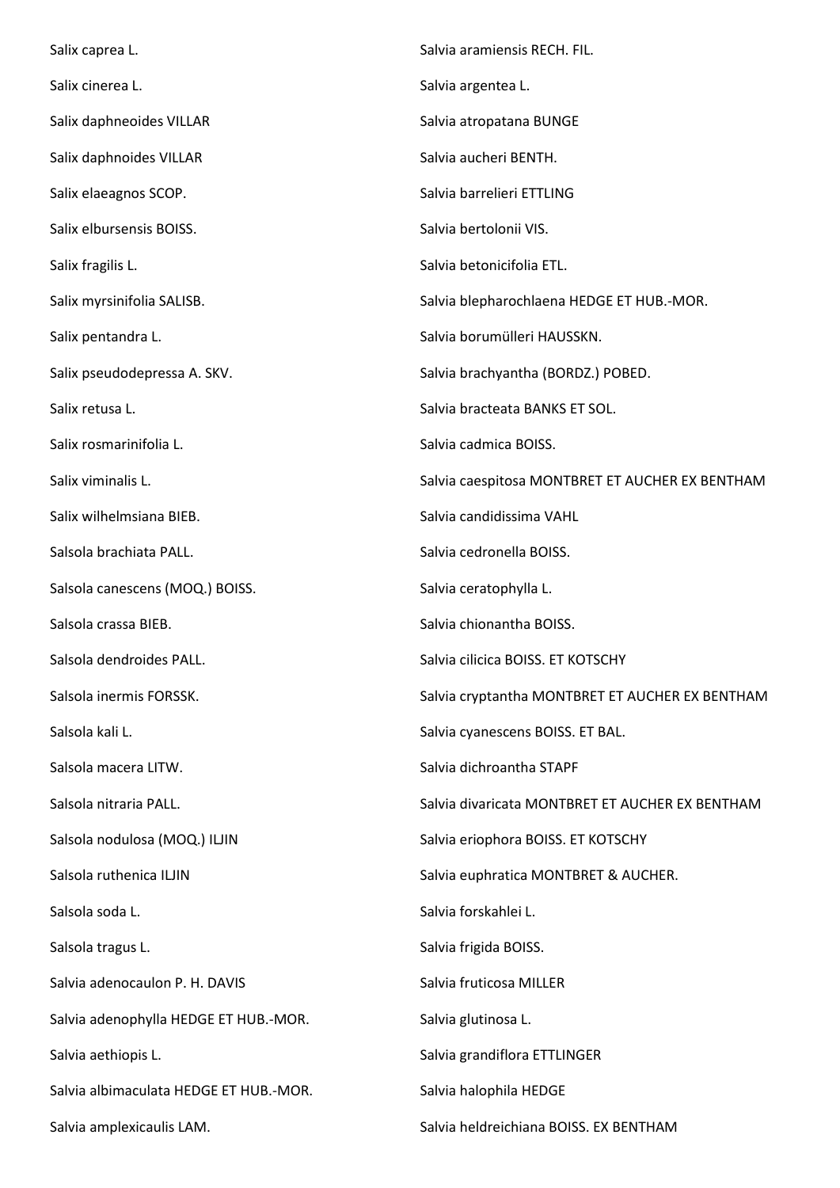Salix caprea L.

Salix cinerea L.

Salix daphneoides VILLAR

Salix daphnoides VILLAR

Salix elaeagnos SCOP.

Salix elbursensis BOISS.

Salix fragilis L.

Salix myrsinifolia SALISB.

Salix pentandra L.

Salix pseudodepressa A. SKV.

Salix retusa L.

Salix rosmarinifolia L.

Salix viminalis L.

Salix wilhelmsiana BIEB.

Salsola brachiata PALL.

Salsola canescens (MOQ.) BOISS.

Salsola crassa BIEB.

Salsola dendroides PALL.

Salsola inermis FORSSK.

Salsola kali L.

Salsola macera LITW.

Salsola nitraria PALL.

Salsola nodulosa (MOQ.) ILJIN

Salsola ruthenica ILJIN

Salsola soda L.

Salsola tragus L.

Salvia adenocaulon P. H. DAVIS

Salvia adenophylla HEDGE ET HUB.-MOR.

Salvia aethiopis L.

Salvia albimaculata HEDGE ET HUB.-MOR.

Salvia amplexicaulis LAM.

Salvia aramiensis RECH. FIL.

Salvia argentea L.

Salvia atropatana BUNGE

Salvia aucheri BENTH.

Salvia barrelieri ETTLING

Salvia bertolonii VIS.

Salvia betonicifolia ETL.

Salvia blepharochlaena HEDGE ET HUB.-MOR.

Salvia borumülleri HAUSSKN.

Salvia brachyantha (BORDZ.) POBED.

Salvia bracteata BANKS ET SOL.

Salvia cadmica BOISS.

Salvia caespitosa MONTBRET ET AUCHER EX BENTHAM

Salvia candidissima VAHL

Salvia cedronella BOISS.

Salvia ceratophylla L.

Salvia chionantha BOISS.

Salvia cilicica BOISS. ET KOTSCHY

Salvia cryptantha MONTBRET ET AUCHER EX BENTHAM

Salvia cyanescens BOISS. ET BAL.

Salvia dichroantha STAPF

Salvia divaricata MONTBRET ET AUCHER EX BENTHAM

Salvia eriophora BOISS. ET KOTSCHY

Salvia euphratica MONTBRET & AUCHER.

Salvia forskahlei L.

Salvia frigida BOISS.

Salvia fruticosa MILLER

Salvia glutinosa L.

Salvia grandiflora ETTLINGER

Salvia halophila HEDGE

Salvia heldreichiana BOISS. EX BENTHAM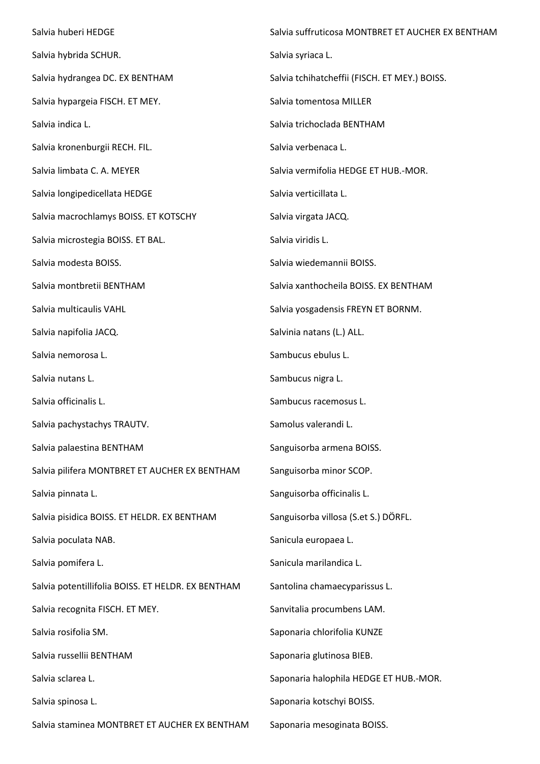Salvia huberi HEDGE

Salvia hybrida SCHUR.

Salvia hydrangea DC. EX BENTHAM

Salvia hypargeia FISCH. ET MEY.

Salvia indica L.

Salvia kronenburgii RECH. FIL.

Salvia limbata C. A. MEYER

Salvia longipedicellata HEDGE

Salvia macrochlamys BOISS. ET KOTSCHY

Salvia microstegia BOISS. ET BAL.

Salvia modesta BOISS.

Salvia montbretii BENTHAM

Salvia multicaulis VAHL

Salvia napifolia JACQ.

Salvia nemorosa L.

Salvia nutans L.

Salvia officinalis L.

Salvia pachystachys TRAUTV.

Salvia palaestina BENTHAM

Salvia pilifera MONTBRET ET AUCHER EX BENTHAM

Salvia pinnata L.

Salvia pisidica BOISS. ET HELDR. EX BENTHAM

Salvia poculata NAB.

Salvia pomifera L.

Salvia potentillifolia BOISS. ET HELDR. EX BENTHAM

Salvia recognita FISCH. ET MEY.

Salvia rosifolia SM.

Salvia russellii BENTHAM

Salvia sclarea L.

Salvia spinosa L.

Salvia staminea MONTBRET ET AUCHER EX BENTHAM

Salvia suffruticosa MONTBRET ET AUCHER EX BENTHAM

Salvia syriaca L.

Salvia tchihatcheffii (FISCH. ET MEY.) BOISS.

Salvia tomentosa MILLER

Salvia trichoclada BENTHAM

Salvia verbenaca L.

Salvia vermifolia HEDGE ET HUB.-MOR.

Salvia verticillata L.

Salvia virgata JACQ.

Salvia viridis L.

Salvia wiedemannii BOISS.

Salvia xanthocheila BOISS. EX BENTHAM

Salvia yosgadensis FREYN ET BORNM.

Salvinia natans (L.) ALL.

Sambucus ebulus L.

Sambucus nigra L.

Sambucus racemosus L.

Samolus valerandi L.

Sanguisorba armena BOISS.

Sanguisorba minor SCOP.

Sanguisorba officinalis L.

Sanguisorba villosa (S.et S.) DÖRFL.

Sanicula europaea L.

Sanicula marilandica L.

Santolina chamaecyparissus L.

Sanvitalia procumbens LAM.

Saponaria chlorifolia KUNZE

Saponaria glutinosa BIEB.

Saponaria halophila HEDGE ET HUB.-MOR.

Saponaria kotschyi BOISS.

Saponaria mesoginata BOISS.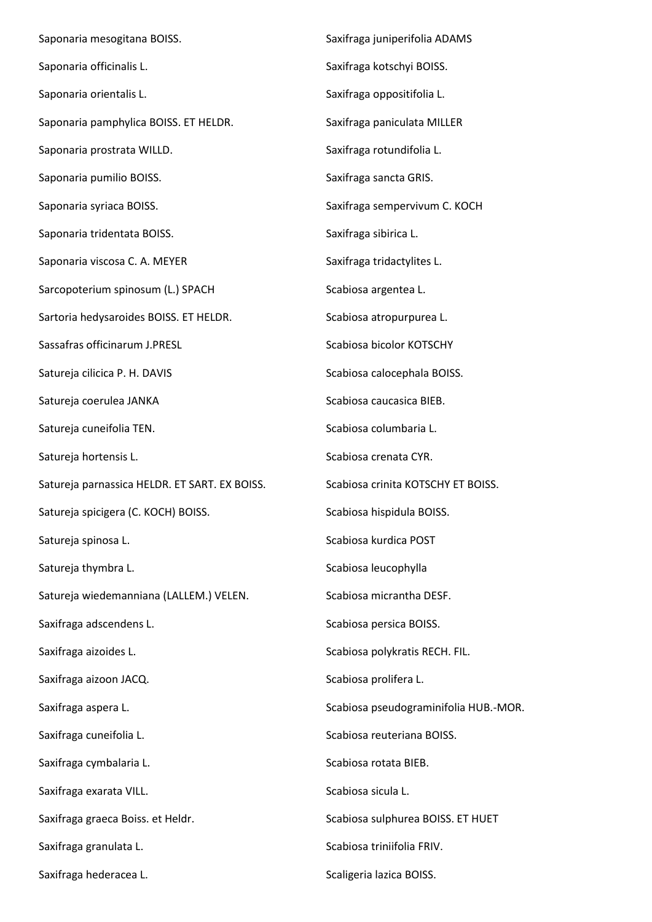Saponaria mesogitana BOISS.

Saponaria officinalis L.

Saponaria orientalis L.

Saponaria pamphylica BOISS. ET HELDR.

Saponaria prostrata WILLD.

Saponaria pumilio BOISS.

Saponaria syriaca BOISS.

Saponaria tridentata BOISS.

Saponaria viscosa C. A. MEYER

Sarcopoterium spinosum (L.) SPACH

Sartoria hedysaroides BOISS. ET HELDR.

Sassafras officinarum J.PRESL

Satureja cilicica P. H. DAVIS

Satureja coerulea JANKA

Satureja cuneifolia TEN.

Satureja hortensis L.

Satureja parnassica HELDR. ET SART. EX BOISS.

Satureja spicigera (C. KOCH) BOISS.

Satureja spinosa L.

Satureja thymbra L.

Satureja wiedemanniana (LALLEM.) VELEN.

Saxifraga adscendens L.

Saxifraga aizoides L.

Saxifraga aizoon JACQ.

Saxifraga aspera L.

Saxifraga cuneifolia L.

Saxifraga cymbalaria L.

Saxifraga exarata VILL.

Saxifraga graeca Boiss. et Heldr.

Saxifraga granulata L.

Saxifraga hederacea L.

Saxifraga juniperifolia ADAMS

Saxifraga kotschyi BOISS.

Saxifraga oppositifolia L.

Saxifraga paniculata MILLER

Saxifraga rotundifolia L.

Saxifraga sancta GRIS.

Saxifraga sempervivum C. KOCH

Saxifraga sibirica L.

Saxifraga tridactylites L.

Scabiosa argentea L.

Scabiosa atropurpurea L.

Scabiosa bicolor KOTSCHY

Scabiosa calocephala BOISS.

Scabiosa caucasica BIEB.

Scabiosa columbaria L.

Scabiosa crenata CYR.

Scabiosa crinita KOTSCHY ET BOISS.

Scabiosa hispidula BOISS.

Scabiosa kurdica POST

Scabiosa leucophylla

Scabiosa micrantha DESF.

Scabiosa persica BOISS.

Scabiosa polykratis RECH. FIL.

Scabiosa prolifera L.

Scabiosa pseudograminifolia HUB.-MOR.

Scabiosa reuteriana BOISS.

Scabiosa rotata BIEB.

Scabiosa sicula L.

Scabiosa sulphurea BOISS. ET HUET

Scabiosa triniifolia FRIV.

Scaligeria lazica BOISS.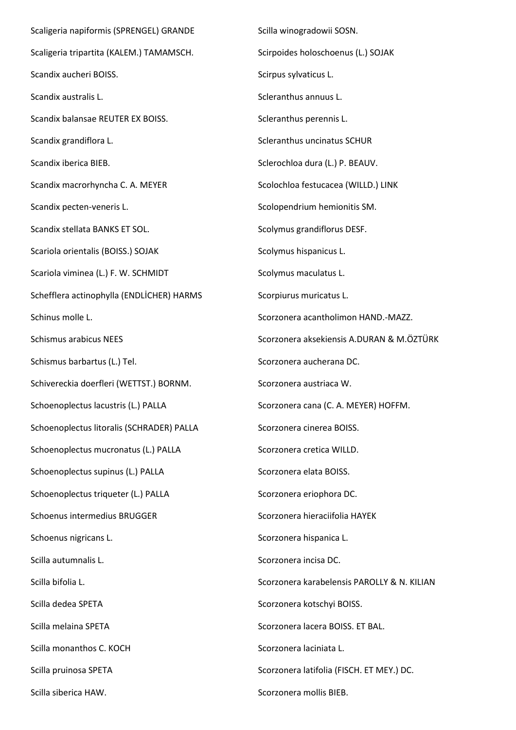Scaligeria napiformis (SPRENGEL) GRANDE

Scaligeria tripartita (KALEM.) TAMAMSCH.

Scandix aucheri BOISS.

Scandix australis L.

Scandix balansae REUTER EX BOISS.

Scandix grandiflora L.

Scandix iberica BIEB.

Scandix macrorhyncha C. A. MEYER

Scandix pecten-veneris L.

Scandix stellata BANKS ET SOL.

Scariola orientalis (BOISS.) SOJAK

Scariola viminea (L.) F. W. SCHMIDT

Schefflera actinophylla (ENDLİCHER) HARMS

Schinus molle L.

Schismus arabicus NEES

Schismus barbartus (L.) Tel.

Schivereckia doerfleri (WETTST.) BORNM.

Schoenoplectus lacustris (L.) PALLA

Schoenoplectus litoralis (SCHRADER) PALLA

Schoenoplectus mucronatus (L.) PALLA

Schoenoplectus supinus (L.) PALLA

Schoenoplectus triqueter (L.) PALLA

Schoenus intermedius BRUGGER

Schoenus nigricans L.

Scilla autumnalis L.

Scilla bifolia L.

Scilla dedea SPETA

Scilla melaina SPETA

Scilla monanthos C. KOCH

Scilla pruinosa SPETA

Scilla siberica HAW.

Scilla winogradowii SOSN.

Scirpoides holoschoenus (L.) SOJAK

Scirpus sylvaticus L.

Scleranthus annuus L.

Scleranthus perennis L.

Scleranthus uncinatus SCHUR

Sclerochloa dura (L.) P. BEAUV.

Scolochloa festucacea (WILLD.) LINK

Scolopendrium hemionitis SM.

Scolymus grandiflorus DESF.

Scolymus hispanicus L.

Scolymus maculatus L.

Scorpiurus muricatus L.

Scorzonera acantholimon HAND.-MAZZ.

Scorzonera aksekiensis A.DURAN & M.ÖZTÜRK

Scorzonera aucherana DC.

Scorzonera austriaca W.

Scorzonera cana (C. A. MEYER) HOFFM.

Scorzonera cinerea BOISS.

Scorzonera cretica WILLD.

Scorzonera elata BOISS.

Scorzonera eriophora DC.

Scorzonera hieraciifolia HAYEK

Scorzonera hispanica L.

Scorzonera incisa DC.

Scorzonera karabelensis PAROLLY & N. KILIAN

Scorzonera kotschyi BOISS.

Scorzonera lacera BOISS. ET BAL.

Scorzonera laciniata L.

Scorzonera latifolia (FISCH. ET MEY.) DC.

Scorzonera mollis BIEB.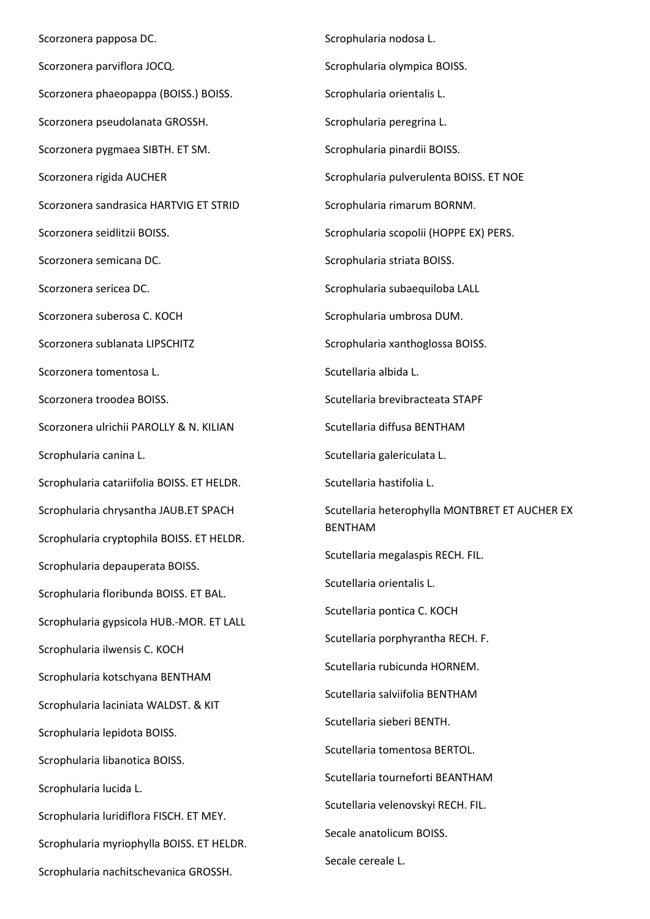Scorzonera papposa DC.

Scorzonera parviflora JOCQ.

Scorzonera phaeopappa (BOISS.) BOISS.

Scorzonera pseudolanata GROSSH.

Scorzonera pygmaea SIBTH. ET SM.

Scorzonera rigida AUCHER

Scorzonera sandrasica HARTVIG ET STRID

Scorzonera seidlitzii BOISS.

Scorzonera semicana DC.

Scorzonera sericea DC.

Scorzonera suberosa C. KOCH

Scorzonera sublanata LIPSCHITZ

Scorzonera tomentosa L.

Scorzonera troodea BOISS.

Scorzonera ulrichii PAROLLY & N. KILIAN

Scrophularia canina L.

Scrophularia catariifolia BOISS. ET HELDR.

Scrophularia chrysantha JAUB.ET SPACH

Scrophularia cryptophila BOISS. ET HELDR.

Scrophularia depauperata BOISS.

Scrophularia floribunda BOISS. ET BAL.

Scrophularia gypsicola HUB.-MOR. ET LALL

Scrophularia ilwensis C. KOCH

Scrophularia kotschyana BENTHAM

Scrophularia laciniata WALDST. & KIT

Scrophularia lepidota BOISS.

Scrophularia libanotica BOISS.

Scrophularia lucida L.

Scrophularia luridiflora FISCH. ET MEY.

Scrophularia myriophylla BOISS. ET HELDR.

Scrophularia nachitschevanica GROSSH.

Scrophularia nodosa L.

Scrophularia olympica BOISS.

Scrophularia orientalis L.

Scrophularia peregrina L.

Scrophularia pinardii BOISS.

Scrophularia pulverulenta BOISS. ET NOE

Scrophularia rimarum BORNM.

Scrophularia scopolii (HOPPE EX) PERS.

Scrophularia striata BOISS.

Scrophularia subaequiloba LALL

Scrophularia umbrosa DUM.

Scrophularia xanthoglossa BOISS.

Scutellaria albida L.

Scutellaria brevibracteata STAPF

Scutellaria diffusa BENTHAM

Scutellaria galericulata L.

Scutellaria hastifolia L.

Scutellaria heterophylla MONTBRET ET AUCHER EX BENTHAM

Scutellaria megalaspis RECH. FIL.

Scutellaria orientalis L.

Scutellaria pontica C. KOCH

Scutellaria porphyrantha RECH. F.

Scutellaria rubicunda HORNEM.

Scutellaria salviifolia BENTHAM

Scutellaria sieberi BENTH.

Scutellaria tomentosa BERTOL.

Scutellaria tourneforti BEANTHAM

Scutellaria velenovskyi RECH. FIL.

Secale anatolicum BOISS.

Secale cereale L.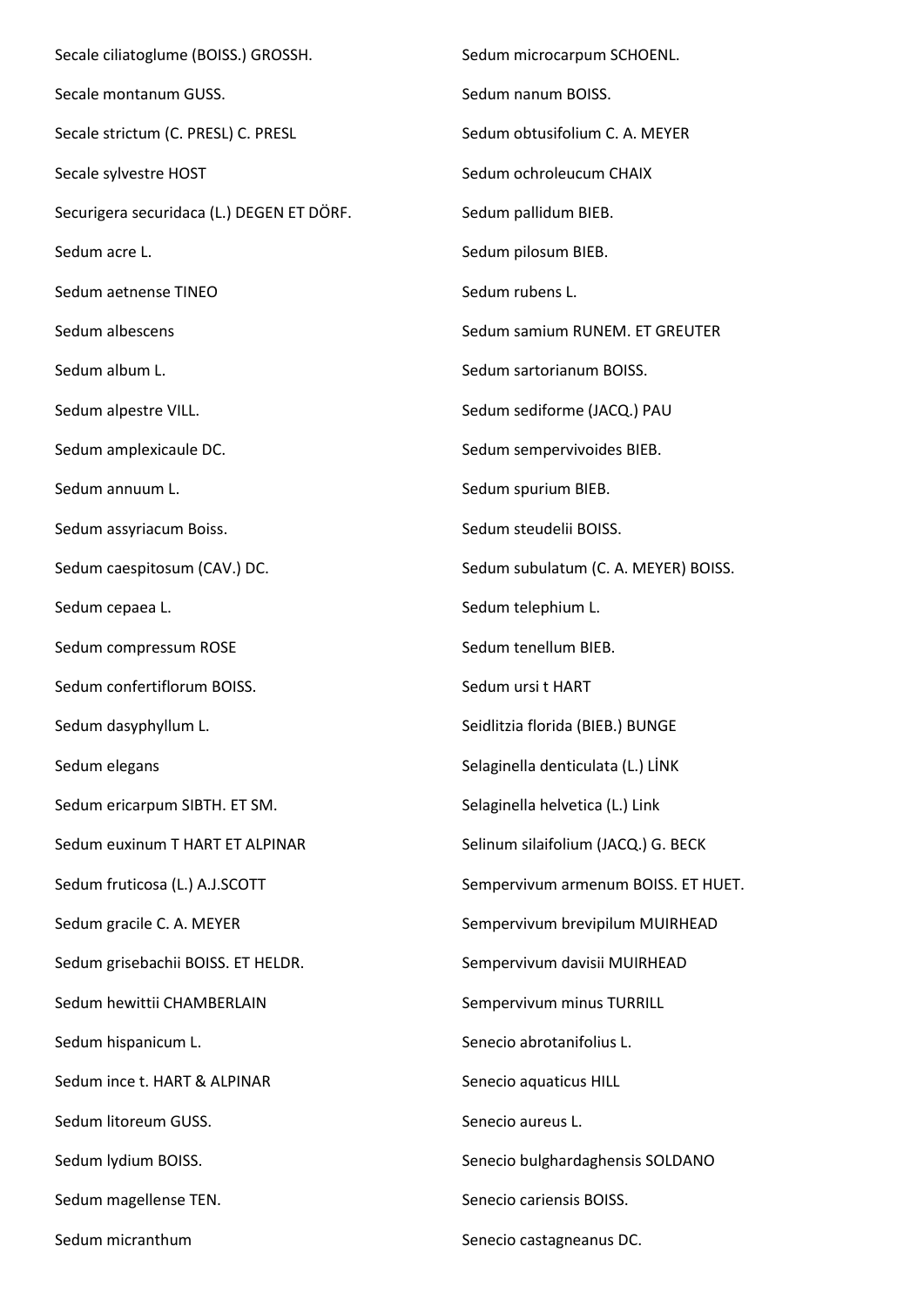Secale ciliatoglume (BOISS.) GROSSH.

Secale montanum GUSS.

Secale strictum (C. PRESL) C. PRESL

Secale sylvestre HOST

Securigera securidaca (L.) DEGEN ET DÖRF.

Sedum acre L.

Sedum aetnense TINEO

Sedum albescens

Sedum album L.

Sedum alpestre VILL.

Sedum amplexicaule DC.

Sedum annuum L.

Sedum assyriacum Boiss.

Sedum caespitosum (CAV.) DC.

Sedum cepaea L.

Sedum compressum ROSE

Sedum confertiflorum BOISS.

Sedum dasyphyllum L.

Sedum elegans

Sedum ericarpum SIBTH. ET SM.

Sedum euxinum T HART ET ALPINAR

Sedum fruticosa (L.) A.J.SCOTT

Sedum gracile C. A. MEYER

Sedum grisebachii BOISS. ET HELDR.

Sedum hewittii CHAMBERLAIN

Sedum hispanicum L.

Sedum ince t. HART & ALPINAR

Sedum litoreum GUSS.

Sedum lydium BOISS.

Sedum magellense TEN.

Sedum micranthum

Sedum microcarpum SCHOENL.

Sedum nanum BOISS.

Sedum obtusifolium C. A. MEYER

Sedum ochroleucum CHAIX

Sedum pallidum BIEB.

Sedum pilosum BIEB.

Sedum rubens L.

Sedum samium RUNEM. ET GREUTER

Sedum sartorianum BOISS.

Sedum sediforme (JACQ.) PAU

Sedum sempervivoides BIEB.

Sedum spurium BIEB.

Sedum steudelii BOISS.

Sedum subulatum (C. A. MEYER) BOISS.

Sedum telephium L.

Sedum tenellum BIEB.

Sedum ursi t HART

Seidlitzia florida (BIEB.) BUNGE

Selaginella denticulata (L.) LİNK

Selaginella helvetica (L.) Link

Selinum silaifolium (JACQ.) G. BECK

Sempervivum armenum BOISS. ET HUET.

Sempervivum brevipilum MUIRHEAD

Sempervivum davisii MUIRHEAD

Sempervivum minus TURRILL

Senecio abrotanifolius L.

Senecio aquaticus HILL

Senecio aureus L.

Senecio bulghardaghensis SOLDANO

Senecio cariensis BOISS.

Senecio castagneanus DC.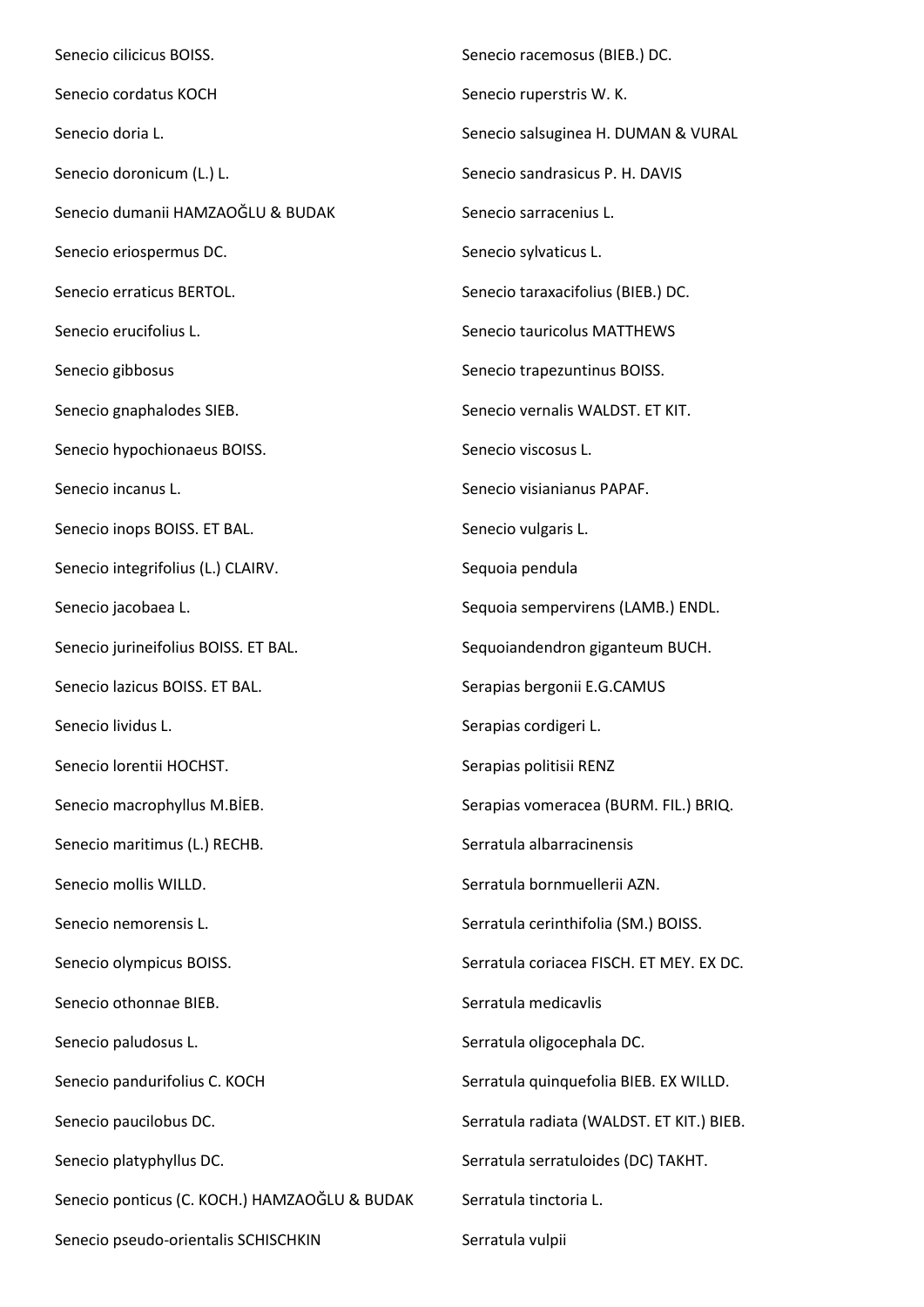Senecio cilicicus BOISS.

Senecio cordatus KOCH

Senecio doria L.

Senecio doronicum (L.) L.

Senecio dumanii HAMZAOĞLU & BUDAK

Senecio eriospermus DC.

Senecio erraticus BERTOL.

Senecio erucifolius L.

Senecio gibbosus

Senecio gnaphalodes SIEB.

Senecio hypochionaeus BOISS.

Senecio incanus L.

Senecio inops BOISS. ET BAL.

Senecio integrifolius (L.) CLAIRV.

Senecio jacobaea L.

Senecio jurineifolius BOISS. ET BAL.

Senecio lazicus BOISS. ET BAL.

Senecio lividus L.

Senecio lorentii HOCHST.

Senecio macrophyllus M.BİEB.

Senecio maritimus (L.) RECHB.

Senecio mollis WILLD.

Senecio nemorensis L.

Senecio olympicus BOISS.

Senecio othonnae BIEB.

Senecio paludosus L.

Senecio pandurifolius C. KOCH

Senecio paucilobus DC.

Senecio platyphyllus DC.

Senecio ponticus (C. KOCH.) HAMZAOĞLU & BUDAK

Senecio pseudo-orientalis SCHISCHKIN

Senecio racemosus (BIEB.) DC.

Senecio ruperstris W. K.

Senecio salsuginea H. DUMAN & VURAL

Senecio sandrasicus P. H. DAVIS

Senecio sarracenius L.

Senecio sylvaticus L.

Senecio taraxacifolius (BIEB.) DC.

Senecio tauricolus MATTHEWS

Senecio trapezuntinus BOISS.

Senecio vernalis WALDST. ET KIT.

Senecio viscosus L.

Senecio visianianus PAPAF.

Senecio vulgaris L.

Sequoia pendula

Sequoia sempervirens (LAMB.) ENDL.

Sequoiandendron giganteum BUCH.

Serapias bergonii E.G.CAMUS

Serapias cordigeri L.

Serapias politisii RENZ

Serapias vomeracea (BURM. FIL.) BRIQ.

Serratula albarracinensis

Serratula bornmuellerii AZN.

Serratula cerinthifolia (SM.) BOISS.

Serratula coriacea FISCH. ET MEY. EX DC.

Serratula medicavlis

Serratula oligocephala DC.

Serratula quinquefolia BIEB. EX WILLD.

Serratula radiata (WALDST. ET KIT.) BIEB.

Serratula serratuloides (DC) TAKHT.

Serratula tinctoria L.

Serratula vulpii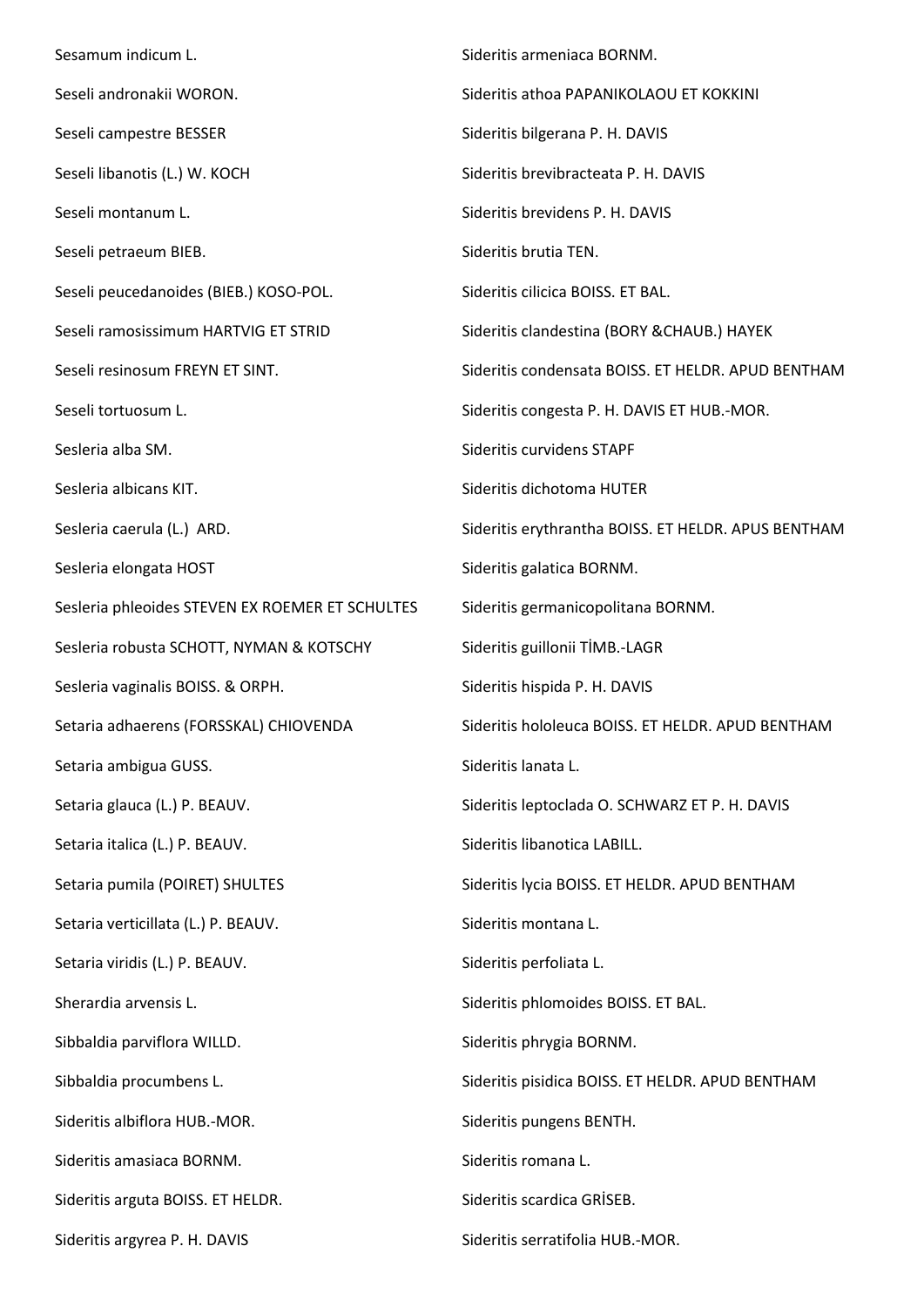Sesamum indicum L.

Seseli andronakii WORON.

Seseli campestre BESSER

Seseli libanotis (L.) W. KOCH

Seseli montanum L.

Seseli petraeum BIEB.

Seseli peucedanoides (BIEB.) KOSO-POL.

Seseli ramosissimum HARTVIG ET STRID

Seseli resinosum FREYN ET SINT.

Seseli tortuosum L.

Sesleria alba SM.

Sesleria albicans KIT.

Sesleria caerula (L.) ARD.

Sesleria elongata HOST

Sesleria phleoides STEVEN EX ROEMER ET SCHULTES

Sesleria robusta SCHOTT, NYMAN & KOTSCHY

Sesleria vaginalis BOISS. & ORPH.

Setaria adhaerens (FORSSKAL) CHIOVENDA

Setaria ambigua GUSS.

Setaria glauca (L.) P. BEAUV.

Setaria italica (L.) P. BEAUV.

Setaria pumila (POIRET) SHULTES

Setaria verticillata (L.) P. BEAUV.

Setaria viridis (L.) P. BEAUV.

Sherardia arvensis L.

Sibbaldia parviflora WILLD.

Sibbaldia procumbens L.

Sideritis albiflora HUB.-MOR.

Sideritis amasiaca BORNM.

Sideritis arguta BOISS. ET HELDR.

Sideritis argyrea P. H. DAVIS

Sideritis armeniaca BORNM.

Sideritis athoa PAPANIKOLAOU ET KOKKINI

Sideritis bilgerana P. H. DAVIS

Sideritis brevibracteata P. H. DAVIS

Sideritis brevidens P. H. DAVIS

Sideritis brutia TEN.

Sideritis cilicica BOISS. ET BAL.

Sideritis clandestina (BORY &CHAUB.) HAYEK

Sideritis condensata BOISS. ET HELDR. APUD BENTHAM

Sideritis congesta P. H. DAVIS ET HUB.-MOR.

Sideritis curvidens STAPF

Sideritis dichotoma HUTER

Sideritis erythrantha BOISS. ET HELDR. APUS BENTHAM

Sideritis galatica BORNM.

Sideritis germanicopolitana BORNM.

Sideritis guillonii TİMB.-LAGR

Sideritis hispida P. H. DAVIS

Sideritis hololeuca BOISS. ET HELDR. APUD BENTHAM

Sideritis lanata L.

Sideritis leptoclada O. SCHWARZ ET P. H. DAVIS

Sideritis libanotica LABILL.

Sideritis lycia BOISS. ET HELDR. APUD BENTHAM

Sideritis montana L.

Sideritis perfoliata L.

Sideritis phlomoides BOISS. ET BAL.

Sideritis phrygia BORNM.

Sideritis pisidica BOISS. ET HELDR. APUD BENTHAM

Sideritis pungens BENTH.

Sideritis romana L.

Sideritis scardica GRİSEB.

Sideritis serratifolia HUB.-MOR.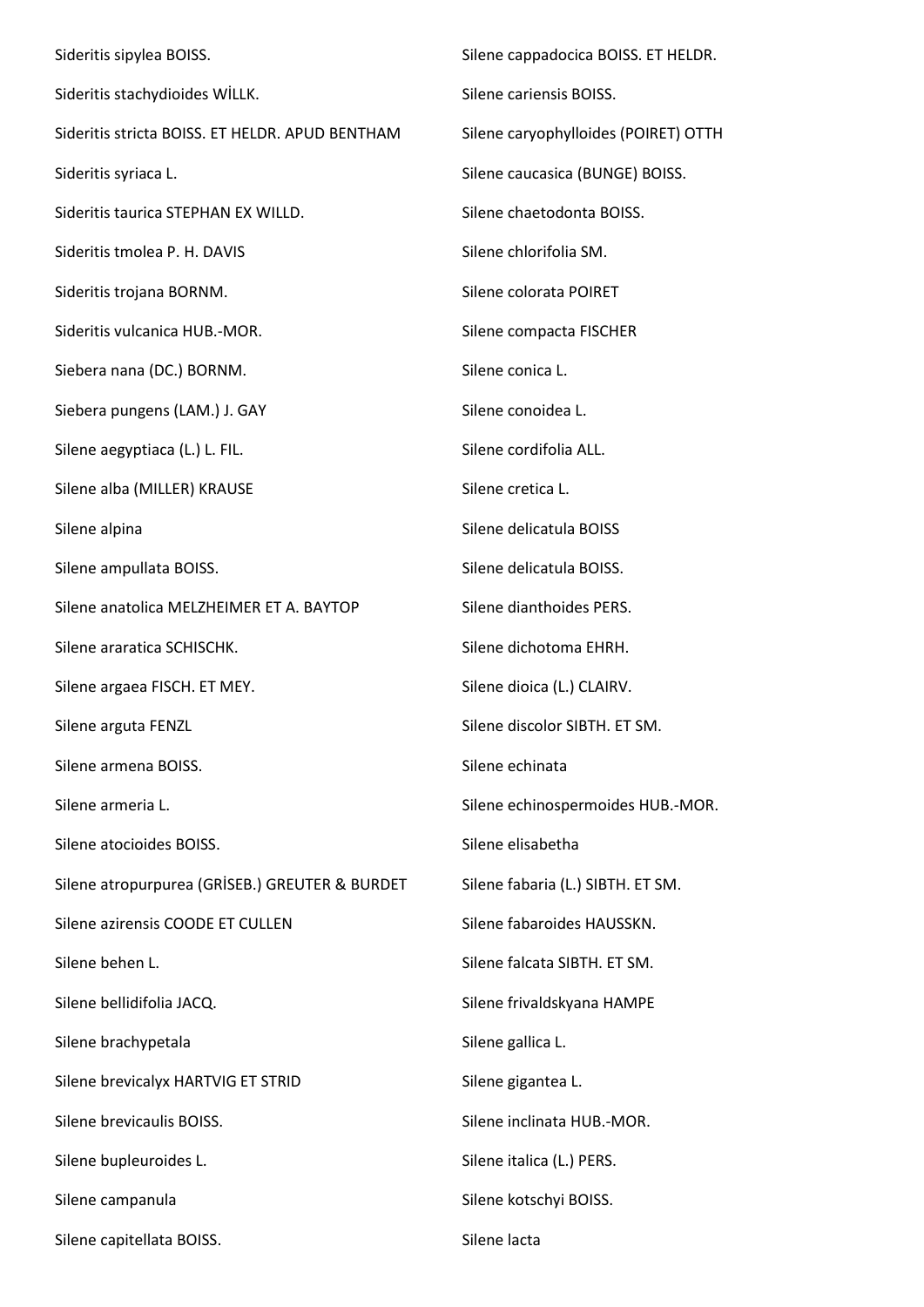Sideritis sipylea BOISS.

Sideritis stachydioides WİLLK.

Sideritis stricta BOISS. ET HELDR. APUD BENTHAM

Sideritis syriaca L.

Sideritis taurica STEPHAN EX WILLD.

Sideritis tmolea P. H. DAVIS

Sideritis trojana BORNM.

Sideritis vulcanica HUB.-MOR.

Siebera nana (DC.) BORNM.

Siebera pungens (LAM.) J. GAY

Silene aegyptiaca (L.) L. FIL.

Silene alba (MILLER) KRAUSE

Silene alpina

Silene ampullata BOISS.

Silene anatolica MELZHEIMER ET A. BAYTOP

Silene araratica SCHISCHK.

Silene argaea FISCH. ET MEY.

Silene arguta FENZL

Silene armena BOISS.

Silene armeria L.

Silene atocioides BOISS.

Silene atropurpurea (GRİSEB.) GREUTER & BURDET

Silene azirensis COODE ET CULLEN

Silene behen L.

Silene bellidifolia JACQ.

Silene brachypetala

Silene brevicalyx HARTVIG ET STRID

Silene brevicaulis BOISS.

Silene bupleuroides L.

Silene campanula

Silene capitellata BOISS.

Silene cappadocica BOISS. ET HELDR.

Silene cariensis BOISS.

Silene caryophylloides (POIRET) OTTH

Silene caucasica (BUNGE) BOISS.

Silene chaetodonta BOISS.

Silene chlorifolia SM.

Silene colorata POIRET

Silene compacta FISCHER

Silene conica L.

Silene conoidea L.

Silene cordifolia ALL.

Silene cretica L.

Silene delicatula BOISS

Silene delicatula BOISS.

Silene dianthoides PERS.

Silene dichotoma EHRH.

Silene dioica (L.) CLAIRV.

Silene discolor SIBTH. ET SM.

Silene echinata

Silene echinospermoides HUB.-MOR.

Silene elisabetha

Silene fabaria (L.) SIBTH. ET SM.

Silene fabaroides HAUSSKN.

Silene falcata SIBTH. ET SM.

Silene frivaldskyana HAMPE

Silene gallica L.

Silene gigantea L.

Silene inclinata HUB.-MOR.

Silene italica (L.) PERS.

Silene kotschyi BOISS.

Silene lacta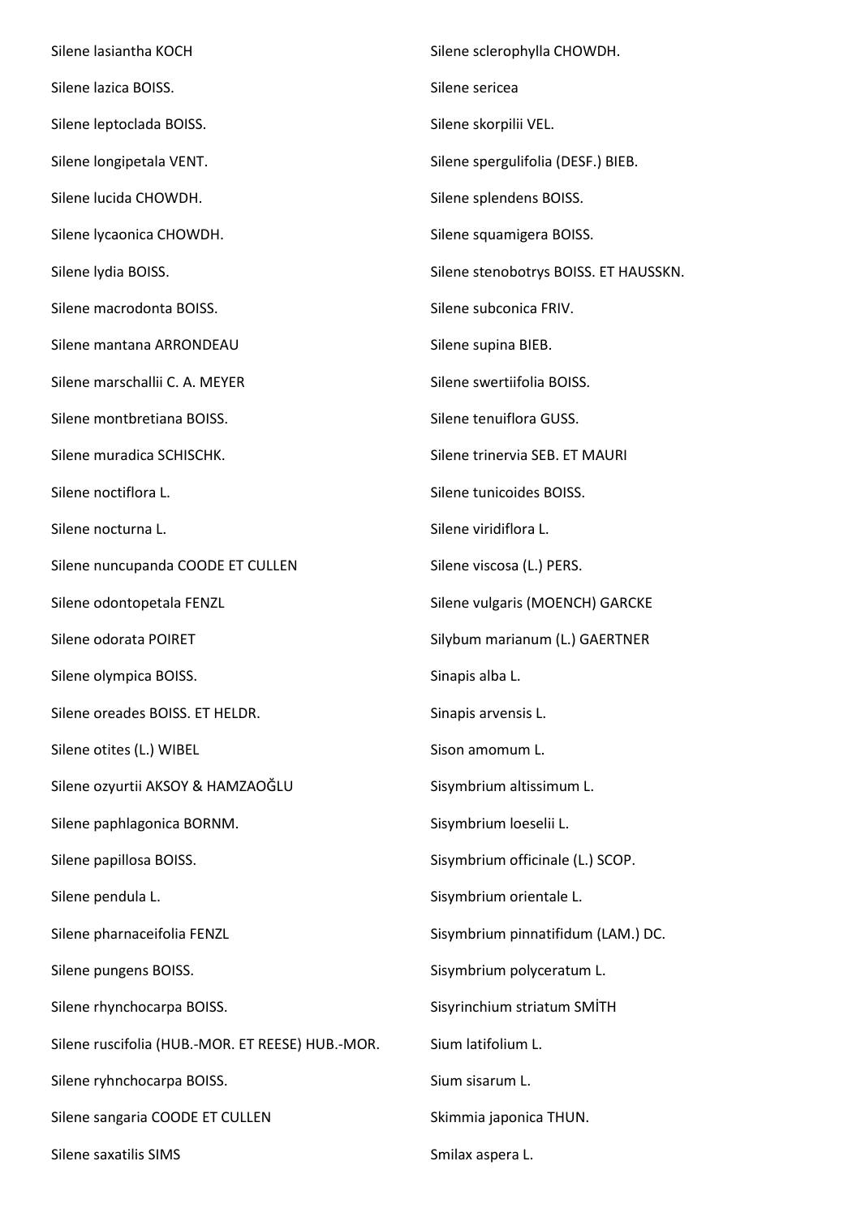Silene lasiantha KOCH

Silene lazica BOISS.

Silene leptoclada BOISS.

Silene longipetala VENT.

Silene lucida CHOWDH.

Silene lycaonica CHOWDH.

Silene lydia BOISS.

Silene macrodonta BOISS.

Silene mantana ARRONDEAU

Silene marschallii C. A. MEYER

Silene montbretiana BOISS.

Silene muradica SCHISCHK.

Silene noctiflora L.

Silene nocturna L.

Silene nuncupanda COODE ET CULLEN

Silene odontopetala FENZL

Silene odorata POIRET

Silene olympica BOISS.

Silene oreades BOISS. ET HELDR.

Silene otites (L.) WIBEL

Silene ozyurtii AKSOY & HAMZAOĞLU

Silene paphlagonica BORNM.

Silene papillosa BOISS.

Silene pendula L.

Silene pharnaceifolia FENZL

Silene pungens BOISS.

Silene rhynchocarpa BOISS.

Silene ruscifolia (HUB.-MOR. ET REESE) HUB.-MOR.

Silene ryhnchocarpa BOISS.

Silene sangaria COODE ET CULLEN

Silene saxatilis SIMS

Silene sclerophylla CHOWDH.

Silene sericea

Silene skorpilii VEL.

Silene spergulifolia (DESF.) BIEB.

Silene splendens BOISS.

Silene squamigera BOISS.

Silene stenobotrys BOISS. ET HAUSSKN.

Silene subconica FRIV.

Silene supina BIEB.

Silene swertiifolia BOISS.

Silene tenuiflora GUSS.

Silene trinervia SEB. ET MAURI

Silene tunicoides BOISS.

Silene viridiflora L.

Silene viscosa (L.) PERS.

Silene vulgaris (MOENCH) GARCKE

Silybum marianum (L.) GAERTNER

Sinapis alba L.

Sinapis arvensis L.

Sison amomum L.

Sisymbrium altissimum L.

Sisymbrium loeselii L.

Sisymbrium officinale (L.) SCOP.

Sisymbrium orientale L.

Sisymbrium pinnatifidum (LAM.) DC.

Sisymbrium polyceratum L.

Sisyrinchium striatum SMİTH

Sium latifolium L.

Sium sisarum L.

Skimmia japonica THUN.

Smilax aspera L.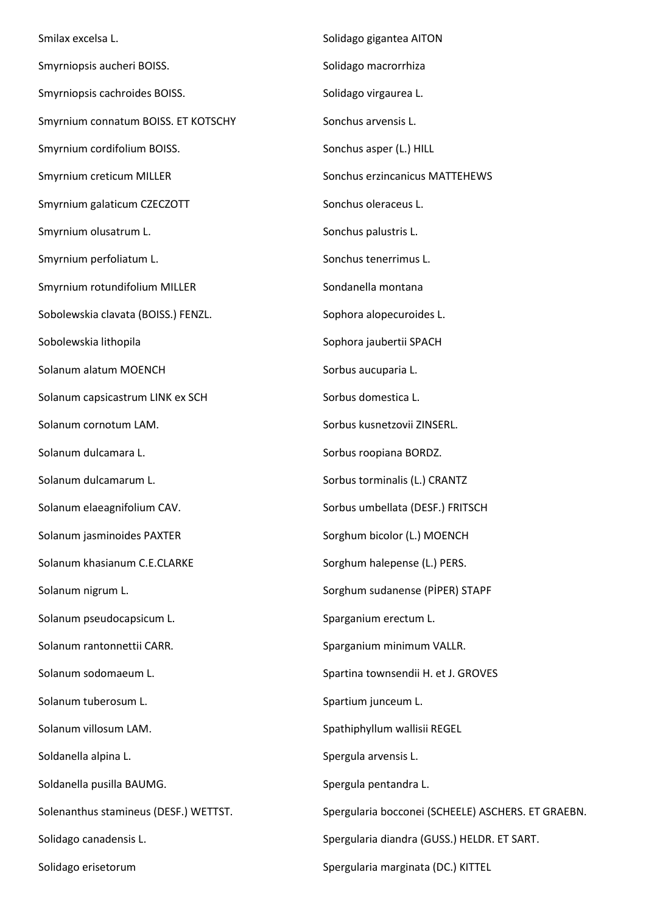Smilax excelsa L.

Smyrniopsis aucheri BOISS.

Smyrniopsis cachroides BOISS.

Smyrnium connatum BOISS. ET KOTSCHY

Smyrnium cordifolium BOISS.

Smyrnium creticum MILLER

Smyrnium galaticum CZECZOTT

Smyrnium olusatrum L.

Smyrnium perfoliatum L.

Smyrnium rotundifolium MILLER

Sobolewskia clavata (BOISS.) FENZL.

Sobolewskia lithopila

Solanum alatum MOENCH

Solanum capsicastrum LINK ex SCH

Solanum cornotum LAM.

Solanum dulcamara L.

Solanum dulcamarum L.

Solanum elaeagnifolium CAV.

Solanum jasminoides PAXTER

Solanum khasianum C.E.CLARKE

Solanum nigrum L.

Solanum pseudocapsicum L.

Solanum rantonnettii CARR.

Solanum sodomaeum L.

Solanum tuberosum L.

Solanum villosum LAM.

Soldanella alpina L.

Soldanella pusilla BAUMG.

Solenanthus stamineus (DESF.) WETTST.

Solidago canadensis L.

Solidago erisetorum

Solidago gigantea AITON

Solidago macrorrhiza

Solidago virgaurea L.

Sonchus arvensis L.

Sonchus asper (L.) HILL

Sonchus erzincanicus MATTEHEWS

Sonchus oleraceus L.

Sonchus palustris L.

Sonchus tenerrimus L.

Sondanella montana

Sophora alopecuroides L.

Sophora jaubertii SPACH

Sorbus aucuparia L.

Sorbus domestica L.

Sorbus kusnetzovii ZINSERL.

Sorbus roopiana BORDZ.

Sorbus torminalis (L.) CRANTZ

Sorbus umbellata (DESF.) FRITSCH

Sorghum bicolor (L.) MOENCH

Sorghum halepense (L.) PERS.

Sorghum sudanense (PİPER) STAPF

Sparganium erectum L.

Sparganium minimum VALLR.

Spartina townsendii H. et J. GROVES

Spartium junceum L.

Spathiphyllum wallisii REGEL

Spergula arvensis L.

Spergula pentandra L.

Spergularia bocconei (SCHEELE) ASCHERS. ET GRAEBN.

Spergularia diandra (GUSS.) HELDR. ET SART.

Spergularia marginata (DC.) KITTEL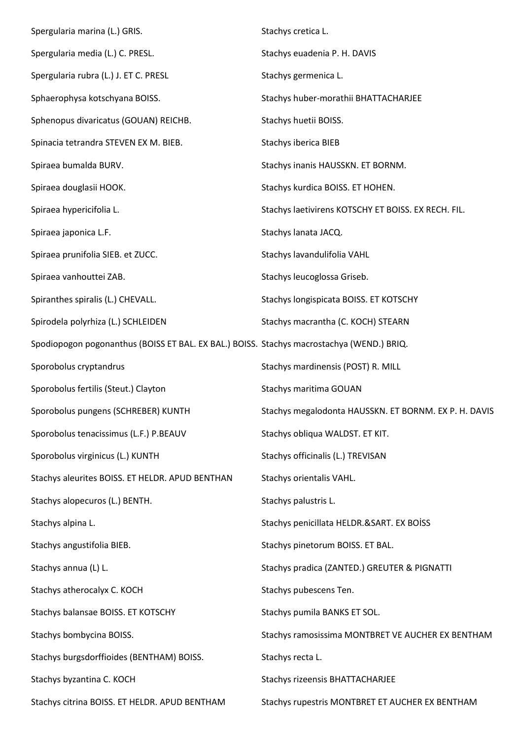Spergularia marina (L.) GRIS.

Spergularia media (L.) C. PRESL.

Spergularia rubra (L.) J. ET C. PRESL

Sphaerophysa kotschyana BOISS.

Sphenopus divaricatus (GOUAN) REICHB.

Spinacia tetrandra STEVEN EX M. BIEB.

Spiraea bumalda BURV.

Spiraea douglasii HOOK.

Spiraea hypericifolia L.

Spiraea japonica L.F.

Spiraea prunifolia SIEB. et ZUCC.

Spiraea vanhouttei ZAB.

Spiranthes spiralis (L.) CHEVALL.

Spirodela polyrhiza (L.) SCHLEIDEN

Spodiopogon pogonanthus (BOISS ET BAL. EX BAL.) BOISS.

Sporobolus cryptandrus

Sporobolus fertilis (Steut.) Clayton

Sporobolus pungens (SCHREBER) KUNTH

Sporobolus tenacissimus (L.F.) P.BEAUV

Sporobolus virginicus (L.) KUNTH

Stachys aleurites BOISS. ET HELDR. APUD BENTHAN

Stachys alopecuros (L.) BENTH.

Stachys alpina L.

Stachys angustifolia BIEB.

Stachys annua (L) L.

Stachys atherocalyx C. KOCH

Stachys balansae BOISS. ET KOTSCHY

Stachys bombycina BOISS.

Stachys burgsdorffioides (BENTHAM) BOISS.

Stachys byzantina C. KOCH

Stachys citrina BOISS. ET HELDR. APUD BENTHAM

Stachys cretica L.

Stachys euadenia P. H. DAVIS

Stachys germenica L.

Stachys huber-morathii BHATTACHARJEE

Stachys huetii BOISS.

Stachys iberica BIEB

Stachys inanis HAUSSKN. ET BORNM.

Stachys kurdica BOISS. ET HOHEN.

Stachys laetivirens KOTSCHY ET BOISS. EX RECH. FIL.

Stachys lanata JACQ.

Stachys lavandulifolia VAHL

Stachys leucoglossa Griseb.

Stachys longispicata BOISS. ET KOTSCHY

Stachys macrantha (C. KOCH) STEARN

Stachys macrostachya (WEND.) BRIQ.

Stachys mardinensis (POST) R. MILL

Stachys maritima GOUAN

Stachys megalodonta HAUSSKN. ET BORNM. EX P. H. DAVIS

Stachys obliqua WALDST. ET KIT.

Stachys officinalis (L.) TREVISAN

Stachys orientalis VAHL.

Stachys palustris L.

Stachys penicillata HELDR.&SART. EX BOİSS

Stachys pinetorum BOISS. ET BAL.

Stachys pradica (ZANTED.) GREUTER & PIGNATTI

Stachys pubescens Ten.

Stachys pumila BANKS ET SOL.

Stachys ramosissima MONTBRET VE AUCHER EX BENTHAM

Stachys recta L.

Stachys rizeensis BHATTACHARJEE

Stachys rupestris MONTBRET ET AUCHER EX BENTHAM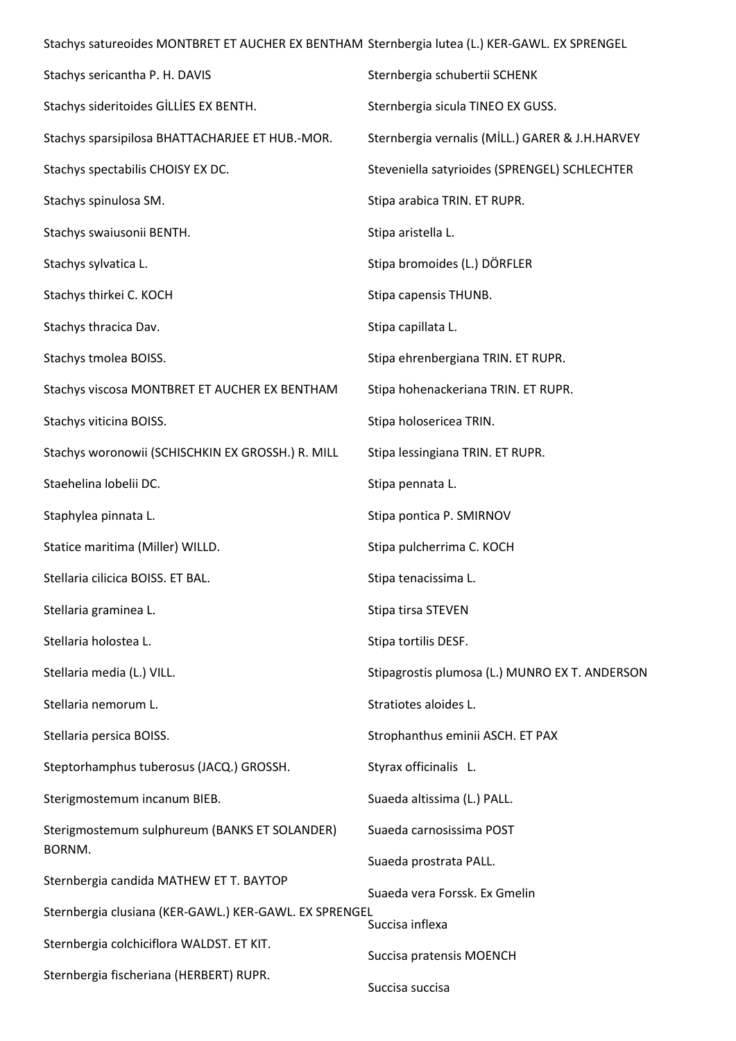Stachys satureoides MONTBRET ET AUCHER EX BENTHAM

Stachys sericantha P. H. DAVIS

Stachys sideritoides GİLLİES EX BENTH.

Stachys sparsipilosa BHATTACHARJEE ET HUB.-MOR.

Stachys spectabilis CHOISY EX DC.

Stachys spinulosa SM.

Stachys swaiusonii BENTH.

Stachys sylvatica L.

Stachys thirkei C. KOCH

Stachys thracica Dav.

Stachys tmolea BOISS.

Stachys viscosa MONTBRET ET AUCHER EX BENTHAM

Stachys viticina BOISS.

Stachys woronowii (SCHISCHKIN EX GROSSH.) R. MILL

Staehelina lobelii DC.

Staphylea pinnata L.

Statice maritima (Miller) WILLD.

Stellaria cilicica BOISS. ET BAL.

Stellaria graminea L.

Stellaria holostea L.

Stellaria media (L.) VILL.

Stellaria nemorum L.

Stellaria persica BOISS.

Steptorhamphus tuberosus (JACQ.) GROSSH.

Sterigmostemum incanum BIEB.

Sterigmostemum sulphureum (BANKS ET SOLANDER) BORNM.

Sternbergia candida MATHEW ET T. BAYTOP

Sternbergia clusiana (KER-GAWL.) KER-GAWL. EX SPRENGEL

Sternbergia colchiciflora WALDST. ET KIT.

Sternbergia fischeriana (HERBERT) RUPR.

Sternbergia lutea (L.) KER-GAWL. EX SPRENGEL

Sternbergia schubertii SCHENK

Sternbergia sicula TINEO EX GUSS.

Sternbergia vernalis (MİLL.) GARER & J.H.HARVEY

Steveniella satyrioides (SPRENGEL) SCHLECHTER

Stipa arabica TRIN. ET RUPR.

Stipa aristella L.

Stipa bromoides (L.) DÖRFLER

Stipa capensis THUNB.

Stipa capillata L.

Stipa ehrenbergiana TRIN. ET RUPR.

Stipa hohenackeriana TRIN. ET RUPR.

Stipa holosericea TRIN.

Stipa lessingiana TRIN. ET RUPR.

Stipa pennata L.

Stipa pontica P. SMIRNOV

Stipa pulcherrima C. KOCH

Stipa tenacissima L.

Stipa tirsa STEVEN

Stipa tortilis DESF.

Stipagrostis plumosa (L.) MUNRO EX T. ANDERSON

Stratiotes aloides L.

Strophanthus eminii ASCH. ET PAX

Styrax officinalis L.

Suaeda altissima (L.) PALL.

Suaeda carnosissima POST

Suaeda prostrata PALL.

Suaeda vera Forssk. Ex Gmelin

Succisa inflexa

Succisa pratensis MOENCH

Succisa succisa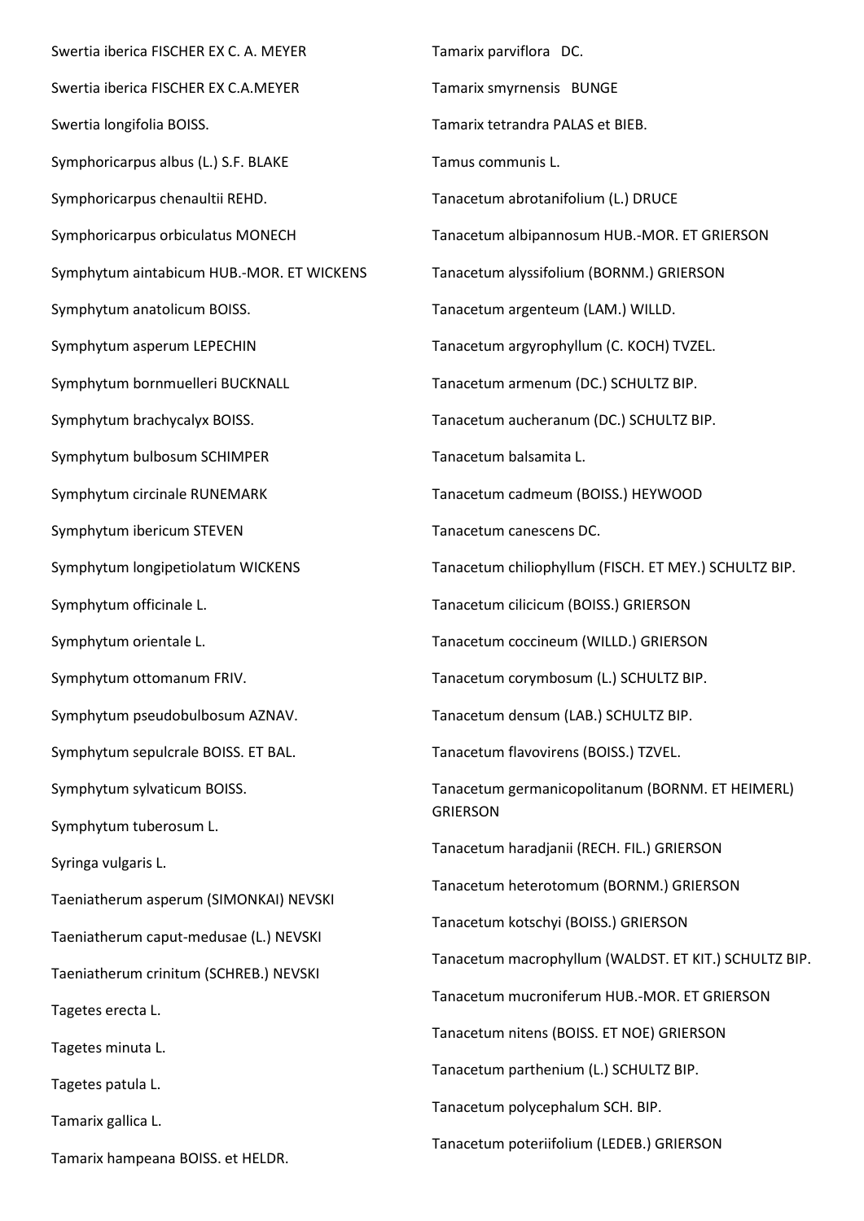Swertia iberica FISCHER EX C. A. MEYER

Swertia iberica FISCHER EX C.A.MEYER

Swertia longifolia BOISS.

Symphoricarpus albus (L.) S.F. BLAKE

Symphoricarpus chenaultii REHD.

Symphoricarpus orbiculatus MONECH

Symphytum aintabicum HUB.-MOR. ET WICKENS

Symphytum anatolicum BOISS.

Symphytum asperum LEPECHIN

Symphytum bornmuelleri BUCKNALL

Symphytum brachycalyx BOISS.

Symphytum bulbosum SCHIMPER

Symphytum circinale RUNEMARK

Symphytum ibericum STEVEN

Symphytum longipetiolatum WICKENS

Symphytum officinale L.

Symphytum orientale L.

Symphytum ottomanum FRIV.

Symphytum pseudobulbosum AZNAV.

Symphytum sepulcrale BOISS. ET BAL.

Symphytum sylvaticum BOISS.

Symphytum tuberosum L.

Syringa vulgaris L.

Taeniatherum asperum (SIMONKAI) NEVSKI

Taeniatherum caput-medusae (L.) NEVSKI

Taeniatherum crinitum (SCHREB.) NEVSKI

Tagetes erecta L.

Tagetes minuta L.

Tagetes patula L.

Tamarix gallica L.

Tamarix hampeana BOISS. et HELDR.

Tamarix parviflora DC.

Tamarix smyrnensis BUNGE

Tamarix tetrandra PALAS et BIEB.

Tamus communis L.

Tanacetum abrotanifolium (L.) DRUCE

Tanacetum albipannosum HUB.-MOR. ET GRIERSON

Tanacetum alyssifolium (BORNM.) GRIERSON

Tanacetum argenteum (LAM.) WILLD.

Tanacetum argyrophyllum (C. KOCH) TVZEL.

Tanacetum armenum (DC.) SCHULTZ BIP.

Tanacetum aucheranum (DC.) SCHULTZ BIP.

Tanacetum balsamita L.

Tanacetum cadmeum (BOISS.) HEYWOOD

Tanacetum canescens DC.

Tanacetum chiliophyllum (FISCH. ET MEY.) SCHULTZ BIP.

Tanacetum cilicicum (BOISS.) GRIERSON

Tanacetum coccineum (WILLD.) GRIERSON

Tanacetum corymbosum (L.) SCHULTZ BIP.

Tanacetum densum (LAB.) SCHULTZ BIP.

Tanacetum flavovirens (BOISS.) TZVEL.

Tanacetum germanicopolitanum (BORNM. ET HEIMERL) GRIERSON

Tanacetum haradjanii (RECH. FIL.) GRIERSON

Tanacetum heterotomum (BORNM.) GRIERSON

Tanacetum kotschyi (BOISS.) GRIERSON

Tanacetum macrophyllum (WALDST. ET KIT.) SCHULTZ BIP.

Tanacetum mucroniferum HUB.-MOR. ET GRIERSON

Tanacetum nitens (BOISS. ET NOE) GRIERSON

Tanacetum parthenium (L.) SCHULTZ BIP.

Tanacetum polycephalum SCH. BIP.

Tanacetum poteriifolium (LEDEB.) GRIERSON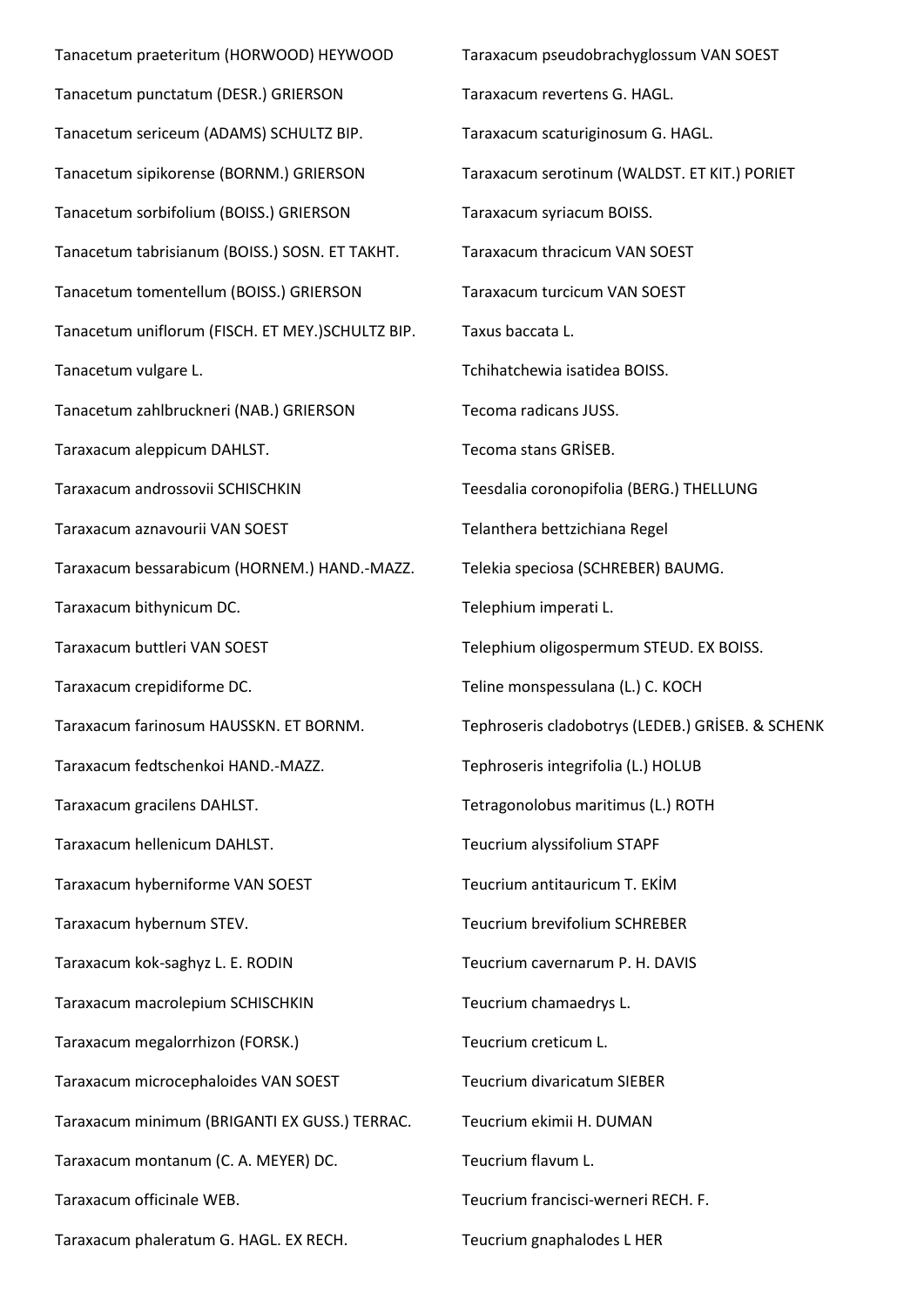Tanacetum praeteritum (HORWOOD) HEYWOOD

Tanacetum punctatum (DESR.) GRIERSON

Tanacetum sericeum (ADAMS) SCHULTZ BIP.

Tanacetum sipikorense (BORNM.) GRIERSON

Tanacetum sorbifolium (BOISS.) GRIERSON

Tanacetum tabrisianum (BOISS.) SOSN. ET TAKHT.

Tanacetum tomentellum (BOISS.) GRIERSON

Tanacetum uniflorum (FISCH. ET MEY.)SCHULTZ BIP.

Tanacetum vulgare L.

Tanacetum zahlbruckneri (NAB.) GRIERSON

Taraxacum aleppicum DAHLST.

Taraxacum androssovii SCHISCHKIN

Taraxacum aznavourii VAN SOEST

Taraxacum bessarabicum (HORNEM.) HAND.-MAZZ.

Taraxacum bithynicum DC.

Taraxacum buttleri VAN SOEST

Taraxacum crepidiforme DC.

Taraxacum farinosum HAUSSKN. ET BORNM.

Taraxacum fedtschenkoi HAND.-MAZZ.

Taraxacum gracilens DAHLST.

Taraxacum hellenicum DAHLST.

Taraxacum hyberniforme VAN SOEST

Taraxacum hybernum STEV.

Taraxacum kok-saghyz L. E. RODIN

Taraxacum macrolepium SCHISCHKIN

Taraxacum megalorrhizon (FORSK.)

Taraxacum microcephaloides VAN SOEST

Taraxacum minimum (BRIGANTI EX GUSS.) TERRAC.

Taraxacum montanum (C. A. MEYER) DC.

Taraxacum officinale WEB.

Taraxacum phaleratum G. HAGL. EX RECH.

Taraxacum pseudobrachyglossum VAN SOEST

Taraxacum revertens G. HAGL.

Taraxacum scaturiginosum G. HAGL.

Taraxacum serotinum (WALDST. ET KIT.) PORIET

Taraxacum syriacum BOISS.

Taraxacum thracicum VAN SOEST

Taraxacum turcicum VAN SOEST

Taxus baccata L.

Tchihatchewia isatidea BOISS.

Tecoma radicans JUSS.

Tecoma stans GRİSEB.

Teesdalia coronopifolia (BERG.) THELLUNG

Telanthera bettzichiana Regel

Telekia speciosa (SCHREBER) BAUMG.

Telephium imperati L.

Telephium oligospermum STEUD. EX BOISS.

Teline monspessulana (L.) C. KOCH

Tephroseris cladobotrys (LEDEB.) GRİSEB. & SCHENK

Tephroseris integrifolia (L.) HOLUB

Tetragonolobus maritimus (L.) ROTH

Teucrium alyssifolium STAPF

Teucrium antitauricum T. EKİM

Teucrium brevifolium SCHREBER

Teucrium cavernarum P. H. DAVIS

Teucrium chamaedrys L.

Teucrium creticum L.

Teucrium divaricatum SIEBER

Teucrium ekimii H. DUMAN

Teucrium flavum L.

Teucrium francisci-werneri RECH. F.

Teucrium gnaphalodes L HER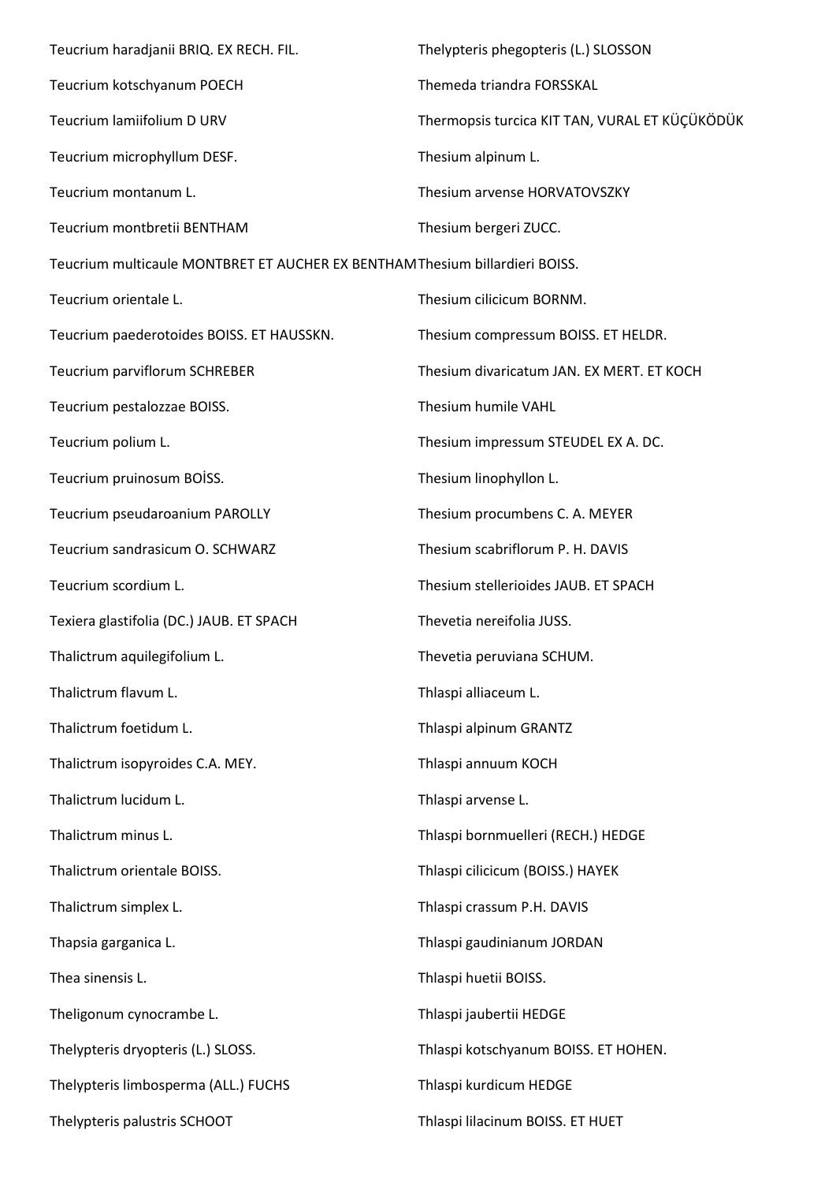Teucrium haradjanii BRIQ. EX RECH. FIL.

Teucrium kotschyanum POECH

Teucrium lamiifolium D URV

Teucrium microphyllum DESF.

Teucrium montanum L.

Teucrium montbretii BENTHAM

Teucrium multicaule MONTBRET ET AUCHER EX BENTHAM

Teucrium orientale L.

Teucrium paederotoides BOISS. ET HAUSSKN.

Teucrium parviflorum SCHREBER

Teucrium pestalozzae BOISS.

Teucrium polium L.

Teucrium pruinosum BOİSS.

Teucrium pseudaroanium PAROLLY

Teucrium sandrasicum O. SCHWARZ

Teucrium scordium L.

Texiera glastifolia (DC.) JAUB. ET SPACH

Thalictrum aquilegifolium L.

Thalictrum flavum L.

Thalictrum foetidum L.

Thalictrum isopyroides C.A. MEY.

Thalictrum lucidum L.

Thalictrum minus L.

Thalictrum orientale BOISS.

Thalictrum simplex L.

Thapsia garganica L.

Thea sinensis L.

Theligonum cynocrambe L.

Thelypteris dryopteris (L.) SLOSS.

Thelypteris limbosperma (ALL.) FUCHS

Thelypteris palustris SCHOOT

Thelypteris phegopteris (L.) SLOSSON

Themeda triandra FORSSKAL

Thermopsis turcica KIT TAN, VURAL ET KÜÇÜKÖDÜK

Thesium alpinum L.

Thesium arvense HORVATOVSZKY

Thesium bergeri ZUCC.

Thesium billardieri BOISS.

Thesium cilicicum BORNM.

Thesium compressum BOISS. ET HELDR.

Thesium divaricatum JAN. EX MERT. ET KOCH

Thesium humile VAHL

Thesium impressum STEUDEL EX A. DC.

Thesium linophyllon L.

Thesium procumbens C. A. MEYER

Thesium scabriflorum P. H. DAVIS

Thesium stellerioides JAUB. ET SPACH

Thevetia nereifolia JUSS.

Thevetia peruviana SCHUM.

Thlaspi alliaceum L.

Thlaspi alpinum GRANTZ

Thlaspi annuum KOCH

Thlaspi arvense L.

Thlaspi bornmuelleri (RECH.) HEDGE

Thlaspi cilicicum (BOISS.) HAYEK

Thlaspi crassum P.H. DAVIS

Thlaspi gaudinianum JORDAN

Thlaspi huetii BOISS.

Thlaspi jaubertii HEDGE

Thlaspi kotschyanum BOISS. ET HOHEN.

Thlaspi kurdicum HEDGE

Thlaspi lilacinum BOISS. ET HUET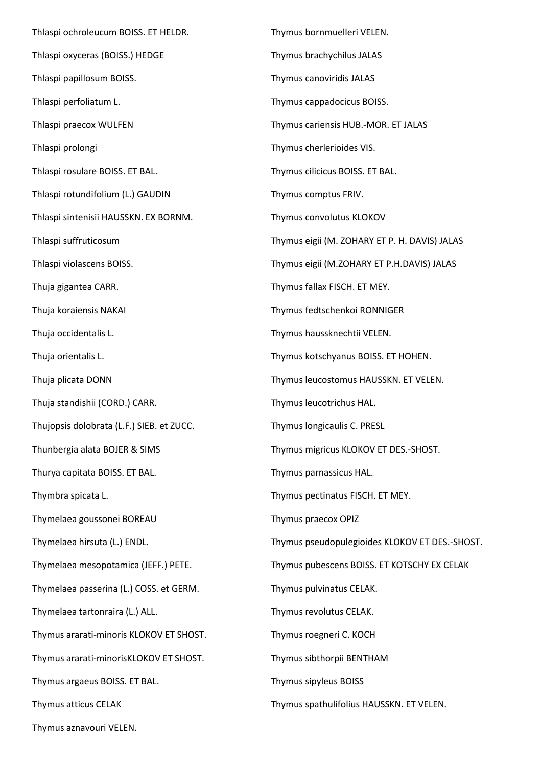Thlaspi ochroleucum BOISS. ET HELDR.

Thlaspi oxyceras (BOISS.) HEDGE

Thlaspi papillosum BOISS.

Thlaspi perfoliatum L.

Thlaspi praecox WULFEN

Thlaspi prolongi

Thlaspi rosulare BOISS. ET BAL.

Thlaspi rotundifolium (L.) GAUDIN

Thlaspi sintenisii HAUSSKN. EX BORNM.

Thlaspi suffruticosum

Thlaspi violascens BOISS.

Thuja gigantea CARR.

Thuja koraiensis NAKAI

Thuja occidentalis L.

Thuja orientalis L.

Thuja plicata DONN

Thuja standishii (CORD.) CARR.

Thujopsis dolobrata (L.F.) SIEB. et ZUCC.

Thunbergia alata BOJER & SIMS

Thurya capitata BOISS. ET BAL.

Thymbra spicata L.

Thymelaea goussonei BOREAU

Thymelaea hirsuta (L.) ENDL.

Thymelaea mesopotamica (JEFF.) PETE.

Thymelaea passerina (L.) COSS. et GERM.

Thymelaea tartonraira (L.) ALL.

Thymus ararati-minoris KLOKOV ET SHOST.

Thymus ararati-minorisKLOKOV ET SHOST.

Thymus argaeus BOISS. ET BAL.

Thymus atticus CELAK

Thymus aznavouri VELEN.

Thymus bornmuelleri VELEN.

Thymus brachychilus JALAS

Thymus canoviridis JALAS

Thymus cappadocicus BOISS.

Thymus cariensis HUB.-MOR. ET JALAS

Thymus cherlerioides VIS.

Thymus cilicicus BOISS. ET BAL.

Thymus comptus FRIV.

Thymus convolutus KLOKOV

Thymus eigii (M. ZOHARY ET P. H. DAVIS) JALAS

Thymus eigii (M.ZOHARY ET P.H.DAVIS) JALAS

Thymus fallax FISCH. ET MEY.

Thymus fedtschenkoi RONNIGER

Thymus haussknechtii VELEN.

Thymus kotschyanus BOISS. ET HOHEN.

Thymus leucostomus HAUSSKN. ET VELEN.

Thymus leucotrichus HAL.

Thymus longicaulis C. PRESL

Thymus migricus KLOKOV ET DES.-SHOST.

Thymus parnassicus HAL.

Thymus pectinatus FISCH. ET MEY.

Thymus praecox OPIZ

Thymus pseudopulegioides KLOKOV ET DES.-SHOST.

Thymus pubescens BOISS. ET KOTSCHY EX CELAK

Thymus pulvinatus CELAK.

Thymus revolutus CELAK.

Thymus roegneri C. KOCH

Thymus sibthorpii BENTHAM

Thymus sipyleus BOISS

Thymus spathulifolius HAUSSKN. ET VELEN.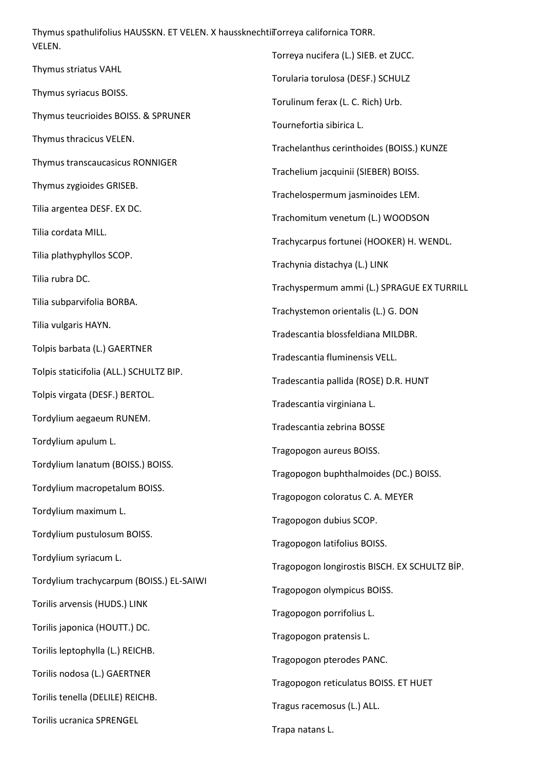Thymus spathulifolius HAUSSKN. ET VELEN. X haussknechtii VELEN.

Thymus striatus VAHL

Thymus syriacus BOISS.

Thymus teucrioides BOISS. & SPRUNER

Thymus thracicus VELEN.

Thymus transcaucasicus RONNIGER

Thymus zygioides GRISEB.

Tilia argentea DESF. EX DC.

Tilia cordata MILL.

Tilia plathyphyllos SCOP.

Tilia rubra DC.

Tilia subparvifolia BORBA.

Tilia vulgaris HAYN.

Tolpis barbata (L.) GAERTNER

Tolpis staticifolia (ALL.) SCHULTZ BIP.

Tolpis virgata (DESF.) BERTOL.

Tordylium aegaeum RUNEM.

Tordylium apulum L.

Tordylium lanatum (BOISS.) BOISS.

Tordylium macropetalum BOISS.

Tordylium maximum L.

Tordylium pustulosum BOISS.

Tordylium syriacum L.

Tordylium trachycarpum (BOISS.) EL-SAIWI

Torilis arvensis (HUDS.) LINK

Torilis japonica (HOUTT.) DC.

Torilis leptophylla (L.) REICHB.

Torilis nodosa (L.) GAERTNER

Torilis tenella (DELILE) REICHB.

Torilis ucranica SPRENGEL

Torreya californica TORR.

Torreya nucifera (L.) SIEB. et ZUCC.

Torularia torulosa (DESF.) SCHULZ

Torulinum ferax (L. C. Rich) Urb.

Tournefortia sibirica L.

Trachelanthus cerinthoides (BOISS.) KUNZE

Trachelium jacquinii (SIEBER) BOISS.

Trachelospermum jasminoides LEM.

Trachomitum venetum (L.) WOODSON

Trachycarpus fortunei (HOOKER) H. WENDL.

Trachynia distachya (L.) LINK

Trachyspermum ammi (L.) SPRAGUE EX TURRILL

Trachystemon orientalis (L.) G. DON

Tradescantia blossfeldiana MILDBR.

Tradescantia fluminensis VELL.

Tradescantia pallida (ROSE) D.R. HUNT

Tradescantia virginiana L.

Tradescantia zebrina BOSSE

Tragopogon aureus BOISS.

Tragopogon buphthalmoides (DC.) BOISS.

Tragopogon coloratus C. A. MEYER

Tragopogon dubius SCOP.

Tragopogon latifolius BOISS.

Tragopogon longirostis BISCH. EX SCHULTZ BİP.

Tragopogon olympicus BOISS.

Tragopogon porrifolius L.

Tragopogon pratensis L.

Tragopogon pterodes PANC.

Tragopogon reticulatus BOISS. ET HUET

Tragus racemosus (L.) ALL.

Trapa natans L.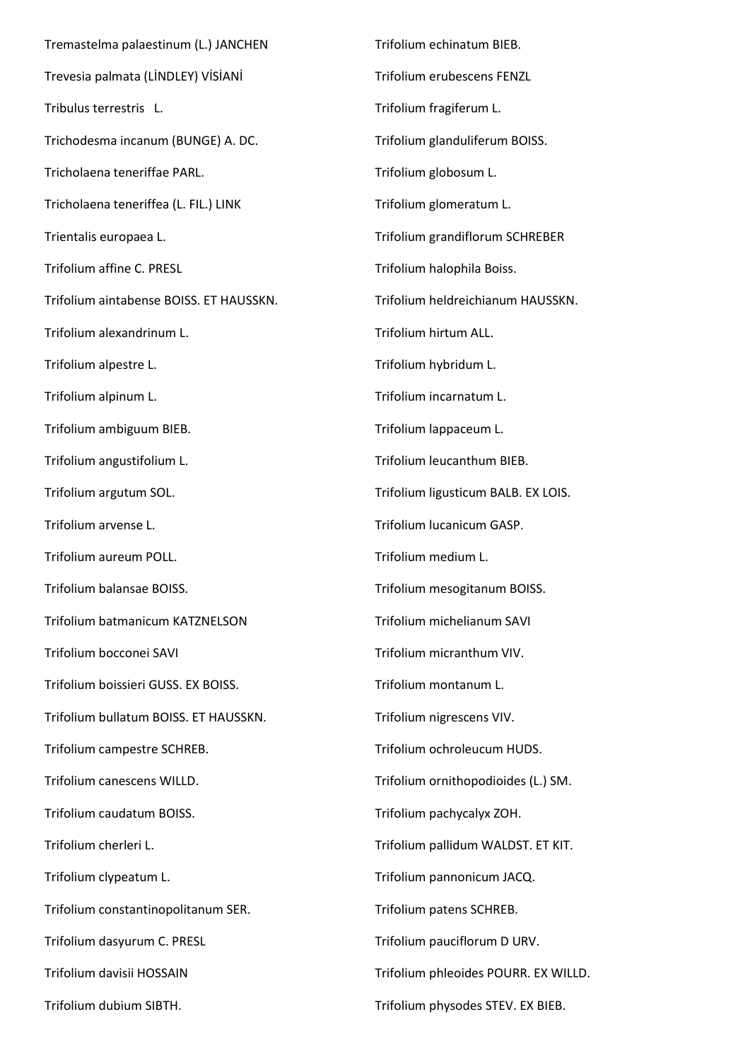Tremastelma palaestinum (L.) JANCHEN

Trevesia palmata (LİNDLEY) VİSİANİ

Tribulus terrestris   L.

Trichodesma incanum (BUNGE) A. DC.

Tricholaena teneriffae PARL.

Tricholaena teneriffea (L. FIL.) LINK

Trientalis europaea L.

Trifolium affine C. PRESL

Trifolium aintabense BOISS. ET HAUSSKN.

Trifolium alexandrinum L.

Trifolium alpestre L.

Trifolium alpinum L.

Trifolium ambiguum BIEB.

Trifolium angustifolium L.

Trifolium argutum SOL.

Trifolium arvense L.

Trifolium aureum POLL.

Trifolium balansae BOISS.

Trifolium batmanicum KATZNELSON

Trifolium bocconei SAVI

Trifolium boissieri GUSS. EX BOISS.

Trifolium bullatum BOISS. ET HAUSSKN.

Trifolium campestre SCHREB.

Trifolium canescens WILLD.

Trifolium caudatum BOISS.

Trifolium cherleri L.

Trifolium clypeatum L.

Trifolium constantinopolitanum SER.

Trifolium dasyurum C. PRESL

Trifolium davisii HOSSAIN

Trifolium dubium SIBTH.

Trifolium echinatum BIEB.

Trifolium erubescens FENZL

Trifolium fragiferum L.

Trifolium glanduliferum BOISS.

Trifolium globosum L.

Trifolium glomeratum L.

Trifolium grandiflorum SCHREBER

Trifolium halophila Boiss.

Trifolium heldreichianum HAUSSKN.

Trifolium hirtum ALL.

Trifolium hybridum L.

Trifolium incarnatum L.

Trifolium lappaceum L.

Trifolium leucanthum BIEB.

Trifolium ligusticum BALB. EX LOIS.

Trifolium lucanicum GASP.

Trifolium medium L.

Trifolium mesogitanum BOISS.

Trifolium michelianum SAVI

Trifolium micranthum VIV.

Trifolium montanum L.

Trifolium nigrescens VIV.

Trifolium ochroleucum HUDS.

Trifolium ornithopodioides (L.) SM.

Trifolium pachycalyx ZOH.

Trifolium pallidum WALDST. ET KIT.

Trifolium pannonicum JACQ.

Trifolium patens SCHREB.

Trifolium pauciflorum D URV.

Trifolium phleoides POURR. EX WILLD.

Trifolium physodes STEV. EX BIEB.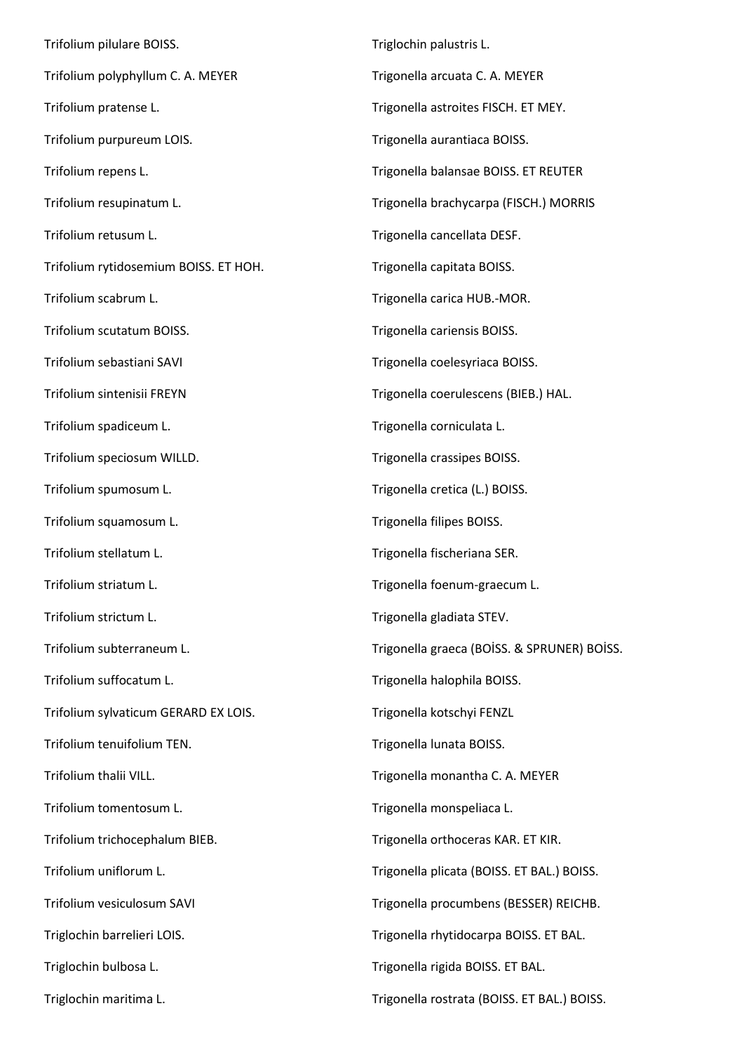Trifolium pilulare BOISS.

Trifolium polyphyllum C. A. MEYER

Trifolium pratense L.

Trifolium purpureum LOIS.

Trifolium repens L.

Trifolium resupinatum L.

Trifolium retusum L.

Trifolium rytidosemium BOISS. ET HOH.

Trifolium scabrum L.

Trifolium scutatum BOISS.

Trifolium sebastiani SAVI

Trifolium sintenisii FREYN

Trifolium spadiceum L.

Trifolium speciosum WILLD.

Trifolium spumosum L.

Trifolium squamosum L.

Trifolium stellatum L.

Trifolium striatum L.

Trifolium strictum L.

Trifolium subterraneum L.

Trifolium suffocatum L.

Trifolium sylvaticum GERARD EX LOIS.

Trifolium tenuifolium TEN.

Trifolium thalii VILL.

Trifolium tomentosum L.

Trifolium trichocephalum BIEB.

Trifolium uniflorum L.

Trifolium vesiculosum SAVI

Triglochin barrelieri LOIS.

Triglochin bulbosa L.

Triglochin maritima L.

Triglochin palustris L.

Trigonella arcuata C. A. MEYER

Trigonella astroites FISCH. ET MEY.

Trigonella aurantiaca BOISS.

Trigonella balansae BOISS. ET REUTER

Trigonella brachycarpa (FISCH.) MORRIS

Trigonella cancellata DESF.

Trigonella capitata BOISS.

Trigonella carica HUB.-MOR.

Trigonella cariensis BOISS.

Trigonella coelesyriaca BOISS.

Trigonella coerulescens (BIEB.) HAL.

Trigonella corniculata L.

Trigonella crassipes BOISS.

Trigonella cretica (L.) BOISS.

Trigonella filipes BOISS.

Trigonella fischeriana SER.

Trigonella foenum-graecum L.

Trigonella gladiata STEV.

Trigonella graeca (BOİSS. & SPRUNER) BOİSS.

Trigonella halophila BOISS.

Trigonella kotschyi FENZL

Trigonella lunata BOISS.

Trigonella monantha C. A. MEYER

Trigonella monspeliaca L.

Trigonella orthoceras KAR. ET KIR.

Trigonella plicata (BOISS. ET BAL.) BOISS.

Trigonella procumbens (BESSER) REICHB.

Trigonella rhytidocarpa BOISS. ET BAL.

Trigonella rigida BOISS. ET BAL.

Trigonella rostrata (BOISS. ET BAL.) BOISS.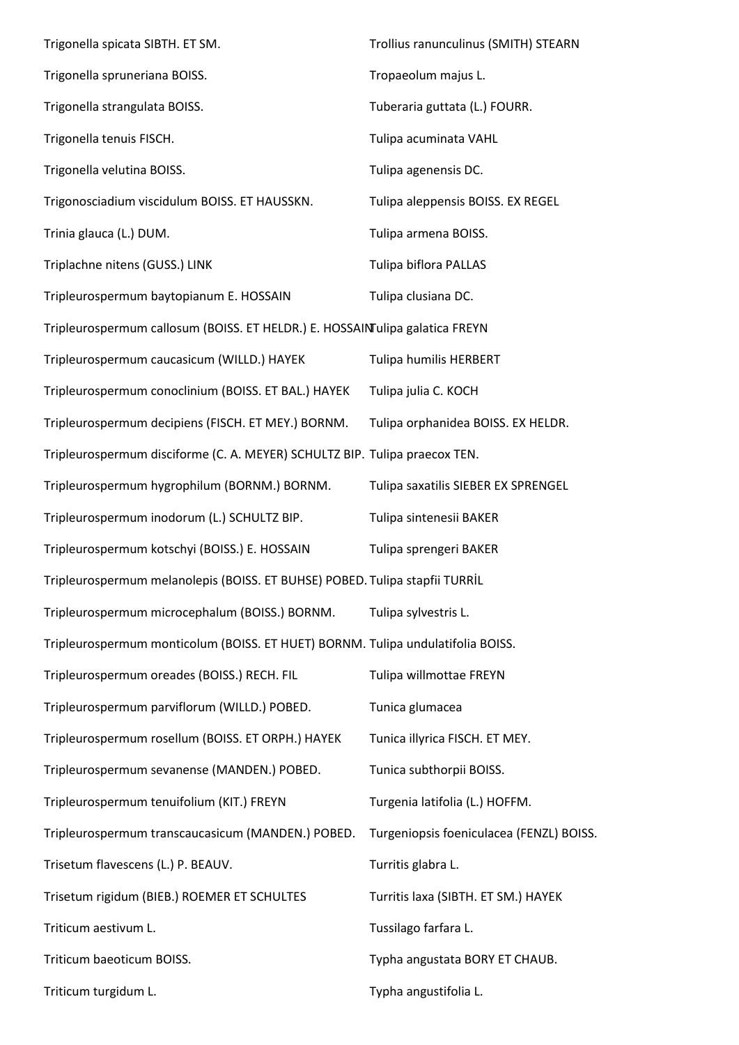Trigonella spicata SIBTH. ET SM.

Trigonella spruneriana BOISS.

Trigonella strangulata BOISS.

Trigonella tenuis FISCH.

Trigonella velutina BOISS.

Trigonosciadium viscidulum BOISS. ET HAUSSKN.

Trinia glauca (L.) DUM.

Triplachne nitens (GUSS.) LINK

Tripleurospermum baytopianum E. HOSSAIN

Tripleurospermum callosum (BOISS. ET HELDR.) E. HOSSAIN

Tripleurospermum caucasicum (WILLD.) HAYEK

Tripleurospermum conoclinium (BOISS. ET BAL.) HAYEK

Tripleurospermum decipiens (FISCH. ET MEY.) BORNM.

Tripleurospermum disciforme (C. A. MEYER) SCHULTZ BIP.

Tripleurospermum hygrophilum (BORNM.) BORNM.

Tripleurospermum inodorum (L.) SCHULTZ BIP.

Tripleurospermum kotschyi (BOISS.) E. HOSSAIN

Tripleurospermum melanolepis (BOISS. ET BUHSE) POBED.

Tripleurospermum microcephalum (BOISS.) BORNM.

Tripleurospermum monticolum (BOISS. ET HUET) BORNM.

Tripleurospermum oreades (BOISS.) RECH. FIL

Tripleurospermum parviflorum (WILLD.) POBED.

Tripleurospermum rosellum (BOISS. ET ORPH.) HAYEK

Tripleurospermum sevanense (MANDEN.) POBED.

Tripleurospermum tenuifolium (KIT.) FREYN

Tripleurospermum transcaucasicum (MANDEN.) POBED.

Trisetum flavescens (L.) P. BEAUV.

Trisetum rigidum (BIEB.) ROEMER ET SCHULTES

Triticum aestivum L.

Triticum baeoticum BOISS.

Triticum turgidum L.

Trollius ranunculinus (SMITH) STEARN

Tropaeolum majus L.

Tuberaria guttata (L.) FOURR.

Tulipa acuminata VAHL

Tulipa agenensis DC.

Tulipa aleppensis BOISS. EX REGEL

Tulipa armena BOISS.

Tulipa biflora PALLAS

Tulipa clusiana DC.

Tulipa galatica FREYN

Tulipa humilis HERBERT

Tulipa julia C. KOCH

Tulipa orphanidea BOISS. EX HELDR.

Tulipa praecox TEN.

Tulipa saxatilis SIEBER EX SPRENGEL

Tulipa sintenesii BAKER

Tulipa sprengeri BAKER

Tulipa stapfii TURRİL

Tulipa sylvestris L.

Tulipa undulatifolia BOISS.

Tulipa willmottae FREYN

Tunica glumacea

Tunica illyrica FISCH. ET MEY.

Tunica subthorpii BOISS.

Turgenia latifolia (L.) HOFFM.

Turgeniopsis foeniculacea (FENZL) BOISS.

Turritis glabra L.

Turritis laxa (SIBTH. ET SM.) HAYEK

Tussilago farfara L.

Typha angustata BORY ET CHAUB.

Typha angustifolia L.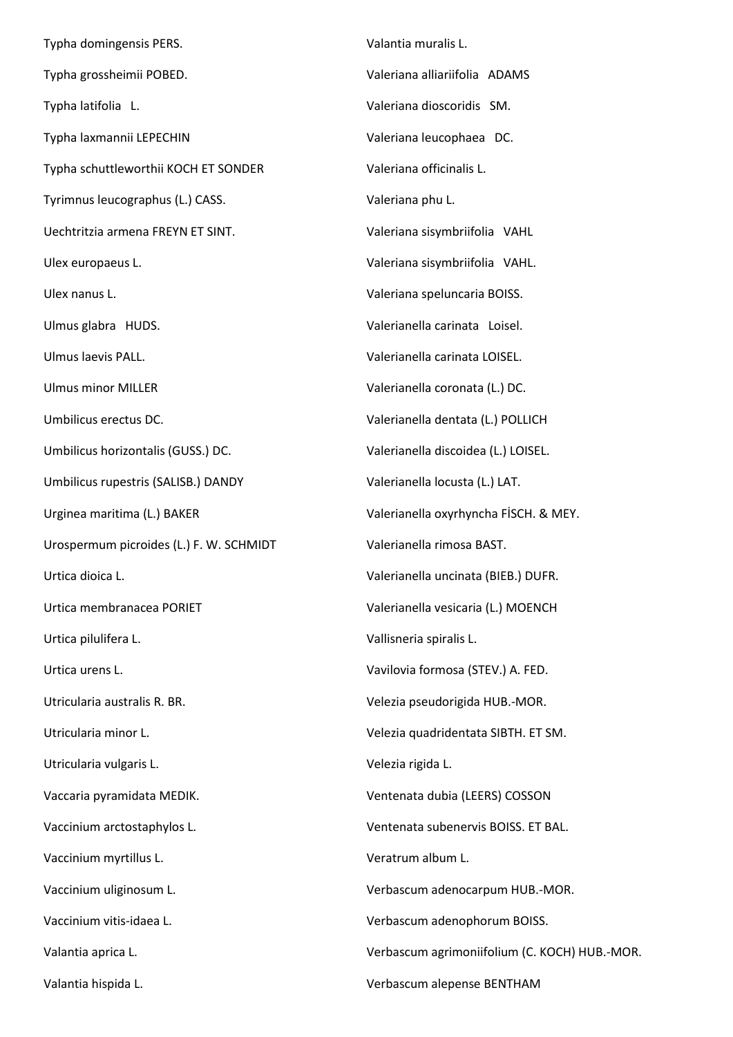Typha domingensis PERS.

Typha grossheimii POBED.

Typha latifolia L.

Typha laxmannii LEPECHIN

Typha schuttleworthii KOCH ET SONDER

Tyrimnus leucographus (L.) CASS.

Uechtritzia armena FREYN ET SINT.

Ulex europaeus L.

Ulex nanus L.

Ulmus glabra HUDS.

Ulmus laevis PALL.

Ulmus minor MILLER

Umbilicus erectus DC.

Umbilicus horizontalis (GUSS.) DC.

Umbilicus rupestris (SALISB.) DANDY

Urginea maritima (L.) BAKER

Urospermum picroides (L.) F. W. SCHMIDT

Urtica dioica L.

Urtica membranacea PORIET

Urtica pilulifera L.

Urtica urens L.

Utricularia australis R. BR.

Utricularia minor L.

Utricularia vulgaris L.

Vaccaria pyramidata MEDIK.

Vaccinium arctostaphylos L.

Vaccinium myrtillus L.

Vaccinium uliginosum L.

Vaccinium vitis-idaea L.

Valantia aprica L.

Valantia hispida L.

Valantia muralis L.

Valeriana alliariifolia ADAMS

Valeriana dioscoridis SM.

Valeriana leucophaea DC.

Valeriana officinalis L.

Valeriana phu L.

Valeriana sisymbriifolia VAHL

Valeriana sisymbriifolia VAHL.

Valeriana speluncaria BOISS.

Valerianella carinata Loisel.

Valerianella carinata LOISEL.

Valerianella coronata (L.) DC.

Valerianella dentata (L.) POLLICH

Valerianella discoidea (L.) LOISEL.

Valerianella locusta (L.) LAT.

Valerianella oxyrhyncha FİSCH. & MEY.

Valerianella rimosa BAST.

Valerianella uncinata (BIEB.) DUFR.

Valerianella vesicaria (L.) MOENCH

Vallisneria spiralis L.

Vavilovia formosa (STEV.) A. FED.

Velezia pseudorigida HUB.-MOR.

Velezia quadridentata SIBTH. ET SM.

Velezia rigida L.

Ventenata dubia (LEERS) COSSON

Ventenata subenervis BOISS. ET BAL.

Veratrum album L.

Verbascum adenocarpum HUB.-MOR.

Verbascum adenophorum BOISS.

Verbascum agrimoniifolium (C. KOCH) HUB.-MOR.

Verbascum alepense BENTHAM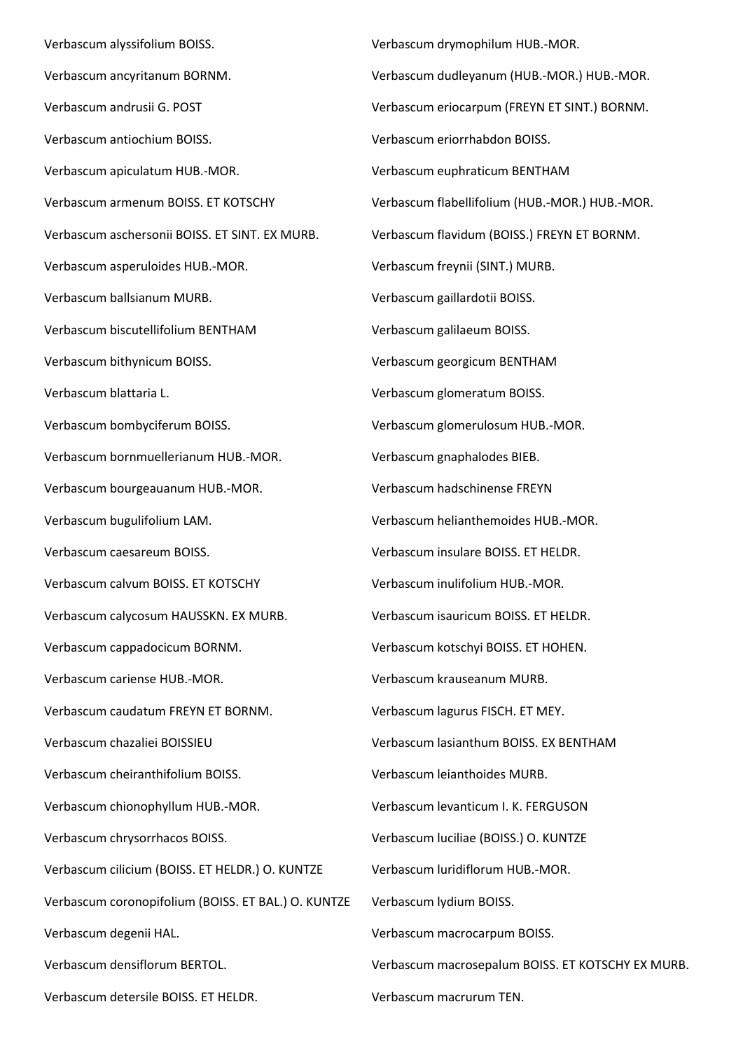Verbascum alyssifolium BOISS.

Verbascum ancyritanum BORNM.

Verbascum andrusii G. POST

Verbascum antiochium BOISS.

Verbascum apiculatum HUB.-MOR.

Verbascum armenum BOISS. ET KOTSCHY

Verbascum aschersonii BOISS. ET SINT. EX MURB.

Verbascum asperuloides HUB.-MOR.

Verbascum ballsianum MURB.

Verbascum biscutellifolium BENTHAM

Verbascum bithynicum BOISS.

Verbascum blattaria L.

Verbascum bombyciferum BOISS.

Verbascum bornmuellerianum HUB.-MOR.

Verbascum bourgeauanum HUB.-MOR.

Verbascum bugulifolium LAM.

Verbascum caesareum BOISS.

Verbascum calvum BOISS. ET KOTSCHY

Verbascum calycosum HAUSSKN. EX MURB.

Verbascum cappadocicum BORNM.

Verbascum cariense HUB.-MOR.

Verbascum caudatum FREYN ET BORNM.

Verbascum chazaliei BOISSIEU

Verbascum cheiranthifolium BOISS.

Verbascum chionophyllum HUB.-MOR.

Verbascum chrysorrhacos BOISS.

Verbascum cilicium (BOISS. ET HELDR.) O. KUNTZE

Verbascum coronopifolium (BOISS. ET BAL.) O. KUNTZE

Verbascum degenii HAL.

Verbascum densiflorum BERTOL.

Verbascum detersile BOISS. ET HELDR.

Verbascum drymophilum HUB.-MOR.

Verbascum dudleyanum (HUB.-MOR.) HUB.-MOR.

Verbascum eriocarpum (FREYN ET SINT.) BORNM.

Verbascum eriorrhabdon BOISS.

Verbascum euphraticum BENTHAM

Verbascum flabellifolium (HUB.-MOR.) HUB.-MOR.

Verbascum flavidum (BOISS.) FREYN ET BORNM.

Verbascum freynii (SINT.) MURB.

Verbascum gaillardotii BOISS.

Verbascum galilaeum BOISS.

Verbascum georgicum BENTHAM

Verbascum glomeratum BOISS.

Verbascum glomerulosum HUB.-MOR.

Verbascum gnaphalodes BIEB.

Verbascum hadschinense FREYN

Verbascum helianthemoides HUB.-MOR.

Verbascum insulare BOISS. ET HELDR.

Verbascum inulifolium HUB.-MOR.

Verbascum isauricum BOISS. ET HELDR.

Verbascum kotschyi BOISS. ET HOHEN.

Verbascum krauseanum MURB.

Verbascum lagurus FISCH. ET MEY.

Verbascum lasianthum BOISS. EX BENTHAM

Verbascum leianthoides MURB.

Verbascum levanticum I. K. FERGUSON

Verbascum luciliae (BOISS.) O. KUNTZE

Verbascum luridiflorum HUB.-MOR.

Verbascum lydium BOISS.

Verbascum macrocarpum BOISS.

Verbascum macrosepalum BOISS. ET KOTSCHY EX MURB.

Verbascum macrurum TEN.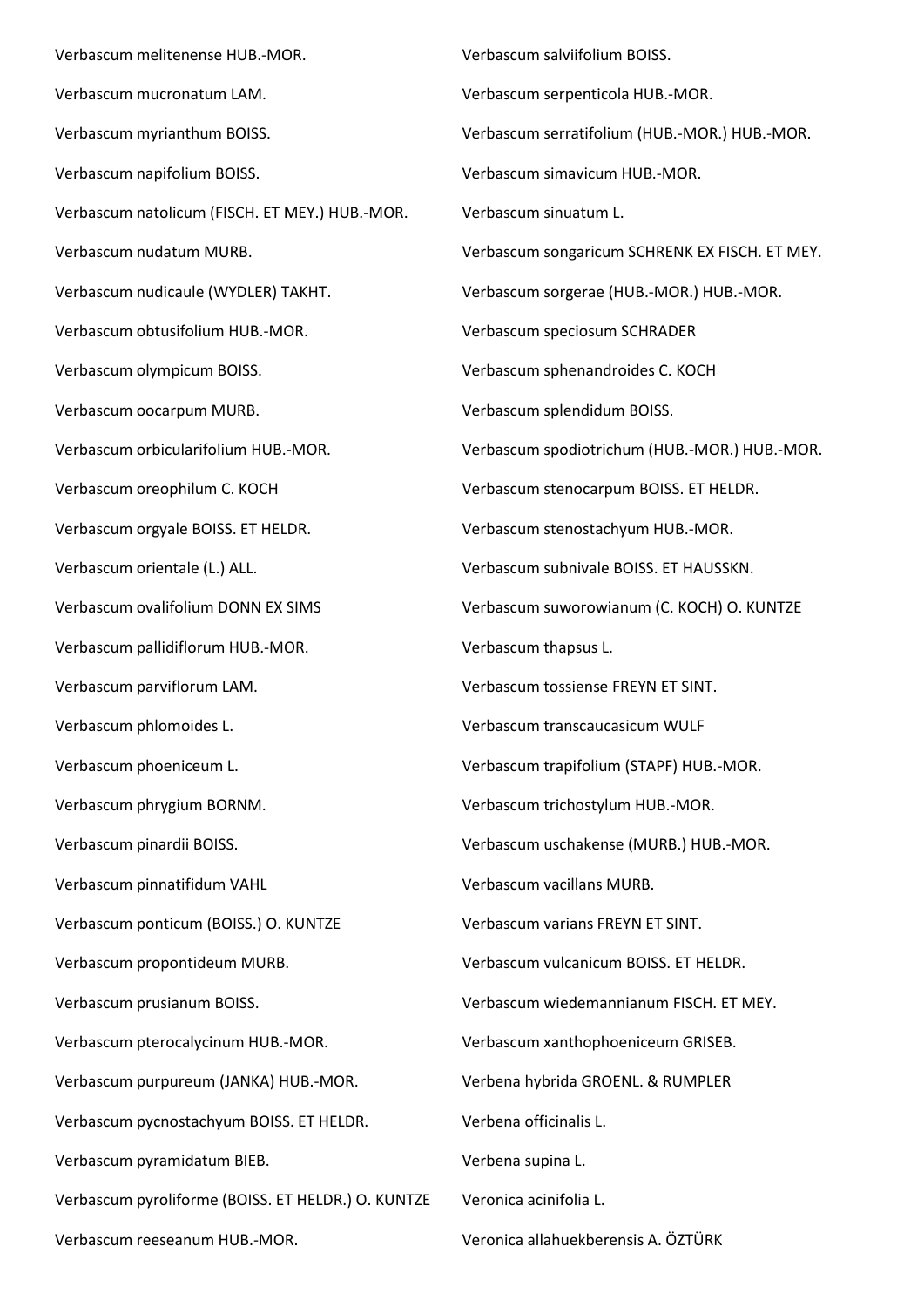Verbascum melitenense HUB.-MOR.

Verbascum mucronatum LAM.

Verbascum myrianthum BOISS.

Verbascum napifolium BOISS.

Verbascum natolicum (FISCH. ET MEY.) HUB.-MOR.

Verbascum nudatum MURB.

Verbascum nudicaule (WYDLER) TAKHT.

Verbascum obtusifolium HUB.-MOR.

Verbascum olympicum BOISS.

Verbascum oocarpum MURB.

Verbascum orbicularifolium HUB.-MOR.

Verbascum oreophilum C. KOCH

Verbascum orgyale BOISS. ET HELDR.

Verbascum orientale (L.) ALL.

Verbascum ovalifolium DONN EX SIMS

Verbascum pallidiflorum HUB.-MOR.

Verbascum parviflorum LAM.

Verbascum phlomoides L.

Verbascum phoeniceum L.

Verbascum phrygium BORNM.

Verbascum pinardii BOISS.

Verbascum pinnatifidum VAHL

Verbascum ponticum (BOISS.) O. KUNTZE

Verbascum propontideum MURB.

Verbascum prusianum BOISS.

Verbascum pterocalycinum HUB.-MOR.

Verbascum purpureum (JANKA) HUB.-MOR.

Verbascum pycnostachyum BOISS. ET HELDR.

Verbascum pyramidatum BIEB.

Verbascum pyroliforme (BOISS. ET HELDR.) O. KUNTZE

Verbascum reeseanum HUB.-MOR.

Verbascum salviifolium BOISS.

Verbascum serpenticola HUB.-MOR.

Verbascum serratifolium (HUB.-MOR.) HUB.-MOR.

Verbascum simavicum HUB.-MOR.

Verbascum sinuatum L.

Verbascum songaricum SCHRENK EX FISCH. ET MEY.

Verbascum sorgerae (HUB.-MOR.) HUB.-MOR.

Verbascum speciosum SCHRADER

Verbascum sphenandroides C. KOCH

Verbascum splendidum BOISS.

Verbascum spodiotrichum (HUB.-MOR.) HUB.-MOR.

Verbascum stenocarpum BOISS. ET HELDR.

Verbascum stenostachyum HUB.-MOR.

Verbascum subnivale BOISS. ET HAUSSKN.

Verbascum suworowianum (C. KOCH) O. KUNTZE

Verbascum thapsus L.

Verbascum tossiense FREYN ET SINT.

Verbascum transcaucasicum WULF

Verbascum trapifolium (STAPF) HUB.-MOR.

Verbascum trichostylum HUB.-MOR.

Verbascum uschakense (MURB.) HUB.-MOR.

Verbascum vacillans MURB.

Verbascum varians FREYN ET SINT.

Verbascum vulcanicum BOISS. ET HELDR.

Verbascum wiedemannianum FISCH. ET MEY.

Verbascum xanthophoeniceum GRISEB.

Verbena hybrida GROENL. & RUMPLER

Verbena officinalis L.

Verbena supina L.

Veronica acinifolia L.

Veronica allahuekberensis A. ÖZTÜRK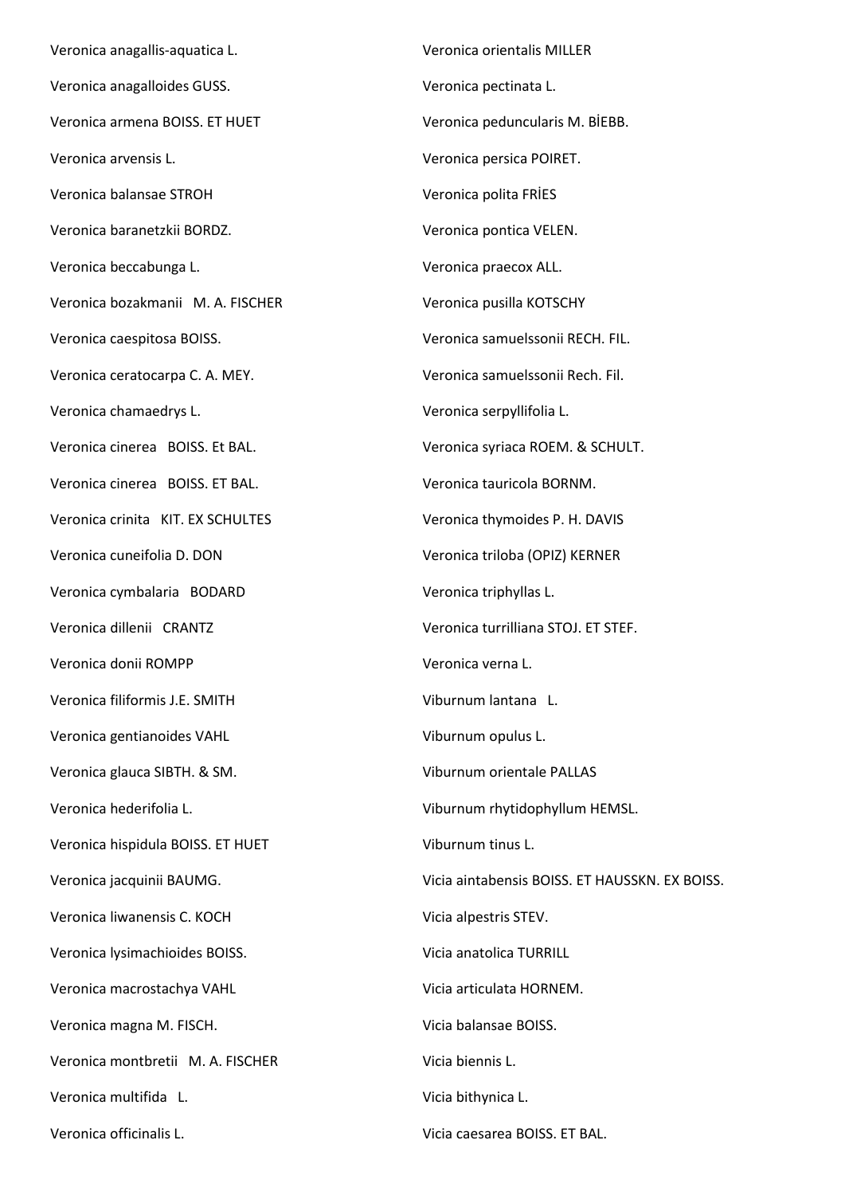Veronica anagallis-aquatica L.

Veronica anagalloides GUSS.

Veronica armena BOISS. ET HUET

Veronica arvensis L.

Veronica balansae STROH

Veronica baranetzkii BORDZ.

Veronica beccabunga L.

Veronica bozakmanii M. A. FISCHER

Veronica caespitosa BOISS.

Veronica ceratocarpa C. A. MEY.

Veronica chamaedrys L.

Veronica cinerea BOISS. Et BAL.

Veronica cinerea BOISS. ET BAL.

Veronica crinita KIT. EX SCHULTES

Veronica cuneifolia D. DON

Veronica cymbalaria BODARD

Veronica dillenii CRANTZ

Veronica donii ROMPP

Veronica filiformis J.E. SMITH

Veronica gentianoides VAHL

Veronica glauca SIBTH. & SM.

Veronica hederifolia L.

Veronica hispidula BOISS. ET HUET

Veronica jacquinii BAUMG.

Veronica liwanensis C. KOCH

Veronica lysimachioides BOISS.

Veronica macrostachya VAHL

Veronica magna M. FISCH.

Veronica montbretii M. A. FISCHER

Veronica multifida L.

Veronica officinalis L.

Veronica orientalis MILLER

Veronica pectinata L.

Veronica peduncularis M. BİEBB.

Veronica persica POIRET.

Veronica polita FRİES

Veronica pontica VELEN.

Veronica praecox ALL.

Veronica pusilla KOTSCHY

Veronica samuelssonii RECH. FIL.

Veronica samuelssonii Rech. Fil.

Veronica serpyllifolia L.

Veronica syriaca ROEM. & SCHULT.

Veronica tauricola BORNM.

Veronica thymoides P. H. DAVIS

Veronica triloba (OPIZ) KERNER

Veronica triphyllas L.

Veronica turrilliana STOJ. ET STEF.

Veronica verna L.

Viburnum lantana L.

Viburnum opulus L.

Viburnum orientale PALLAS

Viburnum rhytidophyllum HEMSL.

Viburnum tinus L.

Vicia aintabensis BOISS. ET HAUSSKN. EX BOISS.

Vicia alpestris STEV.

Vicia anatolica TURRILL

Vicia articulata HORNEM.

Vicia balansae BOISS.

Vicia biennis L.

Vicia bithynica L.

Vicia caesarea BOISS. ET BAL.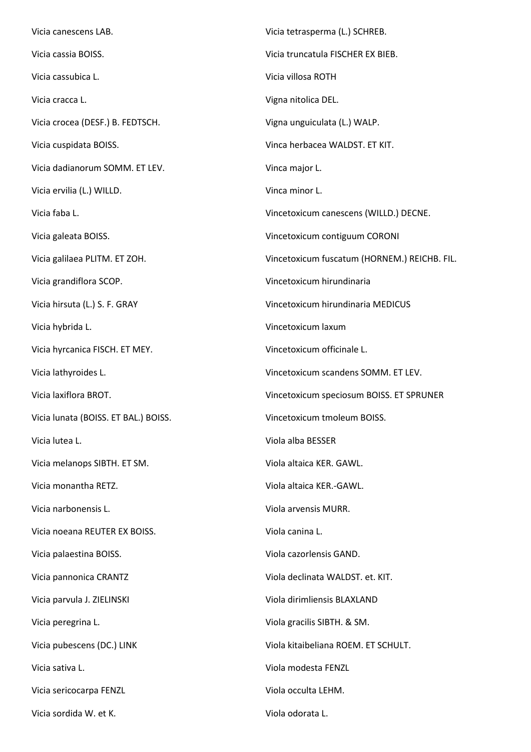Vicia canescens LAB.

Vicia cassia BOISS.

Vicia cassubica L.

Vicia cracca L.

Vicia crocea (DESF.) B. FEDTSCH.

Vicia cuspidata BOISS.

Vicia dadianorum SOMM. ET LEV.

Vicia ervilia (L.) WILLD.

Vicia faba L.

Vicia galeata BOISS.

Vicia galilaea PLITM. ET ZOH.

Vicia grandiflora SCOP.

Vicia hirsuta (L.) S. F. GRAY

Vicia hybrida L.

Vicia hyrcanica FISCH. ET MEY.

Vicia lathyroides L.

Vicia laxiflora BROT.

Vicia lunata (BOISS. ET BAL.) BOISS.

Vicia lutea L.

Vicia melanops SIBTH. ET SM.

Vicia monantha RETZ.

Vicia narbonensis L.

Vicia noeana REUTER EX BOISS.

Vicia palaestina BOISS.

Vicia pannonica CRANTZ

Vicia parvula J. ZIELINSKI

Vicia peregrina L.

Vicia pubescens (DC.) LINK

Vicia sativa L.

Vicia sericocarpa FENZL

Vicia sordida W. et K.

Vicia tetrasperma (L.) SCHREB.

Vicia truncatula FISCHER EX BIEB.

Vicia villosa ROTH

Vigna nitolica DEL.

Vigna unguiculata (L.) WALP.

Vinca herbacea WALDST. ET KIT.

Vinca major L.

Vinca minor L.

Vincetoxicum canescens (WILLD.) DECNE.

Vincetoxicum contiguum CORONI

Vincetoxicum fuscatum (HORNEM.) REICHB. FIL.

Vincetoxicum hirundinaria

Vincetoxicum hirundinaria MEDICUS

Vincetoxicum laxum

Vincetoxicum officinale L.

Vincetoxicum scandens SOMM. ET LEV.

Vincetoxicum speciosum BOISS. ET SPRUNER

Vincetoxicum tmoleum BOISS.

Viola alba BESSER

Viola altaica KER. GAWL.

Viola altaica KER.-GAWL.

Viola arvensis MURR.

Viola canina L.

Viola cazorlensis GAND.

Viola declinata WALDST. et. KIT.

Viola dirimliensis BLAXLAND

Viola gracilis SIBTH. & SM.

Viola kitaibeliana ROEM. ET SCHULT.

Viola modesta FENZL

Viola occulta LEHM.

Viola odorata L.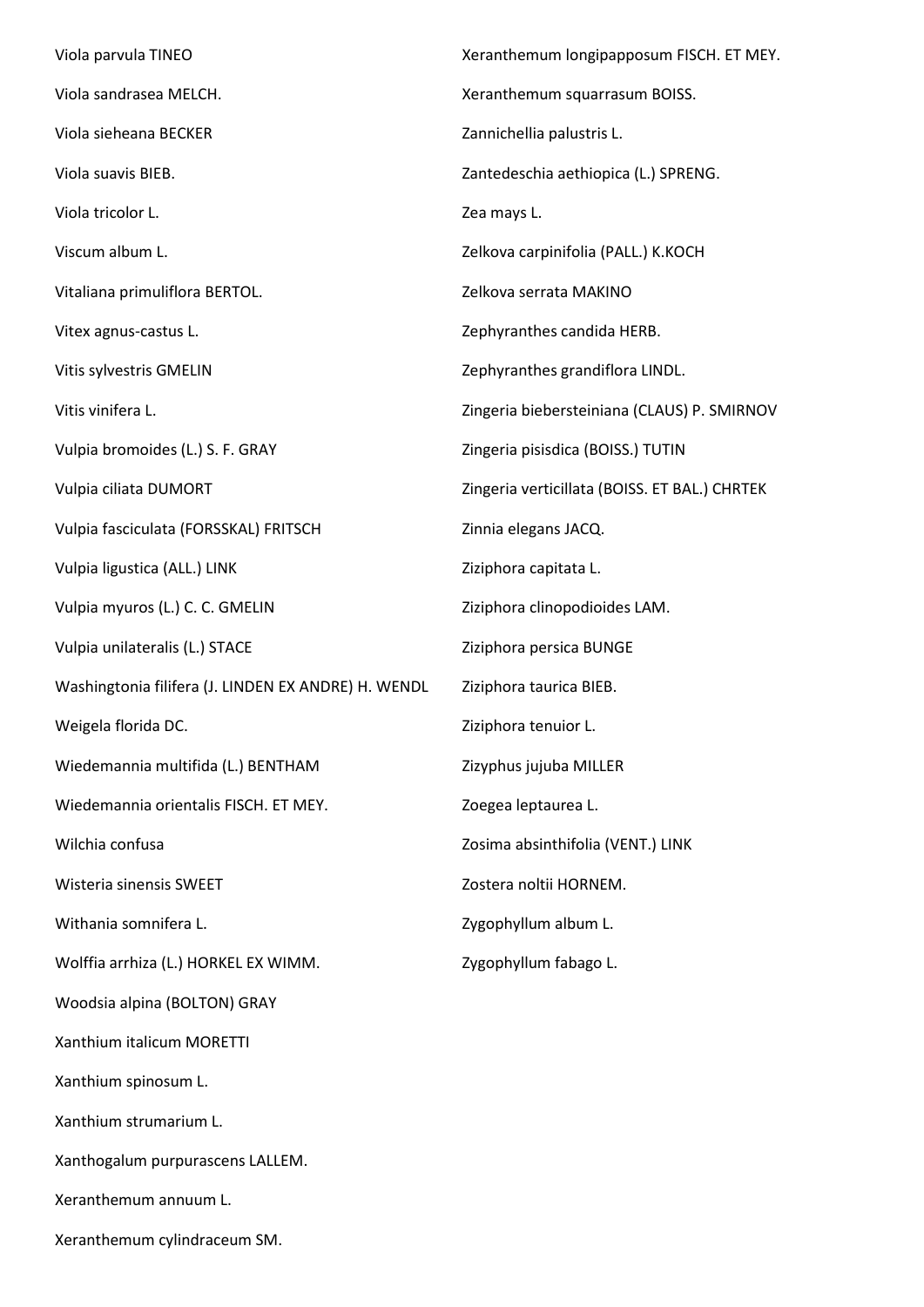Viola parvula TINEO

Viola sandrasea MELCH.

Viola sieheana BECKER

Viola suavis BIEB.

Viola tricolor L.

Viscum album L.

Vitaliana primuliflora BERTOL.

Vitex agnus-castus L.

Vitis sylvestris GMELIN

Vitis vinifera L.

Vulpia bromoides (L.) S. F. GRAY

Vulpia ciliata DUMORT

Vulpia fasciculata (FORSSKAL) FRITSCH

Vulpia ligustica (ALL.) LINK

Vulpia myuros (L.) C. C. GMELIN

Vulpia unilateralis (L.) STACE

Washingtonia filifera (J. LINDEN EX ANDRE) H. WENDL

Weigela florida DC.

Wiedemannia multifida (L.) BENTHAM

Wiedemannia orientalis FISCH. ET MEY.

Wilchia confusa

Wisteria sinensis SWEET

Withania somnifera L.

Wolffia arrhiza (L.) HORKEL EX WIMM.

Woodsia alpina (BOLTON) GRAY

Xanthium italicum MORETTI

Xanthium spinosum L.

Xanthium strumarium L.

Xanthogalum purpurascens LALLEM.

Xeranthemum annuum L.

Xeranthemum cylindraceum SM.

Xeranthemum longipapposum FISCH. ET MEY.

Xeranthemum squarrasum BOISS.

Zannichellia palustris L.

Zantedeschia aethiopica (L.) SPRENG.

Zea mays L.

Zelkova carpinifolia (PALL.) K.KOCH

Zelkova serrata MAKINO

Zephyranthes candida HERB.

Zephyranthes grandiflora LINDL.

Zingeria biebersteiniana (CLAUS) P. SMIRNOV

Zingeria pisisdica (BOISS.) TUTIN

Zingeria verticillata (BOISS. ET BAL.) CHRTEK

Zinnia elegans JACQ.

Ziziphora capitata L.

Ziziphora clinopodioides LAM.

Ziziphora persica BUNGE

Ziziphora taurica BIEB.

Ziziphora tenuior L.

Zizyphus jujuba MILLER

Zoegea leptaurea L.

Zosima absinthifolia (VENT.) LINK

Zostera noltii HORNEM.

Zygophyllum album L.

Zygophyllum fabago L.